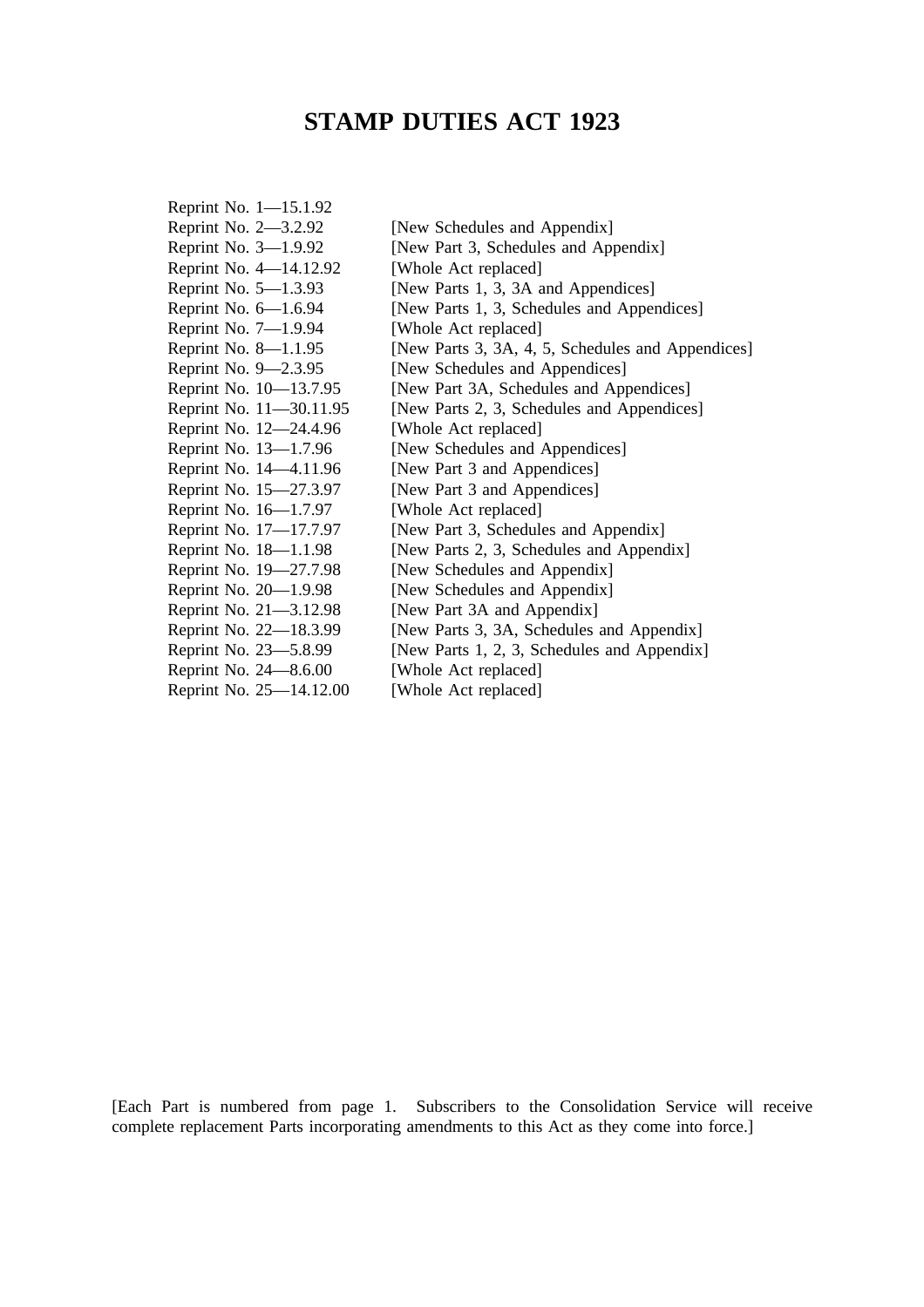# STAMP DUTIES ACT 1923

| | |
|---|---|
| Reprint No. 1—15.1.92 | |
| Reprint No. 2—3.2.92 | [New Schedules and Appendix] |
| Reprint No. 3—1.9.92 | [New Part 3, Schedules and Appendix] |
| Reprint No. 4—14.12.92 | [Whole Act replaced] |
| Reprint No. 5—1.3.93 | [New Parts 1, 3, 3A and Appendices] |
| Reprint No. 6—1.6.94 | [New Parts 1, 3, Schedules and Appendices] |
| Reprint No. 7—1.9.94 | [Whole Act replaced] |
| Reprint No. 8—1.1.95 | [New Parts 3, 3A, 4, 5, Schedules and Appendices] |
| Reprint No. 9—2.3.95 | [New Schedules and Appendices] |
| Reprint No. 10—13.7.95 | [New Part 3A, Schedules and Appendices] |
| Reprint No. 11—30.11.95 | [New Parts 2, 3, Schedules and Appendices] |
| Reprint No. 12—24.4.96 | [Whole Act replaced] |
| Reprint No. 13—1.7.96 | [New Schedules and Appendices] |
| Reprint No. 14—4.11.96 | [New Part 3 and Appendices] |
| Reprint No. 15—27.3.97 | [New Part 3 and Appendices] |
| Reprint No. 16—1.7.97 | [Whole Act replaced] |
| Reprint No. 17—17.7.97 | [New Part 3, Schedules and Appendix] |
| Reprint No. 18—1.1.98 | [New Parts 2, 3, Schedules and Appendix] |
| Reprint No. 19—27.7.98 | [New Schedules and Appendix] |
| Reprint No. 20—1.9.98 | [New Schedules and Appendix] |
| Reprint No. 21—3.12.98 | [New Part 3A and Appendix] |
| Reprint No. 22—18.3.99 | [New Parts 3, 3A, Schedules and Appendix] |
| Reprint No. 23—5.8.99 | [New Parts 1, 2, 3, Schedules and Appendix] |
| Reprint No. 24—8.6.00 | [Whole Act replaced] |
| Reprint No. 25—14.12.00 | [Whole Act replaced] |

[Each Part is numbered from page 1. Subscribers to the Consolidation Service will receive complete replacement Parts incorporating amendments to this Act as they come into force.]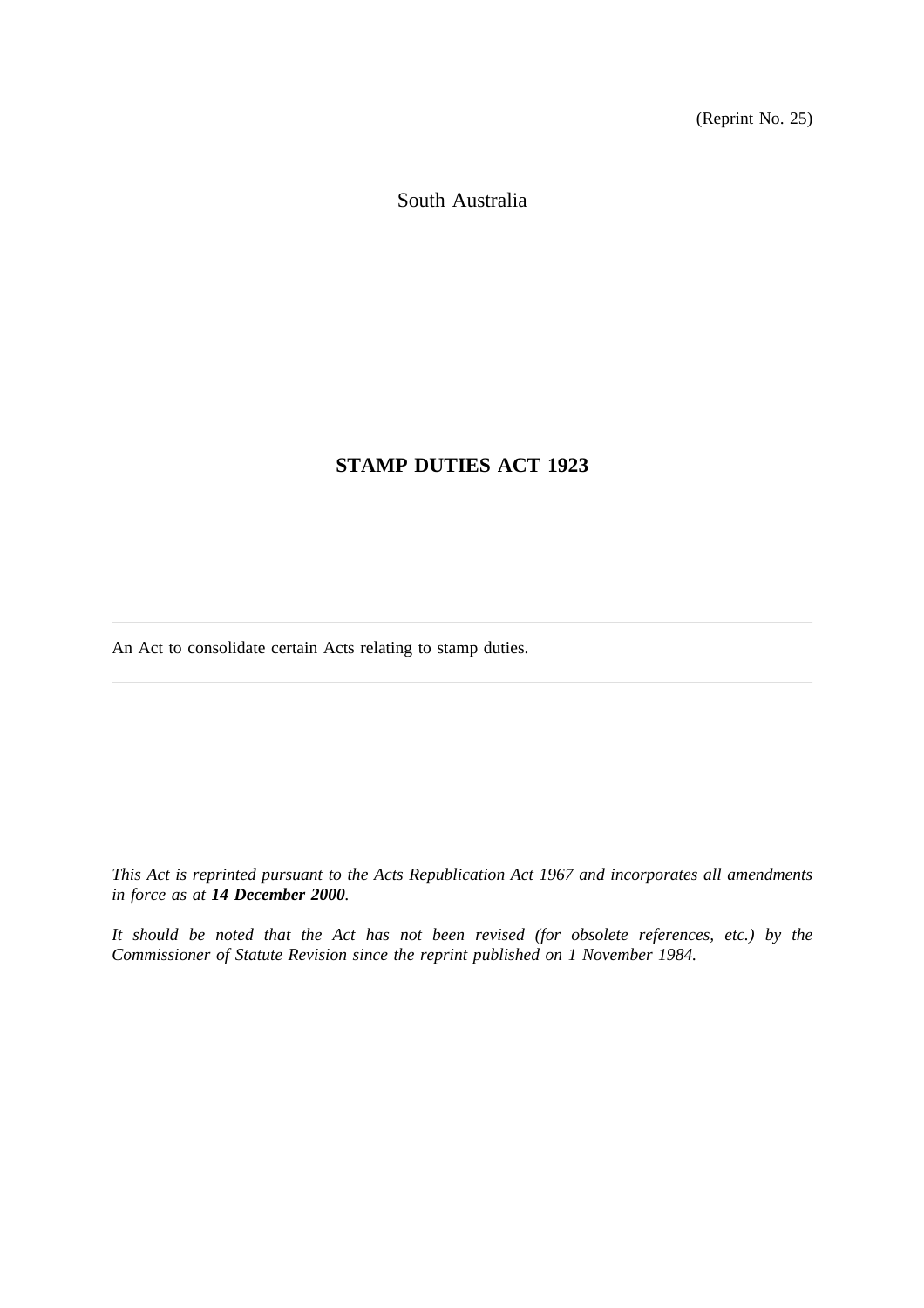(Reprint No. 25)

South Australia

# STAMP DUTIES ACT 1923

---

An Act to consolidate certain Acts relating to stamp duties.

---

*This Act is reprinted pursuant to the Acts Republication Act 1967 and incorporates all amendments in force as at **14 December 2000**.*

*It should be noted that the Act has not been revised (for obsolete references, etc.) by the Commissioner of Statute Revision since the reprint published on 1 November 1984.*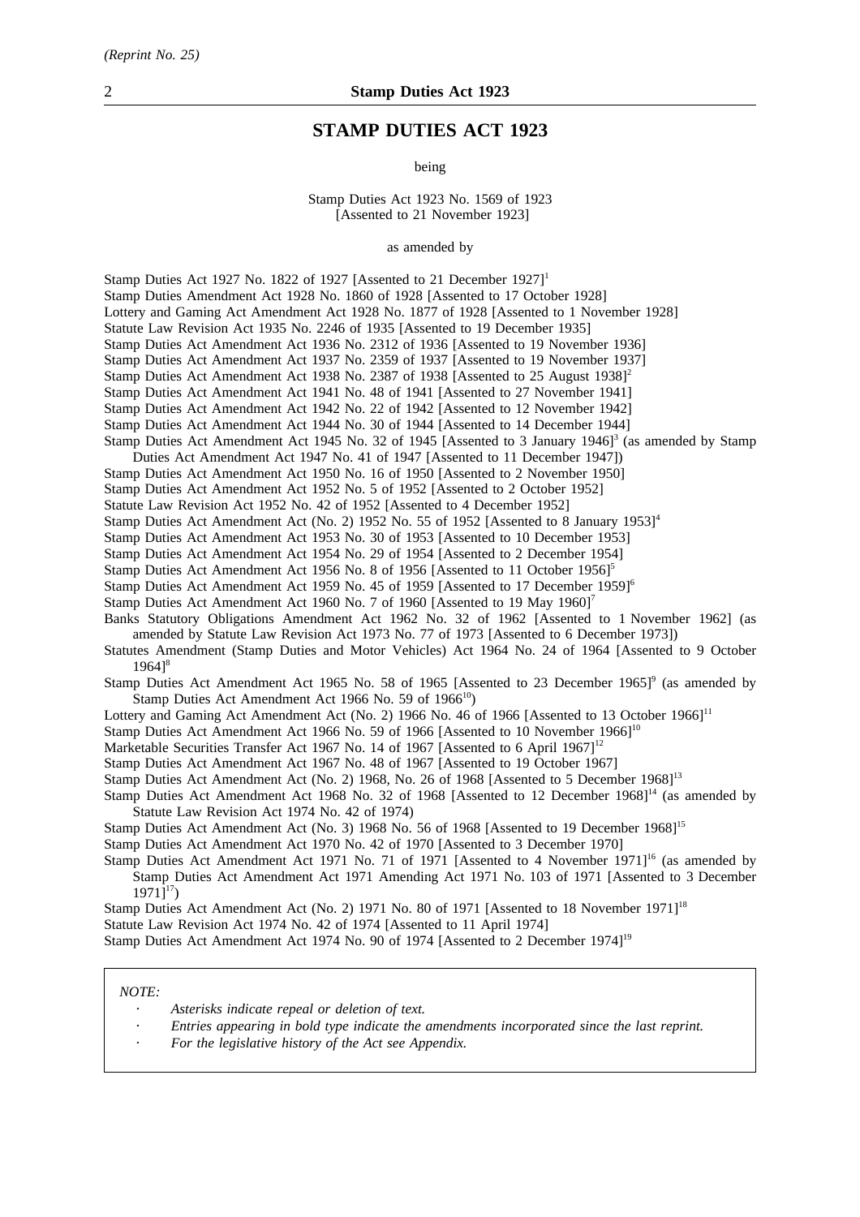# STAMP DUTIES ACT 1923

being

Stamp Duties Act 1923 No. 1569 of 1923
[Assented to 21 November 1923]

as amended by

Stamp Duties Act 1927 No. 1822 of 1927 [Assented to 21 December 1927][1]
Stamp Duties Amendment Act 1928 No. 1860 of 1928 [Assented to 17 October 1928]
Lottery and Gaming Act Amendment Act 1928 No. 1877 of 1928 [Assented to 1 November 1928]
Statute Law Revision Act 1935 No. 2246 of 1935 [Assented to 19 December 1935]
Stamp Duties Act Amendment Act 1936 No. 2312 of 1936 [Assented to 19 November 1936]
Stamp Duties Act Amendment Act 1937 No. 2359 of 1937 [Assented to 19 November 1937]
Stamp Duties Act Amendment Act 1938 No. 2387 of 1938 [Assented to 25 August 1938][2]
Stamp Duties Act Amendment Act 1941 No. 48 of 1941 [Assented to 27 November 1941]
Stamp Duties Act Amendment Act 1942 No. 22 of 1942 [Assented to 12 November 1942]
Stamp Duties Act Amendment Act 1944 No. 30 of 1944 [Assented to 14 December 1944]
Stamp Duties Act Amendment Act 1945 No. 32 of 1945 [Assented to 3 January 1946][3] (as amended by Stamp Duties Act Amendment Act 1947 No. 41 of 1947 [Assented to 11 December 1947])
Stamp Duties Act Amendment Act 1950 No. 16 of 1950 [Assented to 2 November 1950]
Stamp Duties Act Amendment Act 1952 No. 5 of 1952 [Assented to 2 October 1952]
Statute Law Revision Act 1952 No. 42 of 1952 [Assented to 4 December 1952]
Stamp Duties Act Amendment Act (No. 2) 1952 No. 55 of 1952 [Assented to 8 January 1953][4]
Stamp Duties Act Amendment Act 1953 No. 30 of 1953 [Assented to 10 December 1953]
Stamp Duties Act Amendment Act 1954 No. 29 of 1954 [Assented to 2 December 1954]
Stamp Duties Act Amendment Act 1956 No. 8 of 1956 [Assented to 11 October 1956][5]
Stamp Duties Act Amendment Act 1959 No. 45 of 1959 [Assented to 17 December 1959][6]
Stamp Duties Act Amendment Act 1960 No. 7 of 1960 [Assented to 19 May 1960][7]
Banks Statutory Obligations Amendment Act 1962 No. 32 of 1962 [Assented to 1 November 1962] (as amended by Statute Law Revision Act 1973 No. 77 of 1973 [Assented to 6 December 1973])
Statutes Amendment (Stamp Duties and Motor Vehicles) Act 1964 No. 24 of 1964 [Assented to 9 October 1964][8]
Stamp Duties Act Amendment Act 1965 No. 58 of 1965 [Assented to 23 December 1965][9] (as amended by Stamp Duties Act Amendment Act 1966 No. 59 of 1966[10])
Lottery and Gaming Act Amendment Act (No. 2) 1966 No. 46 of 1966 [Assented to 13 October 1966][11]
Stamp Duties Act Amendment Act 1966 No. 59 of 1966 [Assented to 10 November 1966][10]
Marketable Securities Transfer Act 1967 No. 14 of 1967 [Assented to 6 April 1967][12]
Stamp Duties Act Amendment Act 1967 No. 48 of 1967 [Assented to 19 October 1967]
Stamp Duties Act Amendment Act (No. 2) 1968, No. 26 of 1968 [Assented to 5 December 1968][13]
Stamp Duties Act Amendment Act 1968 No. 32 of 1968 [Assented to 12 December 1968][14] (as amended by Statute Law Revision Act 1974 No. 42 of 1974)
Stamp Duties Act Amendment Act (No. 3) 1968 No. 56 of 1968 [Assented to 19 December 1968][15]
Stamp Duties Act Amendment Act 1970 No. 42 of 1970 [Assented to 3 December 1970]
Stamp Duties Act Amendment Act 1971 No. 71 of 1971 [Assented to 4 November 1971][16] (as amended by Stamp Duties Act Amendment Act 1971 Amending Act 1971 No. 103 of 1971 [Assented to 3 December 1971][17])
Stamp Duties Act Amendment Act (No. 2) 1971 No. 80 of 1971 [Assented to 18 November 1971][18]
Statute Law Revision Act 1974 No. 42 of 1974 [Assented to 11 April 1974]
Stamp Duties Act Amendment Act 1974 No. 90 of 1974 [Assented to 2 December 1974][19]

*NOTE:*

- *Asterisks indicate repeal or deletion of text.*
- *Entries appearing in bold type indicate the amendments incorporated since the last reprint.*
- *For the legislative history of the Act see Appendix.*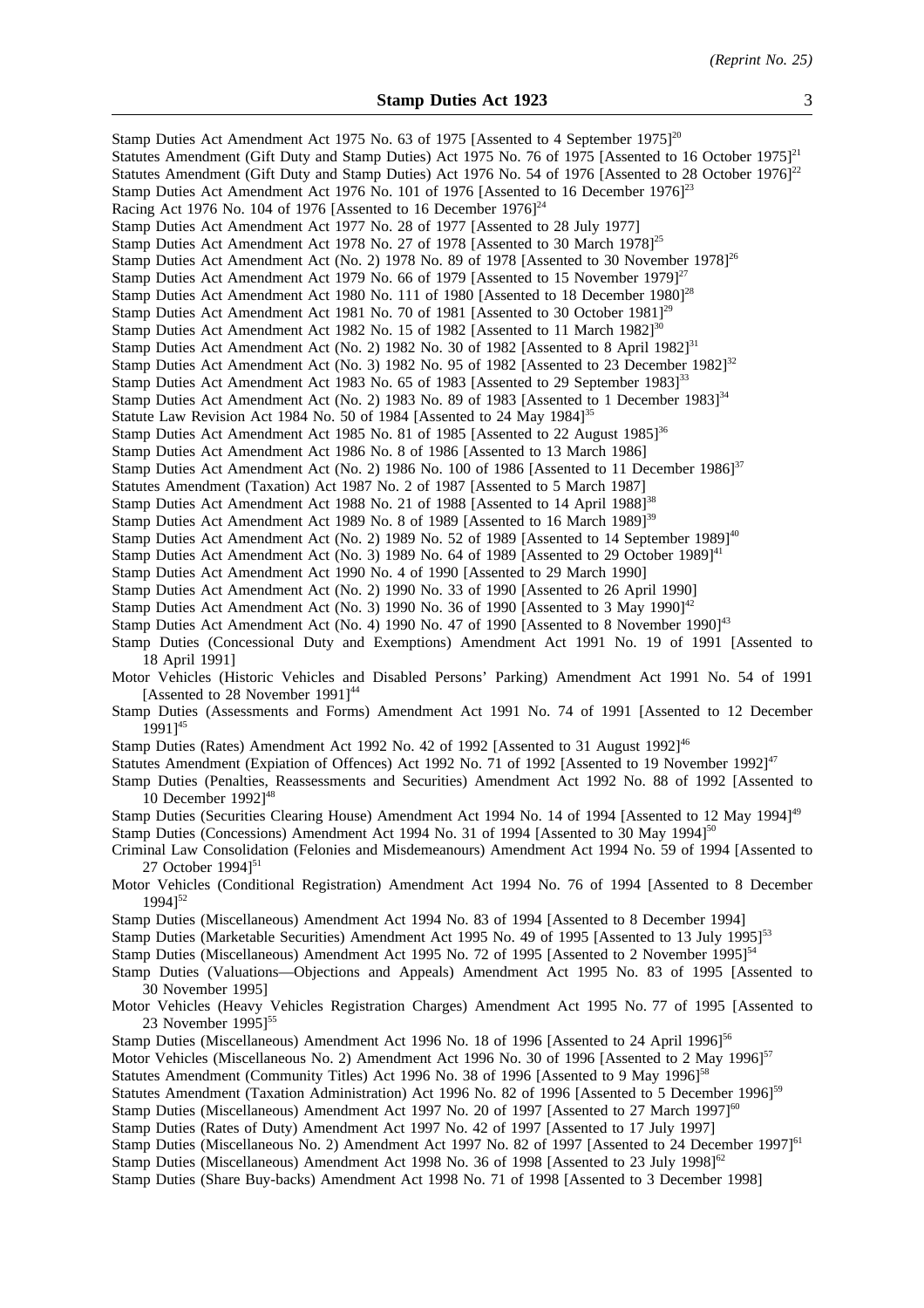Stamp Duties Act Amendment Act 1975 No. 63 of 1975 [Assented to 4 September 1975][20]
Statutes Amendment (Gift Duty and Stamp Duties) Act 1975 No. 76 of 1975 [Assented to 16 October 1975][21]
Statutes Amendment (Gift Duty and Stamp Duties) Act 1976 No. 54 of 1976 [Assented to 28 October 1976][22]
Stamp Duties Act Amendment Act 1976 No. 101 of 1976 [Assented to 16 December 1976][23]
Racing Act 1976 No. 104 of 1976 [Assented to 16 December 1976][24]
Stamp Duties Act Amendment Act 1977 No. 28 of 1977 [Assented to 28 July 1977]
Stamp Duties Act Amendment Act 1978 No. 27 of 1978 [Assented to 30 March 1978][25]
Stamp Duties Act Amendment Act (No. 2) 1978 No. 89 of 1978 [Assented to 30 November 1978][26]
Stamp Duties Act Amendment Act 1979 No. 66 of 1979 [Assented to 15 November 1979][27]
Stamp Duties Act Amendment Act 1980 No. 111 of 1980 [Assented to 18 December 1980][28]
Stamp Duties Act Amendment Act 1981 No. 70 of 1981 [Assented to 30 October 1981][29]
Stamp Duties Act Amendment Act 1982 No. 15 of 1982 [Assented to 11 March 1982][30]
Stamp Duties Act Amendment Act (No. 2) 1982 No. 30 of 1982 [Assented to 8 April 1982][31]
Stamp Duties Act Amendment Act (No. 3) 1982 No. 95 of 1982 [Assented to 23 December 1982][32]
Stamp Duties Act Amendment Act 1983 No. 65 of 1983 [Assented to 29 September 1983][33]
Stamp Duties Act Amendment Act (No. 2) 1983 No. 89 of 1983 [Assented to 1 December 1983][34]
Statute Law Revision Act 1984 No. 50 of 1984 [Assented to 24 May 1984][35]
Stamp Duties Act Amendment Act 1985 No. 81 of 1985 [Assented to 22 August 1985][36]
Stamp Duties Act Amendment Act 1986 No. 8 of 1986 [Assented to 13 March 1986]
Stamp Duties Act Amendment Act (No. 2) 1986 No. 100 of 1986 [Assented to 11 December 1986][37]
Statutes Amendment (Taxation) Act 1987 No. 2 of 1987 [Assented to 5 March 1987]
Stamp Duties Act Amendment Act 1988 No. 21 of 1988 [Assented to 14 April 1988][38]
Stamp Duties Act Amendment Act 1989 No. 8 of 1989 [Assented to 16 March 1989][39]
Stamp Duties Act Amendment Act (No. 2) 1989 No. 52 of 1989 [Assented to 14 September 1989][40]
Stamp Duties Act Amendment Act (No. 3) 1989 No. 64 of 1989 [Assented to 29 October 1989][41]
Stamp Duties Act Amendment Act 1990 No. 4 of 1990 [Assented to 29 March 1990]
Stamp Duties Act Amendment Act (No. 2) 1990 No. 33 of 1990 [Assented to 26 April 1990]
Stamp Duties Act Amendment Act (No. 3) 1990 No. 36 of 1990 [Assented to 3 May 1990][42]
Stamp Duties Act Amendment Act (No. 4) 1990 No. 47 of 1990 [Assented to 8 November 1990][43]
Stamp Duties (Concessional Duty and Exemptions) Amendment Act 1991 No. 19 of 1991 [Assented to 18 April 1991]
Motor Vehicles (Historic Vehicles and Disabled Persons' Parking) Amendment Act 1991 No. 54 of 1991 [Assented to 28 November 1991][44]
Stamp Duties (Assessments and Forms) Amendment Act 1991 No. 74 of 1991 [Assented to 12 December 1991][45]
Stamp Duties (Rates) Amendment Act 1992 No. 42 of 1992 [Assented to 31 August 1992][46]
Statutes Amendment (Expiation of Offences) Act 1992 No. 71 of 1992 [Assented to 19 November 1992][47]
Stamp Duties (Penalties, Reassessments and Securities) Amendment Act 1992 No. 88 of 1992 [Assented to 10 December 1992][48]
Stamp Duties (Securities Clearing House) Amendment Act 1994 No. 14 of 1994 [Assented to 12 May 1994][49]
Stamp Duties (Concessions) Amendment Act 1994 No. 31 of 1994 [Assented to 30 May 1994][50]
Criminal Law Consolidation (Felonies and Misdemeanours) Amendment Act 1994 No. 59 of 1994 [Assented to 27 October 1994][51]
Motor Vehicles (Conditional Registration) Amendment Act 1994 No. 76 of 1994 [Assented to 8 December 1994][52]
Stamp Duties (Miscellaneous) Amendment Act 1994 No. 83 of 1994 [Assented to 8 December 1994]
Stamp Duties (Marketable Securities) Amendment Act 1995 No. 49 of 1995 [Assented to 13 July 1995][53]
Stamp Duties (Miscellaneous) Amendment Act 1995 No. 72 of 1995 [Assented to 2 November 1995][54]
Stamp Duties (Valuations—Objections and Appeals) Amendment Act 1995 No. 83 of 1995 [Assented to 30 November 1995]
Motor Vehicles (Heavy Vehicles Registration Charges) Amendment Act 1995 No. 77 of 1995 [Assented to 23 November 1995][55]
Stamp Duties (Miscellaneous) Amendment Act 1996 No. 18 of 1996 [Assented to 24 April 1996][56]
Motor Vehicles (Miscellaneous No. 2) Amendment Act 1996 No. 30 of 1996 [Assented to 2 May 1996][57]
Statutes Amendment (Community Titles) Act 1996 No. 38 of 1996 [Assented to 9 May 1996][58]
Statutes Amendment (Taxation Administration) Act 1996 No. 82 of 1996 [Assented to 5 December 1996][59]
Stamp Duties (Miscellaneous) Amendment Act 1997 No. 20 of 1997 [Assented to 27 March 1997][60]
Stamp Duties (Rates of Duty) Amendment Act 1997 No. 42 of 1997 [Assented to 17 July 1997]
Stamp Duties (Miscellaneous No. 2) Amendment Act 1997 No. 82 of 1997 [Assented to 24 December 1997][61]
Stamp Duties (Miscellaneous) Amendment Act 1998 No. 36 of 1998 [Assented to 23 July 1998][62]
Stamp Duties (Share Buy-backs) Amendment Act 1998 No. 71 of 1998 [Assented to 3 December 1998]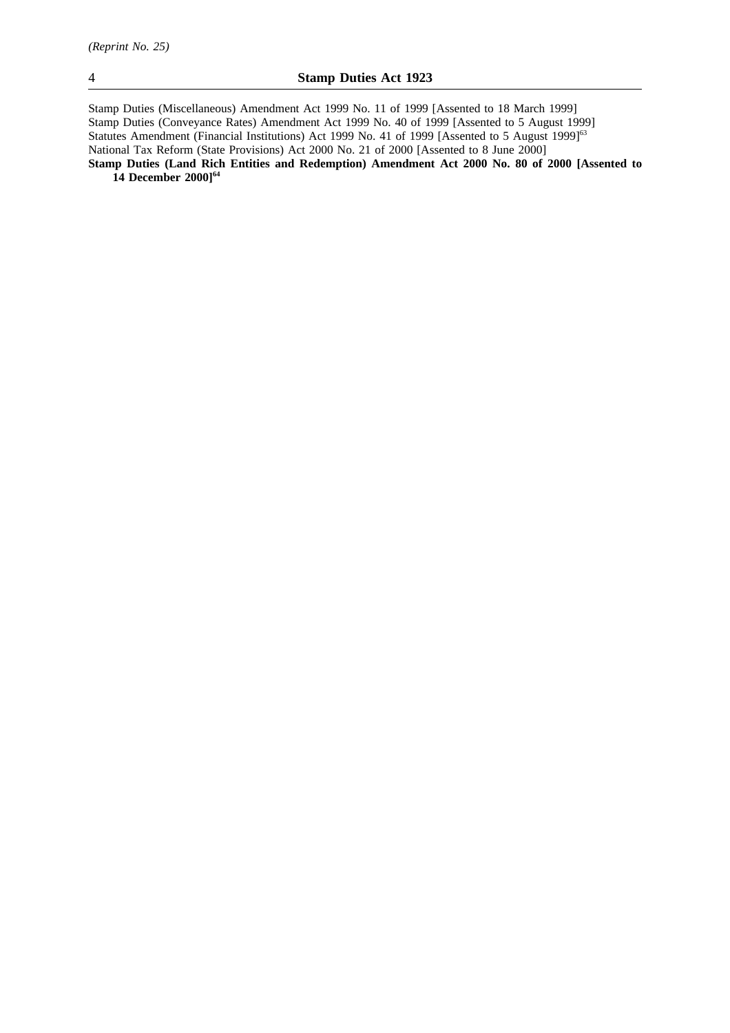Stamp Duties (Miscellaneous) Amendment Act 1999 No. 11 of 1999 [Assented to 18 March 1999]
Stamp Duties (Conveyance Rates) Amendment Act 1999 No. 40 of 1999 [Assented to 5 August 1999]
Statutes Amendment (Financial Institutions) Act 1999 No. 41 of 1999 [Assented to 5 August 1999][63]
National Tax Reform (State Provisions) Act 2000 No. 21 of 2000 [Assented to 8 June 2000]
**Stamp Duties (Land Rich Entities and Redemption) Amendment Act 2000 No. 80 of 2000 [Assented to 14 December 2000][64]**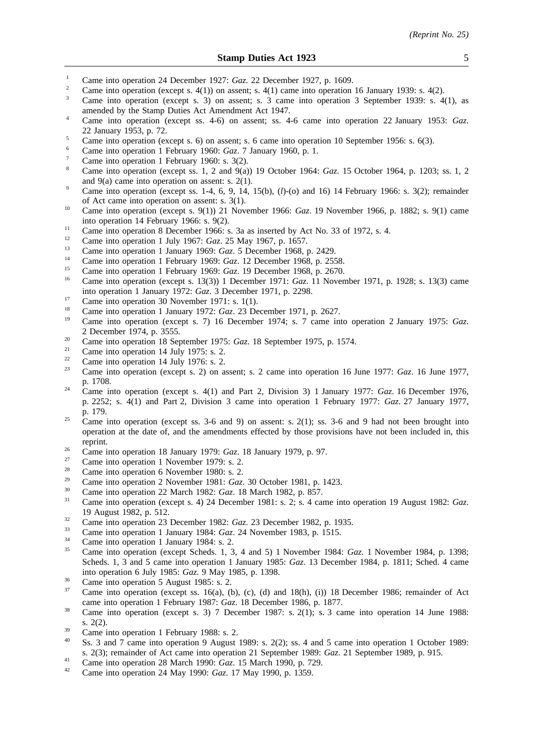1. Came into operation 24 December 1927: *Gaz*. 22 December 1927, p. 1609.
2. Came into operation (except s. 4(1)) on assent; s. 4(1) came into operation 16 January 1939: s. 4(2).
3. Came into operation (except s. 3) on assent; s. 3 came into operation 3 September 1939: s. 4(1), as amended by the Stamp Duties Act Amendment Act 1947.
4. Came into operation (except ss. 4-6) on assent; ss. 4-6 came into operation 22 January 1953: *Gaz*. 22 January 1953, p. 72.
5. Came into operation (except s. 6) on assent; s. 6 came into operation 10 September 1956: s. 6(3).
6. Came into operation 1 February 1960: *Gaz*. 7 January 1960, p. 1.
7. Came into operation 1 February 1960: s. 3(2).
8. Came into operation (except ss. 1, 2 and 9(a)) 19 October 1964: *Gaz*. 15 October 1964, p. 1203; ss. 1, 2 and 9(a) came into operation on assent: s. 2(1).
9. Came into operation (except ss. 1-4, 6, 9, 14, 15(b), (*l*)-(o) and 16) 14 February 1966: s. 3(2); remainder of Act came into operation on assent: s. 3(1).
10. Came into operation (except s. 9(1)) 21 November 1966: *Gaz*. 19 November 1966, p. 1882; s. 9(1) came into operation 14 February 1966: s. 9(2).
11. Came into operation 8 December 1966: s. 3a as inserted by Act No. 33 of 1972, s. 4.
12. Came into operation 1 July 1967: *Gaz*. 25 May 1967, p. 1657.
13. Came into operation 1 January 1969: *Gaz*. 5 December 1968, p. 2429.
14. Came into operation 1 February 1969: *Gaz*. 12 December 1968, p. 2558.
15. Came into operation 1 February 1969: *Gaz*. 19 December 1968, p. 2670.
16. Came into operation (except s. 13(3)) 1 December 1971: *Gaz*. 11 November 1971, p. 1928; s. 13(3) came into operation 1 January 1972: *Gaz*. 3 December 1971, p. 2298.
17. Came into operation 30 November 1971: s. 1(1).
18. Came into operation 1 January 1972: *Gaz*. 23 December 1971, p. 2627.
19. Came into operation (except s. 7) 16 December 1974; s. 7 came into operation 2 January 1975: *Gaz*. 2 December 1974, p. 3555.
20. Came into operation 18 September 1975: *Gaz*. 18 September 1975, p. 1574.
21. Came into operation 14 July 1975: s. 2.
22. Came into operation 14 July 1976: s. 2.
23. Came into operation (except s. 2) on assent; s. 2 came into operation 16 June 1977: *Gaz*. 16 June 1977, p. 1708.
24. Came into operation (except s. 4(1) and Part 2, Division 3) 1 January 1977: *Gaz*. 16 December 1976, p. 2252; s. 4(1) and Part 2, Division 3 came into operation 1 February 1977: *Gaz*. 27 January 1977, p. 179.
25. Came into operation (except ss. 3-6 and 9) on assent: s. 2(1); ss. 3-6 and 9 had not been brought into operation at the date of, and the amendments effected by those provisions have not been included in, this reprint.
26. Came into operation 18 January 1979: *Gaz*. 18 January 1979, p. 97.
27. Came into operation 1 November 1979: s. 2.
28. Came into operation 6 November 1980: s. 2.
29. Came into operation 2 November 1981: *Gaz*. 30 October 1981, p. 1423.
30. Came into operation 22 March 1982: *Gaz*. 18 March 1982, p. 857.
31. Came into operation (except s. 4) 24 December 1981: s. 2; s. 4 came into operation 19 August 1982: *Gaz*. 19 August 1982, p. 512.
32. Came into operation 23 December 1982: *Gaz*. 23 December 1982, p. 1935.
33. Came into operation 1 January 1984: *Gaz*. 24 November 1983, p. 1515.
34. Came into operation 1 January 1984: s. 2.
35. Came into operation (except Scheds. 1, 3, 4 and 5) 1 November 1984: *Gaz*. 1 November 1984, p. 1398; Scheds. 1, 3 and 5 came into operation 1 January 1985: *Gaz*. 13 December 1984, p. 1811; Sched. 4 came into operation 6 July 1985: *Gaz*. 9 May 1985, p. 1398.
36. Came into operation 5 August 1985: s. 2.
37. Came into operation (except ss. 16(a), (b), (c), (d) and 18(h), (i)) 18 December 1986; remainder of Act came into operation 1 February 1987: *Gaz*. 18 December 1986, p. 1877.
38. Came into operation (except s. 3) 7 December 1987: s. 2(1); s. 3 came into operation 14 June 1988: s. 2(2).
39. Came into operation 1 February 1988: s. 2.
40. Ss. 3 and 7 came into operation 9 August 1989: s. 2(2); ss. 4 and 5 came into operation 1 October 1989: s. 2(3); remainder of Act came into operation 21 September 1989: *Gaz*. 21 September 1989, p. 915.
41. Came into operation 28 March 1990: *Gaz*. 15 March 1990, p. 729.
42. Came into operation 24 May 1990: *Gaz*. 17 May 1990, p. 1359.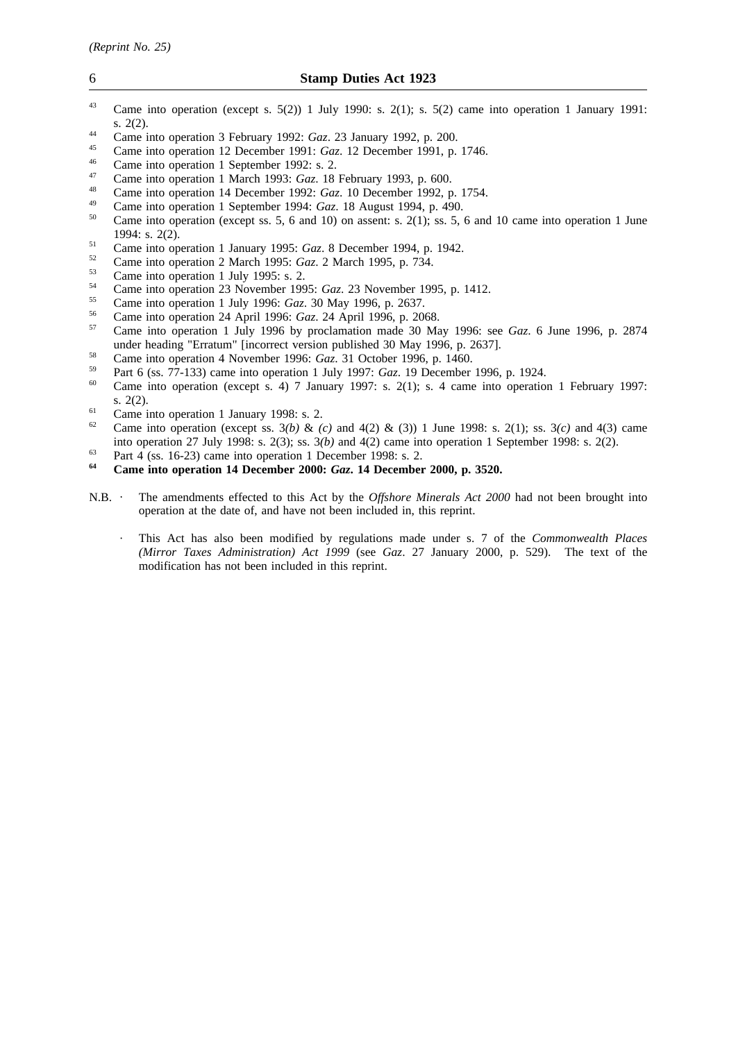[43] Came into operation (except s. 5(2)) 1 July 1990: s. 2(1); s. 5(2) came into operation 1 January 1991: s. 2(2).

[44] Came into operation 3 February 1992: *Gaz*. 23 January 1992, p. 200.

[45] Came into operation 12 December 1991: *Gaz*. 12 December 1991, p. 1746.

[46] Came into operation 1 September 1992: s. 2.

[47] Came into operation 1 March 1993: *Gaz*. 18 February 1993, p. 600.

[48] Came into operation 14 December 1992: *Gaz*. 10 December 1992, p. 1754.

[49] Came into operation 1 September 1994: *Gaz*. 18 August 1994, p. 490.

[50] Came into operation (except ss. 5, 6 and 10) on assent: s. 2(1); ss. 5, 6 and 10 came into operation 1 June 1994: s. 2(2).

[51] Came into operation 1 January 1995: *Gaz*. 8 December 1994, p. 1942.

[52] Came into operation 2 March 1995: *Gaz*. 2 March 1995, p. 734.

[53] Came into operation 1 July 1995: s. 2.

[54] Came into operation 23 November 1995: *Gaz*. 23 November 1995, p. 1412.

[55] Came into operation 1 July 1996: *Gaz*. 30 May 1996, p. 2637.

[56] Came into operation 24 April 1996: *Gaz*. 24 April 1996, p. 2068.

[57] Came into operation 1 July 1996 by proclamation made 30 May 1996: see *Gaz*. 6 June 1996, p. 2874 under heading "Erratum" [incorrect version published 30 May 1996, p. 2637].

[58] Came into operation 4 November 1996: *Gaz*. 31 October 1996, p. 1460.

[59] Part 6 (ss. 77-133) came into operation 1 July 1997: *Gaz*. 19 December 1996, p. 1924.

[60] Came into operation (except s. 4) 7 January 1997: s. 2(1); s. 4 came into operation 1 February 1997: s. 2(2).

[61] Came into operation 1 January 1998: s. 2.

[62] Came into operation (except ss. 3*(b)* & *(c)* and 4(2) & (3)) 1 June 1998: s. 2(1); ss. 3*(c)* and 4(3) came into operation 27 July 1998: s. 2(3); ss. 3*(b)* and 4(2) came into operation 1 September 1998: s. 2(2).

[63] Part 4 (ss. 16-23) came into operation 1 December 1998: s. 2.

**[64] Came into operation 14 December 2000: *Gaz*. 14 December 2000, p. 3520.**

N.B. · The amendments effected to this Act by the *Offshore Minerals Act 2000* had not been brought into operation at the date of, and have not been included in, this reprint.

· This Act has also been modified by regulations made under s. 7 of the *Commonwealth Places (Mirror Taxes Administration) Act 1999* (see *Gaz*. 27 January 2000, p. 529). The text of the modification has not been included in this reprint.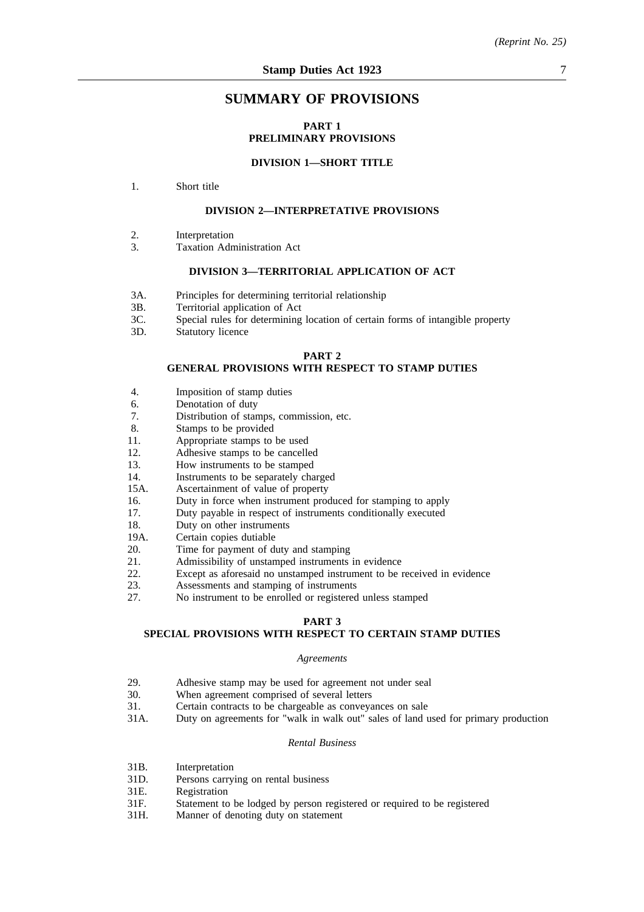# SUMMARY OF PROVISIONS

## PART 1
## PRELIMINARY PROVISIONS

### DIVISION 1—SHORT TITLE

1. Short title

### DIVISION 2—INTERPRETATIVE PROVISIONS

2. Interpretation
3. Taxation Administration Act

### DIVISION 3—TERRITORIAL APPLICATION OF ACT

3A. Principles for determining territorial relationship
3B. Territorial application of Act
3C. Special rules for determining location of certain forms of intangible property
3D. Statutory licence

## PART 2
## GENERAL PROVISIONS WITH RESPECT TO STAMP DUTIES

4. Imposition of stamp duties
6. Denotation of duty
7. Distribution of stamps, commission, etc.
8. Stamps to be provided
11. Appropriate stamps to be used
12. Adhesive stamps to be cancelled
13. How instruments to be stamped
14. Instruments to be separately charged
15A. Ascertainment of value of property
16. Duty in force when instrument produced for stamping to apply
17. Duty payable in respect of instruments conditionally executed
18. Duty on other instruments
19A. Certain copies dutiable
20. Time for payment of duty and stamping
21. Admissibility of unstamped instruments in evidence
22. Except as aforesaid no unstamped instrument to be received in evidence
23. Assessments and stamping of instruments
27. No instrument to be enrolled or registered unless stamped

## PART 3
## SPECIAL PROVISIONS WITH RESPECT TO CERTAIN STAMP DUTIES

*Agreements*

29. Adhesive stamp may be used for agreement not under seal
30. When agreement comprised of several letters
31. Certain contracts to be chargeable as conveyances on sale
31A. Duty on agreements for "walk in walk out" sales of land used for primary production

*Rental Business*

31B. Interpretation
31D. Persons carrying on rental business
31E. Registration
31F. Statement to be lodged by person registered or required to be registered
31H. Manner of denoting duty on statement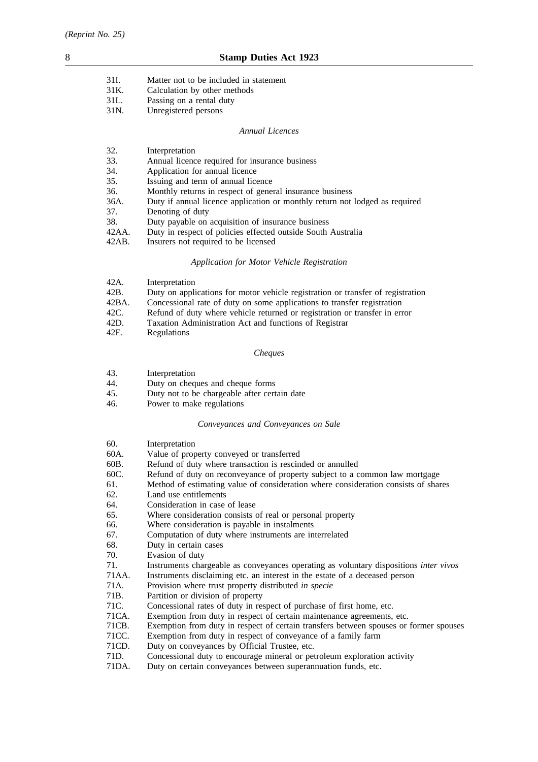31I. Matter not to be included in statement
31K. Calculation by other methods
31L. Passing on a rental duty
31N. Unregistered persons

*Annual Licences*

32. Interpretation
33. Annual licence required for insurance business
34. Application for annual licence
35. Issuing and term of annual licence
36. Monthly returns in respect of general insurance business
36A. Duty if annual licence application or monthly return not lodged as required
37. Denoting of duty
38. Duty payable on acquisition of insurance business
42AA. Duty in respect of policies effected outside South Australia
42AB. Insurers not required to be licensed

*Application for Motor Vehicle Registration*

42A. Interpretation
42B. Duty on applications for motor vehicle registration or transfer of registration
42BA. Concessional rate of duty on some applications to transfer registration
42C. Refund of duty where vehicle returned or registration or transfer in error
42D. Taxation Administration Act and functions of Registrar
42E. Regulations

*Cheques*

43. Interpretation
44. Duty on cheques and cheque forms
45. Duty not to be chargeable after certain date
46. Power to make regulations

*Conveyances and Conveyances on Sale*

60. Interpretation
60A. Value of property conveyed or transferred
60B. Refund of duty where transaction is rescinded or annulled
60C. Refund of duty on reconveyance of property subject to a common law mortgage
61. Method of estimating value of consideration where consideration consists of shares
62. Land use entitlements
64. Consideration in case of lease
65. Where consideration consists of real or personal property
66. Where consideration is payable in instalments
67. Computation of duty where instruments are interrelated
68. Duty in certain cases
70. Evasion of duty
71. Instruments chargeable as conveyances operating as voluntary dispositions *inter vivos*
71AA. Instruments disclaiming etc. an interest in the estate of a deceased person
71A. Provision where trust property distributed *in specie*
71B. Partition or division of property
71C. Concessional rates of duty in respect of purchase of first home, etc.
71CA. Exemption from duty in respect of certain maintenance agreements, etc.
71CB. Exemption from duty in respect of certain transfers between spouses or former spouses
71CC. Exemption from duty in respect of conveyance of a family farm
71CD. Duty on conveyances by Official Trustee, etc.
71D. Concessional duty to encourage mineral or petroleum exploration activity
71DA. Duty on certain conveyances between superannuation funds, etc.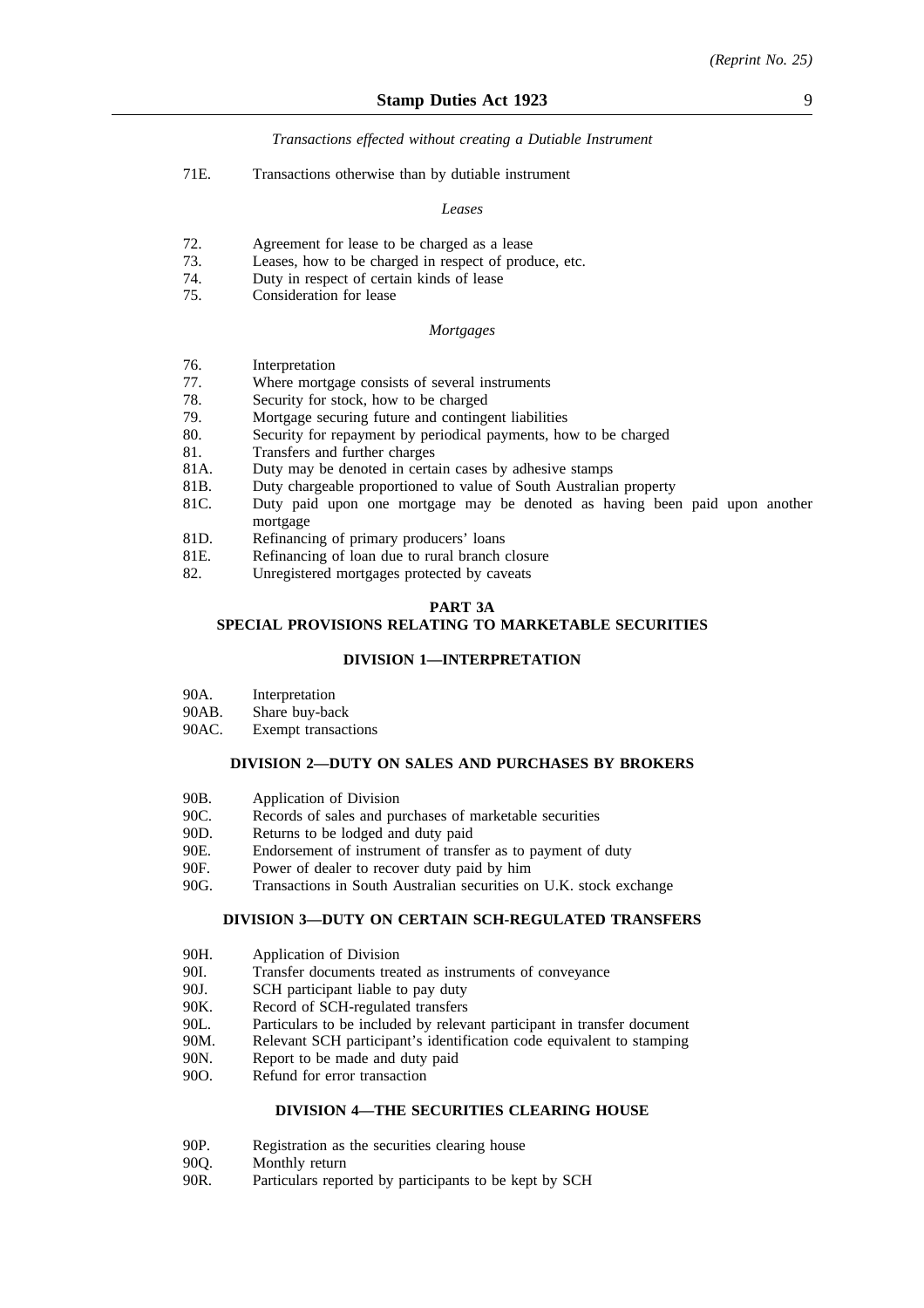*Transactions effected without creating a Dutiable Instrument*

71E. Transactions otherwise than by dutiable instrument

*Leases*

72. Agreement for lease to be charged as a lease
73. Leases, how to be charged in respect of produce, etc.
74. Duty in respect of certain kinds of lease
75. Consideration for lease

*Mortgages*

76. Interpretation
77. Where mortgage consists of several instruments
78. Security for stock, how to be charged
79. Mortgage securing future and contingent liabilities
80. Security for repayment by periodical payments, how to be charged
81. Transfers and further charges
81A. Duty may be denoted in certain cases by adhesive stamps
81B. Duty chargeable proportioned to value of South Australian property
81C. Duty paid upon one mortgage may be denoted as having been paid upon another mortgage
81D. Refinancing of primary producers' loans
81E. Refinancing of loan due to rural branch closure
82. Unregistered mortgages protected by caveats

## PART 3A
## SPECIAL PROVISIONS RELATING TO MARKETABLE SECURITIES

### DIVISION 1—INTERPRETATION

90A. Interpretation
90AB. Share buy-back
90AC. Exempt transactions

### DIVISION 2—DUTY ON SALES AND PURCHASES BY BROKERS

90B. Application of Division
90C. Records of sales and purchases of marketable securities
90D. Returns to be lodged and duty paid
90E. Endorsement of instrument of transfer as to payment of duty
90F. Power of dealer to recover duty paid by him
90G. Transactions in South Australian securities on U.K. stock exchange

### DIVISION 3—DUTY ON CERTAIN SCH-REGULATED TRANSFERS

90H. Application of Division
90I. Transfer documents treated as instruments of conveyance
90J. SCH participant liable to pay duty
90K. Record of SCH-regulated transfers
90L. Particulars to be included by relevant participant in transfer document
90M. Relevant SCH participant's identification code equivalent to stamping
90N. Report to be made and duty paid
90O. Refund for error transaction

### DIVISION 4—THE SECURITIES CLEARING HOUSE

90P. Registration as the securities clearing house
90Q. Monthly return
90R. Particulars reported by participants to be kept by SCH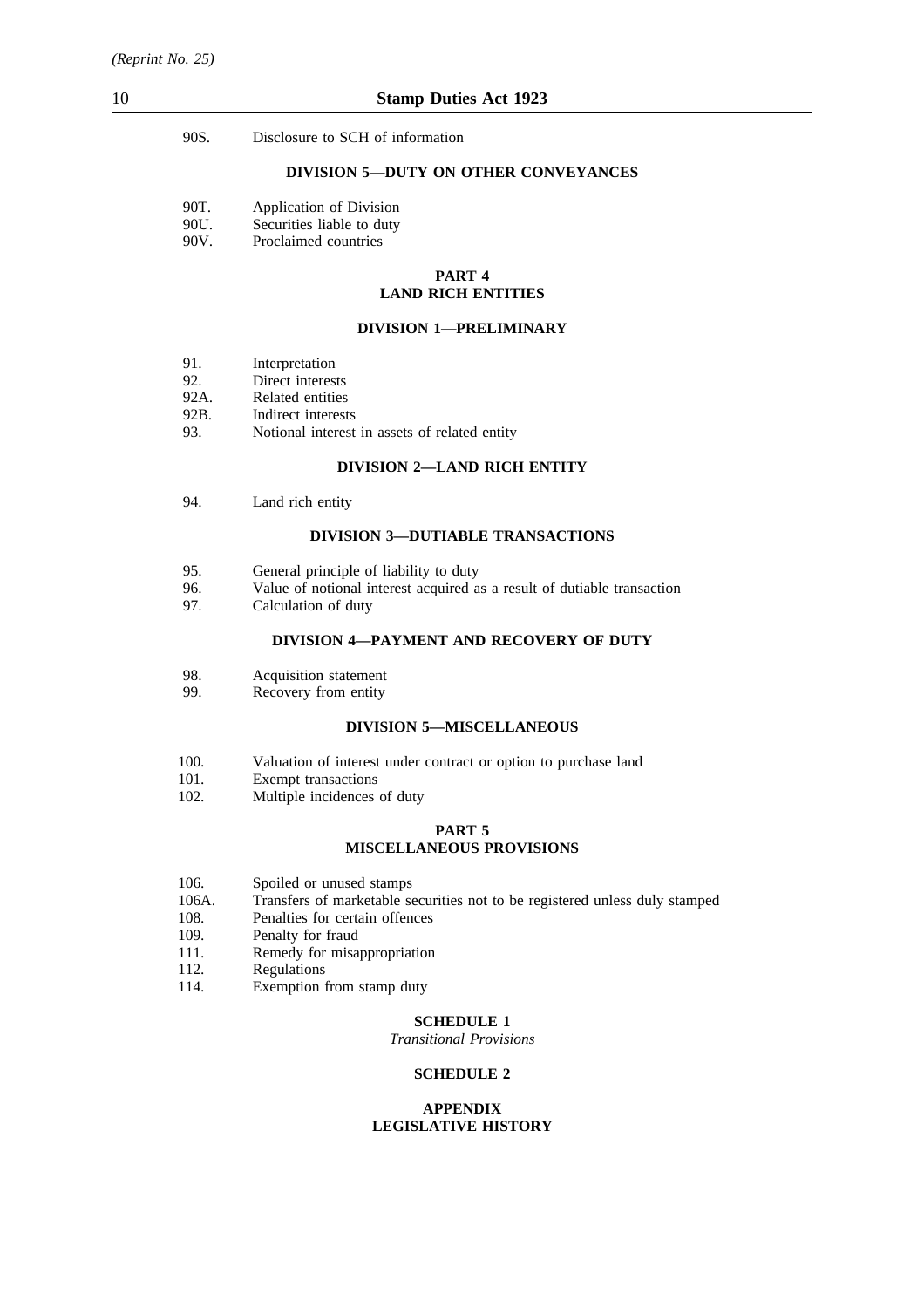90S. Disclosure to SCH of information

**DIVISION 5—DUTY ON OTHER CONVEYANCES**

90T. Application of Division
90U. Securities liable to duty
90V. Proclaimed countries

## PART 4
## LAND RICH ENTITIES

**DIVISION 1—PRELIMINARY**

91. Interpretation
92. Direct interests
92A. Related entities
92B. Indirect interests
93. Notional interest in assets of related entity

**DIVISION 2—LAND RICH ENTITY**

94. Land rich entity

**DIVISION 3—DUTIABLE TRANSACTIONS**

95. General principle of liability to duty
96. Value of notional interest acquired as a result of dutiable transaction
97. Calculation of duty

**DIVISION 4—PAYMENT AND RECOVERY OF DUTY**

98. Acquisition statement
99. Recovery from entity

**DIVISION 5—MISCELLANEOUS**

100. Valuation of interest under contract or option to purchase land
101. Exempt transactions
102. Multiple incidences of duty

## PART 5
## MISCELLANEOUS PROVISIONS

106. Spoiled or unused stamps
106A. Transfers of marketable securities not to be registered unless duly stamped
108. Penalties for certain offences
109. Penalty for fraud
111. Remedy for misappropriation
112. Regulations
114. Exemption from stamp duty

**SCHEDULE 1**

*Transitional Provisions*

**SCHEDULE 2**

**APPENDIX**
**LEGISLATIVE HISTORY**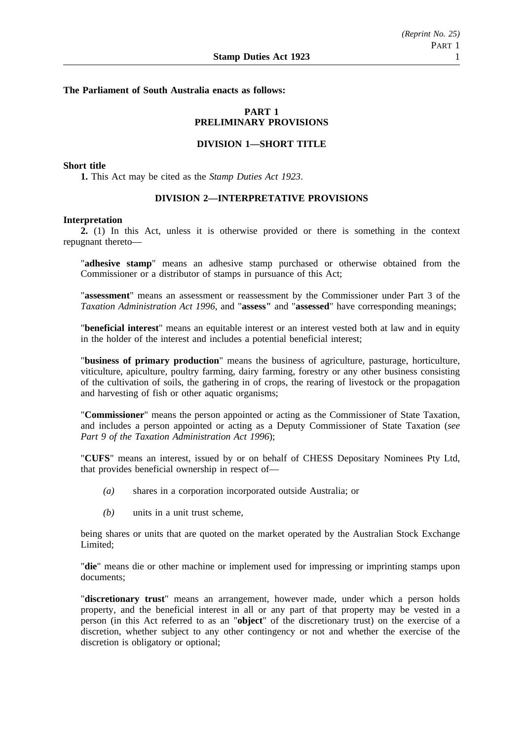**The Parliament of South Australia enacts as follows:**

## PART 1
## PRELIMINARY PROVISIONS

### DIVISION 1—SHORT TITLE

**Short title**

**1.** This Act may be cited as the *Stamp Duties Act 1923*.

### DIVISION 2—INTERPRETATIVE PROVISIONS

**Interpretation**

**2.** (1) In this Act, unless it is otherwise provided or there is something in the context repugnant thereto—

"**adhesive stamp**" means an adhesive stamp purchased or otherwise obtained from the Commissioner or a distributor of stamps in pursuance of this Act;

"**assessment**" means an assessment or reassessment by the Commissioner under Part 3 of the *Taxation Administration Act 1996*, and "**assess**" and "**assessed**" have corresponding meanings;

"**beneficial interest**" means an equitable interest or an interest vested both at law and in equity in the holder of the interest and includes a potential beneficial interest;

"**business of primary production**" means the business of agriculture, pasturage, horticulture, viticulture, apiculture, poultry farming, dairy farming, forestry or any other business consisting of the cultivation of soils, the gathering in of crops, the rearing of livestock or the propagation and harvesting of fish or other aquatic organisms;

"**Commissioner**" means the person appointed or acting as the Commissioner of State Taxation, and includes a person appointed or acting as a Deputy Commissioner of State Taxation (*see Part 9 of the Taxation Administration Act 1996*);

"**CUFS**" means an interest, issued by or on behalf of CHESS Depositary Nominees Pty Ltd, that provides beneficial ownership in respect of—

*(a)* shares in a corporation incorporated outside Australia; or

*(b)* units in a unit trust scheme,

being shares or units that are quoted on the market operated by the Australian Stock Exchange Limited;

"**die**" means die or other machine or implement used for impressing or imprinting stamps upon documents;

"**discretionary trust**" means an arrangement, however made, under which a person holds property, and the beneficial interest in all or any part of that property may be vested in a person (in this Act referred to as an "**object**" of the discretionary trust) on the exercise of a discretion, whether subject to any other contingency or not and whether the exercise of the discretion is obligatory or optional;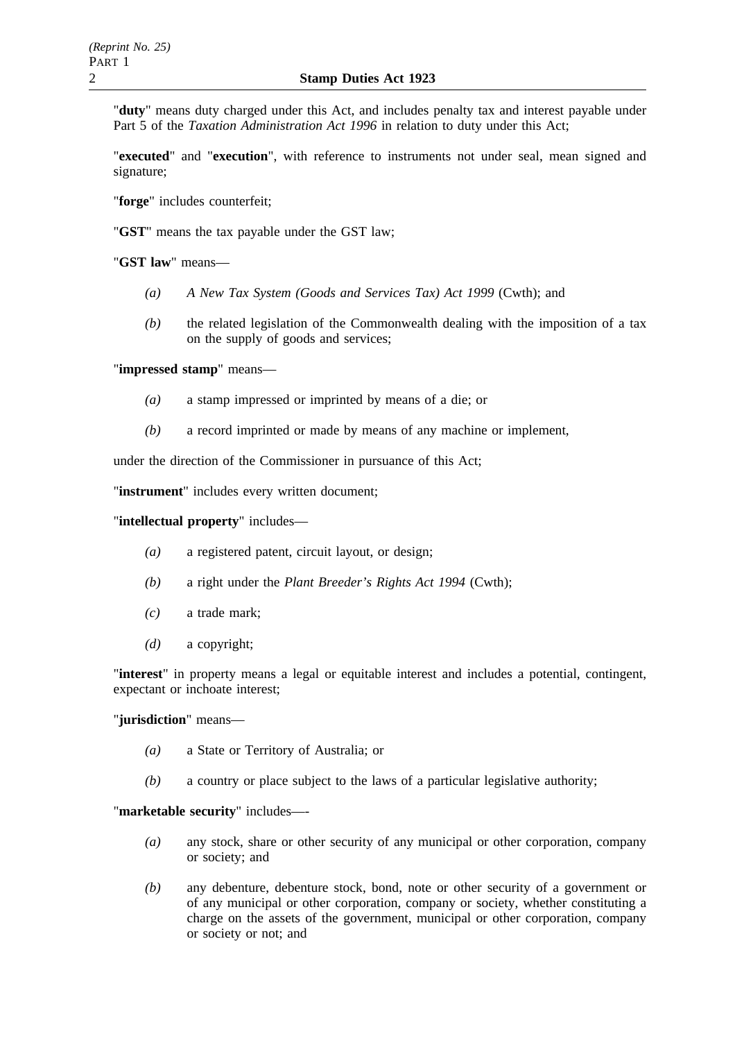"**duty**" means duty charged under this Act, and includes penalty tax and interest payable under Part 5 of the *Taxation Administration Act 1996* in relation to duty under this Act;

"**executed**" and "**execution**", with reference to instruments not under seal, mean signed and signature;

"**forge**" includes counterfeit;

"**GST**" means the tax payable under the GST law;

"**GST law**" means—

- *(a)* *A New Tax System (Goods and Services Tax) Act 1999* (Cwth); and
- *(b)* the related legislation of the Commonwealth dealing with the imposition of a tax on the supply of goods and services;

"**impressed stamp**" means—

- *(a)* a stamp impressed or imprinted by means of a die; or
- *(b)* a record imprinted or made by means of any machine or implement,

under the direction of the Commissioner in pursuance of this Act;

"**instrument**" includes every written document;

"**intellectual property**" includes—

- *(a)* a registered patent, circuit layout, or design;
- *(b)* a right under the *Plant Breeder's Rights Act 1994* (Cwth);
- *(c)* a trade mark;
- *(d)* a copyright;

"**interest**" in property means a legal or equitable interest and includes a potential, contingent, expectant or inchoate interest;

"**jurisdiction**" means—

- *(a)* a State or Territory of Australia; or
- *(b)* a country or place subject to the laws of a particular legislative authority;

"**marketable security**" includes—-

- *(a)* any stock, share or other security of any municipal or other corporation, company or society; and
- *(b)* any debenture, debenture stock, bond, note or other security of a government or of any municipal or other corporation, company or society, whether constituting a charge on the assets of the government, municipal or other corporation, company or society or not; and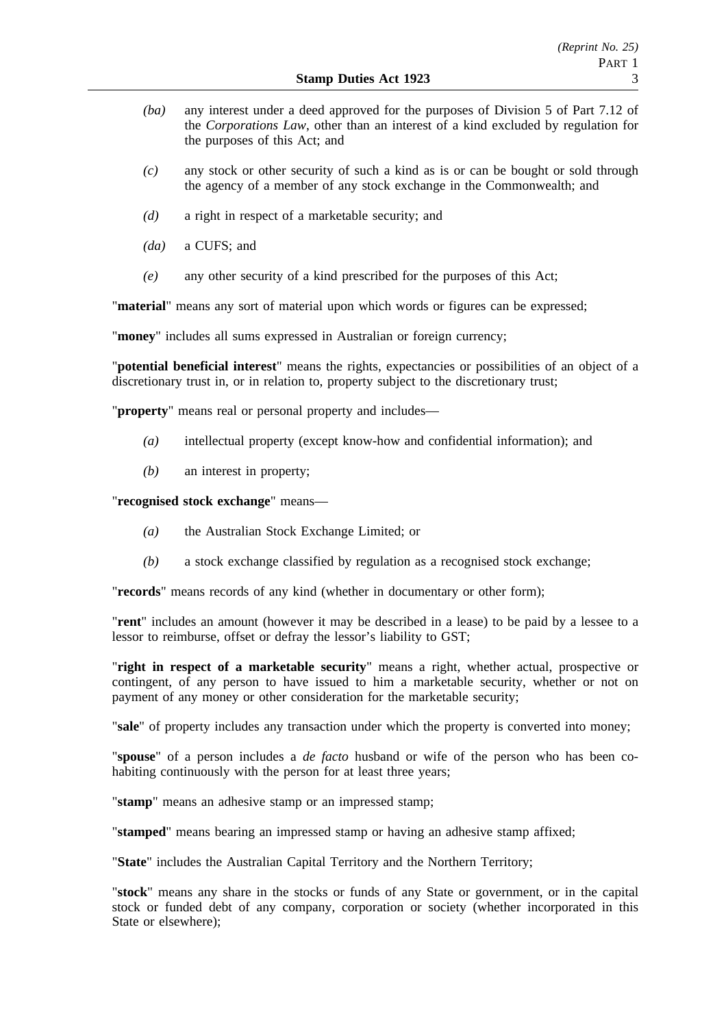*(ba)* any interest under a deed approved for the purposes of Division 5 of Part 7.12 of the *Corporations Law*, other than an interest of a kind excluded by regulation for the purposes of this Act; and

*(c)* any stock or other security of such a kind as is or can be bought or sold through the agency of a member of any stock exchange in the Commonwealth; and

*(d)* a right in respect of a marketable security; and

*(da)* a CUFS; and

*(e)* any other security of a kind prescribed for the purposes of this Act;

"**material**" means any sort of material upon which words or figures can be expressed;

"**money**" includes all sums expressed in Australian or foreign currency;

"**potential beneficial interest**" means the rights, expectancies or possibilities of an object of a discretionary trust in, or in relation to, property subject to the discretionary trust;

"**property**" means real or personal property and includes—

*(a)* intellectual property (except know-how and confidential information); and

*(b)* an interest in property;

"**recognised stock exchange**" means—

*(a)* the Australian Stock Exchange Limited; or

*(b)* a stock exchange classified by regulation as a recognised stock exchange;

"**records**" means records of any kind (whether in documentary or other form);

"**rent**" includes an amount (however it may be described in a lease) to be paid by a lessee to a lessor to reimburse, offset or defray the lessor's liability to GST;

"**right in respect of a marketable security**" means a right, whether actual, prospective or contingent, of any person to have issued to him a marketable security, whether or not on payment of any money or other consideration for the marketable security;

"**sale**" of property includes any transaction under which the property is converted into money;

"**spouse**" of a person includes a *de facto* husband or wife of the person who has been co-habiting continuously with the person for at least three years;

"**stamp**" means an adhesive stamp or an impressed stamp;

"**stamped**" means bearing an impressed stamp or having an adhesive stamp affixed;

"**State**" includes the Australian Capital Territory and the Northern Territory;

"**stock**" means any share in the stocks or funds of any State or government, or in the capital stock or funded debt of any company, corporation or society (whether incorporated in this State or elsewhere);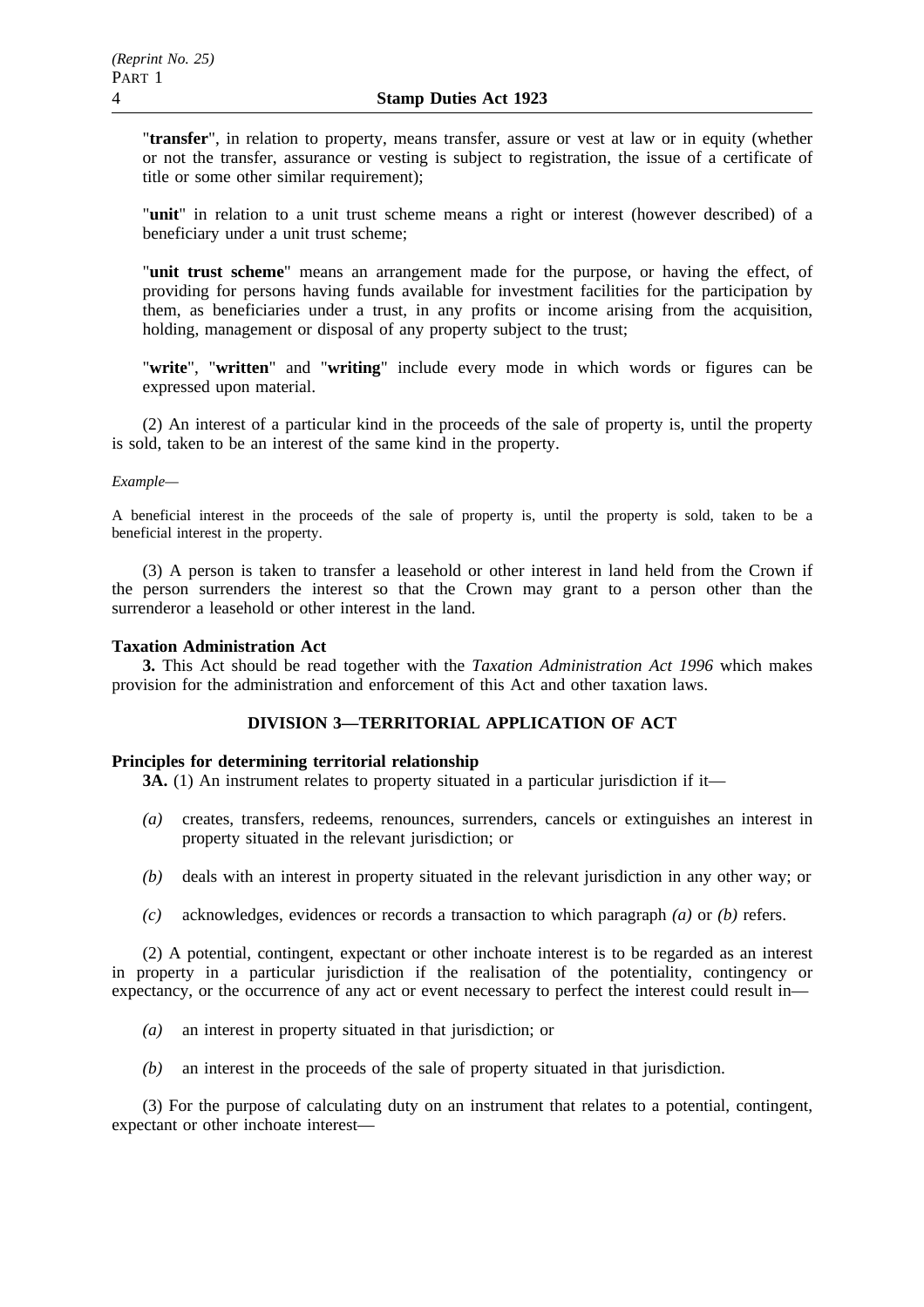"**transfer**", in relation to property, means transfer, assure or vest at law or in equity (whether or not the transfer, assurance or vesting is subject to registration, the issue of a certificate of title or some other similar requirement);

"**unit**" in relation to a unit trust scheme means a right or interest (however described) of a beneficiary under a unit trust scheme;

"**unit trust scheme**" means an arrangement made for the purpose, or having the effect, of providing for persons having funds available for investment facilities for the participation by them, as beneficiaries under a trust, in any profits or income arising from the acquisition, holding, management or disposal of any property subject to the trust;

"**write**", "**written**" and "**writing**" include every mode in which words or figures can be expressed upon material.

(2) An interest of a particular kind in the proceeds of the sale of property is, until the property is sold, taken to be an interest of the same kind in the property.

*Example—*

A beneficial interest in the proceeds of the sale of property is, until the property is sold, taken to be a beneficial interest in the property.

(3) A person is taken to transfer a leasehold or other interest in land held from the Crown if the person surrenders the interest so that the Crown may grant to a person other than the surrenderor a leasehold or other interest in the land.

**Taxation Administration Act**

**3.** This Act should be read together with the *Taxation Administration Act 1996* which makes provision for the administration and enforcement of this Act and other taxation laws.

## DIVISION 3—TERRITORIAL APPLICATION OF ACT

**Principles for determining territorial relationship**

**3A.** (1) An instrument relates to property situated in a particular jurisdiction if it—

*(a)* creates, transfers, redeems, renounces, surrenders, cancels or extinguishes an interest in property situated in the relevant jurisdiction; or

*(b)* deals with an interest in property situated in the relevant jurisdiction in any other way; or

*(c)* acknowledges, evidences or records a transaction to which paragraph *(a)* or *(b)* refers.

(2) A potential, contingent, expectant or other inchoate interest is to be regarded as an interest in property in a particular jurisdiction if the realisation of the potentiality, contingency or expectancy, or the occurrence of any act or event necessary to perfect the interest could result in—

*(a)* an interest in property situated in that jurisdiction; or

*(b)* an interest in the proceeds of the sale of property situated in that jurisdiction.

(3) For the purpose of calculating duty on an instrument that relates to a potential, contingent, expectant or other inchoate interest—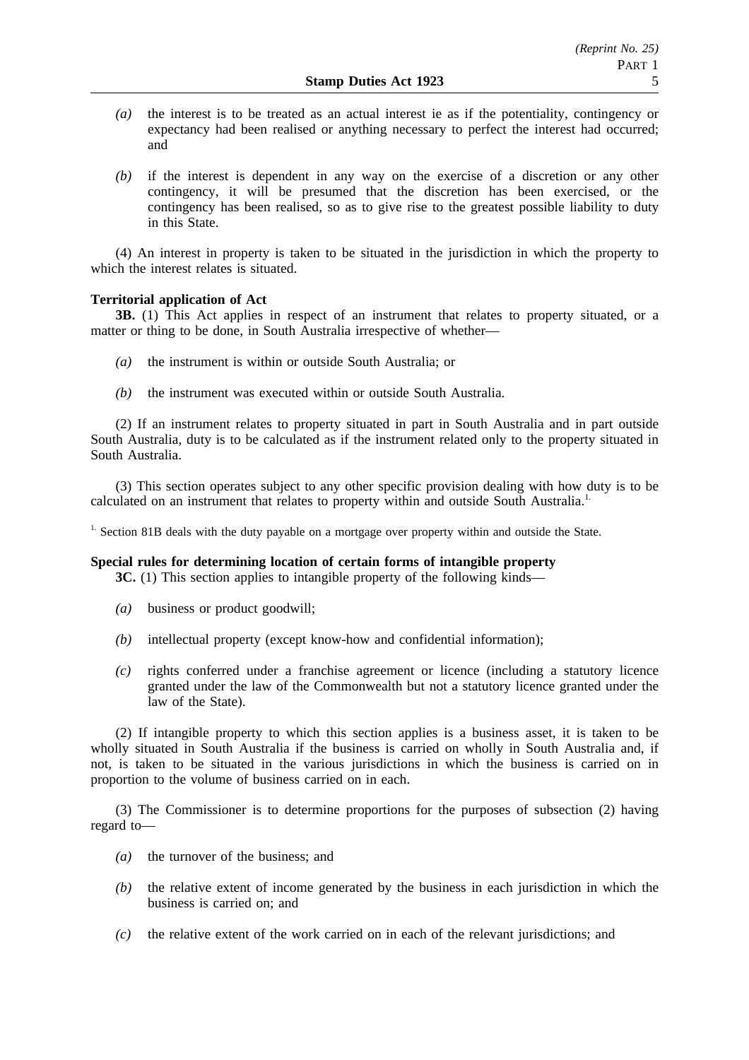*(a)* the interest is to be treated as an actual interest ie as if the potentiality, contingency or expectancy had been realised or anything necessary to perfect the interest had occurred; and

*(b)* if the interest is dependent in any way on the exercise of a discretion or any other contingency, it will be presumed that the discretion has been exercised, or the contingency has been realised, so as to give rise to the greatest possible liability to duty in this State.

(4) An interest in property is taken to be situated in the jurisdiction in which the property to which the interest relates is situated.

**Territorial application of Act**

**3B.** (1) This Act applies in respect of an instrument that relates to property situated, or a matter or thing to be done, in South Australia irrespective of whether—

*(a)* the instrument is within or outside South Australia; or

*(b)* the instrument was executed within or outside South Australia.

(2) If an instrument relates to property situated in part in South Australia and in part outside South Australia, duty is to be calculated as if the instrument related only to the property situated in South Australia.

(3) This section operates subject to any other specific provision dealing with how duty is to be calculated on an instrument that relates to property within and outside South Australia.[1.]

[1.] Section 81B deals with the duty payable on a mortgage over property within and outside the State.

**Special rules for determining location of certain forms of intangible property**

**3C.** (1) This section applies to intangible property of the following kinds—

*(a)* business or product goodwill;

*(b)* intellectual property (except know-how and confidential information);

*(c)* rights conferred under a franchise agreement or licence (including a statutory licence granted under the law of the Commonwealth but not a statutory licence granted under the law of the State).

(2) If intangible property to which this section applies is a business asset, it is taken to be wholly situated in South Australia if the business is carried on wholly in South Australia and, if not, is taken to be situated in the various jurisdictions in which the business is carried on in proportion to the volume of business carried on in each.

(3) The Commissioner is to determine proportions for the purposes of subsection (2) having regard to—

*(a)* the turnover of the business; and

*(b)* the relative extent of income generated by the business in each jurisdiction in which the business is carried on; and

*(c)* the relative extent of the work carried on in each of the relevant jurisdictions; and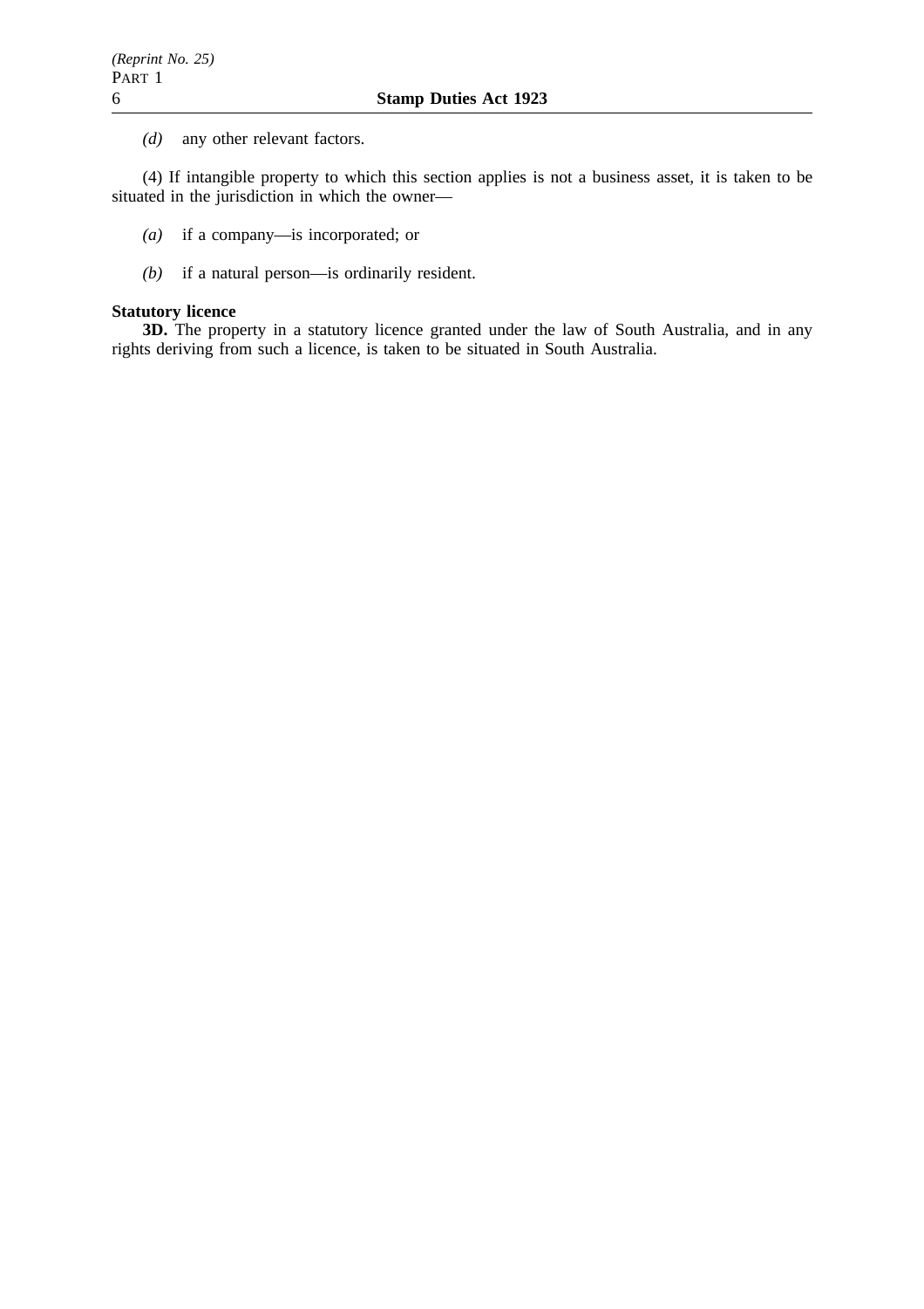*(d)* any other relevant factors.

(4) If intangible property to which this section applies is not a business asset, it is taken to be situated in the jurisdiction in which the owner—

*(a)* if a company—is incorporated; or

*(b)* if a natural person—is ordinarily resident.

**Statutory licence**

**3D.** The property in a statutory licence granted under the law of South Australia, and in any rights deriving from such a licence, is taken to be situated in South Australia.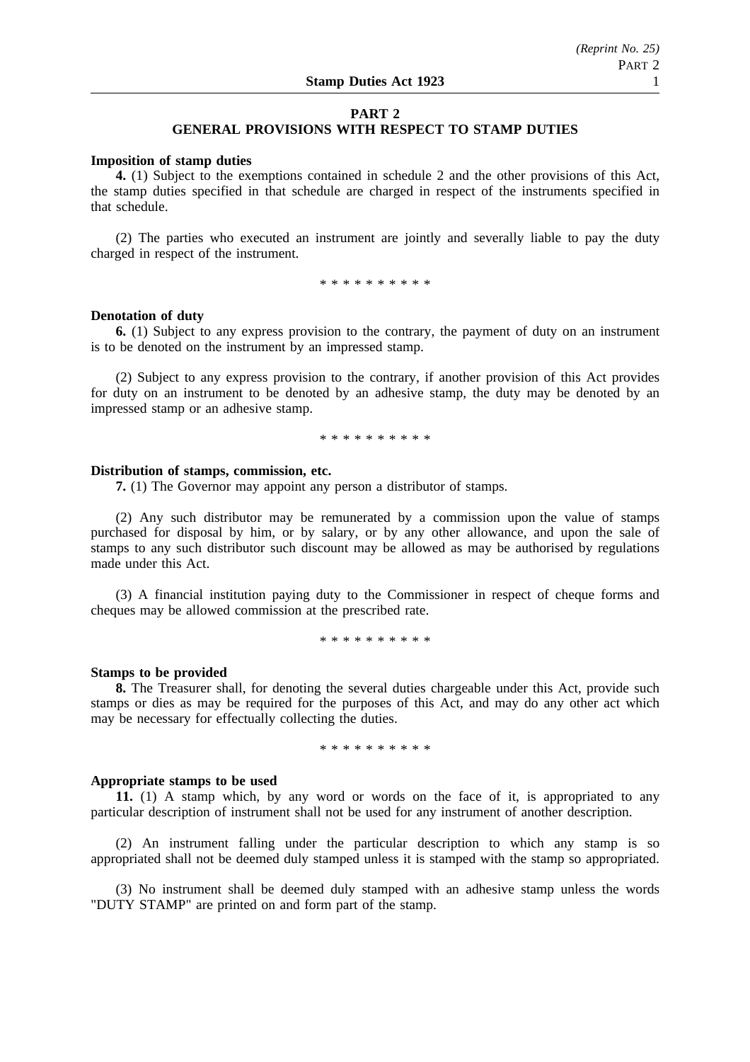## PART 2
## GENERAL PROVISIONS WITH RESPECT TO STAMP DUTIES

**Imposition of stamp duties**

**4.** (1) Subject to the exemptions contained in schedule 2 and the other provisions of this Act, the stamp duties specified in that schedule are charged in respect of the instruments specified in that schedule.

(2) The parties who executed an instrument are jointly and severally liable to pay the duty charged in respect of the instrument.

\* \* \* \* \* \* \* \* \* \*

**Denotation of duty**

**6.** (1) Subject to any express provision to the contrary, the payment of duty on an instrument is to be denoted on the instrument by an impressed stamp.

(2) Subject to any express provision to the contrary, if another provision of this Act provides for duty on an instrument to be denoted by an adhesive stamp, the duty may be denoted by an impressed stamp or an adhesive stamp.

\* \* \* \* \* \* \* \* \* \*

**Distribution of stamps, commission, etc.**

**7.** (1) The Governor may appoint any person a distributor of stamps.

(2) Any such distributor may be remunerated by a commission upon the value of stamps purchased for disposal by him, or by salary, or by any other allowance, and upon the sale of stamps to any such distributor such discount may be allowed as may be authorised by regulations made under this Act.

(3) A financial institution paying duty to the Commissioner in respect of cheque forms and cheques may be allowed commission at the prescribed rate.

\* \* \* \* \* \* \* \* \* \*

**Stamps to be provided**

**8.** The Treasurer shall, for denoting the several duties chargeable under this Act, provide such stamps or dies as may be required for the purposes of this Act, and may do any other act which may be necessary for effectually collecting the duties.

\* \* \* \* \* \* \* \* \* \*

**Appropriate stamps to be used**

**11.** (1) A stamp which, by any word or words on the face of it, is appropriated to any particular description of instrument shall not be used for any instrument of another description.

(2) An instrument falling under the particular description to which any stamp is so appropriated shall not be deemed duly stamped unless it is stamped with the stamp so appropriated.

(3) No instrument shall be deemed duly stamped with an adhesive stamp unless the words "DUTY STAMP" are printed on and form part of the stamp.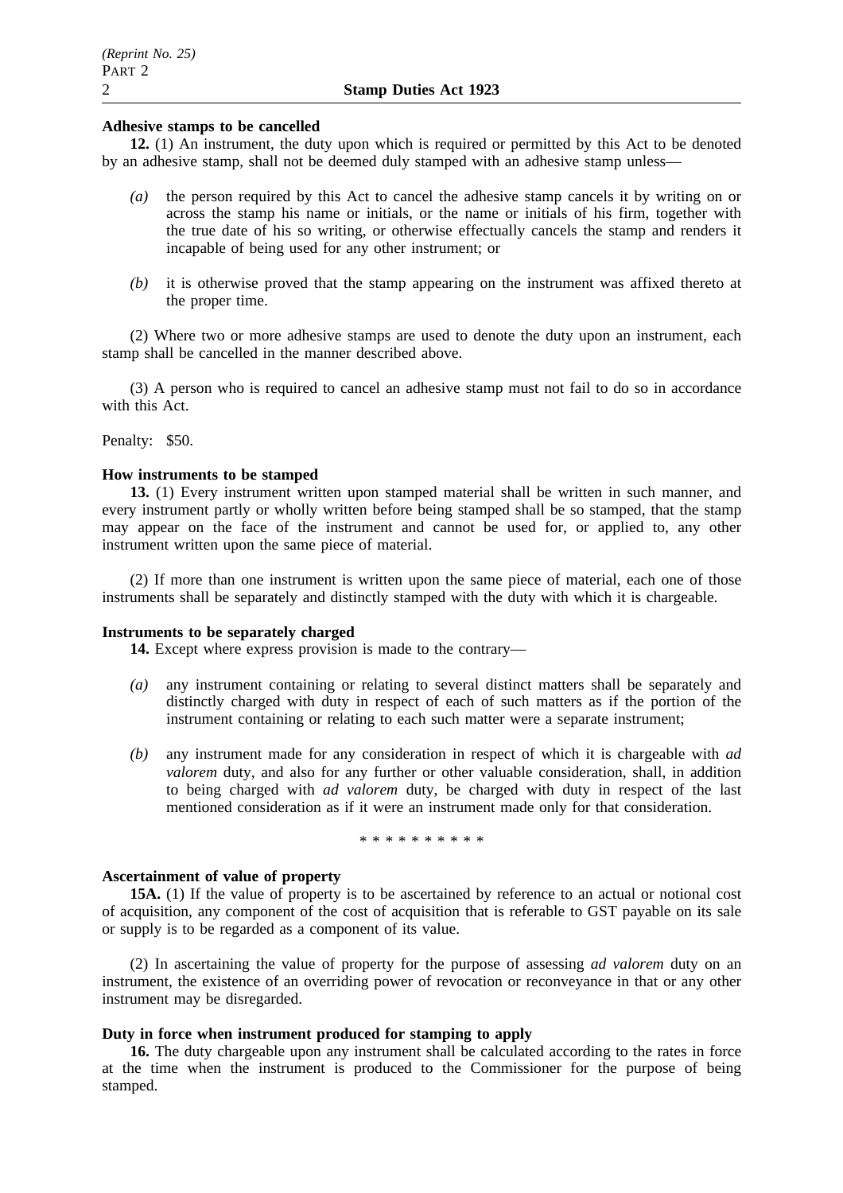**Adhesive stamps to be cancelled**

**12.** (1) An instrument, the duty upon which is required or permitted by this Act to be denoted by an adhesive stamp, shall not be deemed duly stamped with an adhesive stamp unless—

*(a)* the person required by this Act to cancel the adhesive stamp cancels it by writing on or across the stamp his name or initials, or the name or initials of his firm, together with the true date of his so writing, or otherwise effectually cancels the stamp and renders it incapable of being used for any other instrument; or

*(b)* it is otherwise proved that the stamp appearing on the instrument was affixed thereto at the proper time.

(2) Where two or more adhesive stamps are used to denote the duty upon an instrument, each stamp shall be cancelled in the manner described above.

(3) A person who is required to cancel an adhesive stamp must not fail to do so in accordance with this Act.

Penalty: $50.

**How instruments to be stamped**

**13.** (1) Every instrument written upon stamped material shall be written in such manner, and every instrument partly or wholly written before being stamped shall be so stamped, that the stamp may appear on the face of the instrument and cannot be used for, or applied to, any other instrument written upon the same piece of material.

(2) If more than one instrument is written upon the same piece of material, each one of those instruments shall be separately and distinctly stamped with the duty with which it is chargeable.

**Instruments to be separately charged**

**14.** Except where express provision is made to the contrary—

*(a)* any instrument containing or relating to several distinct matters shall be separately and distinctly charged with duty in respect of each of such matters as if the portion of the instrument containing or relating to each such matter were a separate instrument;

*(b)* any instrument made for any consideration in respect of which it is chargeable with *ad valorem* duty, and also for any further or other valuable consideration, shall, in addition to being charged with *ad valorem* duty, be charged with duty in respect of the last mentioned consideration as if it were an instrument made only for that consideration.

\* \* \* \* \* \* \* \* \* \*

**Ascertainment of value of property**

**15A.** (1) If the value of property is to be ascertained by reference to an actual or notional cost of acquisition, any component of the cost of acquisition that is referable to GST payable on its sale or supply is to be regarded as a component of its value.

(2) In ascertaining the value of property for the purpose of assessing *ad valorem* duty on an instrument, the existence of an overriding power of revocation or reconveyance in that or any other instrument may be disregarded.

**Duty in force when instrument produced for stamping to apply**

**16.** The duty chargeable upon any instrument shall be calculated according to the rates in force at the time when the instrument is produced to the Commissioner for the purpose of being stamped.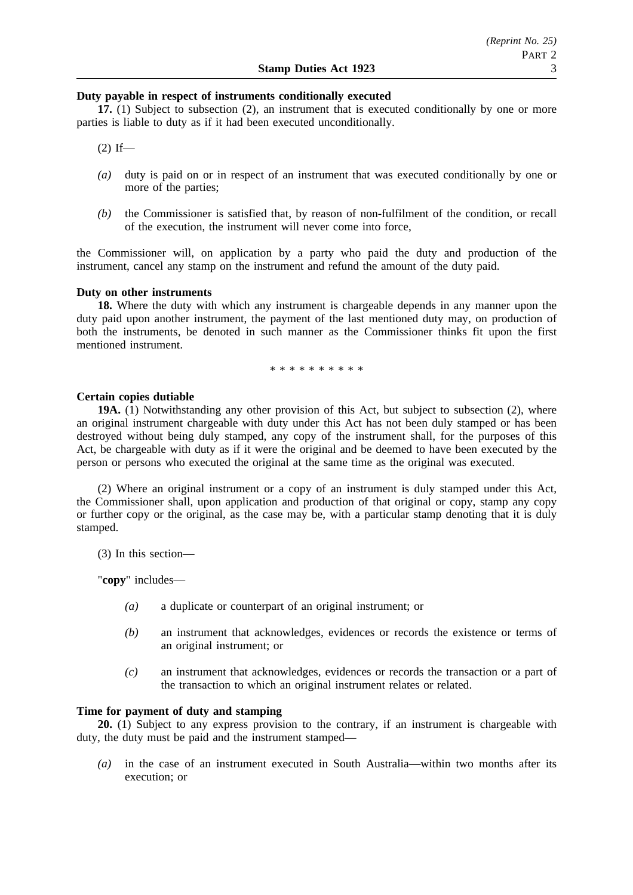**Duty payable in respect of instruments conditionally executed**

**17.** (1) Subject to subsection (2), an instrument that is executed conditionally by one or more parties is liable to duty as if it had been executed unconditionally.

(2) If—

*(a)* duty is paid on or in respect of an instrument that was executed conditionally by one or more of the parties;

*(b)* the Commissioner is satisfied that, by reason of non-fulfilment of the condition, or recall of the execution, the instrument will never come into force,

the Commissioner will, on application by a party who paid the duty and production of the instrument, cancel any stamp on the instrument and refund the amount of the duty paid.

**Duty on other instruments**

**18.** Where the duty with which any instrument is chargeable depends in any manner upon the duty paid upon another instrument, the payment of the last mentioned duty may, on production of both the instruments, be denoted in such manner as the Commissioner thinks fit upon the first mentioned instrument.

* * * * * * * * * *

**Certain copies dutiable**

**19A.** (1) Notwithstanding any other provision of this Act, but subject to subsection (2), where an original instrument chargeable with duty under this Act has not been duly stamped or has been destroyed without being duly stamped, any copy of the instrument shall, for the purposes of this Act, be chargeable with duty as if it were the original and be deemed to have been executed by the person or persons who executed the original at the same time as the original was executed.

(2) Where an original instrument or a copy of an instrument is duly stamped under this Act, the Commissioner shall, upon application and production of that original or copy, stamp any copy or further copy or the original, as the case may be, with a particular stamp denoting that it is duly stamped.

(3) In this section—

"**copy**" includes—

*(a)* a duplicate or counterpart of an original instrument; or

*(b)* an instrument that acknowledges, evidences or records the existence or terms of an original instrument; or

*(c)* an instrument that acknowledges, evidences or records the transaction or a part of the transaction to which an original instrument relates or related.

**Time for payment of duty and stamping**

**20.** (1) Subject to any express provision to the contrary, if an instrument is chargeable with duty, the duty must be paid and the instrument stamped—

*(a)* in the case of an instrument executed in South Australia—within two months after its execution; or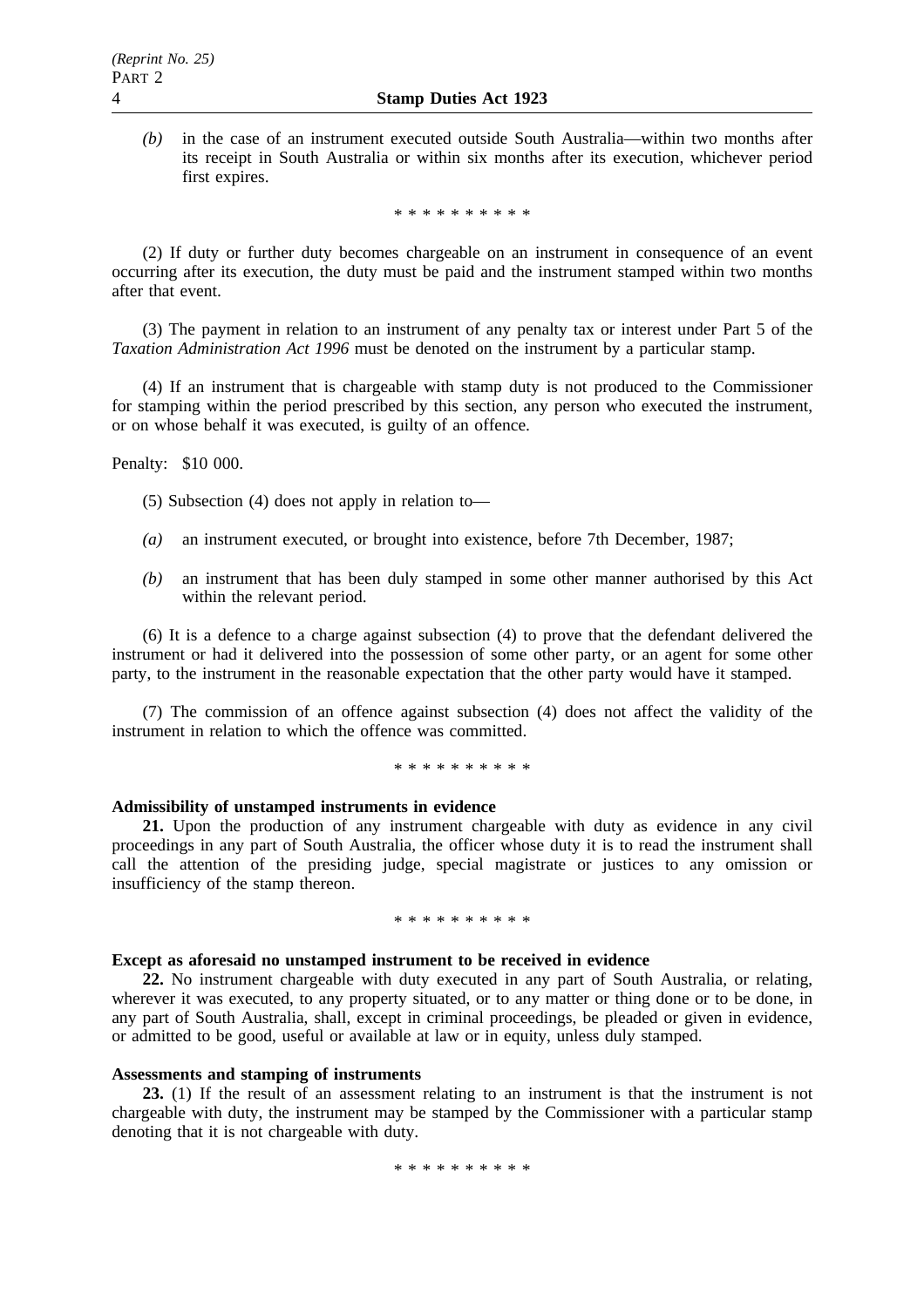*(b)* in the case of an instrument executed outside South Australia—within two months after its receipt in South Australia or within six months after its execution, whichever period first expires.

\* \* \* \* \* \* \* \* \* \*

(2) If duty or further duty becomes chargeable on an instrument in consequence of an event occurring after its execution, the duty must be paid and the instrument stamped within two months after that event.

(3) The payment in relation to an instrument of any penalty tax or interest under Part 5 of the *Taxation Administration Act 1996* must be denoted on the instrument by a particular stamp.

(4) If an instrument that is chargeable with stamp duty is not produced to the Commissioner for stamping within the period prescribed by this section, any person who executed the instrument, or on whose behalf it was executed, is guilty of an offence.

Penalty: $10 000.

(5) Subsection (4) does not apply in relation to—

*(a)* an instrument executed, or brought into existence, before 7th December, 1987;

*(b)* an instrument that has been duly stamped in some other manner authorised by this Act within the relevant period.

(6) It is a defence to a charge against subsection (4) to prove that the defendant delivered the instrument or had it delivered into the possession of some other party, or an agent for some other party, to the instrument in the reasonable expectation that the other party would have it stamped.

(7) The commission of an offence against subsection (4) does not affect the validity of the instrument in relation to which the offence was committed.

\* \* \* \* \* \* \* \* \* \*

**Admissibility of unstamped instruments in evidence**

**21.** Upon the production of any instrument chargeable with duty as evidence in any civil proceedings in any part of South Australia, the officer whose duty it is to read the instrument shall call the attention of the presiding judge, special magistrate or justices to any omission or insufficiency of the stamp thereon.

\* \* \* \* \* \* \* \* \* \*

**Except as aforesaid no unstamped instrument to be received in evidence**

**22.** No instrument chargeable with duty executed in any part of South Australia, or relating, wherever it was executed, to any property situated, or to any matter or thing done or to be done, in any part of South Australia, shall, except in criminal proceedings, be pleaded or given in evidence, or admitted to be good, useful or available at law or in equity, unless duly stamped.

**Assessments and stamping of instruments**

**23.** (1) If the result of an assessment relating to an instrument is that the instrument is not chargeable with duty, the instrument may be stamped by the Commissioner with a particular stamp denoting that it is not chargeable with duty.

\* \* \* \* \* \* \* \* \* \*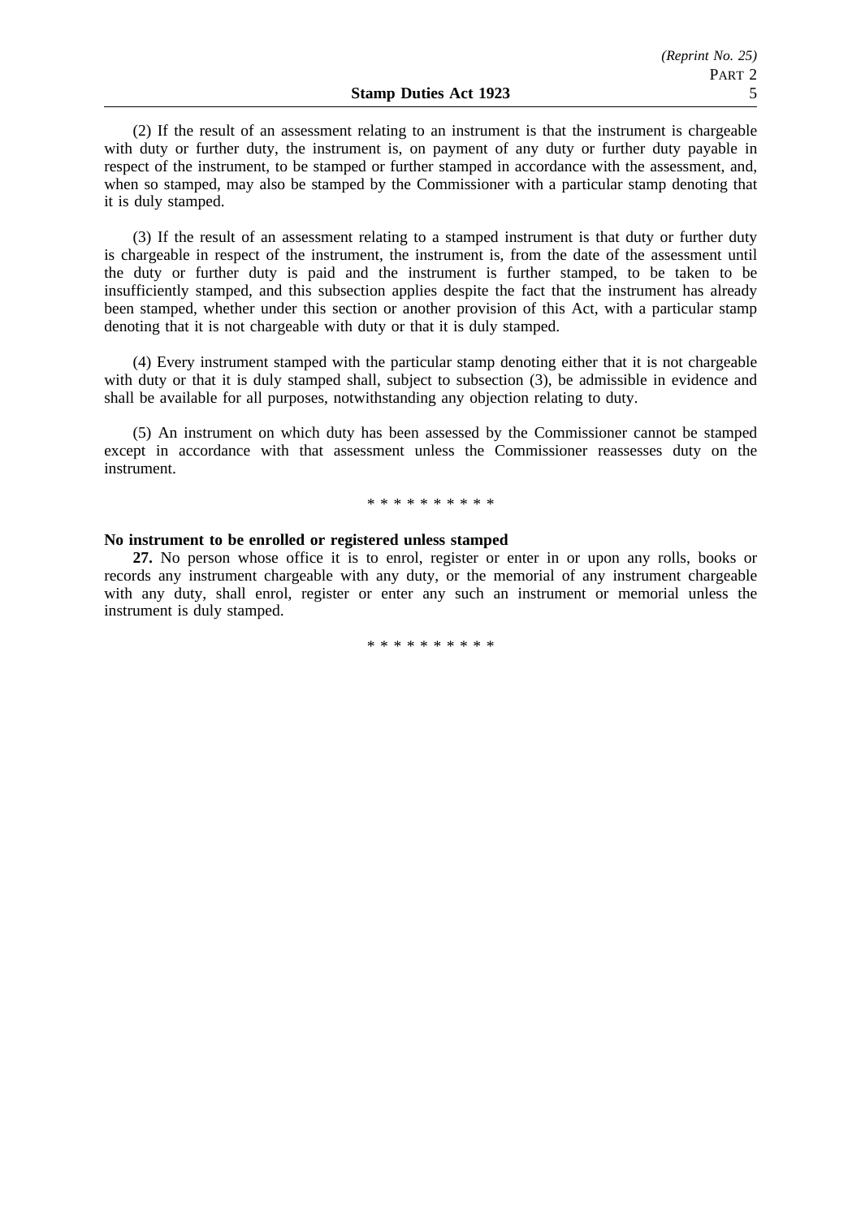(2) If the result of an assessment relating to an instrument is that the instrument is chargeable with duty or further duty, the instrument is, on payment of any duty or further duty payable in respect of the instrument, to be stamped or further stamped in accordance with the assessment, and, when so stamped, may also be stamped by the Commissioner with a particular stamp denoting that it is duly stamped.

(3) If the result of an assessment relating to a stamped instrument is that duty or further duty is chargeable in respect of the instrument, the instrument is, from the date of the assessment until the duty or further duty is paid and the instrument is further stamped, to be taken to be insufficiently stamped, and this subsection applies despite the fact that the instrument has already been stamped, whether under this section or another provision of this Act, with a particular stamp denoting that it is not chargeable with duty or that it is duly stamped.

(4) Every instrument stamped with the particular stamp denoting either that it is not chargeable with duty or that it is duly stamped shall, subject to subsection (3), be admissible in evidence and shall be available for all purposes, notwithstanding any objection relating to duty.

(5) An instrument on which duty has been assessed by the Commissioner cannot be stamped except in accordance with that assessment unless the Commissioner reassesses duty on the instrument.

\* \* \* \* \* \* \* \* \* \*

**No instrument to be enrolled or registered unless stamped**

**27.** No person whose office it is to enrol, register or enter in or upon any rolls, books or records any instrument chargeable with any duty, or the memorial of any instrument chargeable with any duty, shall enrol, register or enter any such an instrument or memorial unless the instrument is duly stamped.

\* \* \* \* \* \* \* \* \* \*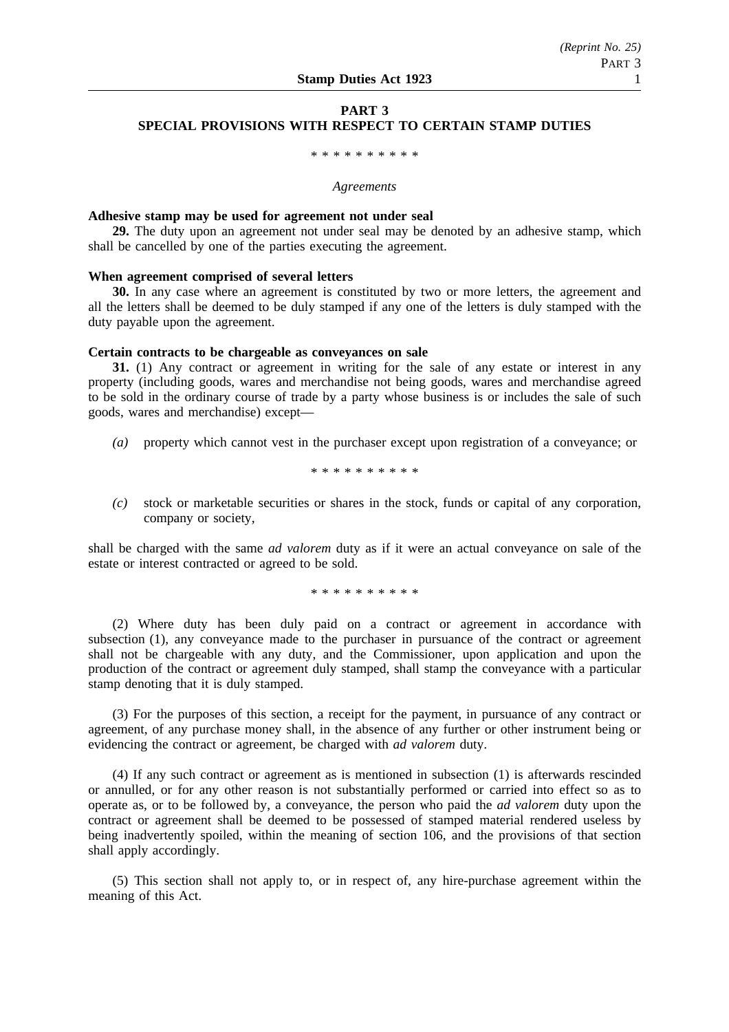## PART 3
## SPECIAL PROVISIONS WITH RESPECT TO CERTAIN STAMP DUTIES

\* \* \* \* \* \* \* \* \* \*

*Agreements*

**Adhesive stamp may be used for agreement not under seal**

**29.** The duty upon an agreement not under seal may be denoted by an adhesive stamp, which shall be cancelled by one of the parties executing the agreement.

**When agreement comprised of several letters**

**30.** In any case where an agreement is constituted by two or more letters, the agreement and all the letters shall be deemed to be duly stamped if any one of the letters is duly stamped with the duty payable upon the agreement.

**Certain contracts to be chargeable as conveyances on sale**

**31.** (1) Any contract or agreement in writing for the sale of any estate or interest in any property (including goods, wares and merchandise not being goods, wares and merchandise agreed to be sold in the ordinary course of trade by a party whose business is or includes the sale of such goods, wares and merchandise) except—

*(a)* property which cannot vest in the purchaser except upon registration of a conveyance; or

\* \* \* \* \* \* \* \* \* \*

*(c)* stock or marketable securities or shares in the stock, funds or capital of any corporation, company or society,

shall be charged with the same *ad valorem* duty as if it were an actual conveyance on sale of the estate or interest contracted or agreed to be sold.

\* \* \* \* \* \* \* \* \* \*

(2) Where duty has been duly paid on a contract or agreement in accordance with subsection (1), any conveyance made to the purchaser in pursuance of the contract or agreement shall not be chargeable with any duty, and the Commissioner, upon application and upon the production of the contract or agreement duly stamped, shall stamp the conveyance with a particular stamp denoting that it is duly stamped.

(3) For the purposes of this section, a receipt for the payment, in pursuance of any contract or agreement, of any purchase money shall, in the absence of any further or other instrument being or evidencing the contract or agreement, be charged with *ad valorem* duty.

(4) If any such contract or agreement as is mentioned in subsection (1) is afterwards rescinded or annulled, or for any other reason is not substantially performed or carried into effect so as to operate as, or to be followed by, a conveyance, the person who paid the *ad valorem* duty upon the contract or agreement shall be deemed to be possessed of stamped material rendered useless by being inadvertently spoiled, within the meaning of section 106, and the provisions of that section shall apply accordingly.

(5) This section shall not apply to, or in respect of, any hire-purchase agreement within the meaning of this Act.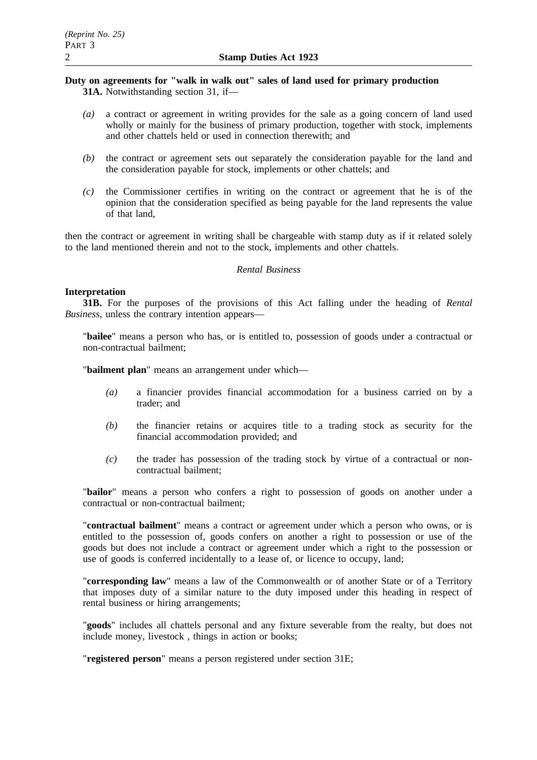**Duty on agreements for "walk in walk out" sales of land used for primary production**

**31A.** Notwithstanding section 31, if—

*(a)* a contract or agreement in writing provides for the sale as a going concern of land used wholly or mainly for the business of primary production, together with stock, implements and other chattels held or used in connection therewith; and

*(b)* the contract or agreement sets out separately the consideration payable for the land and the consideration payable for stock, implements or other chattels; and

*(c)* the Commissioner certifies in writing on the contract or agreement that he is of the opinion that the consideration specified as being payable for the land represents the value of that land,

then the contract or agreement in writing shall be chargeable with stamp duty as if it related solely to the land mentioned therein and not to the stock, implements and other chattels.

*Rental Business*

**Interpretation**

**31B.** For the purposes of the provisions of this Act falling under the heading of *Rental Business*, unless the contrary intention appears—

"**bailee**" means a person who has, or is entitled to, possession of goods under a contractual or non-contractual bailment;

"**bailment plan**" means an arrangement under which—

*(a)* a financier provides financial accommodation for a business carried on by a trader; and

*(b)* the financier retains or acquires title to a trading stock as security for the financial accommodation provided; and

*(c)* the trader has possession of the trading stock by virtue of a contractual or non-contractual bailment;

"**bailor**" means a person who confers a right to possession of goods on another under a contractual or non-contractual bailment;

"**contractual bailment**" means a contract or agreement under which a person who owns, or is entitled to the possession of, goods confers on another a right to possession or use of the goods but does not include a contract or agreement under which a right to the possession or use of goods is conferred incidentally to a lease of, or licence to occupy, land;

"**corresponding law**" means a law of the Commonwealth or of another State or of a Territory that imposes duty of a similar nature to the duty imposed under this heading in respect of rental business or hiring arrangements;

"**goods**" includes all chattels personal and any fixture severable from the realty, but does not include money, livestock , things in action or books;

"**registered person**" means a person registered under section 31E;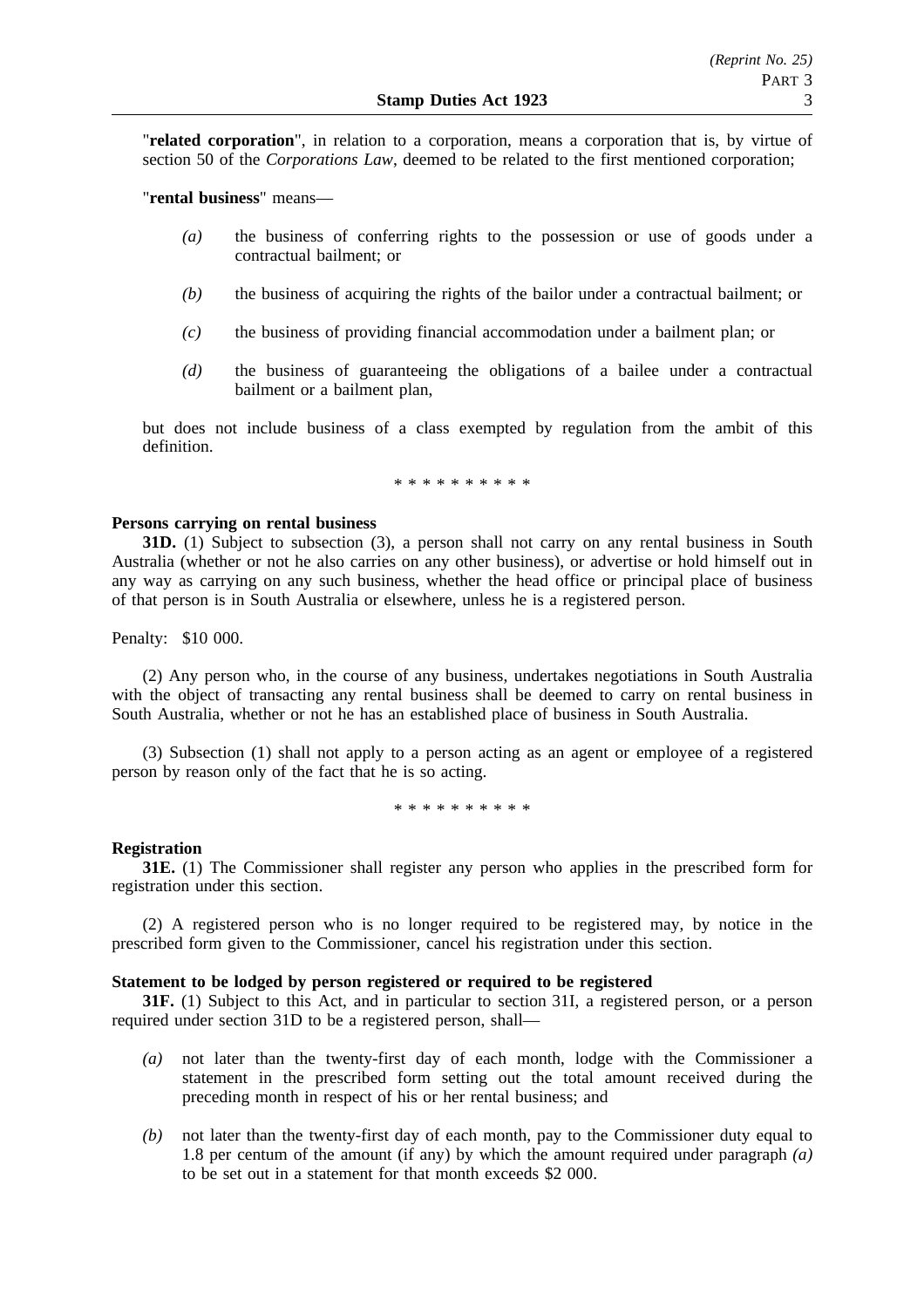"**related corporation**", in relation to a corporation, means a corporation that is, by virtue of section 50 of the *Corporations Law*, deemed to be related to the first mentioned corporation;

"**rental business**" means—

*(a)* the business of conferring rights to the possession or use of goods under a contractual bailment; or

*(b)* the business of acquiring the rights of the bailor under a contractual bailment; or

*(c)* the business of providing financial accommodation under a bailment plan; or

*(d)* the business of guaranteeing the obligations of a bailee under a contractual bailment or a bailment plan,

but does not include business of a class exempted by regulation from the ambit of this definition.

\* \* \* \* \* \* \* \* \* \*

**Persons carrying on rental business**

**31D.** (1) Subject to subsection (3), a person shall not carry on any rental business in South Australia (whether or not he also carries on any other business), or advertise or hold himself out in any way as carrying on any such business, whether the head office or principal place of business of that person is in South Australia or elsewhere, unless he is a registered person.

Penalty: $10 000.

(2) Any person who, in the course of any business, undertakes negotiations in South Australia with the object of transacting any rental business shall be deemed to carry on rental business in South Australia, whether or not he has an established place of business in South Australia.

(3) Subsection (1) shall not apply to a person acting as an agent or employee of a registered person by reason only of the fact that he is so acting.

\* \* \* \* \* \* \* \* \* \*

**Registration**

**31E.** (1) The Commissioner shall register any person who applies in the prescribed form for registration under this section.

(2) A registered person who is no longer required to be registered may, by notice in the prescribed form given to the Commissioner, cancel his registration under this section.

**Statement to be lodged by person registered or required to be registered**

**31F.** (1) Subject to this Act, and in particular to section 31I, a registered person, or a person required under section 31D to be a registered person, shall—

*(a)* not later than the twenty-first day of each month, lodge with the Commissioner a statement in the prescribed form setting out the total amount received during the preceding month in respect of his or her rental business; and

*(b)* not later than the twenty-first day of each month, pay to the Commissioner duty equal to 1.8 per centum of the amount (if any) by which the amount required under paragraph *(a)* to be set out in a statement for that month exceeds $2 000.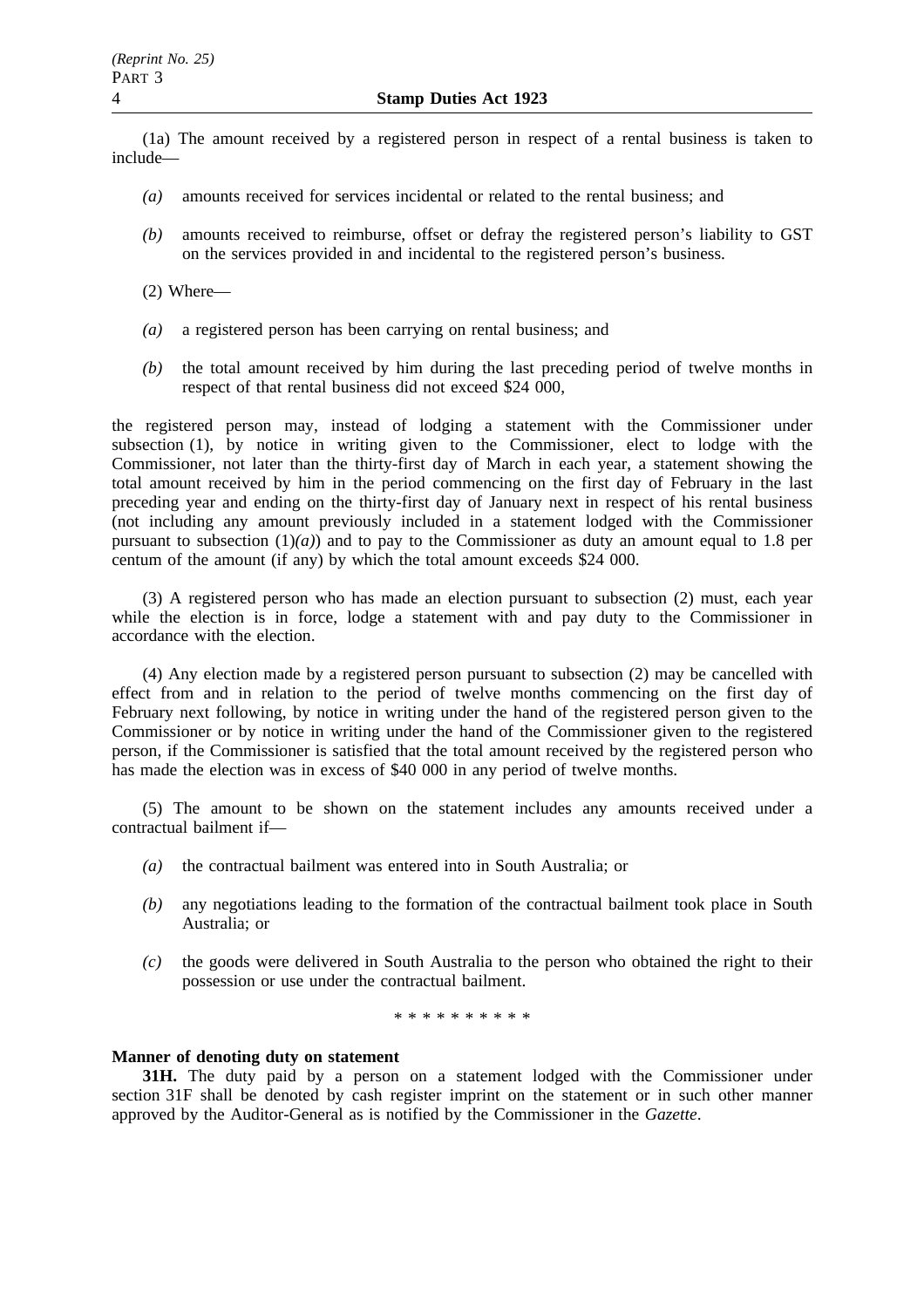(1a) The amount received by a registered person in respect of a rental business is taken to include—

*(a)* amounts received for services incidental or related to the rental business; and

*(b)* amounts received to reimburse, offset or defray the registered person's liability to GST on the services provided in and incidental to the registered person's business.

(2) Where—

*(a)* a registered person has been carrying on rental business; and

*(b)* the total amount received by him during the last preceding period of twelve months in respect of that rental business did not exceed $24 000,

the registered person may, instead of lodging a statement with the Commissioner under subsection (1), by notice in writing given to the Commissioner, elect to lodge with the Commissioner, not later than the thirty-first day of March in each year, a statement showing the total amount received by him in the period commencing on the first day of February in the last preceding year and ending on the thirty-first day of January next in respect of his rental business (not including any amount previously included in a statement lodged with the Commissioner pursuant to subsection (1)*(a)*) and to pay to the Commissioner as duty an amount equal to 1.8 per centum of the amount (if any) by which the total amount exceeds $24 000.

(3) A registered person who has made an election pursuant to subsection (2) must, each year while the election is in force, lodge a statement with and pay duty to the Commissioner in accordance with the election.

(4) Any election made by a registered person pursuant to subsection (2) may be cancelled with effect from and in relation to the period of twelve months commencing on the first day of February next following, by notice in writing under the hand of the registered person given to the Commissioner or by notice in writing under the hand of the Commissioner given to the registered person, if the Commissioner is satisfied that the total amount received by the registered person who has made the election was in excess of $40 000 in any period of twelve months.

(5) The amount to be shown on the statement includes any amounts received under a contractual bailment if—

*(a)* the contractual bailment was entered into in South Australia; or

*(b)* any negotiations leading to the formation of the contractual bailment took place in South Australia; or

*(c)* the goods were delivered in South Australia to the person who obtained the right to their possession or use under the contractual bailment.

\* \* \* \* \* \* \* \* \* \*

**Manner of denoting duty on statement**

**31H.** The duty paid by a person on a statement lodged with the Commissioner under section 31F shall be denoted by cash register imprint on the statement or in such other manner approved by the Auditor-General as is notified by the Commissioner in the *Gazette*.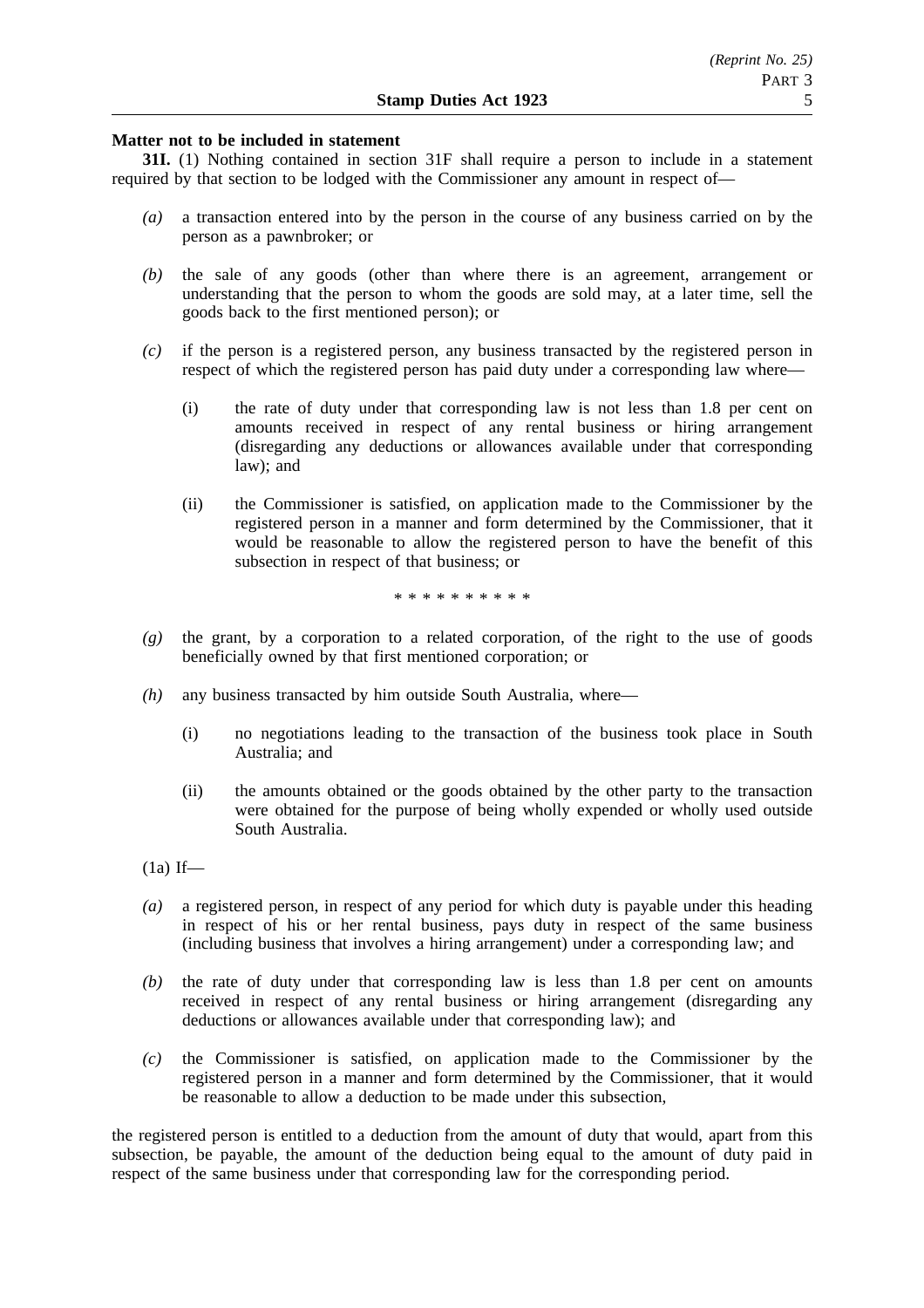**Matter not to be included in statement**

**31I.** (1) Nothing contained in section 31F shall require a person to include in a statement required by that section to be lodged with the Commissioner any amount in respect of—

*(a)* a transaction entered into by the person in the course of any business carried on by the person as a pawnbroker; or

*(b)* the sale of any goods (other than where there is an agreement, arrangement or understanding that the person to whom the goods are sold may, at a later time, sell the goods back to the first mentioned person); or

*(c)* if the person is a registered person, any business transacted by the registered person in respect of which the registered person has paid duty under a corresponding law where—

(i) the rate of duty under that corresponding law is not less than 1.8 per cent on amounts received in respect of any rental business or hiring arrangement (disregarding any deductions or allowances available under that corresponding law); and

(ii) the Commissioner is satisfied, on application made to the Commissioner by the registered person in a manner and form determined by the Commissioner, that it would be reasonable to allow the registered person to have the benefit of this subsection in respect of that business; or

\* \* \* \* \* \* \* \* \* \*

*(g)* the grant, by a corporation to a related corporation, of the right to the use of goods beneficially owned by that first mentioned corporation; or

*(h)* any business transacted by him outside South Australia, where—

(i) no negotiations leading to the transaction of the business took place in South Australia; and

(ii) the amounts obtained or the goods obtained by the other party to the transaction were obtained for the purpose of being wholly expended or wholly used outside South Australia.

(1a) If—

*(a)* a registered person, in respect of any period for which duty is payable under this heading in respect of his or her rental business, pays duty in respect of the same business (including business that involves a hiring arrangement) under a corresponding law; and

*(b)* the rate of duty under that corresponding law is less than 1.8 per cent on amounts received in respect of any rental business or hiring arrangement (disregarding any deductions or allowances available under that corresponding law); and

*(c)* the Commissioner is satisfied, on application made to the Commissioner by the registered person in a manner and form determined by the Commissioner, that it would be reasonable to allow a deduction to be made under this subsection,

the registered person is entitled to a deduction from the amount of duty that would, apart from this subsection, be payable, the amount of the deduction being equal to the amount of duty paid in respect of the same business under that corresponding law for the corresponding period.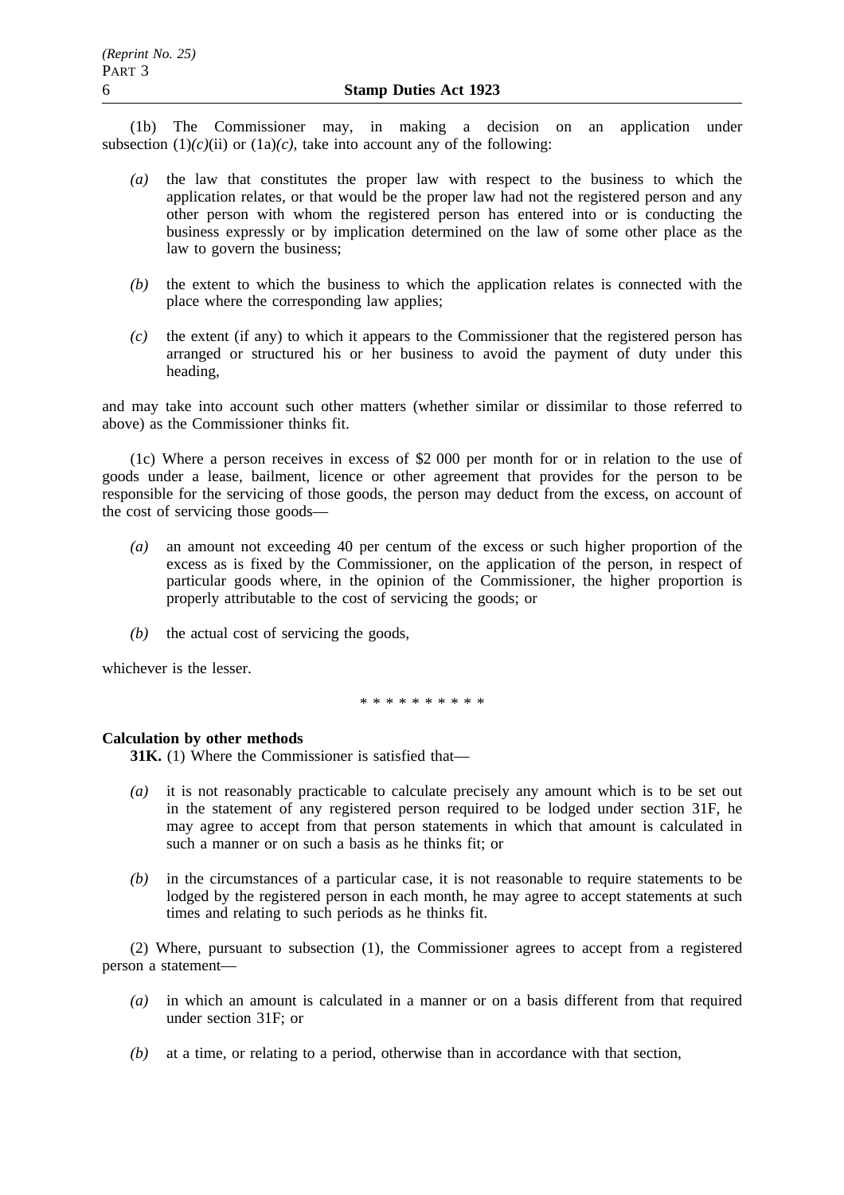(1b) The Commissioner may, in making a decision on an application under subsection (1)*(c)*(ii) or (1a)*(c)*, take into account any of the following:

- *(a)* the law that constitutes the proper law with respect to the business to which the application relates, or that would be the proper law had not the registered person and any other person with whom the registered person has entered into or is conducting the business expressly or by implication determined on the law of some other place as the law to govern the business;
- *(b)* the extent to which the business to which the application relates is connected with the place where the corresponding law applies;
- *(c)* the extent (if any) to which it appears to the Commissioner that the registered person has arranged or structured his or her business to avoid the payment of duty under this heading,

and may take into account such other matters (whether similar or dissimilar to those referred to above) as the Commissioner thinks fit.

(1c) Where a person receives in excess of $2 000 per month for or in relation to the use of goods under a lease, bailment, licence or other agreement that provides for the person to be responsible for the servicing of those goods, the person may deduct from the excess, on account of the cost of servicing those goods—

- *(a)* an amount not exceeding 40 per centum of the excess or such higher proportion of the excess as is fixed by the Commissioner, on the application of the person, in respect of particular goods where, in the opinion of the Commissioner, the higher proportion is properly attributable to the cost of servicing the goods; or
- *(b)* the actual cost of servicing the goods,

whichever is the lesser.

\* \* \* \* \* \* \* \* \* \*

**Calculation by other methods**

**31K.** (1) Where the Commissioner is satisfied that—

- *(a)* it is not reasonably practicable to calculate precisely any amount which is to be set out in the statement of any registered person required to be lodged under section 31F, he may agree to accept from that person statements in which that amount is calculated in such a manner or on such a basis as he thinks fit; or
- *(b)* in the circumstances of a particular case, it is not reasonable to require statements to be lodged by the registered person in each month, he may agree to accept statements at such times and relating to such periods as he thinks fit.

(2) Where, pursuant to subsection (1), the Commissioner agrees to accept from a registered person a statement—

- *(a)* in which an amount is calculated in a manner or on a basis different from that required under section 31F; or
- *(b)* at a time, or relating to a period, otherwise than in accordance with that section,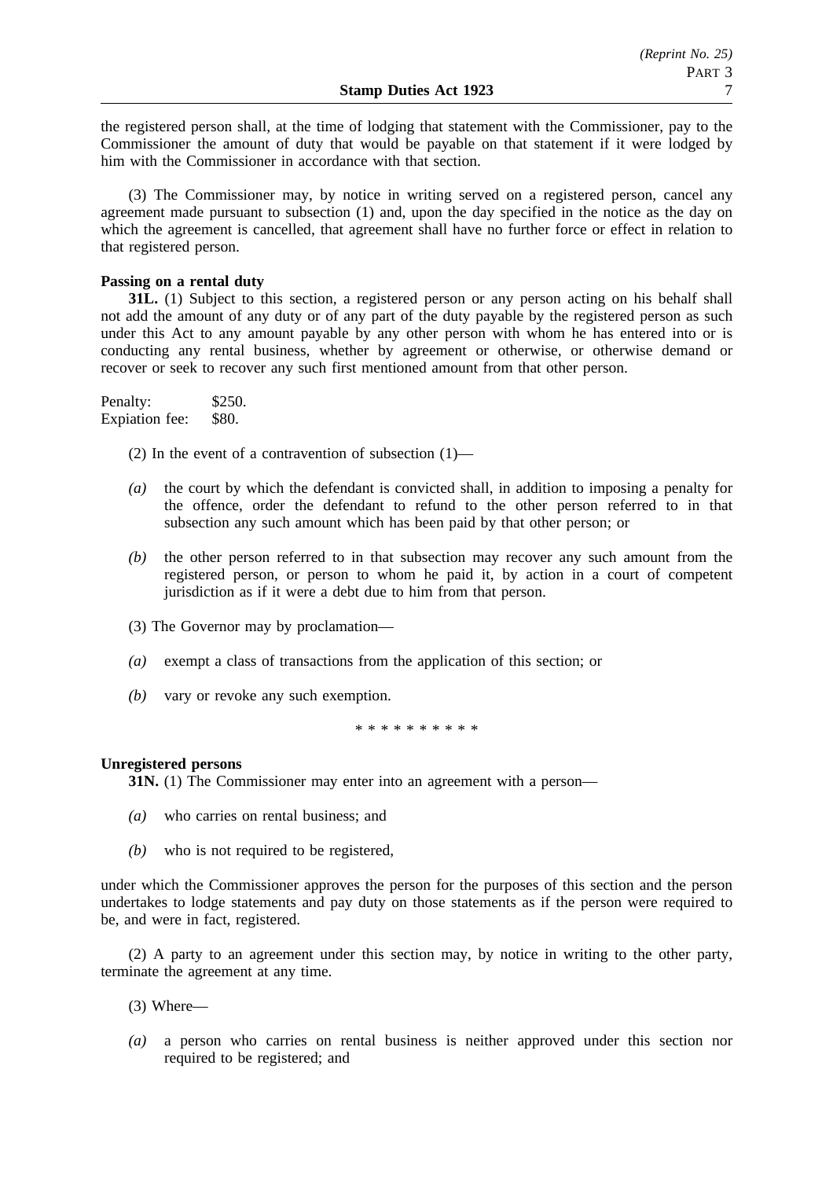the registered person shall, at the time of lodging that statement with the Commissioner, pay to the Commissioner the amount of duty that would be payable on that statement if it were lodged by him with the Commissioner in accordance with that section.

(3) The Commissioner may, by notice in writing served on a registered person, cancel any agreement made pursuant to subsection (1) and, upon the day specified in the notice as the day on which the agreement is cancelled, that agreement shall have no further force or effect in relation to that registered person.

**Passing on a rental duty**

**31L.** (1) Subject to this section, a registered person or any person acting on his behalf shall not add the amount of any duty or of any part of the duty payable by the registered person as such under this Act to any amount payable by any other person with whom he has entered into or is conducting any rental business, whether by agreement or otherwise, or otherwise demand or recover or seek to recover any such first mentioned amount from that other person.

Penalty: $250.
Expiation fee: $80.

(2) In the event of a contravention of subsection (1)—

*(a)* the court by which the defendant is convicted shall, in addition to imposing a penalty for the offence, order the defendant to refund to the other person referred to in that subsection any such amount which has been paid by that other person; or

*(b)* the other person referred to in that subsection may recover any such amount from the registered person, or person to whom he paid it, by action in a court of competent jurisdiction as if it were a debt due to him from that person.

(3) The Governor may by proclamation—

*(a)* exempt a class of transactions from the application of this section; or

*(b)* vary or revoke any such exemption.

\* \* \* \* \* \* \* \* \* \*

**Unregistered persons**

**31N.** (1) The Commissioner may enter into an agreement with a person—

*(a)* who carries on rental business; and

*(b)* who is not required to be registered,

under which the Commissioner approves the person for the purposes of this section and the person undertakes to lodge statements and pay duty on those statements as if the person were required to be, and were in fact, registered.

(2) A party to an agreement under this section may, by notice in writing to the other party, terminate the agreement at any time.

(3) Where—

*(a)* a person who carries on rental business is neither approved under this section nor required to be registered; and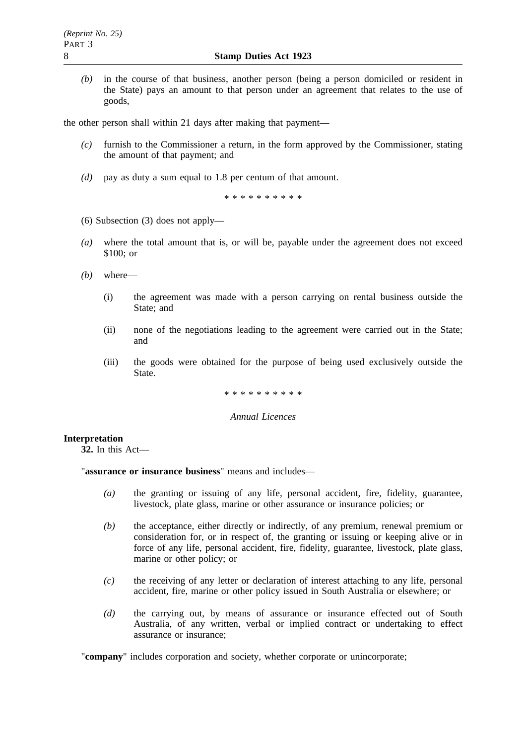*(b)* in the course of that business, another person (being a person domiciled or resident in the State) pays an amount to that person under an agreement that relates to the use of goods,

the other person shall within 21 days after making that payment—

*(c)* furnish to the Commissioner a return, in the form approved by the Commissioner, stating the amount of that payment; and

*(d)* pay as duty a sum equal to 1.8 per centum of that amount.

\* \* \* \* \* \* \* \* \* \*

(6) Subsection (3) does not apply—

*(a)* where the total amount that is, or will be, payable under the agreement does not exceed $100; or

*(b)* where—

(i) the agreement was made with a person carrying on rental business outside the State; and

(ii) none of the negotiations leading to the agreement were carried out in the State; and

(iii) the goods were obtained for the purpose of being used exclusively outside the State.

\* \* \* \* \* \* \* \* \* \*

*Annual Licences*

**Interpretation**

**32.** In this Act—

"**assurance or insurance business**" means and includes—

*(a)* the granting or issuing of any life, personal accident, fire, fidelity, guarantee, livestock, plate glass, marine or other assurance or insurance policies; or

*(b)* the acceptance, either directly or indirectly, of any premium, renewal premium or consideration for, or in respect of, the granting or issuing or keeping alive or in force of any life, personal accident, fire, fidelity, guarantee, livestock, plate glass, marine or other policy; or

*(c)* the receiving of any letter or declaration of interest attaching to any life, personal accident, fire, marine or other policy issued in South Australia or elsewhere; or

*(d)* the carrying out, by means of assurance or insurance effected out of South Australia, of any written, verbal or implied contract or undertaking to effect assurance or insurance;

"**company**" includes corporation and society, whether corporate or unincorporate;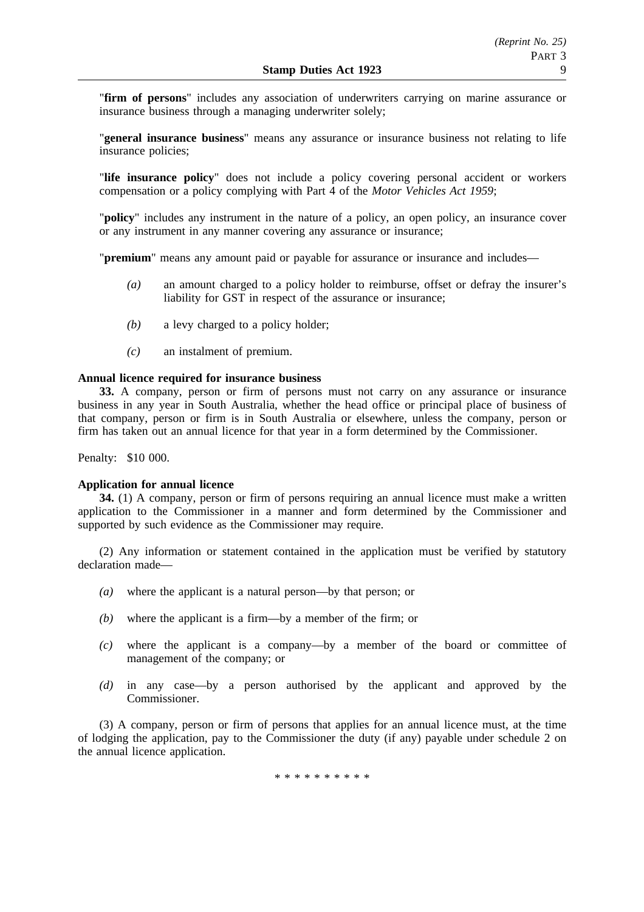"**firm of persons**" includes any association of underwriters carrying on marine assurance or insurance business through a managing underwriter solely;

"**general insurance business**" means any assurance or insurance business not relating to life insurance policies;

"**life insurance policy**" does not include a policy covering personal accident or workers compensation or a policy complying with Part 4 of the *Motor Vehicles Act 1959*;

"**policy**" includes any instrument in the nature of a policy, an open policy, an insurance cover or any instrument in any manner covering any assurance or insurance;

"**premium**" means any amount paid or payable for assurance or insurance and includes—

*(a)* an amount charged to a policy holder to reimburse, offset or defray the insurer's liability for GST in respect of the assurance or insurance;

*(b)* a levy charged to a policy holder;

*(c)* an instalment of premium.

**Annual licence required for insurance business**

**33.** A company, person or firm of persons must not carry on any assurance or insurance business in any year in South Australia, whether the head office or principal place of business of that company, person or firm is in South Australia or elsewhere, unless the company, person or firm has taken out an annual licence for that year in a form determined by the Commissioner.

Penalty: $10 000.

**Application for annual licence**

**34.** (1) A company, person or firm of persons requiring an annual licence must make a written application to the Commissioner in a manner and form determined by the Commissioner and supported by such evidence as the Commissioner may require.

(2) Any information or statement contained in the application must be verified by statutory declaration made—

*(a)* where the applicant is a natural person—by that person; or

*(b)* where the applicant is a firm—by a member of the firm; or

*(c)* where the applicant is a company—by a member of the board or committee of management of the company; or

*(d)* in any case—by a person authorised by the applicant and approved by the Commissioner.

(3) A company, person or firm of persons that applies for an annual licence must, at the time of lodging the application, pay to the Commissioner the duty (if any) payable under schedule 2 on the annual licence application.

* * * * * * * * * *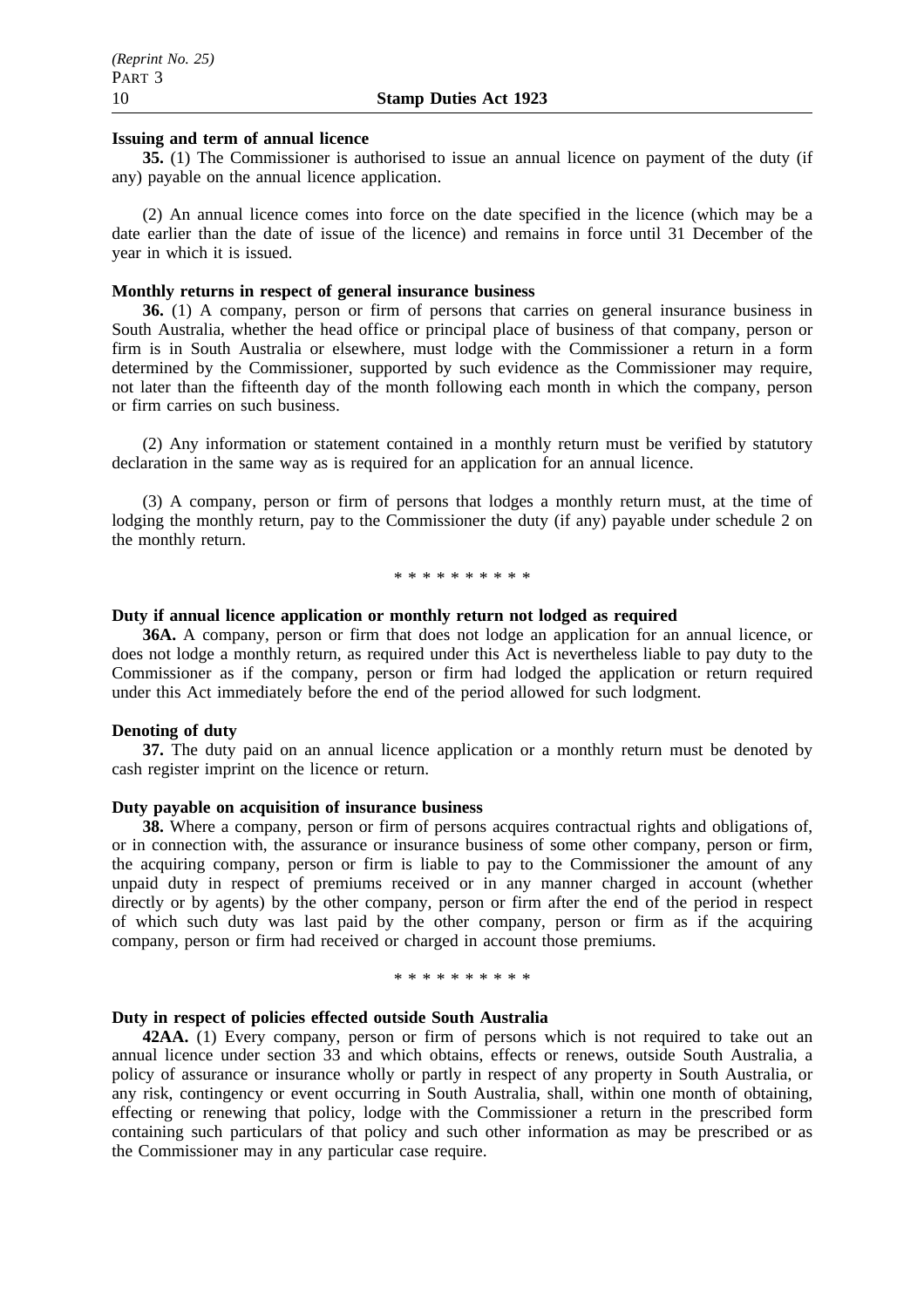**Issuing and term of annual licence**

**35.** (1) The Commissioner is authorised to issue an annual licence on payment of the duty (if any) payable on the annual licence application.

(2) An annual licence comes into force on the date specified in the licence (which may be a date earlier than the date of issue of the licence) and remains in force until 31 December of the year in which it is issued.

**Monthly returns in respect of general insurance business**

**36.** (1) A company, person or firm of persons that carries on general insurance business in South Australia, whether the head office or principal place of business of that company, person or firm is in South Australia or elsewhere, must lodge with the Commissioner a return in a form determined by the Commissioner, supported by such evidence as the Commissioner may require, not later than the fifteenth day of the month following each month in which the company, person or firm carries on such business.

(2) Any information or statement contained in a monthly return must be verified by statutory declaration in the same way as is required for an application for an annual licence.

(3) A company, person or firm of persons that lodges a monthly return must, at the time of lodging the monthly return, pay to the Commissioner the duty (if any) payable under schedule 2 on the monthly return.

\* \* \* \* \* \* \* \* \* \*

**Duty if annual licence application or monthly return not lodged as required**

**36A.** A company, person or firm that does not lodge an application for an annual licence, or does not lodge a monthly return, as required under this Act is nevertheless liable to pay duty to the Commissioner as if the company, person or firm had lodged the application or return required under this Act immediately before the end of the period allowed for such lodgment.

**Denoting of duty**

**37.** The duty paid on an annual licence application or a monthly return must be denoted by cash register imprint on the licence or return.

**Duty payable on acquisition of insurance business**

**38.** Where a company, person or firm of persons acquires contractual rights and obligations of, or in connection with, the assurance or insurance business of some other company, person or firm, the acquiring company, person or firm is liable to pay to the Commissioner the amount of any unpaid duty in respect of premiums received or in any manner charged in account (whether directly or by agents) by the other company, person or firm after the end of the period in respect of which such duty was last paid by the other company, person or firm as if the acquiring company, person or firm had received or charged in account those premiums.

\* \* \* \* \* \* \* \* \* \*

**Duty in respect of policies effected outside South Australia**

**42AA.** (1) Every company, person or firm of persons which is not required to take out an annual licence under section 33 and which obtains, effects or renews, outside South Australia, a policy of assurance or insurance wholly or partly in respect of any property in South Australia, or any risk, contingency or event occurring in South Australia, shall, within one month of obtaining, effecting or renewing that policy, lodge with the Commissioner a return in the prescribed form containing such particulars of that policy and such other information as may be prescribed or as the Commissioner may in any particular case require.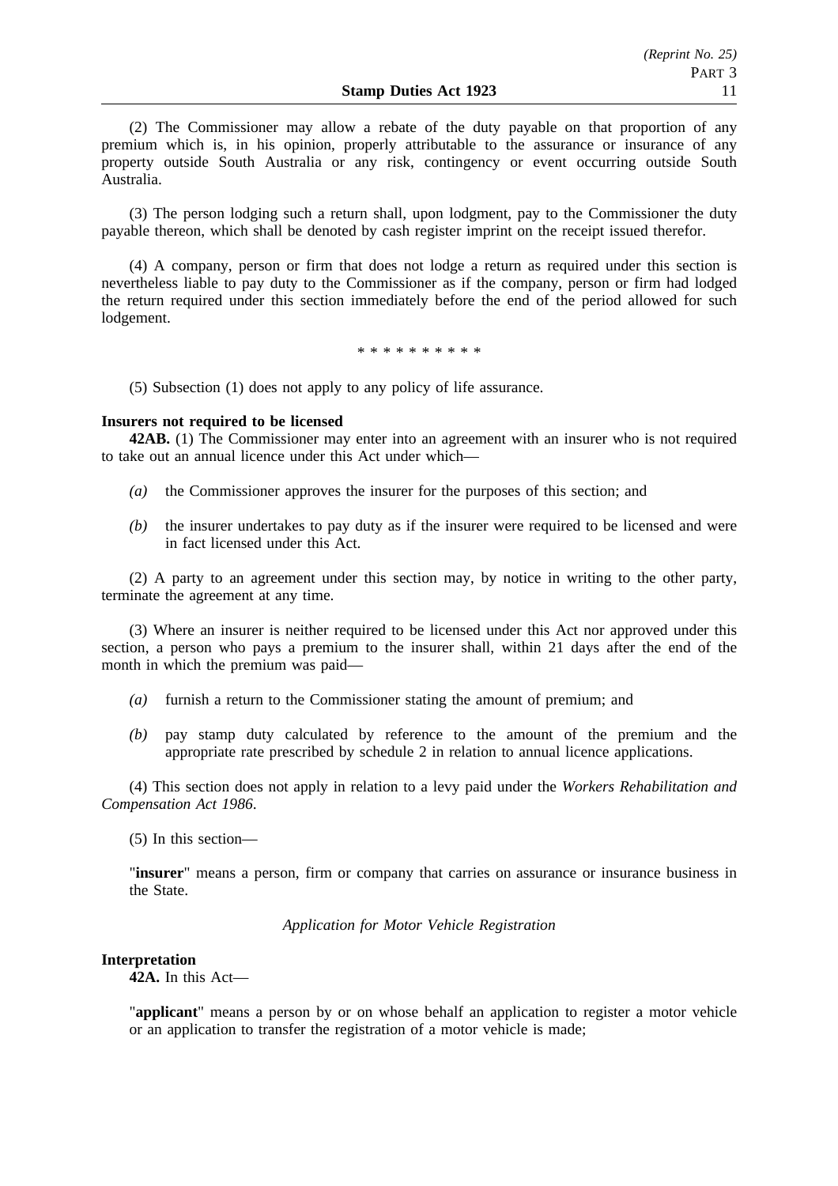(2) The Commissioner may allow a rebate of the duty payable on that proportion of any premium which is, in his opinion, properly attributable to the assurance or insurance of any property outside South Australia or any risk, contingency or event occurring outside South Australia.

(3) The person lodging such a return shall, upon lodgment, pay to the Commissioner the duty payable thereon, which shall be denoted by cash register imprint on the receipt issued therefor.

(4) A company, person or firm that does not lodge a return as required under this section is nevertheless liable to pay duty to the Commissioner as if the company, person or firm had lodged the return required under this section immediately before the end of the period allowed for such lodgement.

\* \* \* \* \* \* \* \* \* \*

(5) Subsection (1) does not apply to any policy of life assurance.

**Insurers not required to be licensed**

**42AB.** (1) The Commissioner may enter into an agreement with an insurer who is not required to take out an annual licence under this Act under which—

*(a)* the Commissioner approves the insurer for the purposes of this section; and

*(b)* the insurer undertakes to pay duty as if the insurer were required to be licensed and were in fact licensed under this Act.

(2) A party to an agreement under this section may, by notice in writing to the other party, terminate the agreement at any time.

(3) Where an insurer is neither required to be licensed under this Act nor approved under this section, a person who pays a premium to the insurer shall, within 21 days after the end of the month in which the premium was paid—

*(a)* furnish a return to the Commissioner stating the amount of premium; and

*(b)* pay stamp duty calculated by reference to the amount of the premium and the appropriate rate prescribed by schedule 2 in relation to annual licence applications.

(4) This section does not apply in relation to a levy paid under the *Workers Rehabilitation and Compensation Act 1986*.

(5) In this section—

"**insurer**" means a person, firm or company that carries on assurance or insurance business in the State.

*Application for Motor Vehicle Registration*

**Interpretation**

**42A.** In this Act—

"**applicant**" means a person by or on whose behalf an application to register a motor vehicle or an application to transfer the registration of a motor vehicle is made;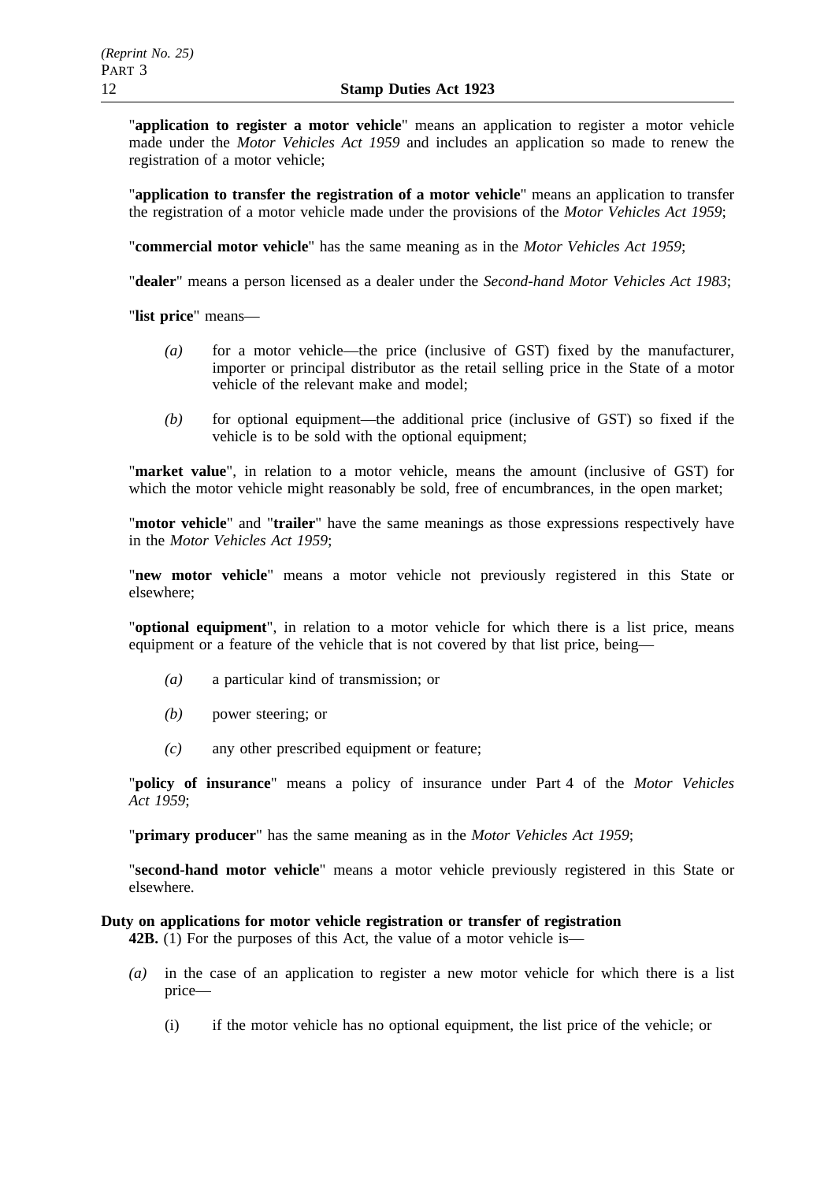"**application to register a motor vehicle**" means an application to register a motor vehicle made under the *Motor Vehicles Act 1959* and includes an application so made to renew the registration of a motor vehicle;

"**application to transfer the registration of a motor vehicle**" means an application to transfer the registration of a motor vehicle made under the provisions of the *Motor Vehicles Act 1959*;

"**commercial motor vehicle**" has the same meaning as in the *Motor Vehicles Act 1959*;

"**dealer**" means a person licensed as a dealer under the *Second-hand Motor Vehicles Act 1983*;

"**list price**" means—

*(a)* for a motor vehicle—the price (inclusive of GST) fixed by the manufacturer, importer or principal distributor as the retail selling price in the State of a motor vehicle of the relevant make and model;

*(b)* for optional equipment—the additional price (inclusive of GST) so fixed if the vehicle is to be sold with the optional equipment;

"**market value**", in relation to a motor vehicle, means the amount (inclusive of GST) for which the motor vehicle might reasonably be sold, free of encumbrances, in the open market;

"**motor vehicle**" and "**trailer**" have the same meanings as those expressions respectively have in the *Motor Vehicles Act 1959*;

"**new motor vehicle**" means a motor vehicle not previously registered in this State or elsewhere;

"**optional equipment**", in relation to a motor vehicle for which there is a list price, means equipment or a feature of the vehicle that is not covered by that list price, being—

*(a)* a particular kind of transmission; or

*(b)* power steering; or

*(c)* any other prescribed equipment or feature;

"**policy of insurance**" means a policy of insurance under Part 4 of the *Motor Vehicles Act 1959*;

"**primary producer**" has the same meaning as in the *Motor Vehicles Act 1959*;

"**second-hand motor vehicle**" means a motor vehicle previously registered in this State or elsewhere.

**Duty on applications for motor vehicle registration or transfer of registration**

**42B.** (1) For the purposes of this Act, the value of a motor vehicle is—

*(a)* in the case of an application to register a new motor vehicle for which there is a list price—

(i) if the motor vehicle has no optional equipment, the list price of the vehicle; or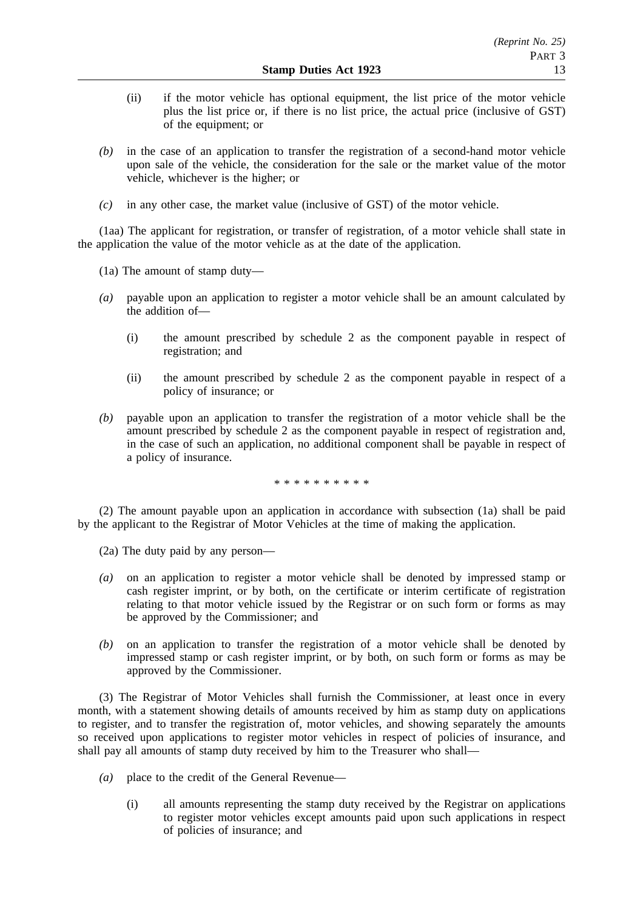(ii) if the motor vehicle has optional equipment, the list price of the motor vehicle plus the list price or, if there is no list price, the actual price (inclusive of GST) of the equipment; or

*(b)* in the case of an application to transfer the registration of a second-hand motor vehicle upon sale of the vehicle, the consideration for the sale or the market value of the motor vehicle, whichever is the higher; or

*(c)* in any other case, the market value (inclusive of GST) of the motor vehicle.

(1aa) The applicant for registration, or transfer of registration, of a motor vehicle shall state in the application the value of the motor vehicle as at the date of the application.

(1a) The amount of stamp duty—

*(a)* payable upon an application to register a motor vehicle shall be an amount calculated by the addition of—

(i) the amount prescribed by schedule 2 as the component payable in respect of registration; and

(ii) the amount prescribed by schedule 2 as the component payable in respect of a policy of insurance; or

*(b)* payable upon an application to transfer the registration of a motor vehicle shall be the amount prescribed by schedule 2 as the component payable in respect of registration and, in the case of such an application, no additional component shall be payable in respect of a policy of insurance.

\* \* \* \* \* \* \* \* \* \*

(2) The amount payable upon an application in accordance with subsection (1a) shall be paid by the applicant to the Registrar of Motor Vehicles at the time of making the application.

(2a) The duty paid by any person—

*(a)* on an application to register a motor vehicle shall be denoted by impressed stamp or cash register imprint, or by both, on the certificate or interim certificate of registration relating to that motor vehicle issued by the Registrar or on such form or forms as may be approved by the Commissioner; and

*(b)* on an application to transfer the registration of a motor vehicle shall be denoted by impressed stamp or cash register imprint, or by both, on such form or forms as may be approved by the Commissioner.

(3) The Registrar of Motor Vehicles shall furnish the Commissioner, at least once in every month, with a statement showing details of amounts received by him as stamp duty on applications to register, and to transfer the registration of, motor vehicles, and showing separately the amounts so received upon applications to register motor vehicles in respect of policies of insurance, and shall pay all amounts of stamp duty received by him to the Treasurer who shall—

*(a)* place to the credit of the General Revenue—

(i) all amounts representing the stamp duty received by the Registrar on applications to register motor vehicles except amounts paid upon such applications in respect of policies of insurance; and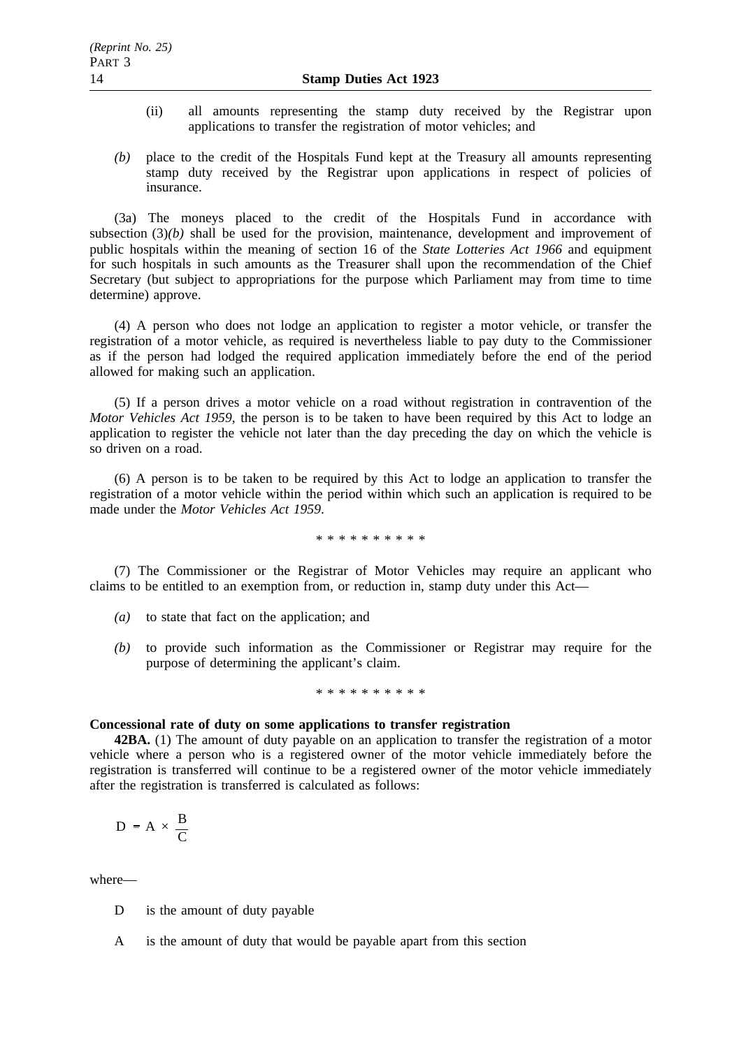(ii) all amounts representing the stamp duty received by the Registrar upon applications to transfer the registration of motor vehicles; and

*(b)* place to the credit of the Hospitals Fund kept at the Treasury all amounts representing stamp duty received by the Registrar upon applications in respect of policies of insurance.

(3a) The moneys placed to the credit of the Hospitals Fund in accordance with subsection (3)*(b)* shall be used for the provision, maintenance, development and improvement of public hospitals within the meaning of section 16 of the *State Lotteries Act 1966* and equipment for such hospitals in such amounts as the Treasurer shall upon the recommendation of the Chief Secretary (but subject to appropriations for the purpose which Parliament may from time to time determine) approve.

(4) A person who does not lodge an application to register a motor vehicle, or transfer the registration of a motor vehicle, as required is nevertheless liable to pay duty to the Commissioner as if the person had lodged the required application immediately before the end of the period allowed for making such an application.

(5) If a person drives a motor vehicle on a road without registration in contravention of the *Motor Vehicles Act 1959*, the person is to be taken to have been required by this Act to lodge an application to register the vehicle not later than the day preceding the day on which the vehicle is so driven on a road.

(6) A person is to be taken to be required by this Act to lodge an application to transfer the registration of a motor vehicle within the period within which such an application is required to be made under the *Motor Vehicles Act 1959*.

\* \* \* \* \* \* \* \* \* \*

(7) The Commissioner or the Registrar of Motor Vehicles may require an applicant who claims to be entitled to an exemption from, or reduction in, stamp duty under this Act—

*(a)* to state that fact on the application; and

*(b)* to provide such information as the Commissioner or Registrar may require for the purpose of determining the applicant's claim.

\* \* \* \* \* \* \* \* \* \*

**Concessional rate of duty on some applications to transfer registration**

**42BA.** (1) The amount of duty payable on an application to transfer the registration of a motor vehicle where a person who is a registered owner of the motor vehicle immediately before the registration is transferred will continue to be a registered owner of the motor vehicle immediately after the registration is transferred is calculated as follows:

$$D = A \times \frac{B}{C}$$

where—

D is the amount of duty payable

A is the amount of duty that would be payable apart from this section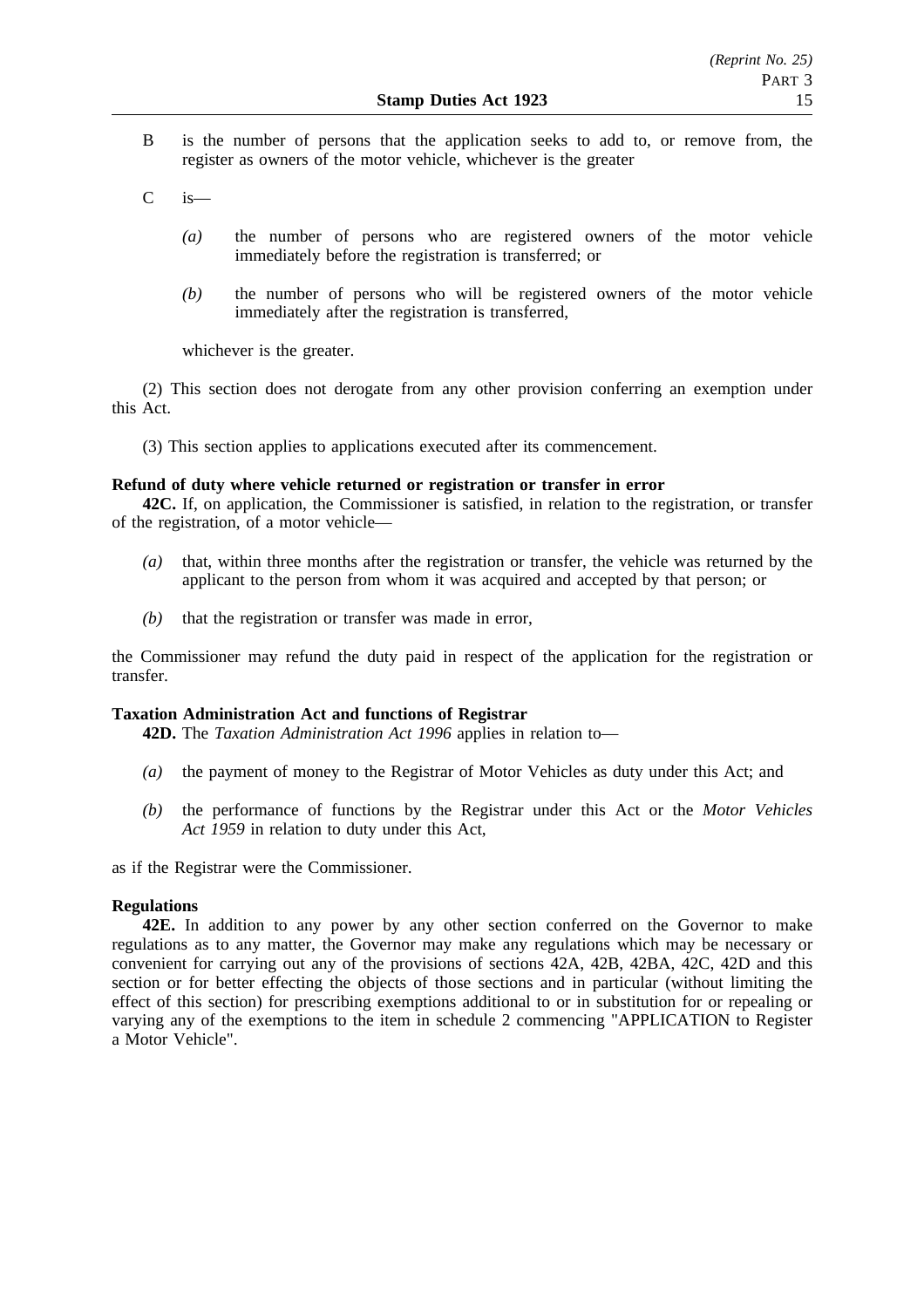B is the number of persons that the application seeks to add to, or remove from, the register as owners of the motor vehicle, whichever is the greater

C is—

*(a)* the number of persons who are registered owners of the motor vehicle immediately before the registration is transferred; or

*(b)* the number of persons who will be registered owners of the motor vehicle immediately after the registration is transferred,

whichever is the greater.

(2) This section does not derogate from any other provision conferring an exemption under this Act.

(3) This section applies to applications executed after its commencement.

**Refund of duty where vehicle returned or registration or transfer in error**

**42C.** If, on application, the Commissioner is satisfied, in relation to the registration, or transfer of the registration, of a motor vehicle—

*(a)* that, within three months after the registration or transfer, the vehicle was returned by the applicant to the person from whom it was acquired and accepted by that person; or

*(b)* that the registration or transfer was made in error,

the Commissioner may refund the duty paid in respect of the application for the registration or transfer.

**Taxation Administration Act and functions of Registrar**

**42D.** The *Taxation Administration Act 1996* applies in relation to—

*(a)* the payment of money to the Registrar of Motor Vehicles as duty under this Act; and

*(b)* the performance of functions by the Registrar under this Act or the *Motor Vehicles Act 1959* in relation to duty under this Act,

as if the Registrar were the Commissioner.

**Regulations**

**42E.** In addition to any power by any other section conferred on the Governor to make regulations as to any matter, the Governor may make any regulations which may be necessary or convenient for carrying out any of the provisions of sections 42A, 42B, 42BA, 42C, 42D and this section or for better effecting the objects of those sections and in particular (without limiting the effect of this section) for prescribing exemptions additional to or in substitution for or repealing or varying any of the exemptions to the item in schedule 2 commencing "APPLICATION to Register a Motor Vehicle".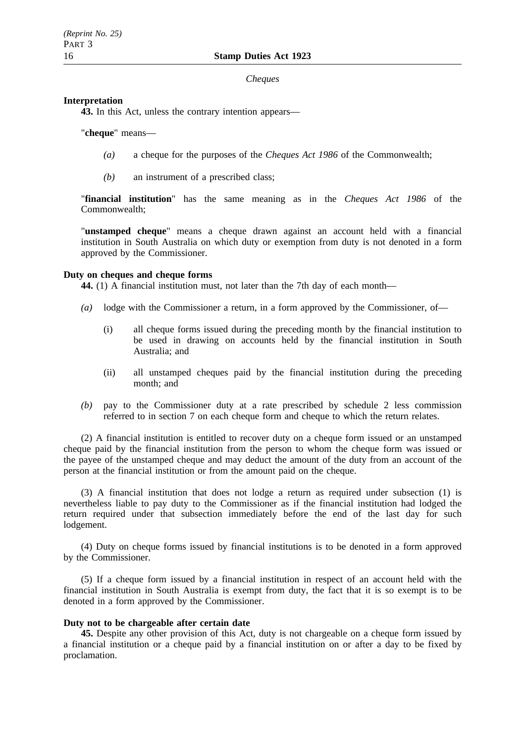*Cheques*

**Interpretation**

**43.** In this Act, unless the contrary intention appears—

"**cheque**" means—

*(a)* a cheque for the purposes of the *Cheques Act 1986* of the Commonwealth;

*(b)* an instrument of a prescribed class;

"**financial institution**" has the same meaning as in the *Cheques Act 1986* of the Commonwealth;

"**unstamped cheque**" means a cheque drawn against an account held with a financial institution in South Australia on which duty or exemption from duty is not denoted in a form approved by the Commissioner.

**Duty on cheques and cheque forms**

**44.** (1) A financial institution must, not later than the 7th day of each month—

*(a)* lodge with the Commissioner a return, in a form approved by the Commissioner, of—

(i) all cheque forms issued during the preceding month by the financial institution to be used in drawing on accounts held by the financial institution in South Australia; and

(ii) all unstamped cheques paid by the financial institution during the preceding month; and

*(b)* pay to the Commissioner duty at a rate prescribed by schedule 2 less commission referred to in section 7 on each cheque form and cheque to which the return relates.

(2) A financial institution is entitled to recover duty on a cheque form issued or an unstamped cheque paid by the financial institution from the person to whom the cheque form was issued or the payee of the unstamped cheque and may deduct the amount of the duty from an account of the person at the financial institution or from the amount paid on the cheque.

(3) A financial institution that does not lodge a return as required under subsection (1) is nevertheless liable to pay duty to the Commissioner as if the financial institution had lodged the return required under that subsection immediately before the end of the last day for such lodgement.

(4) Duty on cheque forms issued by financial institutions is to be denoted in a form approved by the Commissioner.

(5) If a cheque form issued by a financial institution in respect of an account held with the financial institution in South Australia is exempt from duty, the fact that it is so exempt is to be denoted in a form approved by the Commissioner.

**Duty not to be chargeable after certain date**

**45.** Despite any other provision of this Act, duty is not chargeable on a cheque form issued by a financial institution or a cheque paid by a financial institution on or after a day to be fixed by proclamation.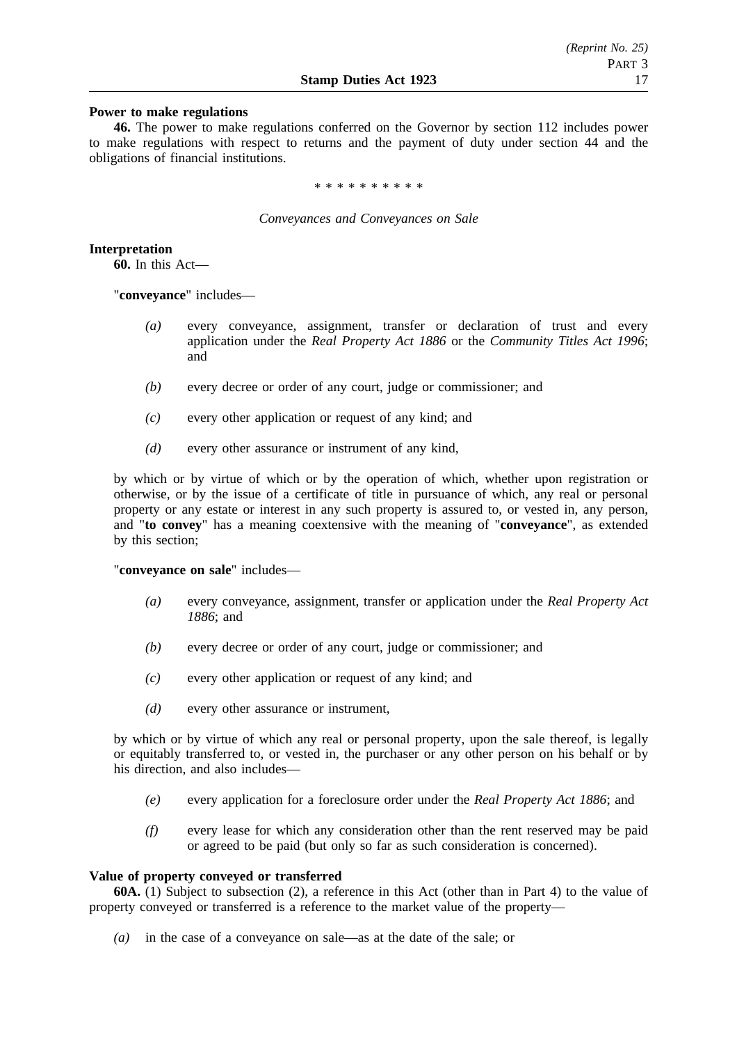**Power to make regulations**

**46.** The power to make regulations conferred on the Governor by section 112 includes power to make regulations with respect to returns and the payment of duty under section 44 and the obligations of financial institutions.

\* \* \* \* \* \* \* \* \* \*

*Conveyances and Conveyances on Sale*

**Interpretation**

**60.** In this Act—

"**conveyance**" includes—

*(a)* every conveyance, assignment, transfer or declaration of trust and every application under the *Real Property Act 1886* or the *Community Titles Act 1996*; and

*(b)* every decree or order of any court, judge or commissioner; and

*(c)* every other application or request of any kind; and

*(d)* every other assurance or instrument of any kind,

by which or by virtue of which or by the operation of which, whether upon registration or otherwise, or by the issue of a certificate of title in pursuance of which, any real or personal property or any estate or interest in any such property is assured to, or vested in, any person, and "**to convey**" has a meaning coextensive with the meaning of "**conveyance**", as extended by this section;

"**conveyance on sale**" includes—

*(a)* every conveyance, assignment, transfer or application under the *Real Property Act 1886*; and

*(b)* every decree or order of any court, judge or commissioner; and

*(c)* every other application or request of any kind; and

*(d)* every other assurance or instrument,

by which or by virtue of which any real or personal property, upon the sale thereof, is legally or equitably transferred to, or vested in, the purchaser or any other person on his behalf or by his direction, and also includes—

*(e)* every application for a foreclosure order under the *Real Property Act 1886*; and

*(f)* every lease for which any consideration other than the rent reserved may be paid or agreed to be paid (but only so far as such consideration is concerned).

**Value of property conveyed or transferred**

**60A.** (1) Subject to subsection (2), a reference in this Act (other than in Part 4) to the value of property conveyed or transferred is a reference to the market value of the property—

*(a)* in the case of a conveyance on sale—as at the date of the sale; or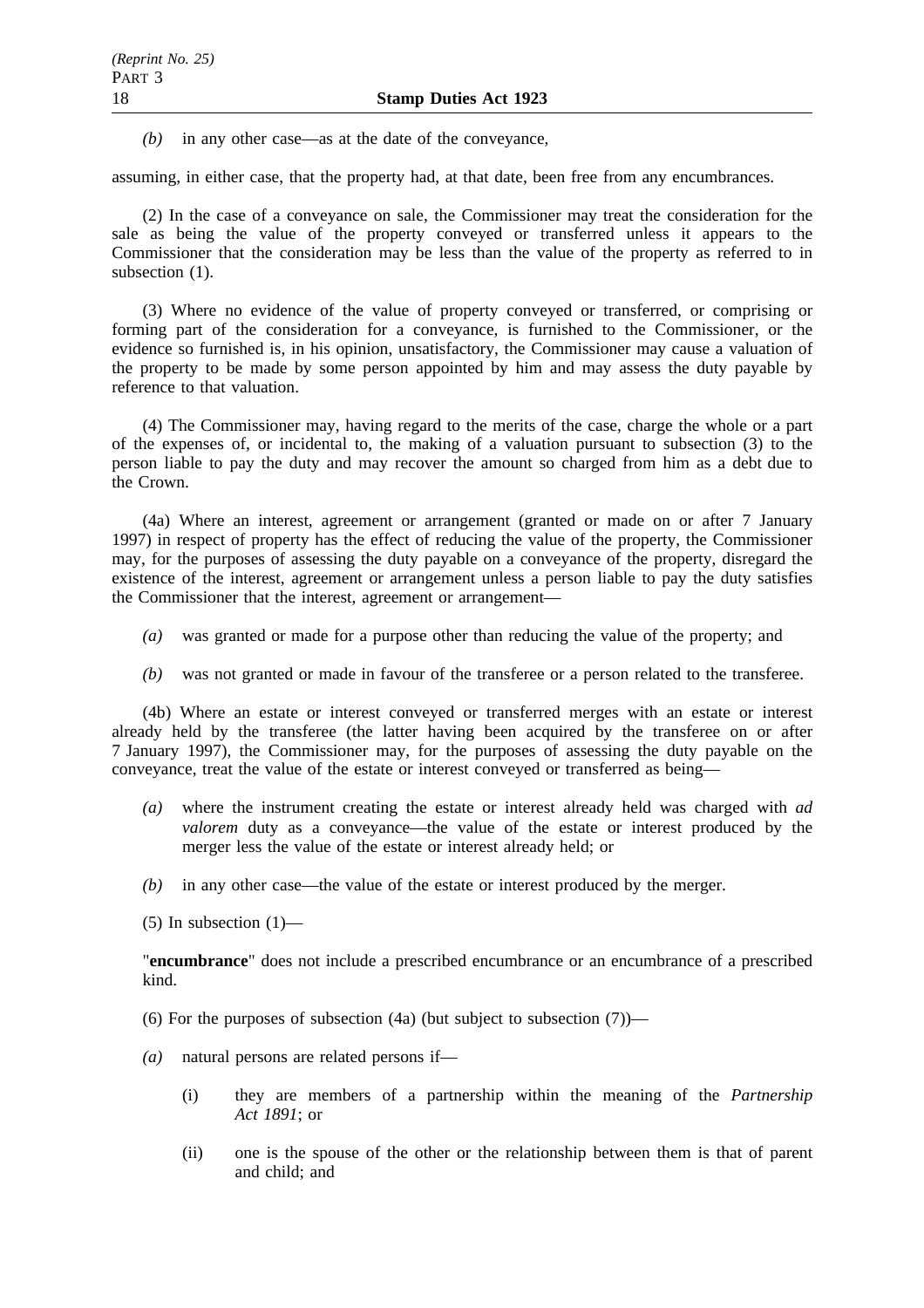*(b)* in any other case—as at the date of the conveyance,

assuming, in either case, that the property had, at that date, been free from any encumbrances.

(2) In the case of a conveyance on sale, the Commissioner may treat the consideration for the sale as being the value of the property conveyed or transferred unless it appears to the Commissioner that the consideration may be less than the value of the property as referred to in subsection (1).

(3) Where no evidence of the value of property conveyed or transferred, or comprising or forming part of the consideration for a conveyance, is furnished to the Commissioner, or the evidence so furnished is, in his opinion, unsatisfactory, the Commissioner may cause a valuation of the property to be made by some person appointed by him and may assess the duty payable by reference to that valuation.

(4) The Commissioner may, having regard to the merits of the case, charge the whole or a part of the expenses of, or incidental to, the making of a valuation pursuant to subsection (3) to the person liable to pay the duty and may recover the amount so charged from him as a debt due to the Crown.

(4a) Where an interest, agreement or arrangement (granted or made on or after 7 January 1997) in respect of property has the effect of reducing the value of the property, the Commissioner may, for the purposes of assessing the duty payable on a conveyance of the property, disregard the existence of the interest, agreement or arrangement unless a person liable to pay the duty satisfies the Commissioner that the interest, agreement or arrangement—

*(a)* was granted or made for a purpose other than reducing the value of the property; and

*(b)* was not granted or made in favour of the transferee or a person related to the transferee.

(4b) Where an estate or interest conveyed or transferred merges with an estate or interest already held by the transferee (the latter having been acquired by the transferee on or after 7 January 1997), the Commissioner may, for the purposes of assessing the duty payable on the conveyance, treat the value of the estate or interest conveyed or transferred as being—

*(a)* where the instrument creating the estate or interest already held was charged with *ad valorem* duty as a conveyance—the value of the estate or interest produced by the merger less the value of the estate or interest already held; or

*(b)* in any other case—the value of the estate or interest produced by the merger.

(5) In subsection (1)—

"**encumbrance**" does not include a prescribed encumbrance or an encumbrance of a prescribed kind.

(6) For the purposes of subsection (4a) (but subject to subsection (7))—

*(a)* natural persons are related persons if—

(i) they are members of a partnership within the meaning of the *Partnership Act 1891*; or

(ii) one is the spouse of the other or the relationship between them is that of parent and child; and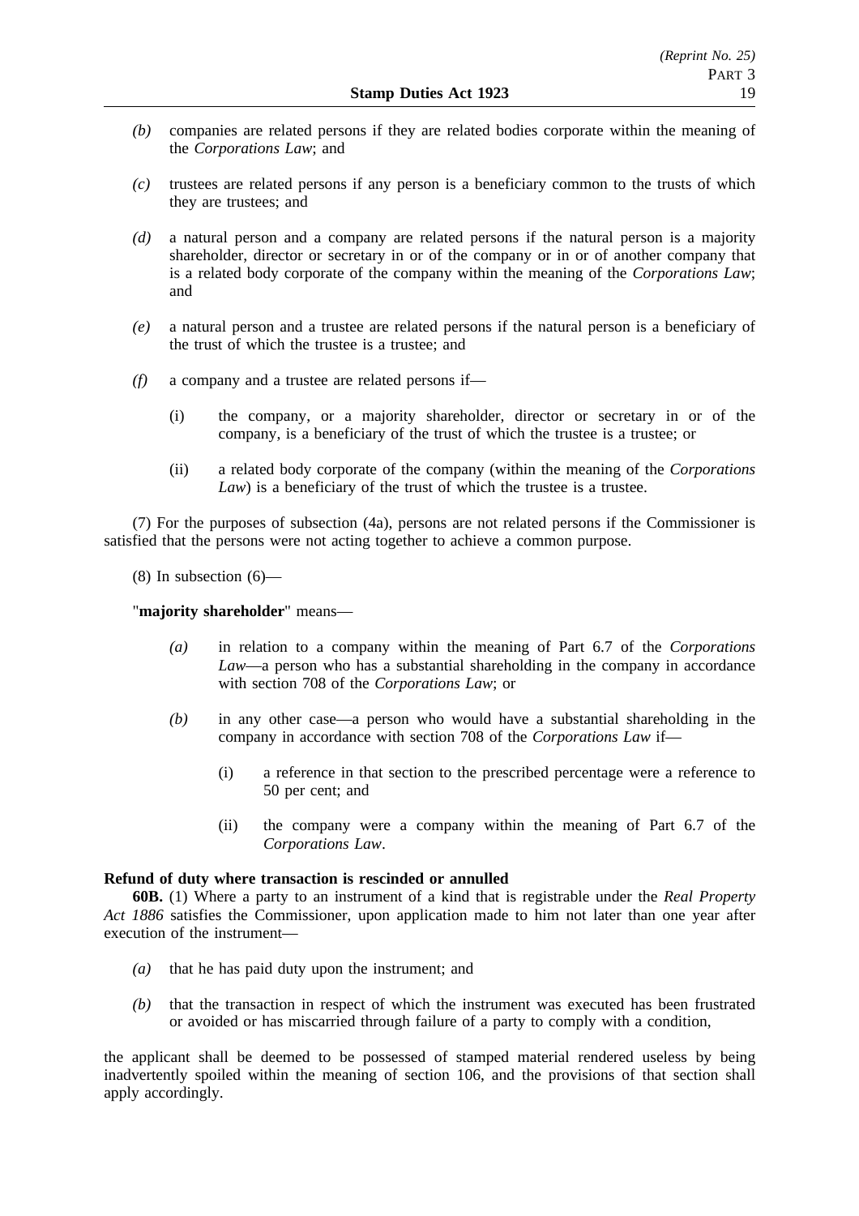*(b)* companies are related persons if they are related bodies corporate within the meaning of the *Corporations Law*; and

*(c)* trustees are related persons if any person is a beneficiary common to the trusts of which they are trustees; and

*(d)* a natural person and a company are related persons if the natural person is a majority shareholder, director or secretary in or of the company or in or of another company that is a related body corporate of the company within the meaning of the *Corporations Law*; and

*(e)* a natural person and a trustee are related persons if the natural person is a beneficiary of the trust of which the trustee is a trustee; and

*(f)* a company and a trustee are related persons if—

(i) the company, or a majority shareholder, director or secretary in or of the company, is a beneficiary of the trust of which the trustee is a trustee; or

(ii) a related body corporate of the company (within the meaning of the *Corporations Law*) is a beneficiary of the trust of which the trustee is a trustee.

(7) For the purposes of subsection (4a), persons are not related persons if the Commissioner is satisfied that the persons were not acting together to achieve a common purpose.

(8) In subsection (6)—

"**majority shareholder**" means—

*(a)* in relation to a company within the meaning of Part 6.7 of the *Corporations Law*—a person who has a substantial shareholding in the company in accordance with section 708 of the *Corporations Law*; or

*(b)* in any other case—a person who would have a substantial shareholding in the company in accordance with section 708 of the *Corporations Law* if—

(i) a reference in that section to the prescribed percentage were a reference to 50 per cent; and

(ii) the company were a company within the meaning of Part 6.7 of the *Corporations Law*.

**Refund of duty where transaction is rescinded or annulled**

**60B.** (1) Where a party to an instrument of a kind that is registrable under the *Real Property Act 1886* satisfies the Commissioner, upon application made to him not later than one year after execution of the instrument—

*(a)* that he has paid duty upon the instrument; and

*(b)* that the transaction in respect of which the instrument was executed has been frustrated or avoided or has miscarried through failure of a party to comply with a condition,

the applicant shall be deemed to be possessed of stamped material rendered useless by being inadvertently spoiled within the meaning of section 106, and the provisions of that section shall apply accordingly.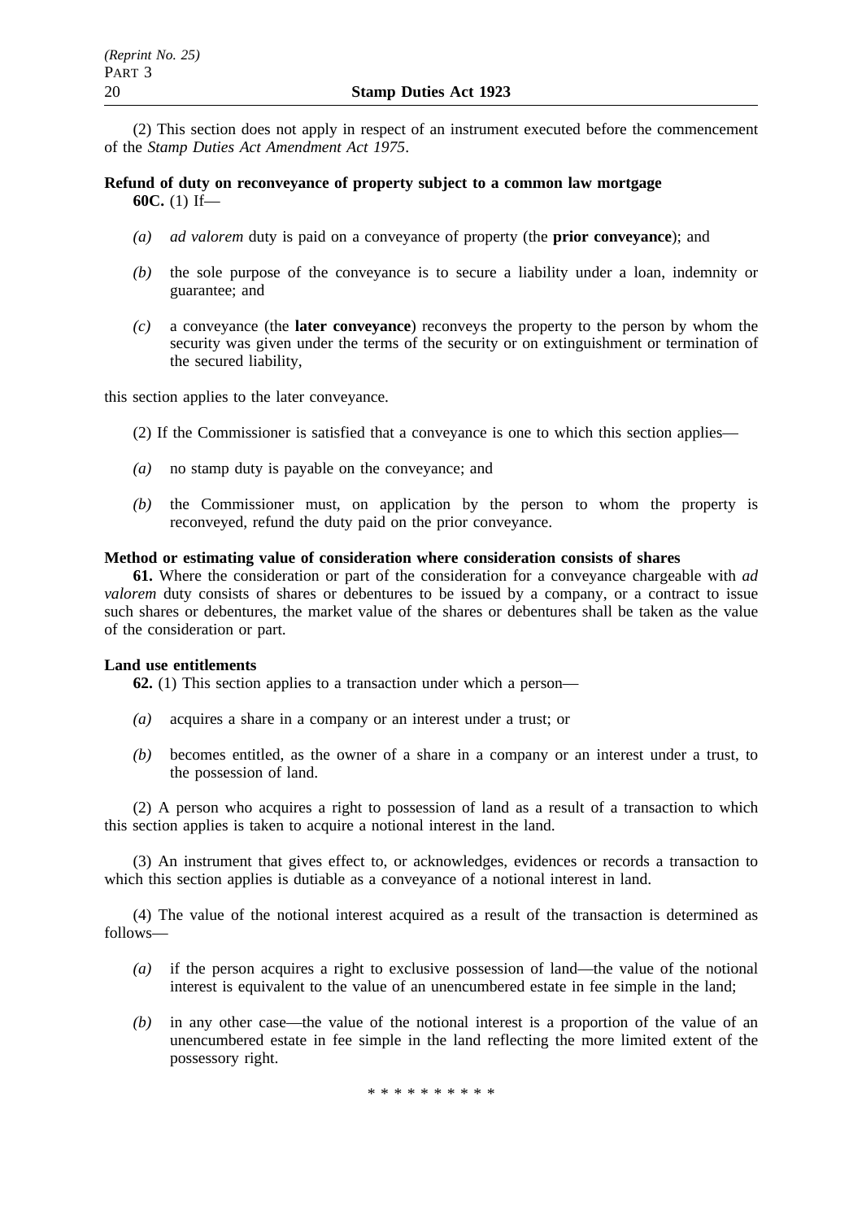(2) This section does not apply in respect of an instrument executed before the commencement of the *Stamp Duties Act Amendment Act 1975*.

**Refund of duty on reconveyance of property subject to a common law mortgage**

**60C.** (1) If—

*(a)* *ad valorem* duty is paid on a conveyance of property (the **prior conveyance**); and

*(b)* the sole purpose of the conveyance is to secure a liability under a loan, indemnity or guarantee; and

*(c)* a conveyance (the **later conveyance**) reconveys the property to the person by whom the security was given under the terms of the security or on extinguishment or termination of the secured liability,

this section applies to the later conveyance.

(2) If the Commissioner is satisfied that a conveyance is one to which this section applies—

*(a)* no stamp duty is payable on the conveyance; and

*(b)* the Commissioner must, on application by the person to whom the property is reconveyed, refund the duty paid on the prior conveyance.

**Method or estimating value of consideration where consideration consists of shares**

**61.** Where the consideration or part of the consideration for a conveyance chargeable with *ad valorem* duty consists of shares or debentures to be issued by a company, or a contract to issue such shares or debentures, the market value of the shares or debentures shall be taken as the value of the consideration or part.

**Land use entitlements**

**62.** (1) This section applies to a transaction under which a person—

*(a)* acquires a share in a company or an interest under a trust; or

*(b)* becomes entitled, as the owner of a share in a company or an interest under a trust, to the possession of land.

(2) A person who acquires a right to possession of land as a result of a transaction to which this section applies is taken to acquire a notional interest in the land.

(3) An instrument that gives effect to, or acknowledges, evidences or records a transaction to which this section applies is dutiable as a conveyance of a notional interest in land.

(4) The value of the notional interest acquired as a result of the transaction is determined as follows—

*(a)* if the person acquires a right to exclusive possession of land—the value of the notional interest is equivalent to the value of an unencumbered estate in fee simple in the land;

*(b)* in any other case—the value of the notional interest is a proportion of the value of an unencumbered estate in fee simple in the land reflecting the more limited extent of the possessory right.

\* \* \* \* \* \* \* \* \* \*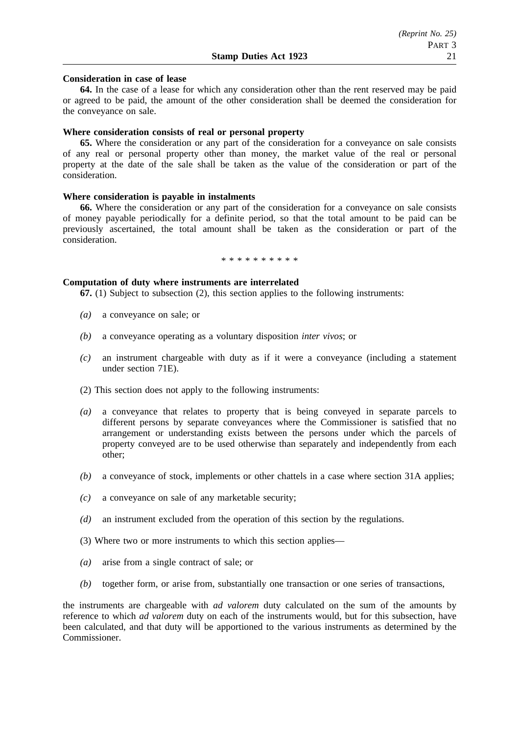**Consideration in case of lease**

**64.** In the case of a lease for which any consideration other than the rent reserved may be paid or agreed to be paid, the amount of the other consideration shall be deemed the consideration for the conveyance on sale.

**Where consideration consists of real or personal property**

**65.** Where the consideration or any part of the consideration for a conveyance on sale consists of any real or personal property other than money, the market value of the real or personal property at the date of the sale shall be taken as the value of the consideration or part of the consideration.

**Where consideration is payable in instalments**

**66.** Where the consideration or any part of the consideration for a conveyance on sale consists of money payable periodically for a definite period, so that the total amount to be paid can be previously ascertained, the total amount shall be taken as the consideration or part of the consideration.

\* \* \* \* \* \* \* \* \* \*

**Computation of duty where instruments are interrelated**

**67.** (1) Subject to subsection (2), this section applies to the following instruments:

*(a)* a conveyance on sale; or

*(b)* a conveyance operating as a voluntary disposition *inter vivos*; or

*(c)* an instrument chargeable with duty as if it were a conveyance (including a statement under section 71E).

(2) This section does not apply to the following instruments:

*(a)* a conveyance that relates to property that is being conveyed in separate parcels to different persons by separate conveyances where the Commissioner is satisfied that no arrangement or understanding exists between the persons under which the parcels of property conveyed are to be used otherwise than separately and independently from each other;

*(b)* a conveyance of stock, implements or other chattels in a case where section 31A applies;

*(c)* a conveyance on sale of any marketable security;

*(d)* an instrument excluded from the operation of this section by the regulations.

(3) Where two or more instruments to which this section applies—

*(a)* arise from a single contract of sale; or

*(b)* together form, or arise from, substantially one transaction or one series of transactions,

the instruments are chargeable with *ad valorem* duty calculated on the sum of the amounts by reference to which *ad valorem* duty on each of the instruments would, but for this subsection, have been calculated, and that duty will be apportioned to the various instruments as determined by the Commissioner.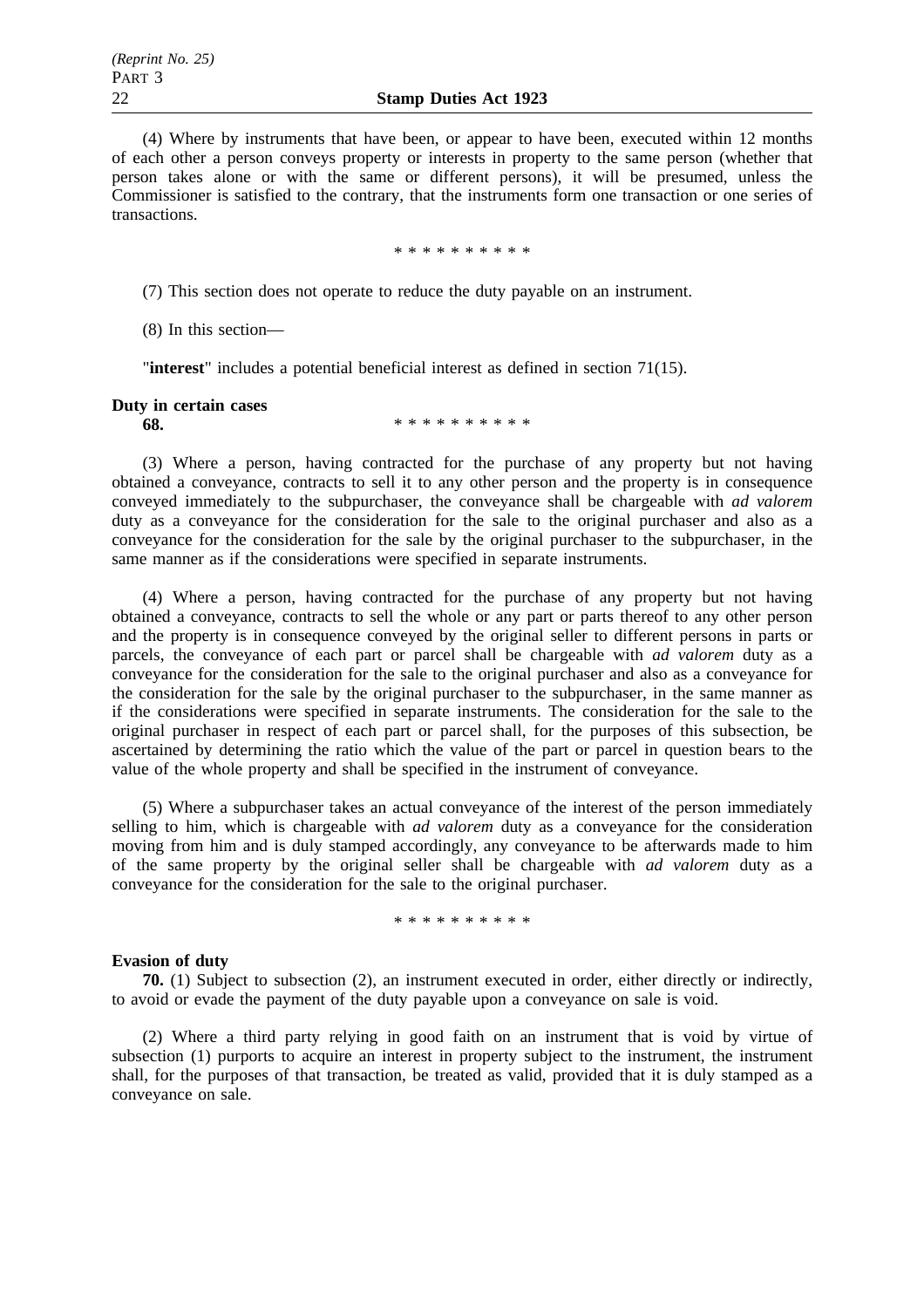(4) Where by instruments that have been, or appear to have been, executed within 12 months of each other a person conveys property or interests in property to the same person (whether that person takes alone or with the same or different persons), it will be presumed, unless the Commissioner is satisfied to the contrary, that the instruments form one transaction or one series of transactions.

\* \* \* \* \* \* \* \* \* \*

(7) This section does not operate to reduce the duty payable on an instrument.

(8) In this section—

"**interest**" includes a potential beneficial interest as defined in section 71(15).

**Duty in certain cases**

**68.** \* \* \* \* \* \* \* \* \* \*

(3) Where a person, having contracted for the purchase of any property but not having obtained a conveyance, contracts to sell it to any other person and the property is in consequence conveyed immediately to the subpurchaser, the conveyance shall be chargeable with *ad valorem* duty as a conveyance for the consideration for the sale to the original purchaser and also as a conveyance for the consideration for the sale by the original purchaser to the subpurchaser, in the same manner as if the considerations were specified in separate instruments.

(4) Where a person, having contracted for the purchase of any property but not having obtained a conveyance, contracts to sell the whole or any part or parts thereof to any other person and the property is in consequence conveyed by the original seller to different persons in parts or parcels, the conveyance of each part or parcel shall be chargeable with *ad valorem* duty as a conveyance for the consideration for the sale to the original purchaser and also as a conveyance for the consideration for the sale by the original purchaser to the subpurchaser, in the same manner as if the considerations were specified in separate instruments. The consideration for the sale to the original purchaser in respect of each part or parcel shall, for the purposes of this subsection, be ascertained by determining the ratio which the value of the part or parcel in question bears to the value of the whole property and shall be specified in the instrument of conveyance.

(5) Where a subpurchaser takes an actual conveyance of the interest of the person immediately selling to him, which is chargeable with *ad valorem* duty as a conveyance for the consideration moving from him and is duly stamped accordingly, any conveyance to be afterwards made to him of the same property by the original seller shall be chargeable with *ad valorem* duty as a conveyance for the consideration for the sale to the original purchaser.

\* \* \* \* \* \* \* \* \* \*

**Evasion of duty**

**70.** (1) Subject to subsection (2), an instrument executed in order, either directly or indirectly, to avoid or evade the payment of the duty payable upon a conveyance on sale is void.

(2) Where a third party relying in good faith on an instrument that is void by virtue of subsection (1) purports to acquire an interest in property subject to the instrument, the instrument shall, for the purposes of that transaction, be treated as valid, provided that it is duly stamped as a conveyance on sale.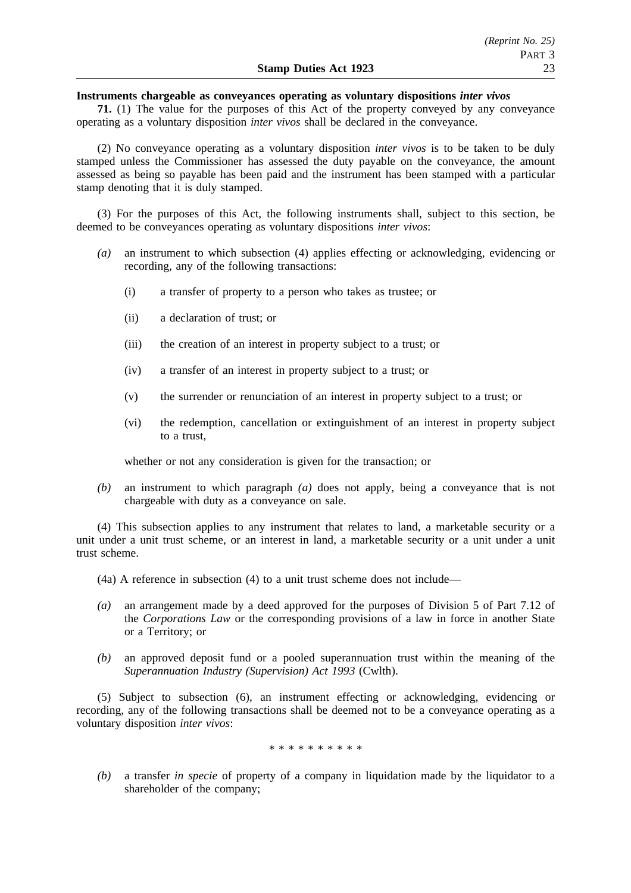**Instruments chargeable as conveyances operating as voluntary dispositions *inter vivos***

**71.** (1) The value for the purposes of this Act of the property conveyed by any conveyance operating as a voluntary disposition *inter vivos* shall be declared in the conveyance.

(2) No conveyance operating as a voluntary disposition *inter vivos* is to be taken to be duly stamped unless the Commissioner has assessed the duty payable on the conveyance, the amount assessed as being so payable has been paid and the instrument has been stamped with a particular stamp denoting that it is duly stamped.

(3) For the purposes of this Act, the following instruments shall, subject to this section, be deemed to be conveyances operating as voluntary dispositions *inter vivos*:

*(a)* an instrument to which subsection (4) applies effecting or acknowledging, evidencing or recording, any of the following transactions:

(i) a transfer of property to a person who takes as trustee; or

(ii) a declaration of trust; or

(iii) the creation of an interest in property subject to a trust; or

(iv) a transfer of an interest in property subject to a trust; or

(v) the surrender or renunciation of an interest in property subject to a trust; or

(vi) the redemption, cancellation or extinguishment of an interest in property subject to a trust,

whether or not any consideration is given for the transaction; or

*(b)* an instrument to which paragraph *(a)* does not apply, being a conveyance that is not chargeable with duty as a conveyance on sale.

(4) This subsection applies to any instrument that relates to land, a marketable security or a unit under a unit trust scheme, or an interest in land, a marketable security or a unit under a unit trust scheme.

(4a) A reference in subsection (4) to a unit trust scheme does not include—

*(a)* an arrangement made by a deed approved for the purposes of Division 5 of Part 7.12 of the *Corporations Law* or the corresponding provisions of a law in force in another State or a Territory; or

*(b)* an approved deposit fund or a pooled superannuation trust within the meaning of the *Superannuation Industry (Supervision) Act 1993* (Cwlth).

(5) Subject to subsection (6), an instrument effecting or acknowledging, evidencing or recording, any of the following transactions shall be deemed not to be a conveyance operating as a voluntary disposition *inter vivos*:

\* \* \* \* \* \* \* \* \* \*

*(b)* a transfer *in specie* of property of a company in liquidation made by the liquidator to a shareholder of the company;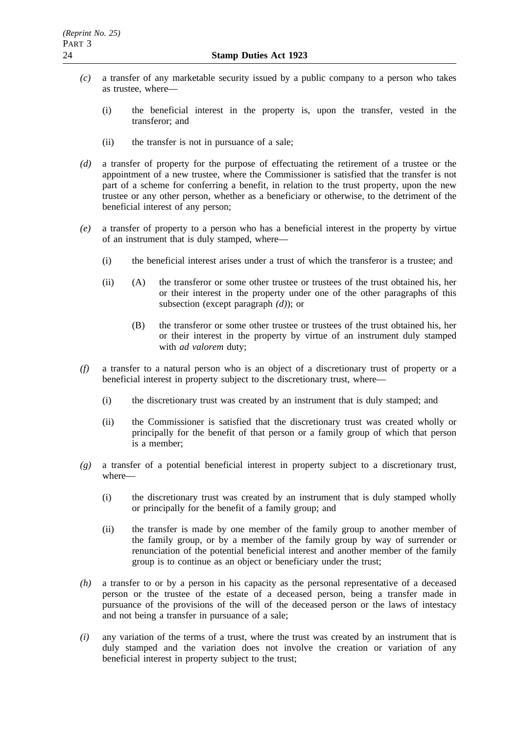*(c)* a transfer of any marketable security issued by a public company to a person who takes as trustee, where—

(i) the beneficial interest in the property is, upon the transfer, vested in the transferor; and

(ii) the transfer is not in pursuance of a sale;

*(d)* a transfer of property for the purpose of effectuating the retirement of a trustee or the appointment of a new trustee, where the Commissioner is satisfied that the transfer is not part of a scheme for conferring a benefit, in relation to the trust property, upon the new trustee or any other person, whether as a beneficiary or otherwise, to the detriment of the beneficial interest of any person;

*(e)* a transfer of property to a person who has a beneficial interest in the property by virtue of an instrument that is duly stamped, where—

(i) the beneficial interest arises under a trust of which the transferor is a trustee; and

(ii) (A) the transferor or some other trustee or trustees of the trust obtained his, her or their interest in the property under one of the other paragraphs of this subsection (except paragraph *(d)*); or

(B) the transferor or some other trustee or trustees of the trust obtained his, her or their interest in the property by virtue of an instrument duly stamped with *ad valorem* duty;

*(f)* a transfer to a natural person who is an object of a discretionary trust of property or a beneficial interest in property subject to the discretionary trust, where—

(i) the discretionary trust was created by an instrument that is duly stamped; and

(ii) the Commissioner is satisfied that the discretionary trust was created wholly or principally for the benefit of that person or a family group of which that person is a member;

*(g)* a transfer of a potential beneficial interest in property subject to a discretionary trust, where—

(i) the discretionary trust was created by an instrument that is duly stamped wholly or principally for the benefit of a family group; and

(ii) the transfer is made by one member of the family group to another member of the family group, or by a member of the family group by way of surrender or renunciation of the potential beneficial interest and another member of the family group is to continue as an object or beneficiary under the trust;

*(h)* a transfer to or by a person in his capacity as the personal representative of a deceased person or the trustee of the estate of a deceased person, being a transfer made in pursuance of the provisions of the will of the deceased person or the laws of intestacy and not being a transfer in pursuance of a sale;

*(i)* any variation of the terms of a trust, where the trust was created by an instrument that is duly stamped and the variation does not involve the creation or variation of any beneficial interest in property subject to the trust;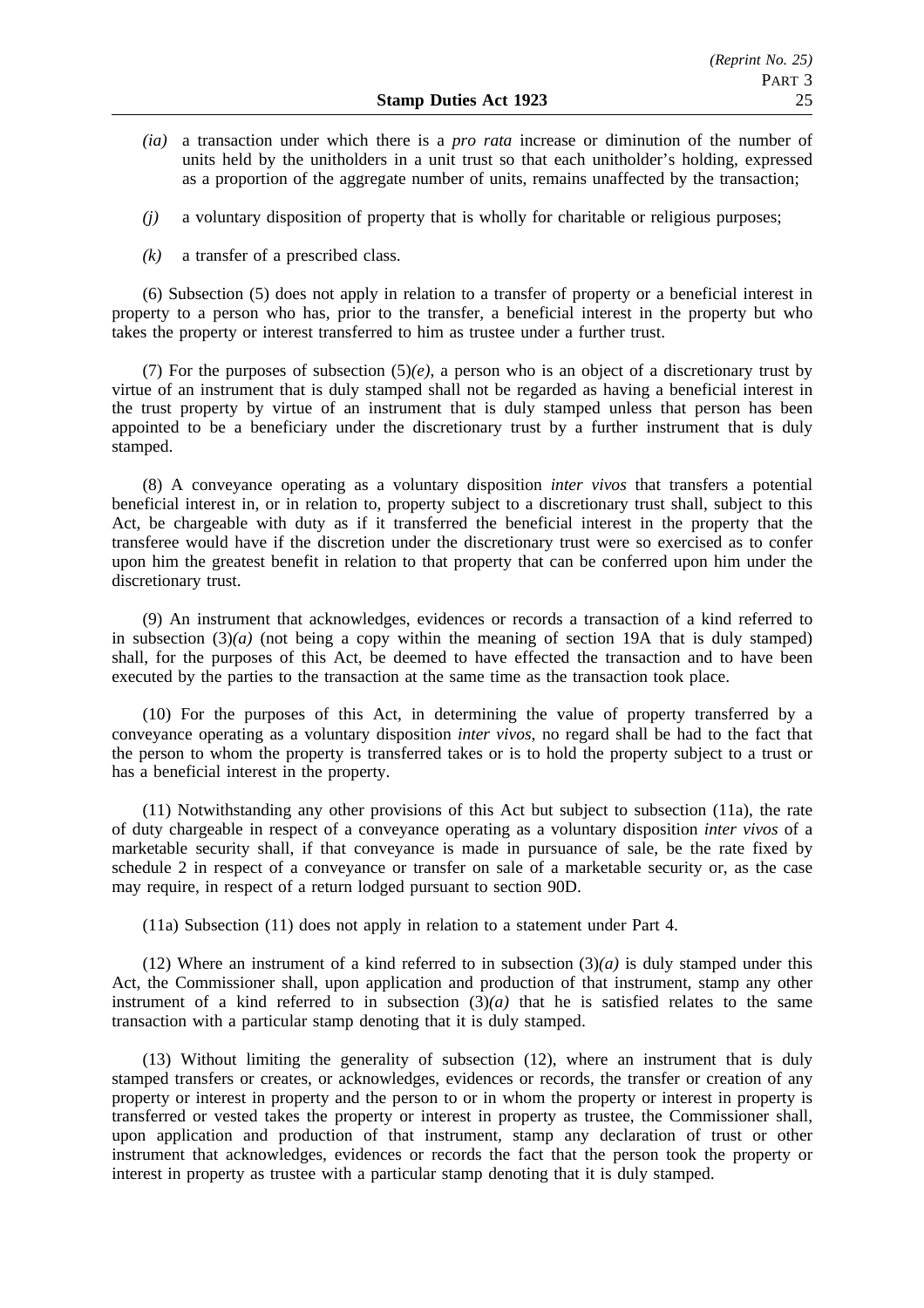*(ia)* a transaction under which there is a *pro rata* increase or diminution of the number of units held by the unitholders in a unit trust so that each unitholder's holding, expressed as a proportion of the aggregate number of units, remains unaffected by the transaction;

*(j)* a voluntary disposition of property that is wholly for charitable or religious purposes;

*(k)* a transfer of a prescribed class.

(6) Subsection (5) does not apply in relation to a transfer of property or a beneficial interest in property to a person who has, prior to the transfer, a beneficial interest in the property but who takes the property or interest transferred to him as trustee under a further trust.

(7) For the purposes of subsection (5)*(e)*, a person who is an object of a discretionary trust by virtue of an instrument that is duly stamped shall not be regarded as having a beneficial interest in the trust property by virtue of an instrument that is duly stamped unless that person has been appointed to be a beneficiary under the discretionary trust by a further instrument that is duly stamped.

(8) A conveyance operating as a voluntary disposition *inter vivos* that transfers a potential beneficial interest in, or in relation to, property subject to a discretionary trust shall, subject to this Act, be chargeable with duty as if it transferred the beneficial interest in the property that the transferee would have if the discretion under the discretionary trust were so exercised as to confer upon him the greatest benefit in relation to that property that can be conferred upon him under the discretionary trust.

(9) An instrument that acknowledges, evidences or records a transaction of a kind referred to in subsection (3)*(a)* (not being a copy within the meaning of section 19A that is duly stamped) shall, for the purposes of this Act, be deemed to have effected the transaction and to have been executed by the parties to the transaction at the same time as the transaction took place.

(10) For the purposes of this Act, in determining the value of property transferred by a conveyance operating as a voluntary disposition *inter vivos*, no regard shall be had to the fact that the person to whom the property is transferred takes or is to hold the property subject to a trust or has a beneficial interest in the property.

(11) Notwithstanding any other provisions of this Act but subject to subsection (11a), the rate of duty chargeable in respect of a conveyance operating as a voluntary disposition *inter vivos* of a marketable security shall, if that conveyance is made in pursuance of sale, be the rate fixed by schedule 2 in respect of a conveyance or transfer on sale of a marketable security or, as the case may require, in respect of a return lodged pursuant to section 90D.

(11a) Subsection (11) does not apply in relation to a statement under Part 4.

(12) Where an instrument of a kind referred to in subsection (3)*(a)* is duly stamped under this Act, the Commissioner shall, upon application and production of that instrument, stamp any other instrument of a kind referred to in subsection (3)*(a)* that he is satisfied relates to the same transaction with a particular stamp denoting that it is duly stamped.

(13) Without limiting the generality of subsection (12), where an instrument that is duly stamped transfers or creates, or acknowledges, evidences or records, the transfer or creation of any property or interest in property and the person to or in whom the property or interest in property is transferred or vested takes the property or interest in property as trustee, the Commissioner shall, upon application and production of that instrument, stamp any declaration of trust or other instrument that acknowledges, evidences or records the fact that the person took the property or interest in property as trustee with a particular stamp denoting that it is duly stamped.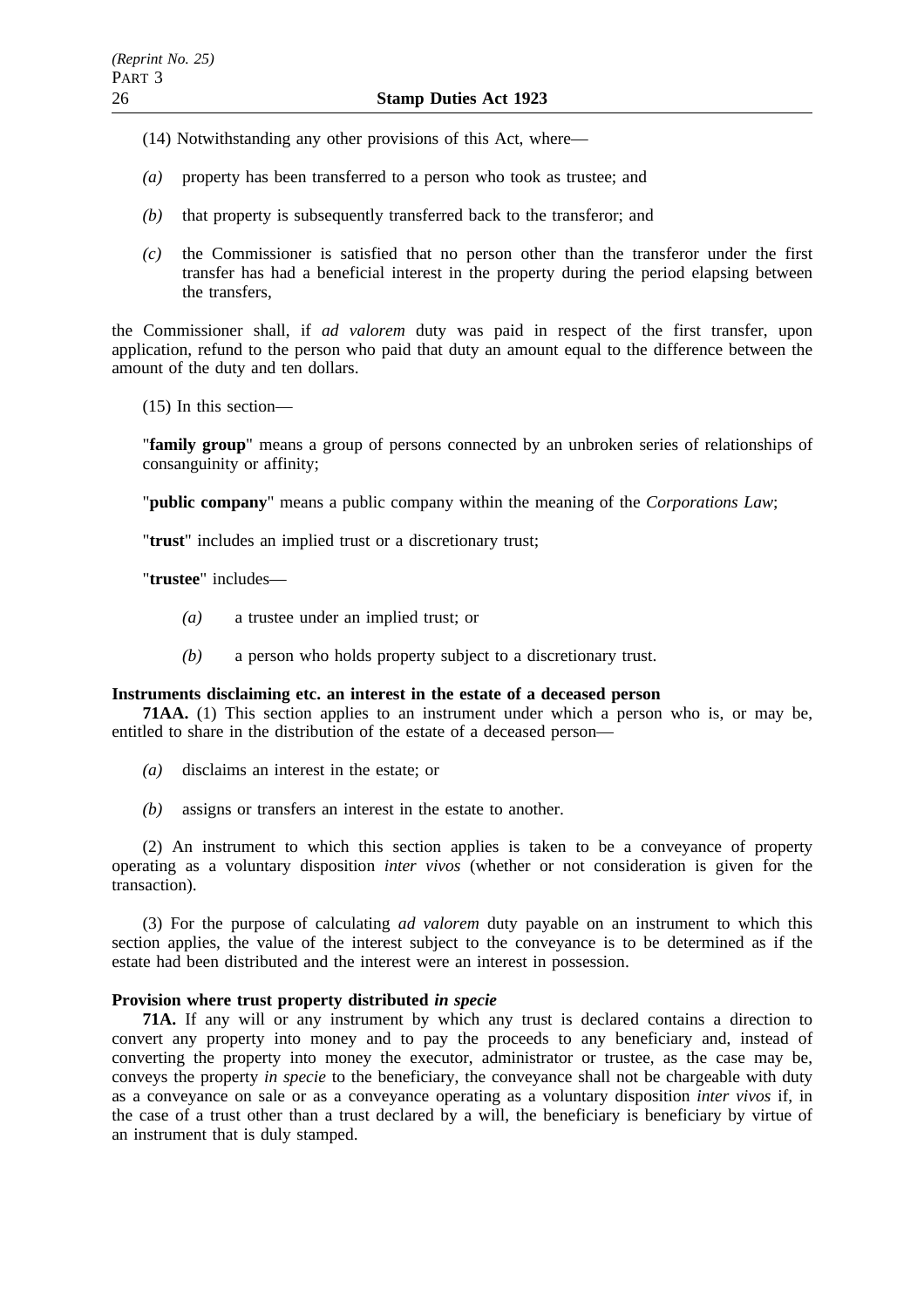(14) Notwithstanding any other provisions of this Act, where—

*(a)* property has been transferred to a person who took as trustee; and

*(b)* that property is subsequently transferred back to the transferor; and

*(c)* the Commissioner is satisfied that no person other than the transferor under the first transfer has had a beneficial interest in the property during the period elapsing between the transfers,

the Commissioner shall, if *ad valorem* duty was paid in respect of the first transfer, upon application, refund to the person who paid that duty an amount equal to the difference between the amount of the duty and ten dollars.

(15) In this section—

"**family group**" means a group of persons connected by an unbroken series of relationships of consanguinity or affinity;

"**public company**" means a public company within the meaning of the *Corporations Law*;

"**trust**" includes an implied trust or a discretionary trust;

"**trustee**" includes—

*(a)* a trustee under an implied trust; or

*(b)* a person who holds property subject to a discretionary trust.

**Instruments disclaiming etc. an interest in the estate of a deceased person**

**71AA.** (1) This section applies to an instrument under which a person who is, or may be, entitled to share in the distribution of the estate of a deceased person—

*(a)* disclaims an interest in the estate; or

*(b)* assigns or transfers an interest in the estate to another.

(2) An instrument to which this section applies is taken to be a conveyance of property operating as a voluntary disposition *inter vivos* (whether or not consideration is given for the transaction).

(3) For the purpose of calculating *ad valorem* duty payable on an instrument to which this section applies, the value of the interest subject to the conveyance is to be determined as if the estate had been distributed and the interest were an interest in possession.

**Provision where trust property distributed *in specie***

**71A.** If any will or any instrument by which any trust is declared contains a direction to convert any property into money and to pay the proceeds to any beneficiary and, instead of converting the property into money the executor, administrator or trustee, as the case may be, conveys the property *in specie* to the beneficiary, the conveyance shall not be chargeable with duty as a conveyance on sale or as a conveyance operating as a voluntary disposition *inter vivos* if, in the case of a trust other than a trust declared by a will, the beneficiary is beneficiary by virtue of an instrument that is duly stamped.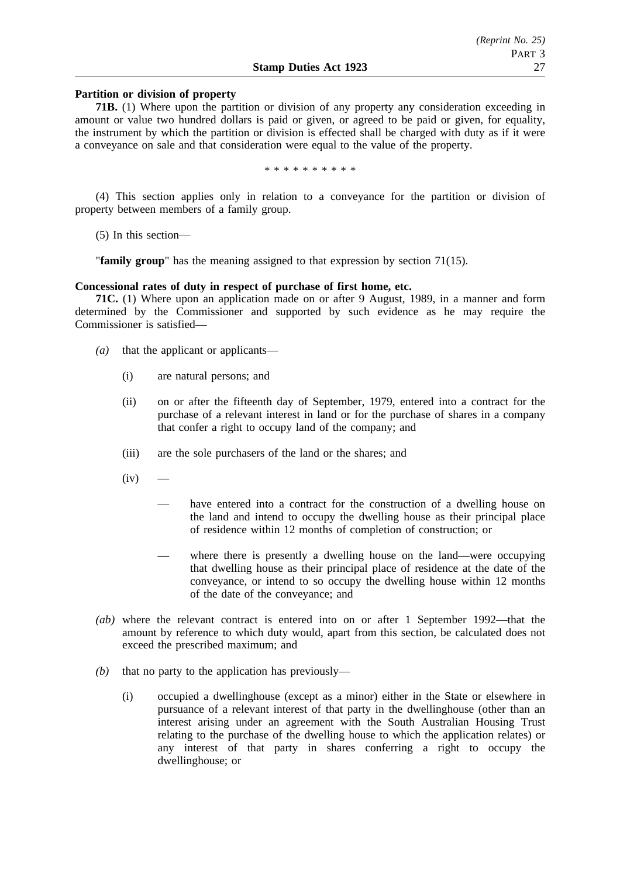**Partition or division of property**

**71B.** (1) Where upon the partition or division of any property any consideration exceeding in amount or value two hundred dollars is paid or given, or agreed to be paid or given, for equality, the instrument by which the partition or division is effected shall be charged with duty as if it were a conveyance on sale and that consideration were equal to the value of the property.

\* \* \* \* \* \* \* \* \* \*

(4) This section applies only in relation to a conveyance for the partition or division of property between members of a family group.

(5) In this section—

"**family group**" has the meaning assigned to that expression by section 71(15).

**Concessional rates of duty in respect of purchase of first home, etc.**

**71C.** (1) Where upon an application made on or after 9 August, 1989, in a manner and form determined by the Commissioner and supported by such evidence as he may require the Commissioner is satisfied—

- *(a)* that the applicant or applicants—
  - (i) are natural persons; and
  - (ii) on or after the fifteenth day of September, 1979, entered into a contract for the purchase of a relevant interest in land or for the purchase of shares in a company that confer a right to occupy land of the company; and
  - (iii) are the sole purchasers of the land or the shares; and
  - (iv) —
    - — have entered into a contract for the construction of a dwelling house on the land and intend to occupy the dwelling house as their principal place of residence within 12 months of completion of construction; or
    - — where there is presently a dwelling house on the land—were occupying that dwelling house as their principal place of residence at the date of the conveyance, or intend to so occupy the dwelling house within 12 months of the date of the conveyance; and
- *(ab)* where the relevant contract is entered into on or after 1 September 1992—that the amount by reference to which duty would, apart from this section, be calculated does not exceed the prescribed maximum; and
- *(b)* that no party to the application has previously—
  - (i) occupied a dwellinghouse (except as a minor) either in the State or elsewhere in pursuance of a relevant interest of that party in the dwellinghouse (other than an interest arising under an agreement with the South Australian Housing Trust relating to the purchase of the dwelling house to which the application relates) or any interest of that party in shares conferring a right to occupy the dwellinghouse; or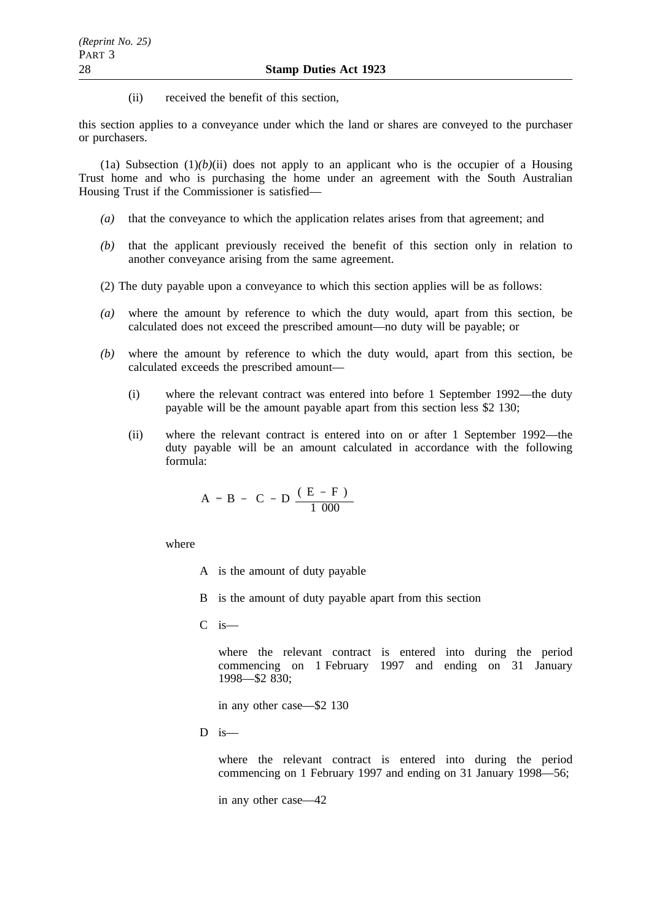(ii) received the benefit of this section,

this section applies to a conveyance under which the land or shares are conveyed to the purchaser or purchasers.

(1a) Subsection (1)*(b)*(ii) does not apply to an applicant who is the occupier of a Housing Trust home and who is purchasing the home under an agreement with the South Australian Housing Trust if the Commissioner is satisfied—

*(a)* that the conveyance to which the application relates arises from that agreement; and

*(b)* that the applicant previously received the benefit of this section only in relation to another conveyance arising from the same agreement.

(2) The duty payable upon a conveyance to which this section applies will be as follows:

*(a)* where the amount by reference to which the duty would, apart from this section, be calculated does not exceed the prescribed amount—no duty will be payable; or

*(b)* where the amount by reference to which the duty would, apart from this section, be calculated exceeds the prescribed amount—

(i) where the relevant contract was entered into before 1 September 1992—the duty payable will be the amount payable apart from this section less $2 130;

(ii) where the relevant contract is entered into on or after 1 September 1992—the duty payable will be an amount calculated in accordance with the following formula:

$$A = B - C - D \frac{(E - F)}{1\ 000}$$

where

A is the amount of duty payable

B is the amount of duty payable apart from this section

C is—

where the relevant contract is entered into during the period commencing on 1 February 1997 and ending on 31 January 1998—$2 830;

in any other case—$2 130

D is—

where the relevant contract is entered into during the period commencing on 1 February 1997 and ending on 31 January 1998—56;

in any other case—42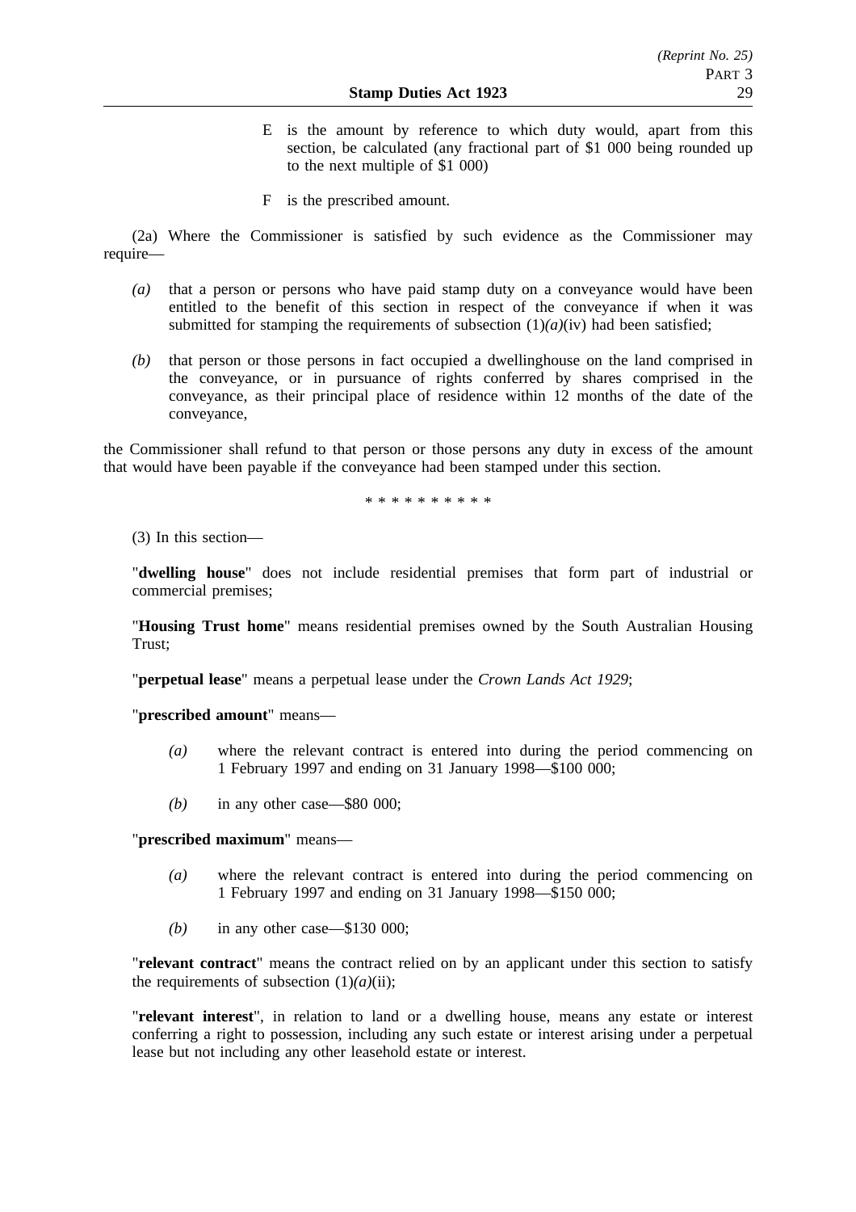E is the amount by reference to which duty would, apart from this section, be calculated (any fractional part of $1 000 being rounded up to the next multiple of $1 000)

F is the prescribed amount.

(2a) Where the Commissioner is satisfied by such evidence as the Commissioner may require—

*(a)* that a person or persons who have paid stamp duty on a conveyance would have been entitled to the benefit of this section in respect of the conveyance if when it was submitted for stamping the requirements of subsection (1)*(a)*(iv) had been satisfied;

*(b)* that person or those persons in fact occupied a dwellinghouse on the land comprised in the conveyance, or in pursuance of rights conferred by shares comprised in the conveyance, as their principal place of residence within 12 months of the date of the conveyance,

the Commissioner shall refund to that person or those persons any duty in excess of the amount that would have been payable if the conveyance had been stamped under this section.

* * * * * * * * * *

(3) In this section—

"**dwelling house**" does not include residential premises that form part of industrial or commercial premises;

"**Housing Trust home**" means residential premises owned by the South Australian Housing Trust;

"**perpetual lease**" means a perpetual lease under the *Crown Lands Act 1929*;

"**prescribed amount**" means—

*(a)* where the relevant contract is entered into during the period commencing on 1 February 1997 and ending on 31 January 1998—$100 000;

*(b)* in any other case—$80 000;

"**prescribed maximum**" means—

*(a)* where the relevant contract is entered into during the period commencing on 1 February 1997 and ending on 31 January 1998—$150 000;

*(b)* in any other case—$130 000;

"**relevant contract**" means the contract relied on by an applicant under this section to satisfy the requirements of subsection (1)*(a)*(ii);

"**relevant interest**", in relation to land or a dwelling house, means any estate or interest conferring a right to possession, including any such estate or interest arising under a perpetual lease but not including any other leasehold estate or interest.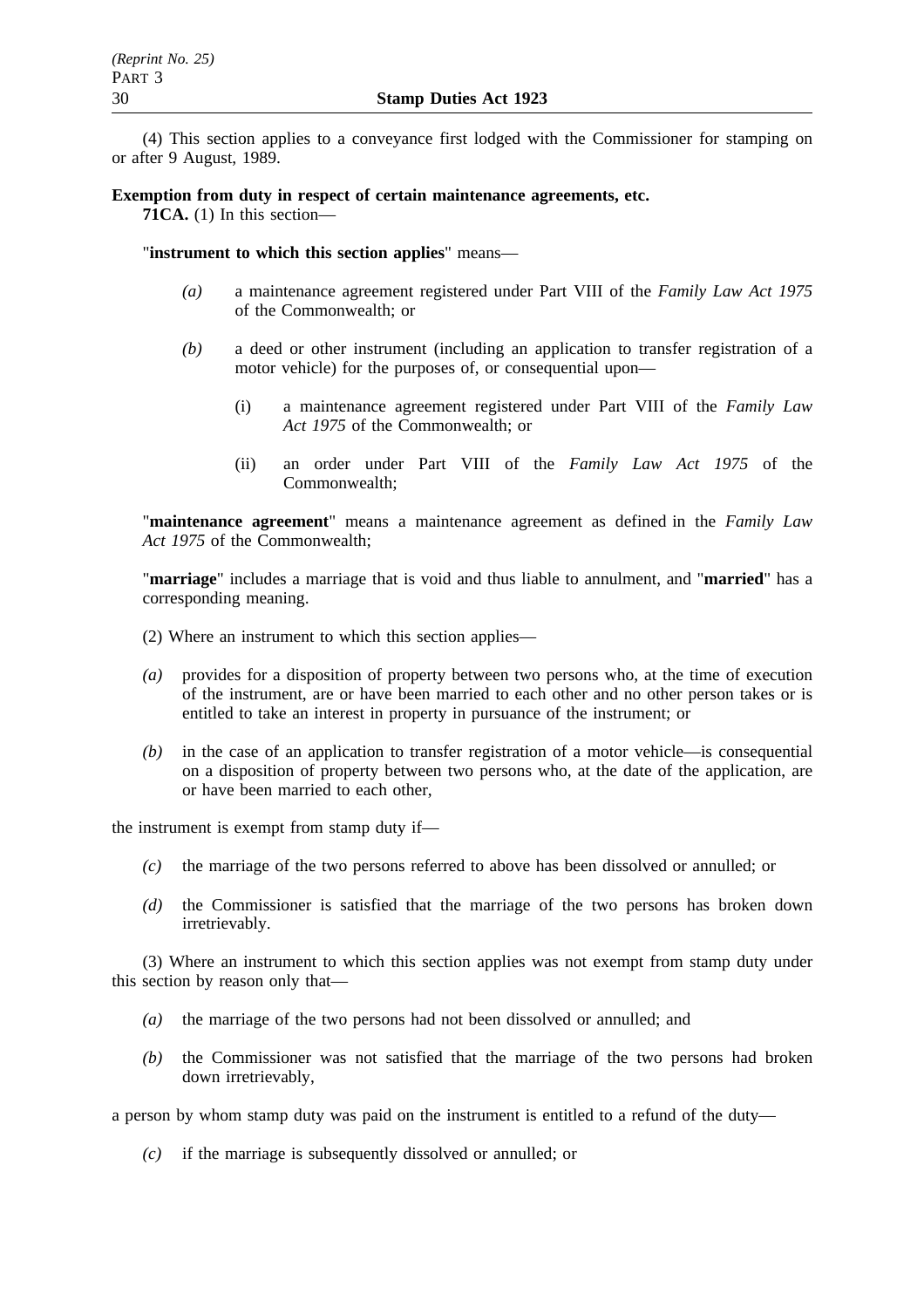(4) This section applies to a conveyance first lodged with the Commissioner for stamping on or after 9 August, 1989.

**Exemption from duty in respect of certain maintenance agreements, etc.**

**71CA.** (1) In this section—

"**instrument to which this section applies**" means—

*(a)* a maintenance agreement registered under Part VIII of the *Family Law Act 1975* of the Commonwealth; or

*(b)* a deed or other instrument (including an application to transfer registration of a motor vehicle) for the purposes of, or consequential upon—

(i) a maintenance agreement registered under Part VIII of the *Family Law Act 1975* of the Commonwealth; or

(ii) an order under Part VIII of the *Family Law Act 1975* of the Commonwealth;

"**maintenance agreement**" means a maintenance agreement as defined in the *Family Law Act 1975* of the Commonwealth;

"**marriage**" includes a marriage that is void and thus liable to annulment, and "**married**" has a corresponding meaning.

(2) Where an instrument to which this section applies—

*(a)* provides for a disposition of property between two persons who, at the time of execution of the instrument, are or have been married to each other and no other person takes or is entitled to take an interest in property in pursuance of the instrument; or

*(b)* in the case of an application to transfer registration of a motor vehicle—is consequential on a disposition of property between two persons who, at the date of the application, are or have been married to each other,

the instrument is exempt from stamp duty if—

*(c)* the marriage of the two persons referred to above has been dissolved or annulled; or

*(d)* the Commissioner is satisfied that the marriage of the two persons has broken down irretrievably.

(3) Where an instrument to which this section applies was not exempt from stamp duty under this section by reason only that—

*(a)* the marriage of the two persons had not been dissolved or annulled; and

*(b)* the Commissioner was not satisfied that the marriage of the two persons had broken down irretrievably,

a person by whom stamp duty was paid on the instrument is entitled to a refund of the duty—

*(c)* if the marriage is subsequently dissolved or annulled; or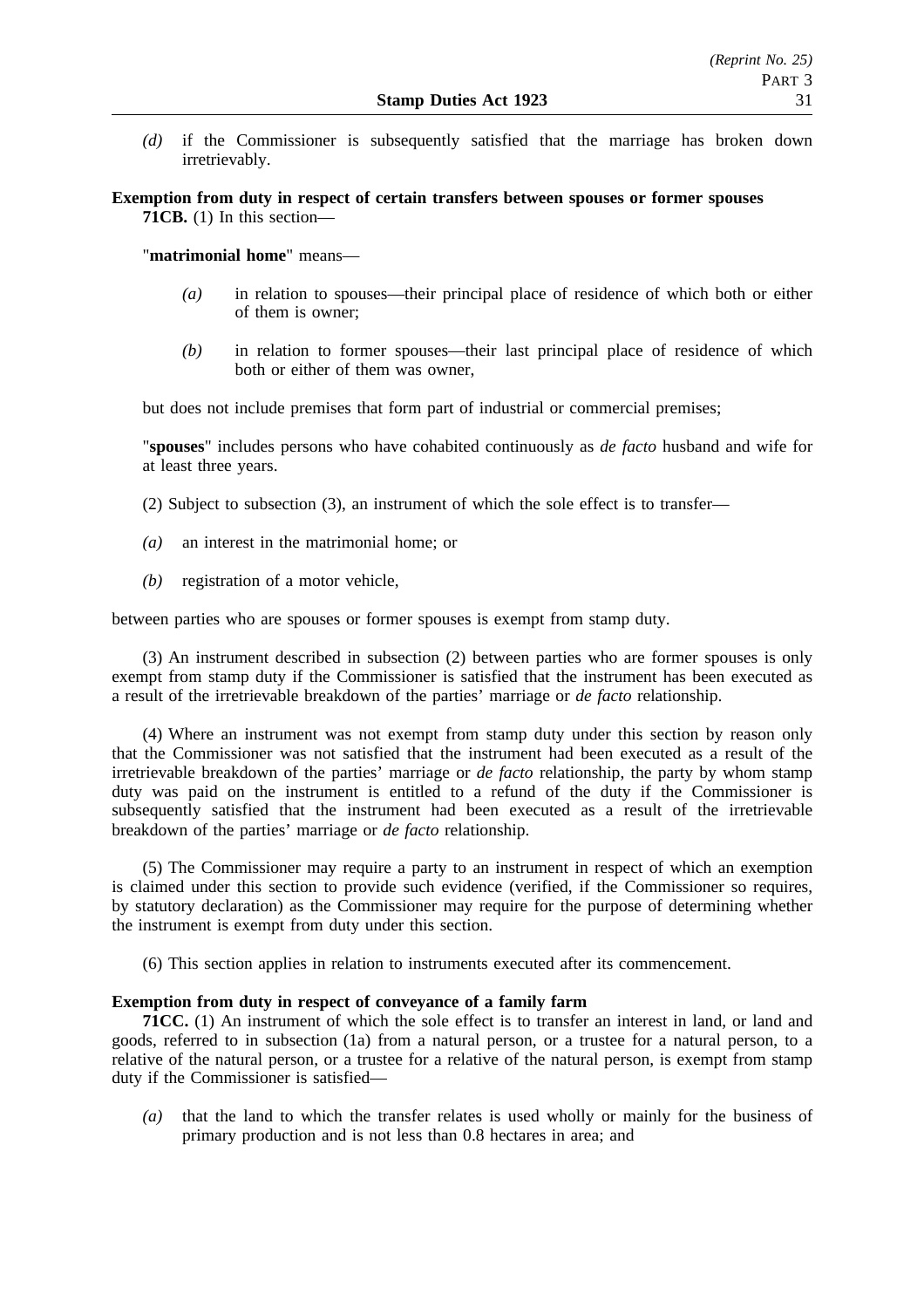*(d)* if the Commissioner is subsequently satisfied that the marriage has broken down irretrievably.

**Exemption from duty in respect of certain transfers between spouses or former spouses**

**71CB.** (1) In this section—

"**matrimonial home**" means—

*(a)* in relation to spouses—their principal place of residence of which both or either of them is owner;

*(b)* in relation to former spouses—their last principal place of residence of which both or either of them was owner,

but does not include premises that form part of industrial or commercial premises;

"**spouses**" includes persons who have cohabited continuously as *de facto* husband and wife for at least three years.

(2) Subject to subsection (3), an instrument of which the sole effect is to transfer—

*(a)* an interest in the matrimonial home; or

*(b)* registration of a motor vehicle,

between parties who are spouses or former spouses is exempt from stamp duty.

(3) An instrument described in subsection (2) between parties who are former spouses is only exempt from stamp duty if the Commissioner is satisfied that the instrument has been executed as a result of the irretrievable breakdown of the parties' marriage or *de facto* relationship.

(4) Where an instrument was not exempt from stamp duty under this section by reason only that the Commissioner was not satisfied that the instrument had been executed as a result of the irretrievable breakdown of the parties' marriage or *de facto* relationship, the party by whom stamp duty was paid on the instrument is entitled to a refund of the duty if the Commissioner is subsequently satisfied that the instrument had been executed as a result of the irretrievable breakdown of the parties' marriage or *de facto* relationship.

(5) The Commissioner may require a party to an instrument in respect of which an exemption is claimed under this section to provide such evidence (verified, if the Commissioner so requires, by statutory declaration) as the Commissioner may require for the purpose of determining whether the instrument is exempt from duty under this section.

(6) This section applies in relation to instruments executed after its commencement.

**Exemption from duty in respect of conveyance of a family farm**

**71CC.** (1) An instrument of which the sole effect is to transfer an interest in land, or land and goods, referred to in subsection (1a) from a natural person, or a trustee for a natural person, to a relative of the natural person, or a trustee for a relative of the natural person, is exempt from stamp duty if the Commissioner is satisfied—

*(a)* that the land to which the transfer relates is used wholly or mainly for the business of primary production and is not less than 0.8 hectares in area; and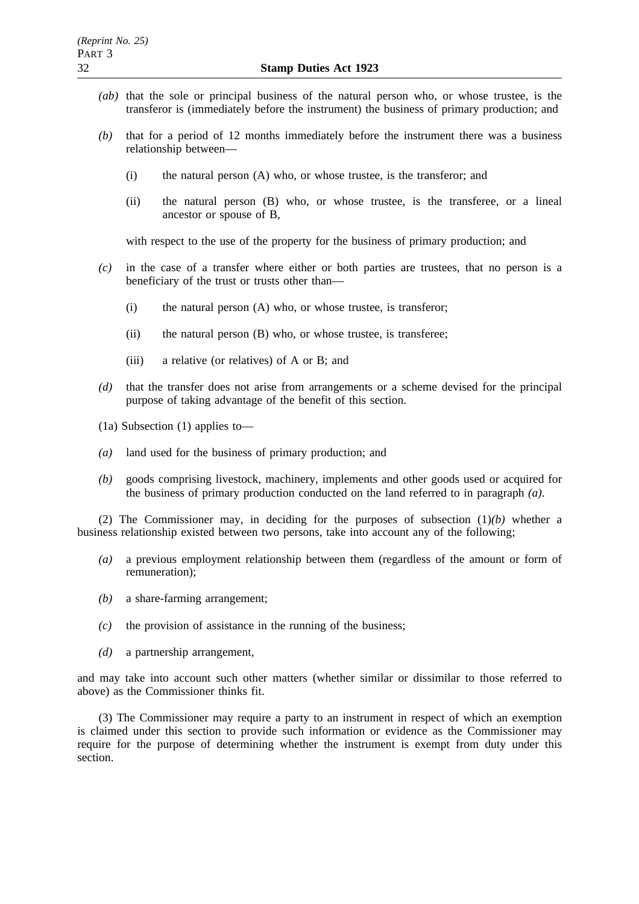*(ab)* that the sole or principal business of the natural person who, or whose trustee, is the transferor is (immediately before the instrument) the business of primary production; and

*(b)* that for a period of 12 months immediately before the instrument there was a business relationship between—

(i) the natural person (A) who, or whose trustee, is the transferor; and

(ii) the natural person (B) who, or whose trustee, is the transferee, or a lineal ancestor or spouse of B,

with respect to the use of the property for the business of primary production; and

*(c)* in the case of a transfer where either or both parties are trustees, that no person is a beneficiary of the trust or trusts other than—

(i) the natural person (A) who, or whose trustee, is transferor;

(ii) the natural person (B) who, or whose trustee, is transferee;

(iii) a relative (or relatives) of A or B; and

*(d)* that the transfer does not arise from arrangements or a scheme devised for the principal purpose of taking advantage of the benefit of this section.

(1a) Subsection (1) applies to—

*(a)* land used for the business of primary production; and

*(b)* goods comprising livestock, machinery, implements and other goods used or acquired for the business of primary production conducted on the land referred to in paragraph *(a)*.

(2) The Commissioner may, in deciding for the purposes of subsection (1)*(b)* whether a business relationship existed between two persons, take into account any of the following;

*(a)* a previous employment relationship between them (regardless of the amount or form of remuneration);

*(b)* a share-farming arrangement;

*(c)* the provision of assistance in the running of the business;

*(d)* a partnership arrangement,

and may take into account such other matters (whether similar or dissimilar to those referred to above) as the Commissioner thinks fit.

(3) The Commissioner may require a party to an instrument in respect of which an exemption is claimed under this section to provide such information or evidence as the Commissioner may require for the purpose of determining whether the instrument is exempt from duty under this section.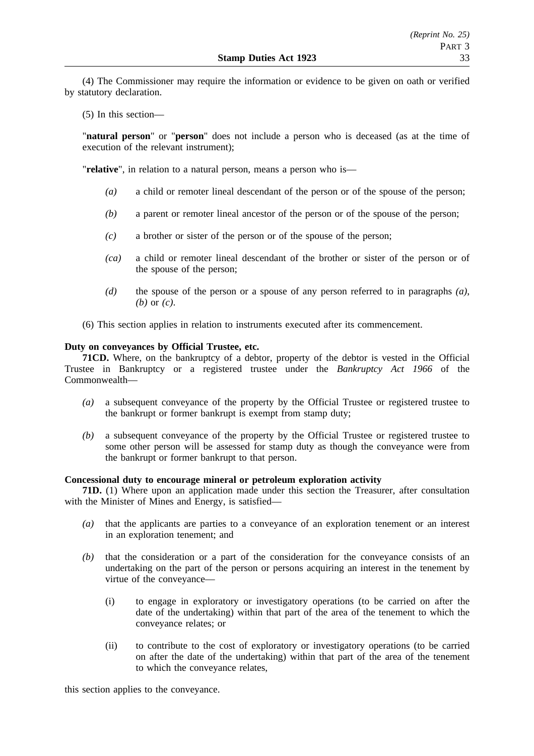(4) The Commissioner may require the information or evidence to be given on oath or verified by statutory declaration.

(5) In this section—

"**natural person**" or "**person**" does not include a person who is deceased (as at the time of execution of the relevant instrument);

"**relative**", in relation to a natural person, means a person who is—

- *(a)* a child or remoter lineal descendant of the person or of the spouse of the person;
- *(b)* a parent or remoter lineal ancestor of the person or of the spouse of the person;
- *(c)* a brother or sister of the person or of the spouse of the person;
- *(ca)* a child or remoter lineal descendant of the brother or sister of the person or of the spouse of the person;
- *(d)* the spouse of the person or a spouse of any person referred to in paragraphs *(a)*, *(b)* or *(c)*.

(6) This section applies in relation to instruments executed after its commencement.

**Duty on conveyances by Official Trustee, etc.**

**71CD.** Where, on the bankruptcy of a debtor, property of the debtor is vested in the Official Trustee in Bankruptcy or a registered trustee under the *Bankruptcy Act 1966* of the Commonwealth—

- *(a)* a subsequent conveyance of the property by the Official Trustee or registered trustee to the bankrupt or former bankrupt is exempt from stamp duty;
- *(b)* a subsequent conveyance of the property by the Official Trustee or registered trustee to some other person will be assessed for stamp duty as though the conveyance were from the bankrupt or former bankrupt to that person.

**Concessional duty to encourage mineral or petroleum exploration activity**

**71D.** (1) Where upon an application made under this section the Treasurer, after consultation with the Minister of Mines and Energy, is satisfied—

- *(a)* that the applicants are parties to a conveyance of an exploration tenement or an interest in an exploration tenement; and
- *(b)* that the consideration or a part of the consideration for the conveyance consists of an undertaking on the part of the person or persons acquiring an interest in the tenement by virtue of the conveyance—
    - (i) to engage in exploratory or investigatory operations (to be carried on after the date of the undertaking) within that part of the area of the tenement to which the conveyance relates; or
    - (ii) to contribute to the cost of exploratory or investigatory operations (to be carried on after the date of the undertaking) within that part of the area of the tenement to which the conveyance relates,

this section applies to the conveyance.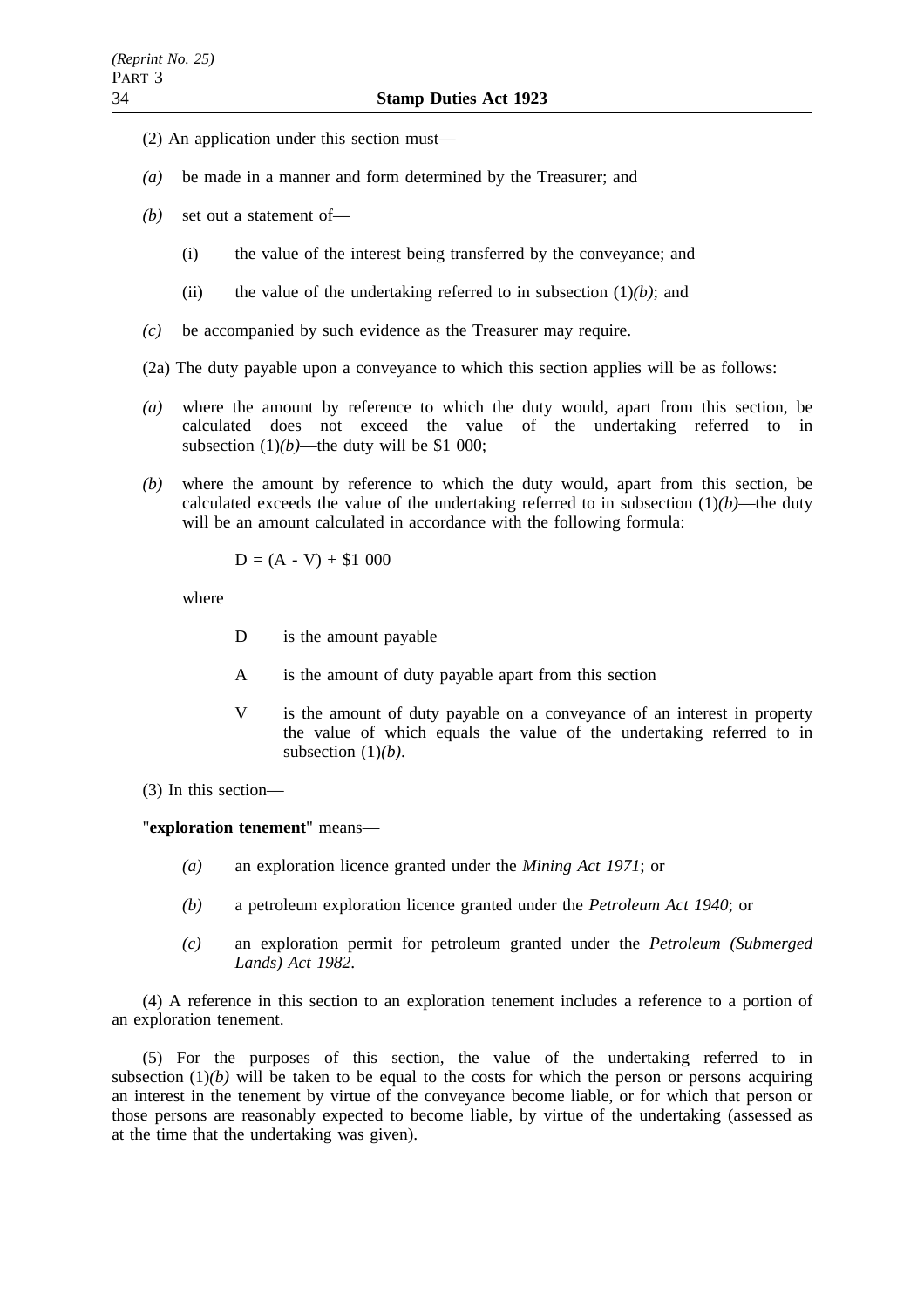(2) An application under this section must—

*(a)* be made in a manner and form determined by the Treasurer; and

*(b)* set out a statement of—

(i) the value of the interest being transferred by the conveyance; and

(ii) the value of the undertaking referred to in subsection (1)*(b)*; and

*(c)* be accompanied by such evidence as the Treasurer may require.

(2a) The duty payable upon a conveyance to which this section applies will be as follows:

*(a)* where the amount by reference to which the duty would, apart from this section, be calculated does not exceed the value of the undertaking referred to in subsection (1)*(b)*—the duty will be $1 000;

*(b)* where the amount by reference to which the duty would, apart from this section, be calculated exceeds the value of the undertaking referred to in subsection (1)*(b)*—the duty will be an amount calculated in accordance with the following formula:

$$D = (A - V) + \$1\ 000$$

where

D is the amount payable

A is the amount of duty payable apart from this section

V is the amount of duty payable on a conveyance of an interest in property the value of which equals the value of the undertaking referred to in subsection (1)*(b)*.

(3) In this section—

"**exploration tenement**" means—

*(a)* an exploration licence granted under the *Mining Act 1971*; or

*(b)* a petroleum exploration licence granted under the *Petroleum Act 1940*; or

*(c)* an exploration permit for petroleum granted under the *Petroleum (Submerged Lands) Act 1982*.

(4) A reference in this section to an exploration tenement includes a reference to a portion of an exploration tenement.

(5) For the purposes of this section, the value of the undertaking referred to in subsection (1)*(b)* will be taken to be equal to the costs for which the person or persons acquiring an interest in the tenement by virtue of the conveyance become liable, or for which that person or those persons are reasonably expected to become liable, by virtue of the undertaking (assessed as at the time that the undertaking was given).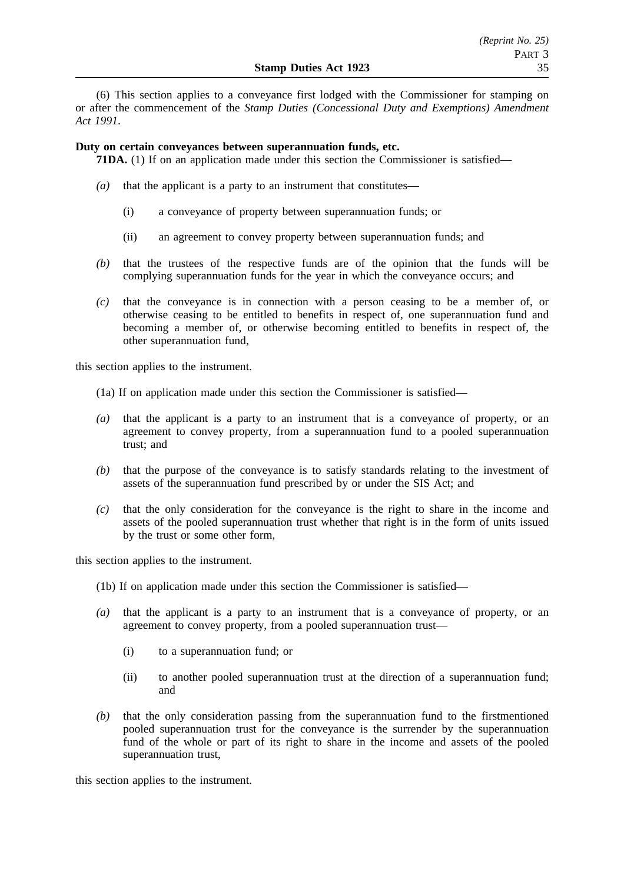(6) This section applies to a conveyance first lodged with the Commissioner for stamping on or after the commencement of the *Stamp Duties (Concessional Duty and Exemptions) Amendment Act 1991*.

**Duty on certain conveyances between superannuation funds, etc.**

**71DA.** (1) If on an application made under this section the Commissioner is satisfied—

*(a)* that the applicant is a party to an instrument that constitutes—

(i) a conveyance of property between superannuation funds; or

(ii) an agreement to convey property between superannuation funds; and

*(b)* that the trustees of the respective funds are of the opinion that the funds will be complying superannuation funds for the year in which the conveyance occurs; and

*(c)* that the conveyance is in connection with a person ceasing to be a member of, or otherwise ceasing to be entitled to benefits in respect of, one superannuation fund and becoming a member of, or otherwise becoming entitled to benefits in respect of, the other superannuation fund,

this section applies to the instrument.

(1a) If on application made under this section the Commissioner is satisfied—

*(a)* that the applicant is a party to an instrument that is a conveyance of property, or an agreement to convey property, from a superannuation fund to a pooled superannuation trust; and

*(b)* that the purpose of the conveyance is to satisfy standards relating to the investment of assets of the superannuation fund prescribed by or under the SIS Act; and

*(c)* that the only consideration for the conveyance is the right to share in the income and assets of the pooled superannuation trust whether that right is in the form of units issued by the trust or some other form,

this section applies to the instrument.

(1b) If on application made under this section the Commissioner is satisfied—

*(a)* that the applicant is a party to an instrument that is a conveyance of property, or an agreement to convey property, from a pooled superannuation trust—

(i) to a superannuation fund; or

(ii) to another pooled superannuation trust at the direction of a superannuation fund; and

*(b)* that the only consideration passing from the superannuation fund to the firstmentioned pooled superannuation trust for the conveyance is the surrender by the superannuation fund of the whole or part of its right to share in the income and assets of the pooled superannuation trust,

this section applies to the instrument.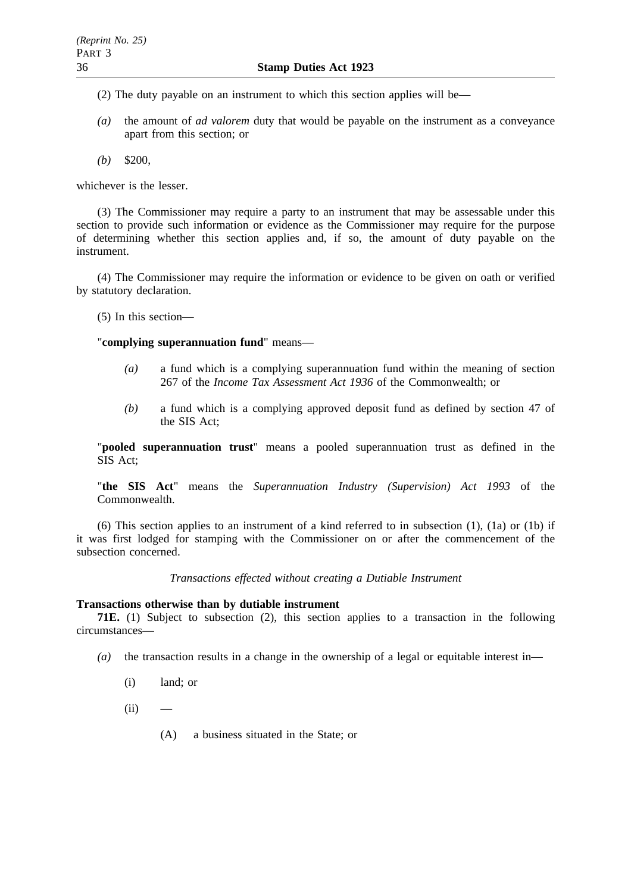(2) The duty payable on an instrument to which this section applies will be—

*(a)* the amount of *ad valorem* duty that would be payable on the instrument as a conveyance apart from this section; or

*(b)* $200,

whichever is the lesser.

(3) The Commissioner may require a party to an instrument that may be assessable under this section to provide such information or evidence as the Commissioner may require for the purpose of determining whether this section applies and, if so, the amount of duty payable on the instrument.

(4) The Commissioner may require the information or evidence to be given on oath or verified by statutory declaration.

(5) In this section—

"**complying superannuation fund**" means—

*(a)* a fund which is a complying superannuation fund within the meaning of section 267 of the *Income Tax Assessment Act 1936* of the Commonwealth; or

*(b)* a fund which is a complying approved deposit fund as defined by section 47 of the SIS Act;

"**pooled superannuation trust**" means a pooled superannuation trust as defined in the SIS Act;

"**the SIS Act**" means the *Superannuation Industry (Supervision) Act 1993* of the Commonwealth.

(6) This section applies to an instrument of a kind referred to in subsection (1), (1a) or (1b) if it was first lodged for stamping with the Commissioner on or after the commencement of the subsection concerned.

*Transactions effected without creating a Dutiable Instrument*

**Transactions otherwise than by dutiable instrument**

**71E.** (1) Subject to subsection (2), this section applies to a transaction in the following circumstances—

*(a)* the transaction results in a change in the ownership of a legal or equitable interest in—

(i) land; or

(ii) —

(A) a business situated in the State; or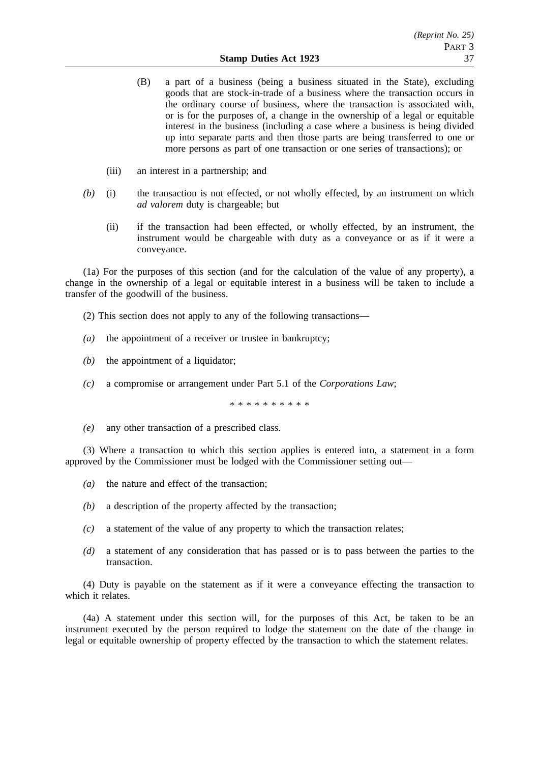(B) a part of a business (being a business situated in the State), excluding goods that are stock-in-trade of a business where the transaction occurs in the ordinary course of business, where the transaction is associated with, or is for the purposes of, a change in the ownership of a legal or equitable interest in the business (including a case where a business is being divided up into separate parts and then those parts are being transferred to one or more persons as part of one transaction or one series of transactions); or

(iii) an interest in a partnership; and

*(b)* (i) the transaction is not effected, or not wholly effected, by an instrument on which *ad valorem* duty is chargeable; but

(ii) if the transaction had been effected, or wholly effected, by an instrument, the instrument would be chargeable with duty as a conveyance or as if it were a conveyance.

(1a) For the purposes of this section (and for the calculation of the value of any property), a change in the ownership of a legal or equitable interest in a business will be taken to include a transfer of the goodwill of the business.

(2) This section does not apply to any of the following transactions—

*(a)* the appointment of a receiver or trustee in bankruptcy;

*(b)* the appointment of a liquidator;

*(c)* a compromise or arrangement under Part 5.1 of the *Corporations Law*;

\* \* \* \* \* \* \* \* \* \*

*(e)* any other transaction of a prescribed class.

(3) Where a transaction to which this section applies is entered into, a statement in a form approved by the Commissioner must be lodged with the Commissioner setting out—

*(a)* the nature and effect of the transaction;

*(b)* a description of the property affected by the transaction;

*(c)* a statement of the value of any property to which the transaction relates;

*(d)* a statement of any consideration that has passed or is to pass between the parties to the transaction.

(4) Duty is payable on the statement as if it were a conveyance effecting the transaction to which it relates.

(4a) A statement under this section will, for the purposes of this Act, be taken to be an instrument executed by the person required to lodge the statement on the date of the change in legal or equitable ownership of property effected by the transaction to which the statement relates.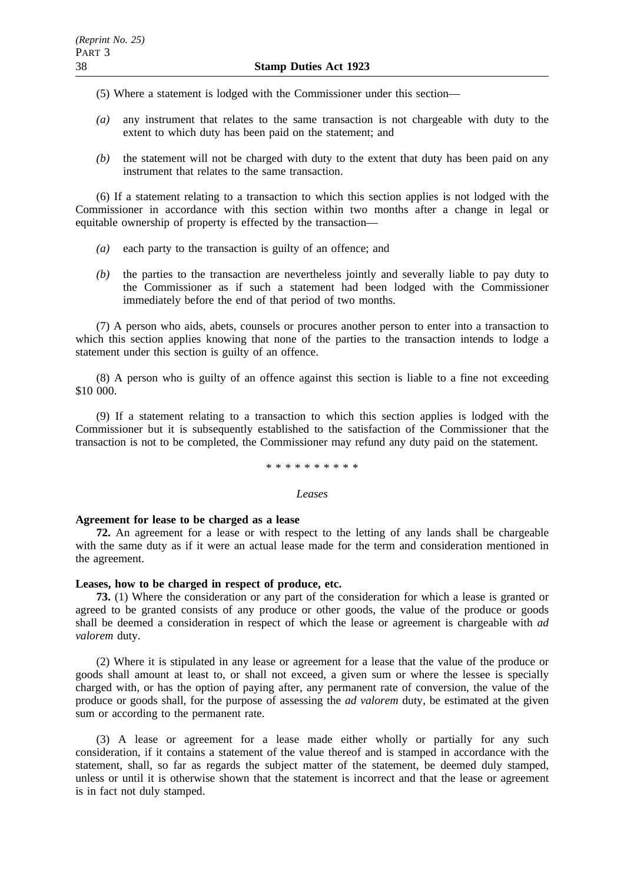(5) Where a statement is lodged with the Commissioner under this section—

*(a)* any instrument that relates to the same transaction is not chargeable with duty to the extent to which duty has been paid on the statement; and

*(b)* the statement will not be charged with duty to the extent that duty has been paid on any instrument that relates to the same transaction.

(6) If a statement relating to a transaction to which this section applies is not lodged with the Commissioner in accordance with this section within two months after a change in legal or equitable ownership of property is effected by the transaction—

*(a)* each party to the transaction is guilty of an offence; and

*(b)* the parties to the transaction are nevertheless jointly and severally liable to pay duty to the Commissioner as if such a statement had been lodged with the Commissioner immediately before the end of that period of two months.

(7) A person who aids, abets, counsels or procures another person to enter into a transaction to which this section applies knowing that none of the parties to the transaction intends to lodge a statement under this section is guilty of an offence.

(8) A person who is guilty of an offence against this section is liable to a fine not exceeding $10 000.

(9) If a statement relating to a transaction to which this section applies is lodged with the Commissioner but it is subsequently established to the satisfaction of the Commissioner that the transaction is not to be completed, the Commissioner may refund any duty paid on the statement.

\* \* \* \* \* \* \* \* \* \*

*Leases*

**Agreement for lease to be charged as a lease**

**72.** An agreement for a lease or with respect to the letting of any lands shall be chargeable with the same duty as if it were an actual lease made for the term and consideration mentioned in the agreement.

**Leases, how to be charged in respect of produce, etc.**

**73.** (1) Where the consideration or any part of the consideration for which a lease is granted or agreed to be granted consists of any produce or other goods, the value of the produce or goods shall be deemed a consideration in respect of which the lease or agreement is chargeable with *ad valorem* duty.

(2) Where it is stipulated in any lease or agreement for a lease that the value of the produce or goods shall amount at least to, or shall not exceed, a given sum or where the lessee is specially charged with, or has the option of paying after, any permanent rate of conversion, the value of the produce or goods shall, for the purpose of assessing the *ad valorem* duty, be estimated at the given sum or according to the permanent rate.

(3) A lease or agreement for a lease made either wholly or partially for any such consideration, if it contains a statement of the value thereof and is stamped in accordance with the statement, shall, so far as regards the subject matter of the statement, be deemed duly stamped, unless or until it is otherwise shown that the statement is incorrect and that the lease or agreement is in fact not duly stamped.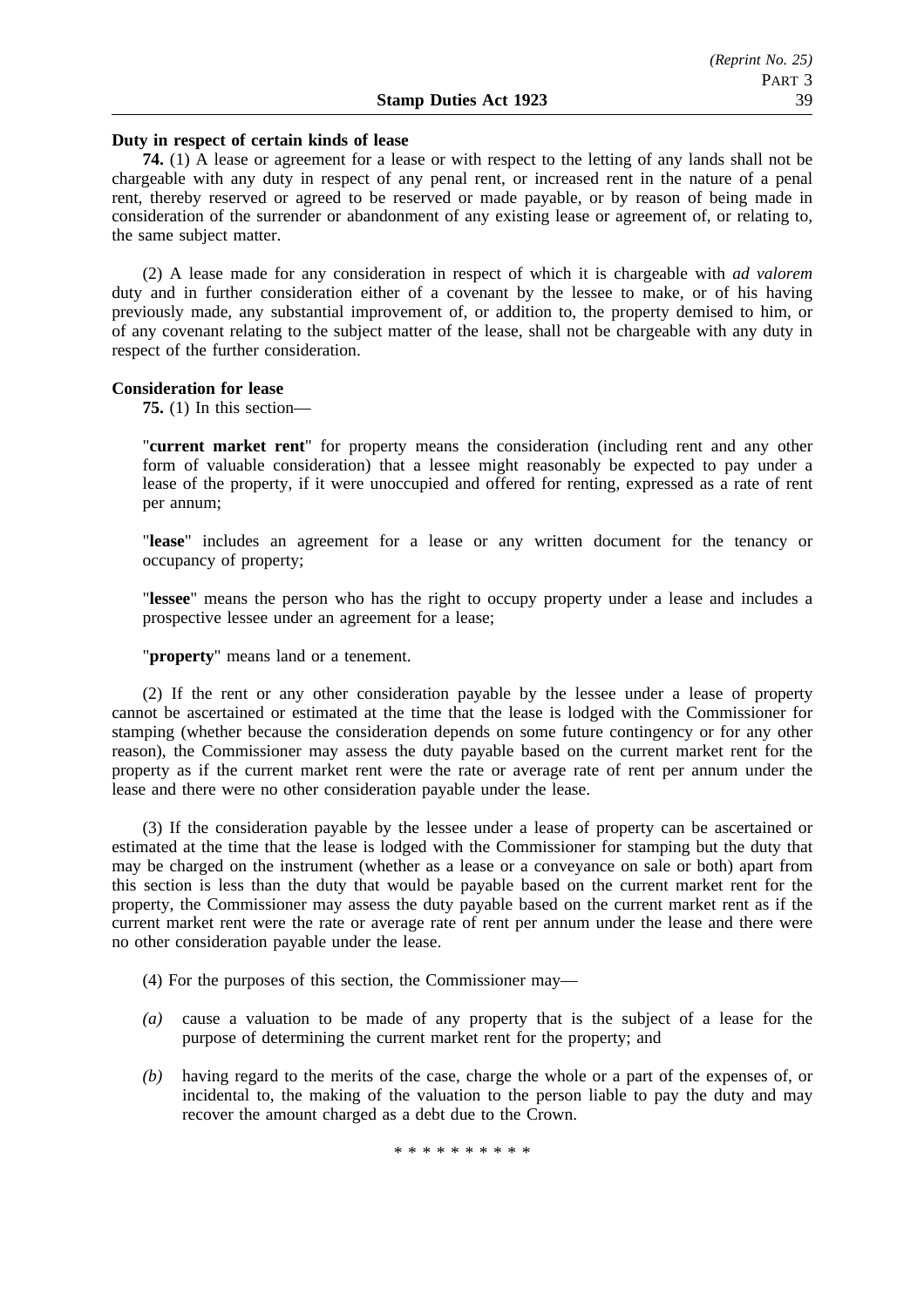### Duty in respect of certain kinds of lease

**74.** (1) A lease or agreement for a lease or with respect to the letting of any lands shall not be chargeable with any duty in respect of any penal rent, or increased rent in the nature of a penal rent, thereby reserved or agreed to be reserved or made payable, or by reason of being made in consideration of the surrender or abandonment of any existing lease or agreement of, or relating to, the same subject matter.

(2) A lease made for any consideration in respect of which it is chargeable with *ad valorem* duty and in further consideration either of a covenant by the lessee to make, or of his having previously made, any substantial improvement of, or addition to, the property demised to him, or of any covenant relating to the subject matter of the lease, shall not be chargeable with any duty in respect of the further consideration.

### Consideration for lease

**75.** (1) In this section—

"**current market rent**" for property means the consideration (including rent and any other form of valuable consideration) that a lessee might reasonably be expected to pay under a lease of the property, if it were unoccupied and offered for renting, expressed as a rate of rent per annum;

"**lease**" includes an agreement for a lease or any written document for the tenancy or occupancy of property;

"**lessee**" means the person who has the right to occupy property under a lease and includes a prospective lessee under an agreement for a lease;

"**property**" means land or a tenement.

(2) If the rent or any other consideration payable by the lessee under a lease of property cannot be ascertained or estimated at the time that the lease is lodged with the Commissioner for stamping (whether because the consideration depends on some future contingency or for any other reason), the Commissioner may assess the duty payable based on the current market rent for the property as if the current market rent were the rate or average rate of rent per annum under the lease and there were no other consideration payable under the lease.

(3) If the consideration payable by the lessee under a lease of property can be ascertained or estimated at the time that the lease is lodged with the Commissioner for stamping but the duty that may be charged on the instrument (whether as a lease or a conveyance on sale or both) apart from this section is less than the duty that would be payable based on the current market rent for the property, the Commissioner may assess the duty payable based on the current market rent as if the current market rent were the rate or average rate of rent per annum under the lease and there were no other consideration payable under the lease.

(4) For the purposes of this section, the Commissioner may—

*(a)* cause a valuation to be made of any property that is the subject of a lease for the purpose of determining the current market rent for the property; and

*(b)* having regard to the merits of the case, charge the whole or a part of the expenses of, or incidental to, the making of the valuation to the person liable to pay the duty and may recover the amount charged as a debt due to the Crown.

* * * * * * * * * *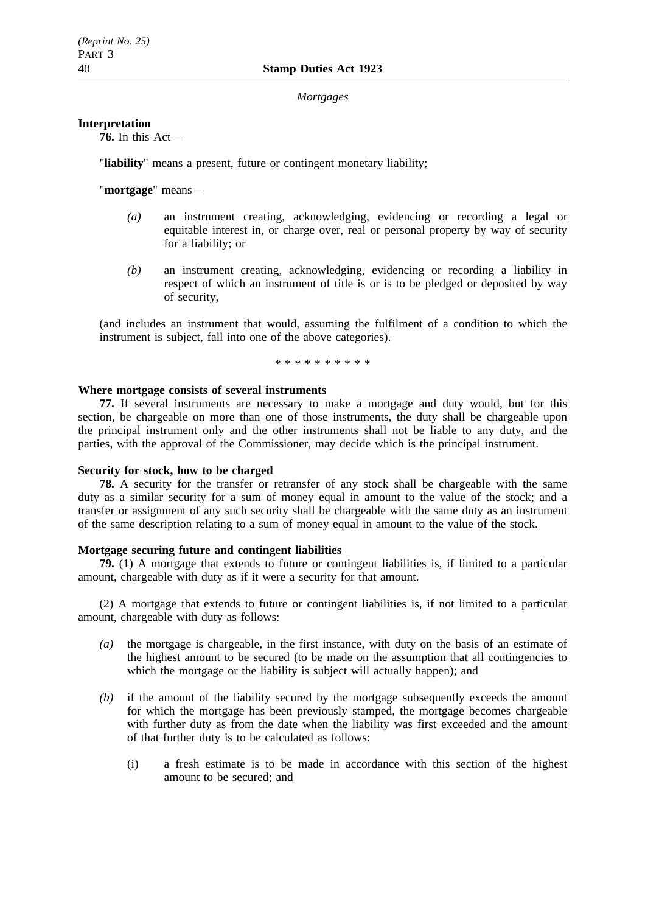*Mortgages*

**Interpretation**

**76.** In this Act—

"**liability**" means a present, future or contingent monetary liability;

"**mortgage**" means—

*(a)* an instrument creating, acknowledging, evidencing or recording a legal or equitable interest in, or charge over, real or personal property by way of security for a liability; or

*(b)* an instrument creating, acknowledging, evidencing or recording a liability in respect of which an instrument of title is or is to be pledged or deposited by way of security,

(and includes an instrument that would, assuming the fulfilment of a condition to which the instrument is subject, fall into one of the above categories).

\* \* \* \* \* \* \* \* \* \*

**Where mortgage consists of several instruments**

**77.** If several instruments are necessary to make a mortgage and duty would, but for this section, be chargeable on more than one of those instruments, the duty shall be chargeable upon the principal instrument only and the other instruments shall not be liable to any duty, and the parties, with the approval of the Commissioner, may decide which is the principal instrument.

**Security for stock, how to be charged**

**78.** A security for the transfer or retransfer of any stock shall be chargeable with the same duty as a similar security for a sum of money equal in amount to the value of the stock; and a transfer or assignment of any such security shall be chargeable with the same duty as an instrument of the same description relating to a sum of money equal in amount to the value of the stock.

**Mortgage securing future and contingent liabilities**

**79.** (1) A mortgage that extends to future or contingent liabilities is, if limited to a particular amount, chargeable with duty as if it were a security for that amount.

(2) A mortgage that extends to future or contingent liabilities is, if not limited to a particular amount, chargeable with duty as follows:

*(a)* the mortgage is chargeable, in the first instance, with duty on the basis of an estimate of the highest amount to be secured (to be made on the assumption that all contingencies to which the mortgage or the liability is subject will actually happen); and

*(b)* if the amount of the liability secured by the mortgage subsequently exceeds the amount for which the mortgage has been previously stamped, the mortgage becomes chargeable with further duty as from the date when the liability was first exceeded and the amount of that further duty is to be calculated as follows:

(i) a fresh estimate is to be made in accordance with this section of the highest amount to be secured; and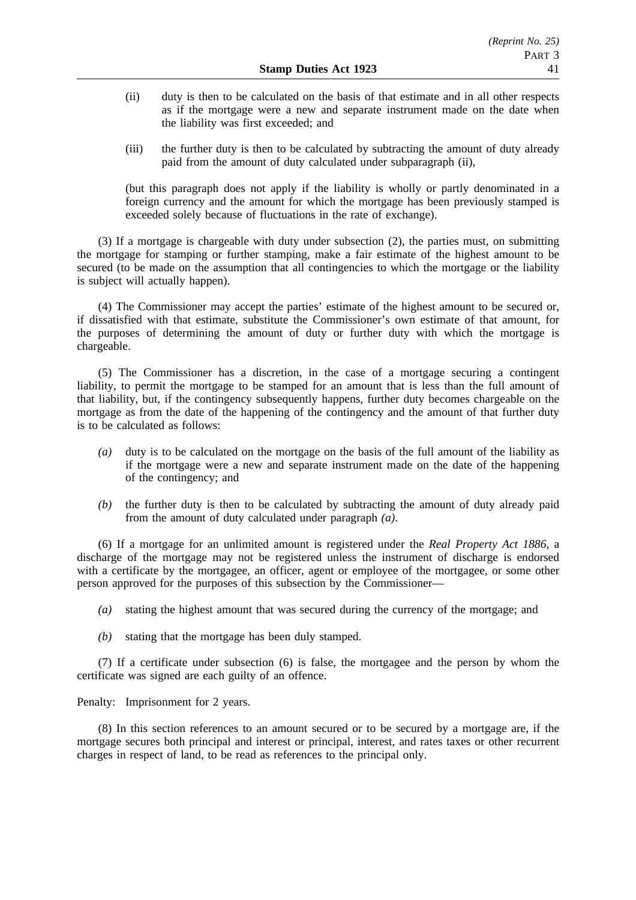(ii) duty is then to be calculated on the basis of that estimate and in all other respects as if the mortgage were a new and separate instrument made on the date when the liability was first exceeded; and

(iii) the further duty is then to be calculated by subtracting the amount of duty already paid from the amount of duty calculated under subparagraph (ii),

(but this paragraph does not apply if the liability is wholly or partly denominated in a foreign currency and the amount for which the mortgage has been previously stamped is exceeded solely because of fluctuations in the rate of exchange).

(3) If a mortgage is chargeable with duty under subsection (2), the parties must, on submitting the mortgage for stamping or further stamping, make a fair estimate of the highest amount to be secured (to be made on the assumption that all contingencies to which the mortgage or the liability is subject will actually happen).

(4) The Commissioner may accept the parties' estimate of the highest amount to be secured or, if dissatisfied with that estimate, substitute the Commissioner's own estimate of that amount, for the purposes of determining the amount of duty or further duty with which the mortgage is chargeable.

(5) The Commissioner has a discretion, in the case of a mortgage securing a contingent liability, to permit the mortgage to be stamped for an amount that is less than the full amount of that liability, but, if the contingency subsequently happens, further duty becomes chargeable on the mortgage as from the date of the happening of the contingency and the amount of that further duty is to be calculated as follows:

*(a)* duty is to be calculated on the mortgage on the basis of the full amount of the liability as if the mortgage were a new and separate instrument made on the date of the happening of the contingency; and

*(b)* the further duty is then to be calculated by subtracting the amount of duty already paid from the amount of duty calculated under paragraph *(a)*.

(6) If a mortgage for an unlimited amount is registered under the *Real Property Act 1886*, a discharge of the mortgage may not be registered unless the instrument of discharge is endorsed with a certificate by the mortgagee, an officer, agent or employee of the mortgagee, or some other person approved for the purposes of this subsection by the Commissioner—

*(a)* stating the highest amount that was secured during the currency of the mortgage; and

*(b)* stating that the mortgage has been duly stamped.

(7) If a certificate under subsection (6) is false, the mortgagee and the person by whom the certificate was signed are each guilty of an offence.

Penalty: Imprisonment for 2 years.

(8) In this section references to an amount secured or to be secured by a mortgage are, if the mortgage secures both principal and interest or principal, interest, and rates taxes or other recurrent charges in respect of land, to be read as references to the principal only.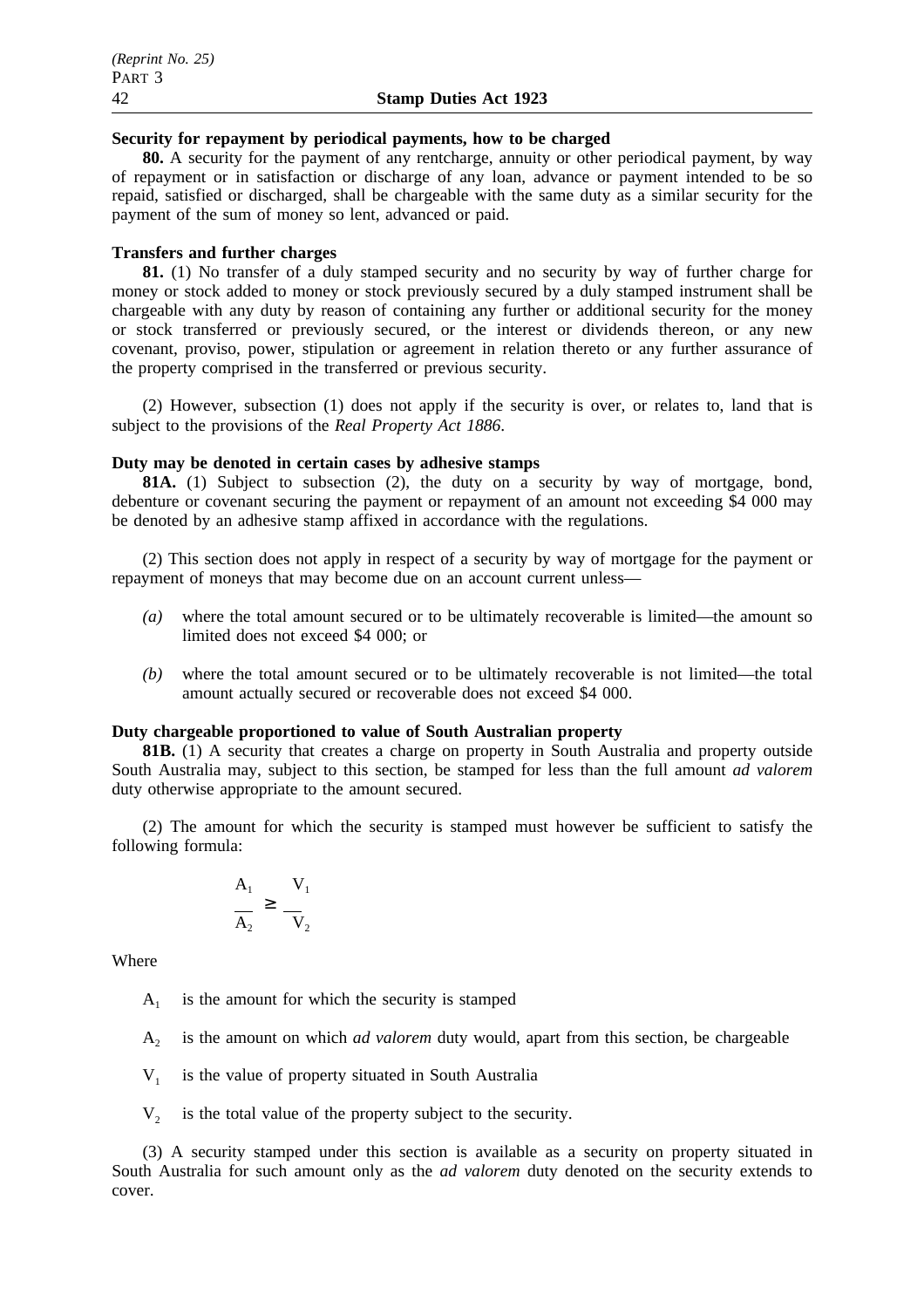**Security for repayment by periodical payments, how to be charged**

**80.** A security for the payment of any rentcharge, annuity or other periodical payment, by way of repayment or in satisfaction or discharge of any loan, advance or payment intended to be so repaid, satisfied or discharged, shall be chargeable with the same duty as a similar security for the payment of the sum of money so lent, advanced or paid.

**Transfers and further charges**

**81.** (1) No transfer of a duly stamped security and no security by way of further charge for money or stock added to money or stock previously secured by a duly stamped instrument shall be chargeable with any duty by reason of containing any further or additional security for the money or stock transferred or previously secured, or the interest or dividends thereon, or any new covenant, proviso, power, stipulation or agreement in relation thereto or any further assurance of the property comprised in the transferred or previous security.

(2) However, subsection (1) does not apply if the security is over, or relates to, land that is subject to the provisions of the *Real Property Act 1886*.

**Duty may be denoted in certain cases by adhesive stamps**

**81A.** (1) Subject to subsection (2), the duty on a security by way of mortgage, bond, debenture or covenant securing the payment or repayment of an amount not exceeding $4 000 may be denoted by an adhesive stamp affixed in accordance with the regulations.

(2) This section does not apply in respect of a security by way of mortgage for the payment or repayment of moneys that may become due on an account current unless—

*(a)* where the total amount secured or to be ultimately recoverable is limited—the amount so limited does not exceed $4 000; or

*(b)* where the total amount secured or to be ultimately recoverable is not limited—the total amount actually secured or recoverable does not exceed $4 000.

**Duty chargeable proportioned to value of South Australian property**

**81B.** (1) A security that creates a charge on property in South Australia and property outside South Australia may, subject to this section, be stamped for less than the full amount *ad valorem* duty otherwise appropriate to the amount secured.

(2) The amount for which the security is stamped must however be sufficient to satisfy the following formula:

$$\frac{A_1}{A_2} \geq \frac{V_1}{V_2}$$

Where

$A_1$ is the amount for which the security is stamped

$A_2$ is the amount on which *ad valorem* duty would, apart from this section, be chargeable

$V_1$ is the value of property situated in South Australia

$V_2$ is the total value of the property subject to the security.

(3) A security stamped under this section is available as a security on property situated in South Australia for such amount only as the *ad valorem* duty denoted on the security extends to cover.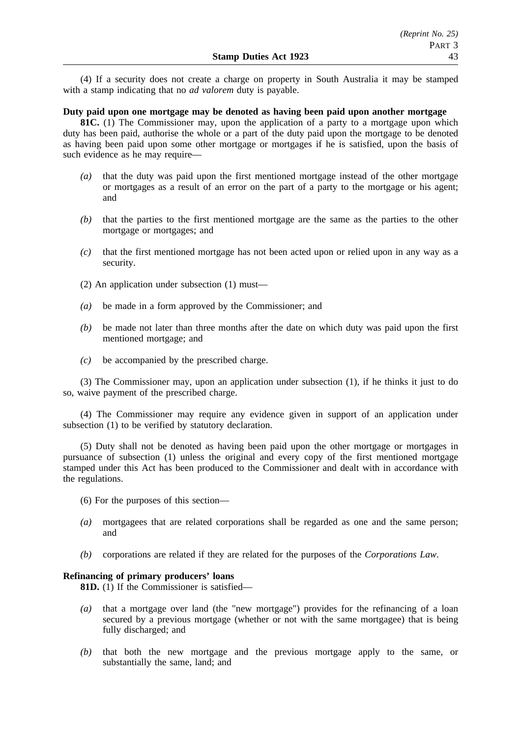(4) If a security does not create a charge on property in South Australia it may be stamped with a stamp indicating that no *ad valorem* duty is payable.

**Duty paid upon one mortgage may be denoted as having been paid upon another mortgage**

**81C.** (1) The Commissioner may, upon the application of a party to a mortgage upon which duty has been paid, authorise the whole or a part of the duty paid upon the mortgage to be denoted as having been paid upon some other mortgage or mortgages if he is satisfied, upon the basis of such evidence as he may require—

*(a)* that the duty was paid upon the first mentioned mortgage instead of the other mortgage or mortgages as a result of an error on the part of a party to the mortgage or his agent; and

*(b)* that the parties to the first mentioned mortgage are the same as the parties to the other mortgage or mortgages; and

*(c)* that the first mentioned mortgage has not been acted upon or relied upon in any way as a security.

(2) An application under subsection (1) must—

*(a)* be made in a form approved by the Commissioner; and

*(b)* be made not later than three months after the date on which duty was paid upon the first mentioned mortgage; and

*(c)* be accompanied by the prescribed charge.

(3) The Commissioner may, upon an application under subsection (1), if he thinks it just to do so, waive payment of the prescribed charge.

(4) The Commissioner may require any evidence given in support of an application under subsection (1) to be verified by statutory declaration.

(5) Duty shall not be denoted as having been paid upon the other mortgage or mortgages in pursuance of subsection (1) unless the original and every copy of the first mentioned mortgage stamped under this Act has been produced to the Commissioner and dealt with in accordance with the regulations.

(6) For the purposes of this section—

*(a)* mortgagees that are related corporations shall be regarded as one and the same person; and

*(b)* corporations are related if they are related for the purposes of the *Corporations Law*.

**Refinancing of primary producers' loans**

**81D.** (1) If the Commissioner is satisfied—

*(a)* that a mortgage over land (the "new mortgage") provides for the refinancing of a loan secured by a previous mortgage (whether or not with the same mortgagee) that is being fully discharged; and

*(b)* that both the new mortgage and the previous mortgage apply to the same, or substantially the same, land; and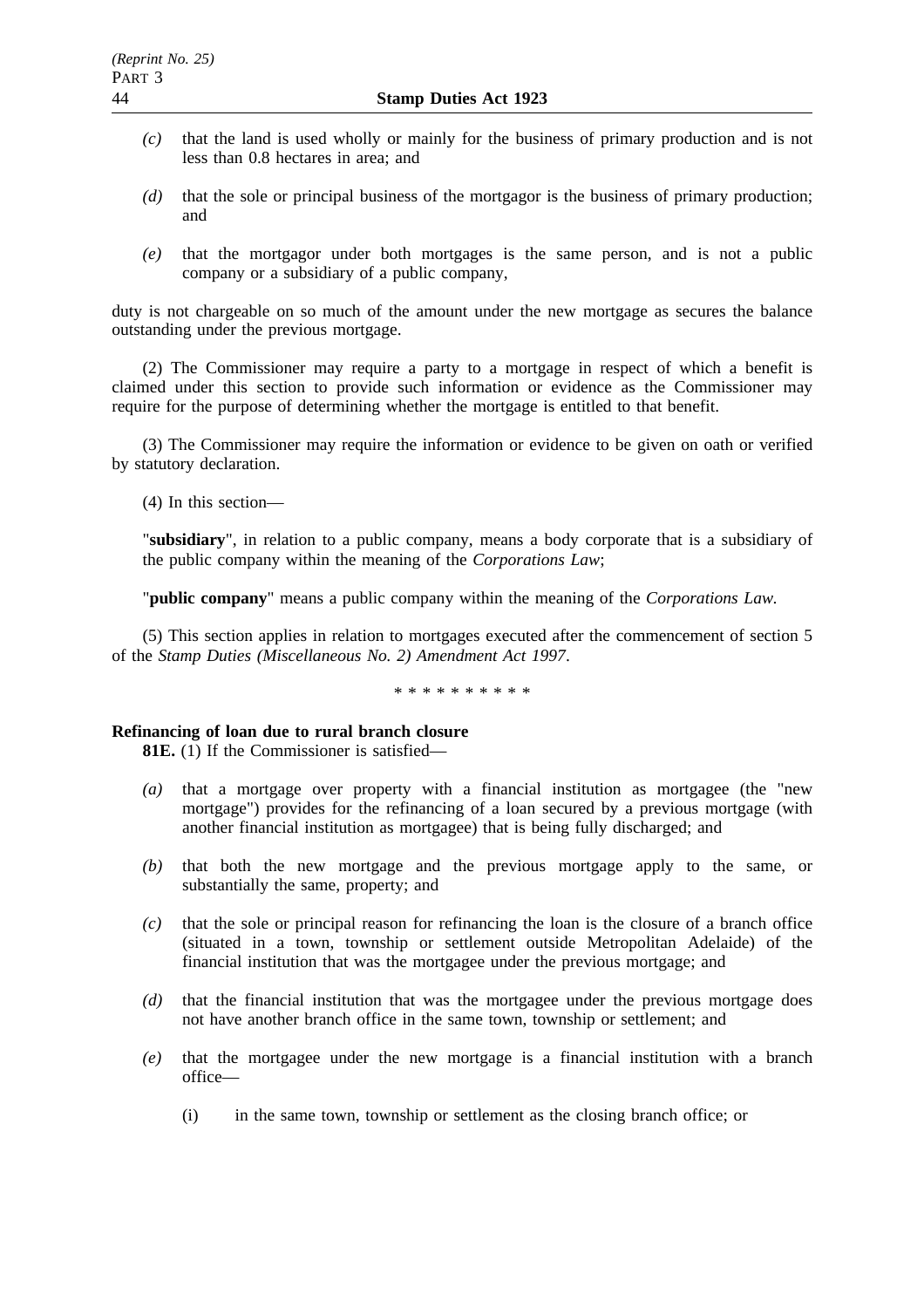*(c)* that the land is used wholly or mainly for the business of primary production and is not less than 0.8 hectares in area; and

*(d)* that the sole or principal business of the mortgagor is the business of primary production; and

*(e)* that the mortgagor under both mortgages is the same person, and is not a public company or a subsidiary of a public company,

duty is not chargeable on so much of the amount under the new mortgage as secures the balance outstanding under the previous mortgage.

(2) The Commissioner may require a party to a mortgage in respect of which a benefit is claimed under this section to provide such information or evidence as the Commissioner may require for the purpose of determining whether the mortgage is entitled to that benefit.

(3) The Commissioner may require the information or evidence to be given on oath or verified by statutory declaration.

(4) In this section—

"**subsidiary**", in relation to a public company, means a body corporate that is a subsidiary of the public company within the meaning of the *Corporations Law*;

"**public company**" means a public company within the meaning of the *Corporations Law.*

(5) This section applies in relation to mortgages executed after the commencement of section 5 of the *Stamp Duties (Miscellaneous No. 2) Amendment Act 1997*.

\* \* \* \* \* \* \* \* \* \*

**Refinancing of loan due to rural branch closure**

**81E.** (1) If the Commissioner is satisfied—

*(a)* that a mortgage over property with a financial institution as mortgagee (the "new mortgage") provides for the refinancing of a loan secured by a previous mortgage (with another financial institution as mortgagee) that is being fully discharged; and

*(b)* that both the new mortgage and the previous mortgage apply to the same, or substantially the same, property; and

*(c)* that the sole or principal reason for refinancing the loan is the closure of a branch office (situated in a town, township or settlement outside Metropolitan Adelaide) of the financial institution that was the mortgagee under the previous mortgage; and

*(d)* that the financial institution that was the mortgagee under the previous mortgage does not have another branch office in the same town, township or settlement; and

*(e)* that the mortgagee under the new mortgage is a financial institution with a branch office—

(i) in the same town, township or settlement as the closing branch office; or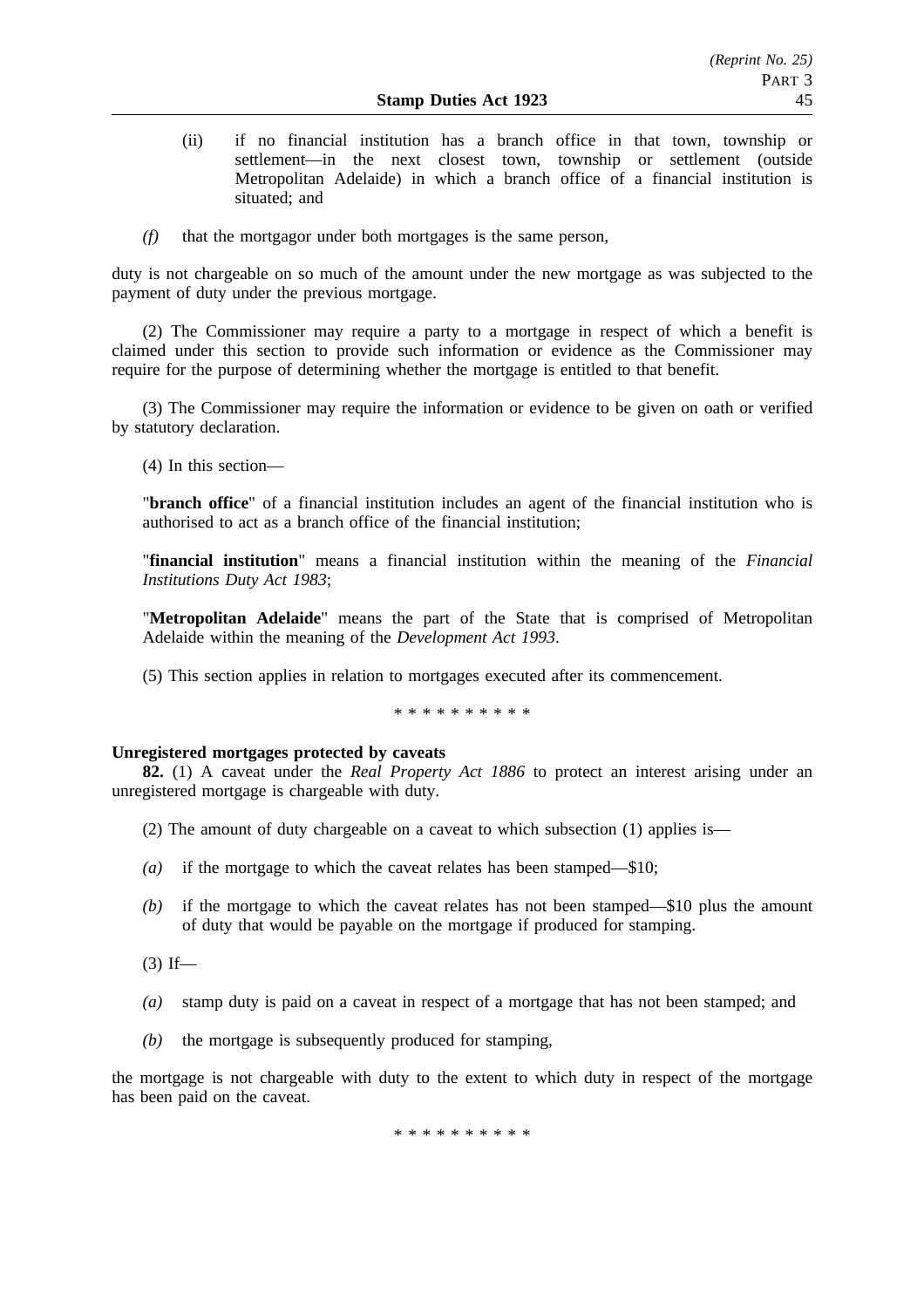(ii) if no financial institution has a branch office in that town, township or settlement—in the next closest town, township or settlement (outside Metropolitan Adelaide) in which a branch office of a financial institution is situated; and

*(f)* that the mortgagor under both mortgages is the same person,

duty is not chargeable on so much of the amount under the new mortgage as was subjected to the payment of duty under the previous mortgage.

(2) The Commissioner may require a party to a mortgage in respect of which a benefit is claimed under this section to provide such information or evidence as the Commissioner may require for the purpose of determining whether the mortgage is entitled to that benefit.

(3) The Commissioner may require the information or evidence to be given on oath or verified by statutory declaration.

(4) In this section—

"**branch office**" of a financial institution includes an agent of the financial institution who is authorised to act as a branch office of the financial institution;

"**financial institution**" means a financial institution within the meaning of the *Financial Institutions Duty Act 1983*;

"**Metropolitan Adelaide**" means the part of the State that is comprised of Metropolitan Adelaide within the meaning of the *Development Act 1993*.

(5) This section applies in relation to mortgages executed after its commencement.

\* \* \* \* \* \* \* \* \* \*

**Unregistered mortgages protected by caveats**

**82.** (1) A caveat under the *Real Property Act 1886* to protect an interest arising under an unregistered mortgage is chargeable with duty.

(2) The amount of duty chargeable on a caveat to which subsection (1) applies is—

*(a)* if the mortgage to which the caveat relates has been stamped—$10;

*(b)* if the mortgage to which the caveat relates has not been stamped—$10 plus the amount of duty that would be payable on the mortgage if produced for stamping.

(3) If—

*(a)* stamp duty is paid on a caveat in respect of a mortgage that has not been stamped; and

*(b)* the mortgage is subsequently produced for stamping,

the mortgage is not chargeable with duty to the extent to which duty in respect of the mortgage has been paid on the caveat.

\* \* \* \* \* \* \* \* \* \*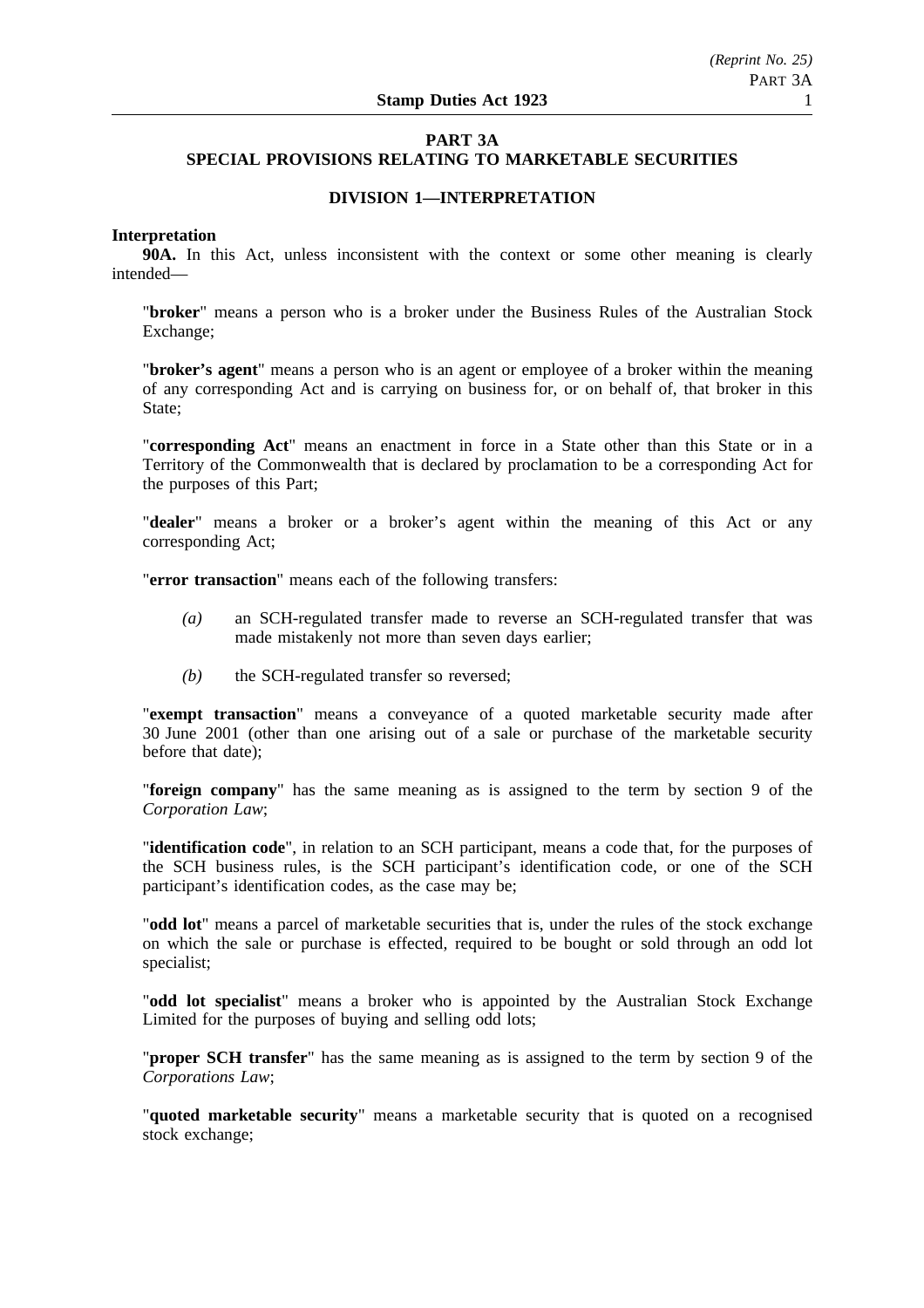## PART 3A
## SPECIAL PROVISIONS RELATING TO MARKETABLE SECURITIES

### DIVISION 1—INTERPRETATION

**Interpretation**

**90A.** In this Act, unless inconsistent with the context or some other meaning is clearly intended—

"**broker**" means a person who is a broker under the Business Rules of the Australian Stock Exchange;

"**broker's agent**" means a person who is an agent or employee of a broker within the meaning of any corresponding Act and is carrying on business for, or on behalf of, that broker in this State;

"**corresponding Act**" means an enactment in force in a State other than this State or in a Territory of the Commonwealth that is declared by proclamation to be a corresponding Act for the purposes of this Part;

"**dealer**" means a broker or a broker's agent within the meaning of this Act or any corresponding Act;

"**error transaction**" means each of the following transfers:

*(a)* an SCH-regulated transfer made to reverse an SCH-regulated transfer that was made mistakenly not more than seven days earlier;

*(b)* the SCH-regulated transfer so reversed;

"**exempt transaction**" means a conveyance of a quoted marketable security made after 30 June 2001 (other than one arising out of a sale or purchase of the marketable security before that date);

"**foreign company**" has the same meaning as is assigned to the term by section 9 of the *Corporation Law*;

"**identification code**", in relation to an SCH participant, means a code that, for the purposes of the SCH business rules, is the SCH participant's identification code, or one of the SCH participant's identification codes, as the case may be;

"**odd lot**" means a parcel of marketable securities that is, under the rules of the stock exchange on which the sale or purchase is effected, required to be bought or sold through an odd lot specialist;

"**odd lot specialist**" means a broker who is appointed by the Australian Stock Exchange Limited for the purposes of buying and selling odd lots;

"**proper SCH transfer**" has the same meaning as is assigned to the term by section 9 of the *Corporations Law*;

"**quoted marketable security**" means a marketable security that is quoted on a recognised stock exchange;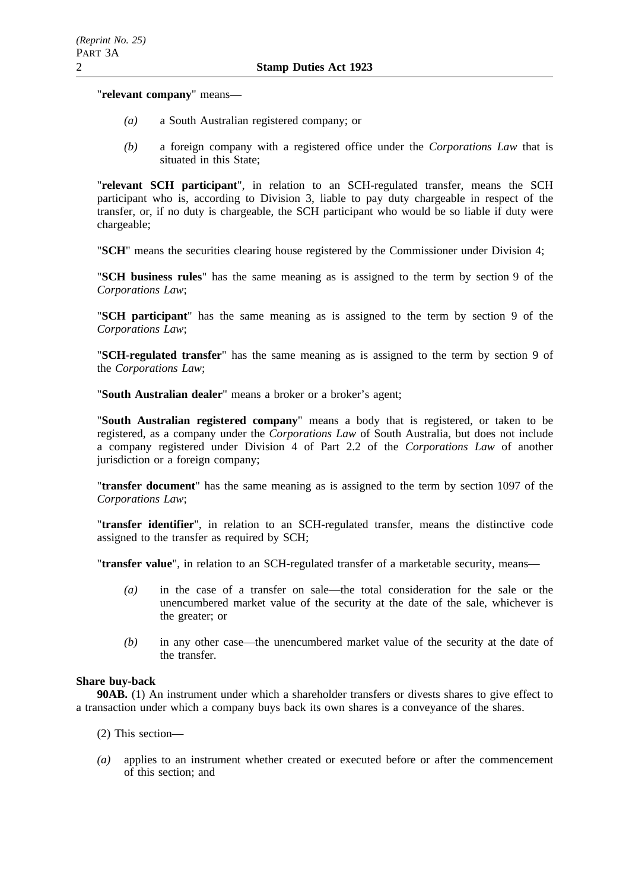"**relevant company**" means—

*(a)* a South Australian registered company; or

*(b)* a foreign company with a registered office under the *Corporations Law* that is situated in this State;

"**relevant SCH participant**", in relation to an SCH-regulated transfer, means the SCH participant who is, according to Division 3, liable to pay duty chargeable in respect of the transfer, or, if no duty is chargeable, the SCH participant who would be so liable if duty were chargeable;

"**SCH**" means the securities clearing house registered by the Commissioner under Division 4;

"**SCH business rules**" has the same meaning as is assigned to the term by section 9 of the *Corporations Law*;

"**SCH participant**" has the same meaning as is assigned to the term by section 9 of the *Corporations Law*;

"**SCH-regulated transfer**" has the same meaning as is assigned to the term by section 9 of the *Corporations Law*;

"**South Australian dealer**" means a broker or a broker's agent;

"**South Australian registered company**" means a body that is registered, or taken to be registered, as a company under the *Corporations Law* of South Australia, but does not include a company registered under Division 4 of Part 2.2 of the *Corporations Law* of another jurisdiction or a foreign company;

"**transfer document**" has the same meaning as is assigned to the term by section 1097 of the *Corporations Law*;

"**transfer identifier**", in relation to an SCH-regulated transfer, means the distinctive code assigned to the transfer as required by SCH;

"**transfer value**", in relation to an SCH-regulated transfer of a marketable security, means—

*(a)* in the case of a transfer on sale—the total consideration for the sale or the unencumbered market value of the security at the date of the sale, whichever is the greater; or

*(b)* in any other case—the unencumbered market value of the security at the date of the transfer.

**Share buy-back**

**90AB.** (1) An instrument under which a shareholder transfers or divests shares to give effect to a transaction under which a company buys back its own shares is a conveyance of the shares.

(2) This section—

*(a)* applies to an instrument whether created or executed before or after the commencement of this section; and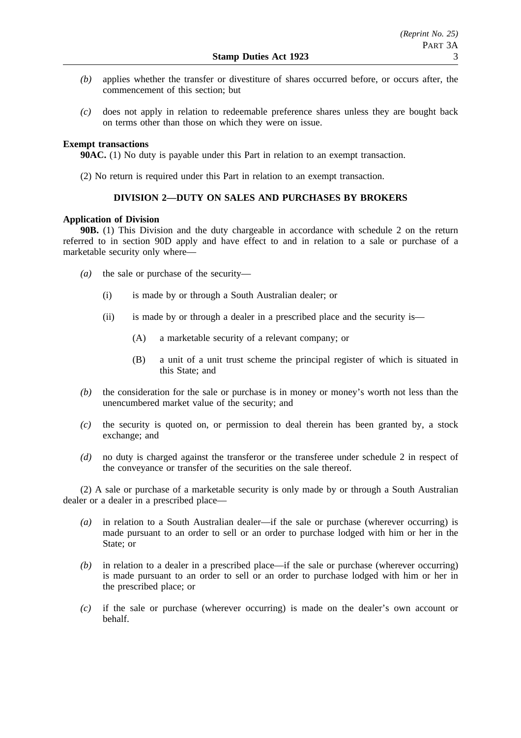*(b)* applies whether the transfer or divestiture of shares occurred before, or occurs after, the commencement of this section; but

*(c)* does not apply in relation to redeemable preference shares unless they are bought back on terms other than those on which they were on issue.

**Exempt transactions**

**90AC.** (1) No duty is payable under this Part in relation to an exempt transaction.

(2) No return is required under this Part in relation to an exempt transaction.

## DIVISION 2—DUTY ON SALES AND PURCHASES BY BROKERS

**Application of Division**

**90B.** (1) This Division and the duty chargeable in accordance with schedule 2 on the return referred to in section 90D apply and have effect to and in relation to a sale or purchase of a marketable security only where—

*(a)* the sale or purchase of the security—

(i) is made by or through a South Australian dealer; or

(ii) is made by or through a dealer in a prescribed place and the security is—

(A) a marketable security of a relevant company; or

(B) a unit of a unit trust scheme the principal register of which is situated in this State; and

*(b)* the consideration for the sale or purchase is in money or money's worth not less than the unencumbered market value of the security; and

*(c)* the security is quoted on, or permission to deal therein has been granted by, a stock exchange; and

*(d)* no duty is charged against the transferor or the transferee under schedule 2 in respect of the conveyance or transfer of the securities on the sale thereof.

(2) A sale or purchase of a marketable security is only made by or through a South Australian dealer or a dealer in a prescribed place—

*(a)* in relation to a South Australian dealer—if the sale or purchase (wherever occurring) is made pursuant to an order to sell or an order to purchase lodged with him or her in the State; or

*(b)* in relation to a dealer in a prescribed place—if the sale or purchase (wherever occurring) is made pursuant to an order to sell or an order to purchase lodged with him or her in the prescribed place; or

*(c)* if the sale or purchase (wherever occurring) is made on the dealer's own account or behalf.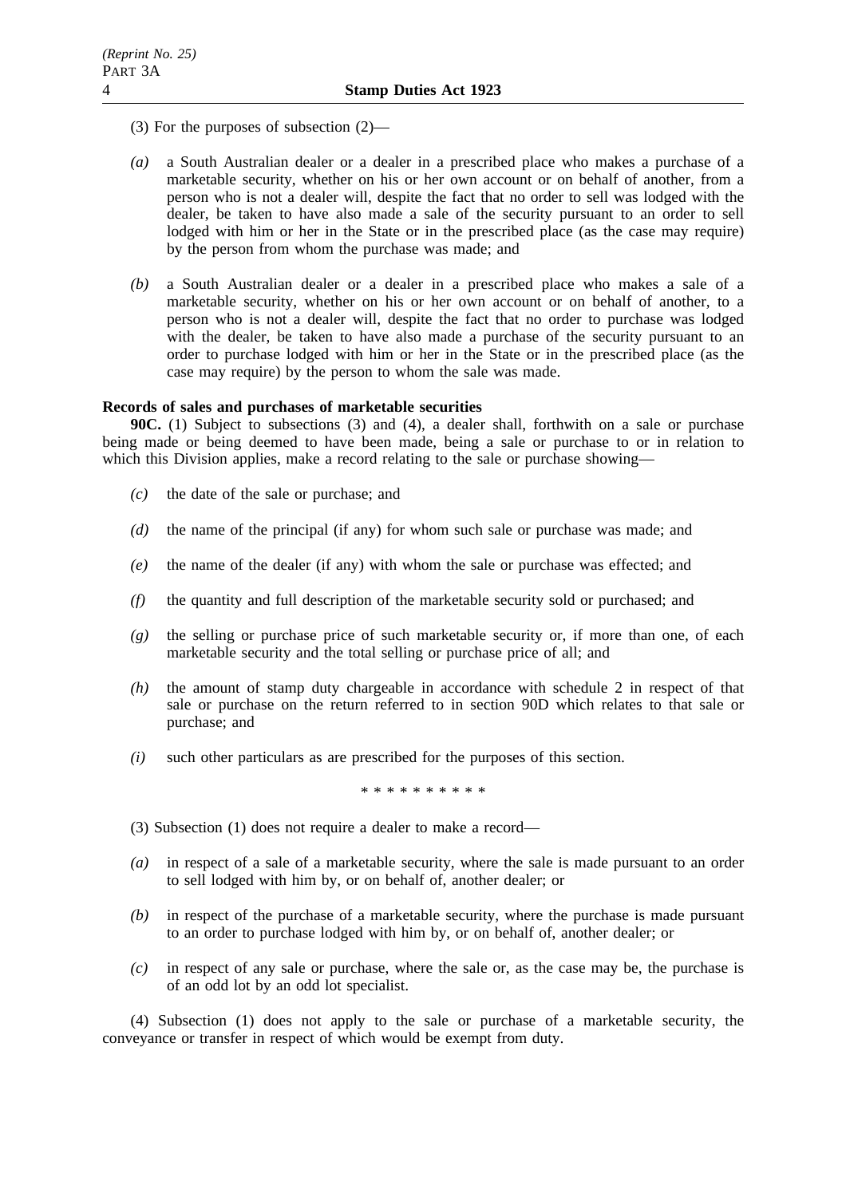(3) For the purposes of subsection (2)—

*(a)* a South Australian dealer or a dealer in a prescribed place who makes a purchase of a marketable security, whether on his or her own account or on behalf of another, from a person who is not a dealer will, despite the fact that no order to sell was lodged with the dealer, be taken to have also made a sale of the security pursuant to an order to sell lodged with him or her in the State or in the prescribed place (as the case may require) by the person from whom the purchase was made; and

*(b)* a South Australian dealer or a dealer in a prescribed place who makes a sale of a marketable security, whether on his or her own account or on behalf of another, to a person who is not a dealer will, despite the fact that no order to purchase was lodged with the dealer, be taken to have also made a purchase of the security pursuant to an order to purchase lodged with him or her in the State or in the prescribed place (as the case may require) by the person to whom the sale was made.

**Records of sales and purchases of marketable securities**

**90C.** (1) Subject to subsections (3) and (4), a dealer shall, forthwith on a sale or purchase being made or being deemed to have been made, being a sale or purchase to or in relation to which this Division applies, make a record relating to the sale or purchase showing—

*(c)* the date of the sale or purchase; and

*(d)* the name of the principal (if any) for whom such sale or purchase was made; and

*(e)* the name of the dealer (if any) with whom the sale or purchase was effected; and

*(f)* the quantity and full description of the marketable security sold or purchased; and

*(g)* the selling or purchase price of such marketable security or, if more than one, of each marketable security and the total selling or purchase price of all; and

*(h)* the amount of stamp duty chargeable in accordance with schedule 2 in respect of that sale or purchase on the return referred to in section 90D which relates to that sale or purchase; and

*(i)* such other particulars as are prescribed for the purposes of this section.

\* \* \* \* \* \* \* \* \* \*

(3) Subsection (1) does not require a dealer to make a record—

*(a)* in respect of a sale of a marketable security, where the sale is made pursuant to an order to sell lodged with him by, or on behalf of, another dealer; or

*(b)* in respect of the purchase of a marketable security, where the purchase is made pursuant to an order to purchase lodged with him by, or on behalf of, another dealer; or

*(c)* in respect of any sale or purchase, where the sale or, as the case may be, the purchase is of an odd lot by an odd lot specialist.

(4) Subsection (1) does not apply to the sale or purchase of a marketable security, the conveyance or transfer in respect of which would be exempt from duty.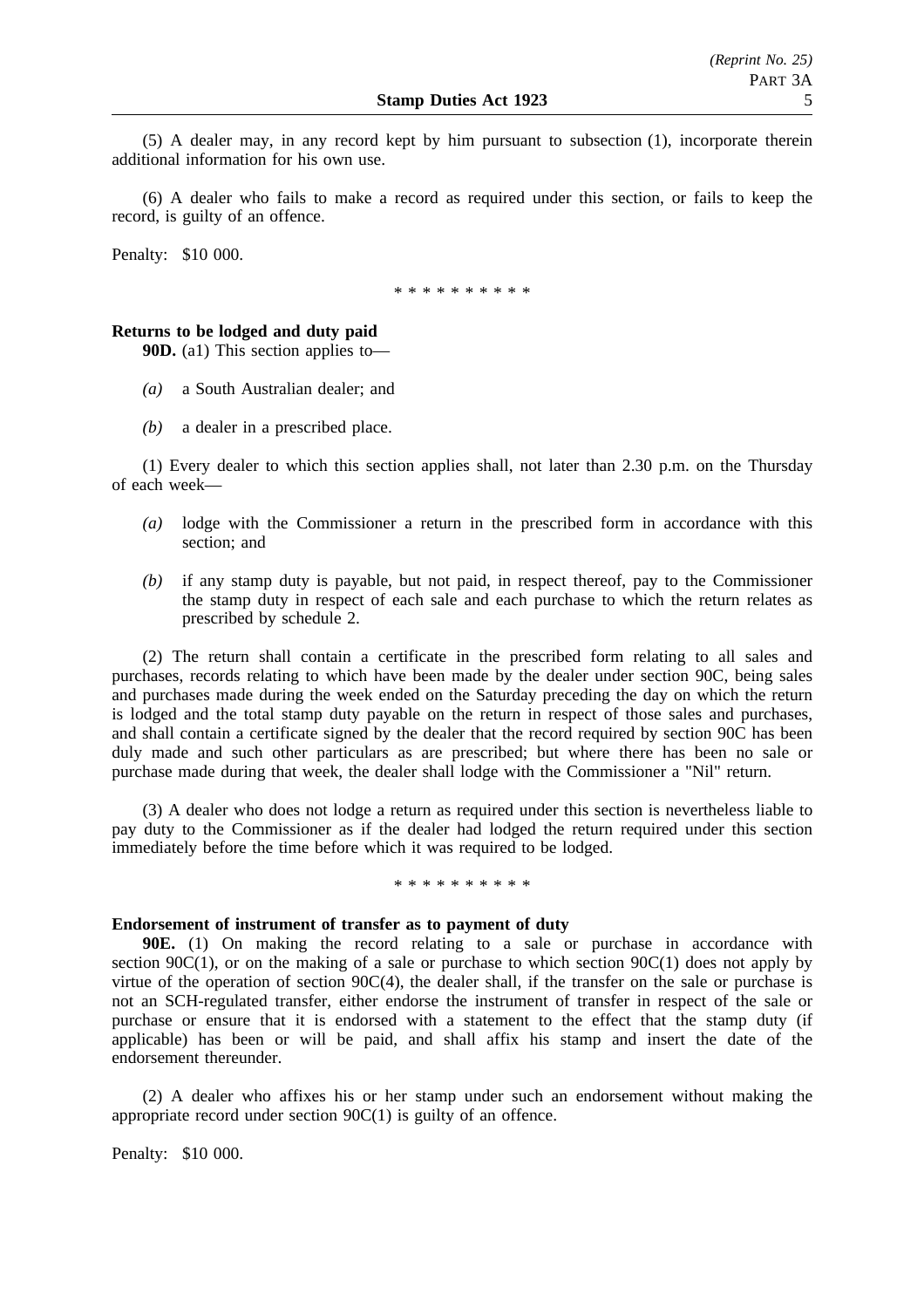(5) A dealer may, in any record kept by him pursuant to subsection (1), incorporate therein additional information for his own use.

(6) A dealer who fails to make a record as required under this section, or fails to keep the record, is guilty of an offence.

Penalty: $10 000.

\* \* \* \* \* \* \* \* \* \*

**Returns to be lodged and duty paid**

**90D.** (a1) This section applies to—

*(a)* a South Australian dealer; and

*(b)* a dealer in a prescribed place.

(1) Every dealer to which this section applies shall, not later than 2.30 p.m. on the Thursday of each week—

*(a)* lodge with the Commissioner a return in the prescribed form in accordance with this section; and

*(b)* if any stamp duty is payable, but not paid, in respect thereof, pay to the Commissioner the stamp duty in respect of each sale and each purchase to which the return relates as prescribed by schedule 2.

(2) The return shall contain a certificate in the prescribed form relating to all sales and purchases, records relating to which have been made by the dealer under section 90C, being sales and purchases made during the week ended on the Saturday preceding the day on which the return is lodged and the total stamp duty payable on the return in respect of those sales and purchases, and shall contain a certificate signed by the dealer that the record required by section 90C has been duly made and such other particulars as are prescribed; but where there has been no sale or purchase made during that week, the dealer shall lodge with the Commissioner a "Nil" return.

(3) A dealer who does not lodge a return as required under this section is nevertheless liable to pay duty to the Commissioner as if the dealer had lodged the return required under this section immediately before the time before which it was required to be lodged.

\* \* \* \* \* \* \* \* \* \*

**Endorsement of instrument of transfer as to payment of duty**

**90E.** (1) On making the record relating to a sale or purchase in accordance with section 90C(1), or on the making of a sale or purchase to which section 90C(1) does not apply by virtue of the operation of section 90C(4), the dealer shall, if the transfer on the sale or purchase is not an SCH-regulated transfer, either endorse the instrument of transfer in respect of the sale or purchase or ensure that it is endorsed with a statement to the effect that the stamp duty (if applicable) has been or will be paid, and shall affix his stamp and insert the date of the endorsement thereunder.

(2) A dealer who affixes his or her stamp under such an endorsement without making the appropriate record under section 90C(1) is guilty of an offence.

Penalty: $10 000.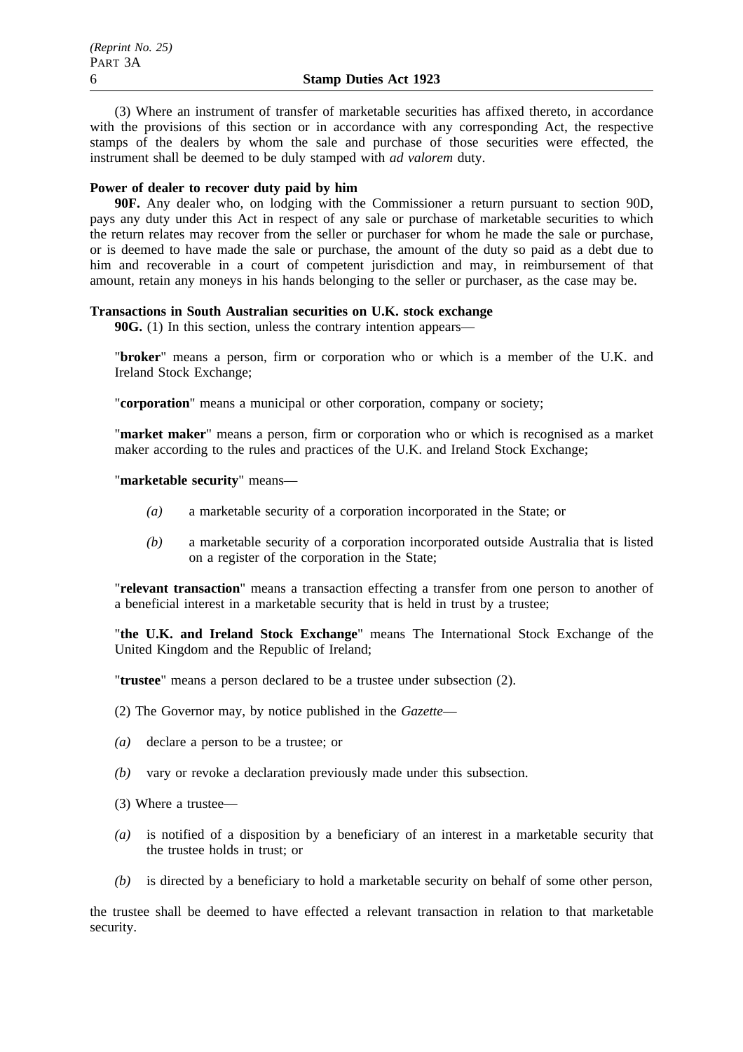(3) Where an instrument of transfer of marketable securities has affixed thereto, in accordance with the provisions of this section or in accordance with any corresponding Act, the respective stamps of the dealers by whom the sale and purchase of those securities were effected, the instrument shall be deemed to be duly stamped with *ad valorem* duty.

**Power of dealer to recover duty paid by him**

**90F.** Any dealer who, on lodging with the Commissioner a return pursuant to section 90D, pays any duty under this Act in respect of any sale or purchase of marketable securities to which the return relates may recover from the seller or purchaser for whom he made the sale or purchase, or is deemed to have made the sale or purchase, the amount of the duty so paid as a debt due to him and recoverable in a court of competent jurisdiction and may, in reimbursement of that amount, retain any moneys in his hands belonging to the seller or purchaser, as the case may be.

**Transactions in South Australian securities on U.K. stock exchange**

**90G.** (1) In this section, unless the contrary intention appears—

"**broker**" means a person, firm or corporation who or which is a member of the U.K. and Ireland Stock Exchange;

"**corporation**" means a municipal or other corporation, company or society;

"**market maker**" means a person, firm or corporation who or which is recognised as a market maker according to the rules and practices of the U.K. and Ireland Stock Exchange;

"**marketable security**" means—

*(a)* a marketable security of a corporation incorporated in the State; or

*(b)* a marketable security of a corporation incorporated outside Australia that is listed on a register of the corporation in the State;

"**relevant transaction**" means a transaction effecting a transfer from one person to another of a beneficial interest in a marketable security that is held in trust by a trustee;

"**the U.K. and Ireland Stock Exchange**" means The International Stock Exchange of the United Kingdom and the Republic of Ireland;

"**trustee**" means a person declared to be a trustee under subsection (2).

(2) The Governor may, by notice published in the *Gazette*—

*(a)* declare a person to be a trustee; or

*(b)* vary or revoke a declaration previously made under this subsection.

(3) Where a trustee—

*(a)* is notified of a disposition by a beneficiary of an interest in a marketable security that the trustee holds in trust; or

*(b)* is directed by a beneficiary to hold a marketable security on behalf of some other person,

the trustee shall be deemed to have effected a relevant transaction in relation to that marketable security.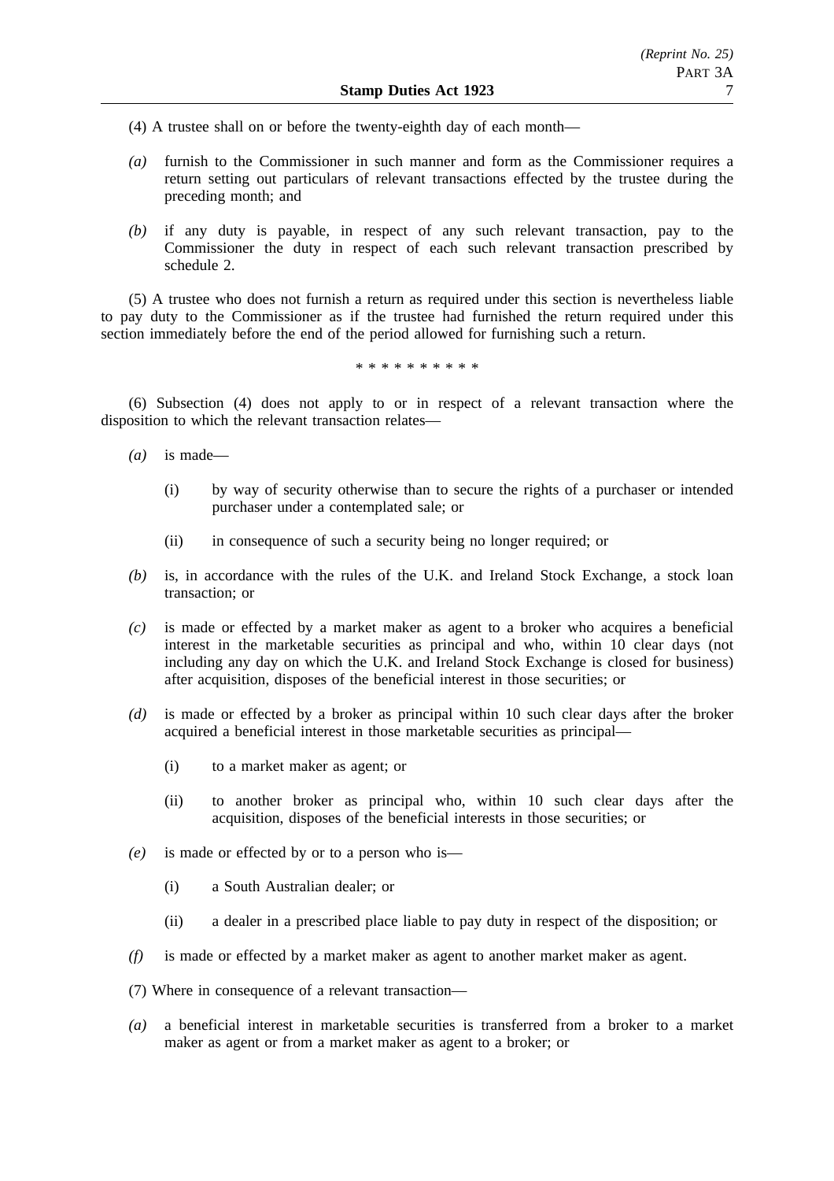(4) A trustee shall on or before the twenty-eighth day of each month—

*(a)* furnish to the Commissioner in such manner and form as the Commissioner requires a return setting out particulars of relevant transactions effected by the trustee during the preceding month; and

*(b)* if any duty is payable, in respect of any such relevant transaction, pay to the Commissioner the duty in respect of each such relevant transaction prescribed by schedule 2.

(5) A trustee who does not furnish a return as required under this section is nevertheless liable to pay duty to the Commissioner as if the trustee had furnished the return required under this section immediately before the end of the period allowed for furnishing such a return.

\* \* \* \* \* \* \* \* \* \*

(6) Subsection (4) does not apply to or in respect of a relevant transaction where the disposition to which the relevant transaction relates—

*(a)* is made—

(i) by way of security otherwise than to secure the rights of a purchaser or intended purchaser under a contemplated sale; or

(ii) in consequence of such a security being no longer required; or

*(b)* is, in accordance with the rules of the U.K. and Ireland Stock Exchange, a stock loan transaction; or

*(c)* is made or effected by a market maker as agent to a broker who acquires a beneficial interest in the marketable securities as principal and who, within 10 clear days (not including any day on which the U.K. and Ireland Stock Exchange is closed for business) after acquisition, disposes of the beneficial interest in those securities; or

*(d)* is made or effected by a broker as principal within 10 such clear days after the broker acquired a beneficial interest in those marketable securities as principal—

(i) to a market maker as agent; or

(ii) to another broker as principal who, within 10 such clear days after the acquisition, disposes of the beneficial interests in those securities; or

*(e)* is made or effected by or to a person who is—

(i) a South Australian dealer; or

(ii) a dealer in a prescribed place liable to pay duty in respect of the disposition; or

*(f)* is made or effected by a market maker as agent to another market maker as agent.

(7) Where in consequence of a relevant transaction—

*(a)* a beneficial interest in marketable securities is transferred from a broker to a market maker as agent or from a market maker as agent to a broker; or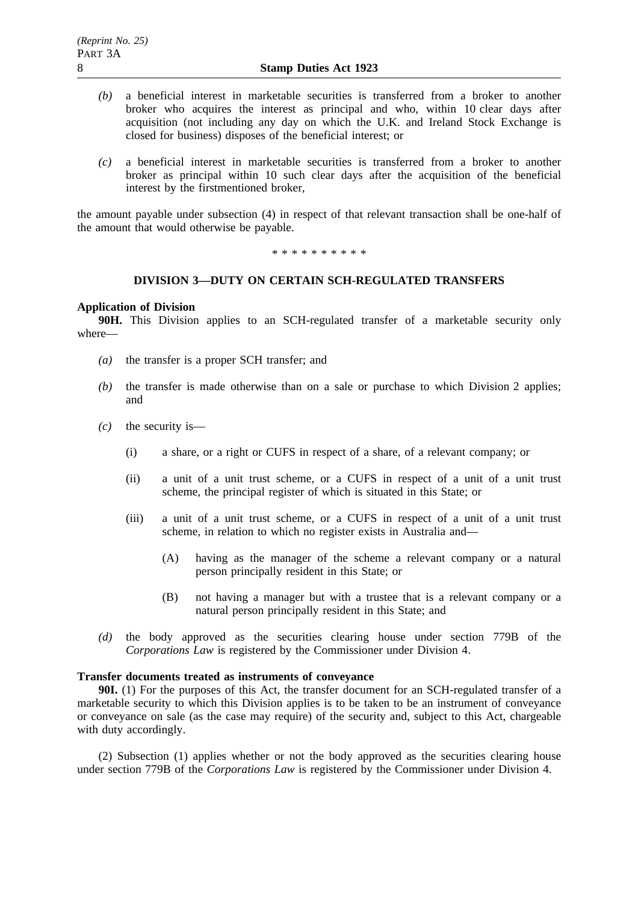*(b)* a beneficial interest in marketable securities is transferred from a broker to another broker who acquires the interest as principal and who, within 10 clear days after acquisition (not including any day on which the U.K. and Ireland Stock Exchange is closed for business) disposes of the beneficial interest; or

*(c)* a beneficial interest in marketable securities is transferred from a broker to another broker as principal within 10 such clear days after the acquisition of the beneficial interest by the firstmentioned broker,

the amount payable under subsection (4) in respect of that relevant transaction shall be one-half of the amount that would otherwise be payable.

\* \* \* \* \* \* \* \* \* \*

## DIVISION 3—DUTY ON CERTAIN SCH-REGULATED TRANSFERS

**Application of Division**

**90H.** This Division applies to an SCH-regulated transfer of a marketable security only where—

*(a)* the transfer is a proper SCH transfer; and

*(b)* the transfer is made otherwise than on a sale or purchase to which Division 2 applies; and

*(c)* the security is—

(i) a share, or a right or CUFS in respect of a share, of a relevant company; or

(ii) a unit of a unit trust scheme, or a CUFS in respect of a unit of a unit trust scheme, the principal register of which is situated in this State; or

(iii) a unit of a unit trust scheme, or a CUFS in respect of a unit of a unit trust scheme, in relation to which no register exists in Australia and—

(A) having as the manager of the scheme a relevant company or a natural person principally resident in this State; or

(B) not having a manager but with a trustee that is a relevant company or a natural person principally resident in this State; and

*(d)* the body approved as the securities clearing house under section 779B of the *Corporations Law* is registered by the Commissioner under Division 4.

**Transfer documents treated as instruments of conveyance**

**90I.** (1) For the purposes of this Act, the transfer document for an SCH-regulated transfer of a marketable security to which this Division applies is to be taken to be an instrument of conveyance or conveyance on sale (as the case may require) of the security and, subject to this Act, chargeable with duty accordingly.

(2) Subsection (1) applies whether or not the body approved as the securities clearing house under section 779B of the *Corporations Law* is registered by the Commissioner under Division 4.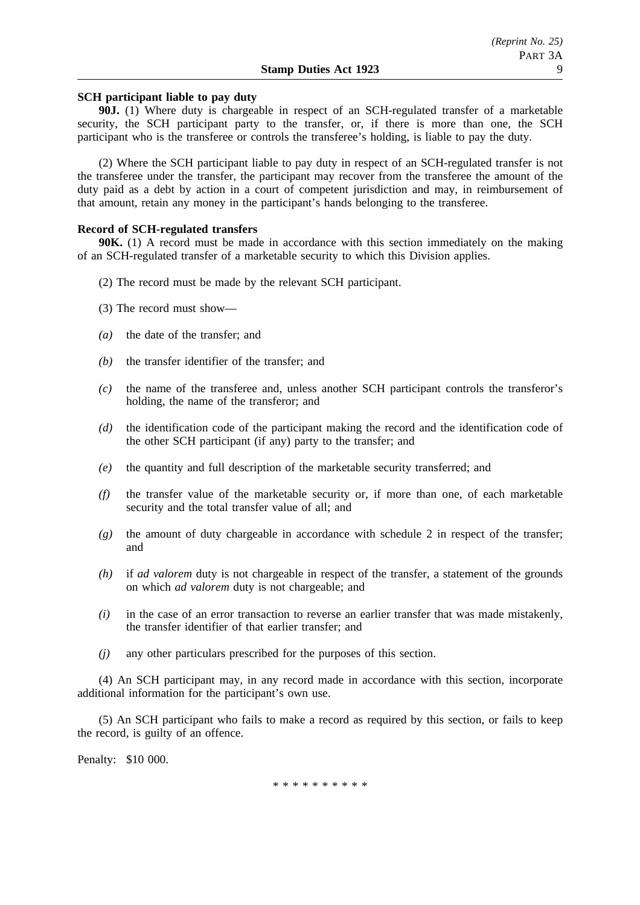**SCH participant liable to pay duty**

**90J.** (1) Where duty is chargeable in respect of an SCH-regulated transfer of a marketable security, the SCH participant party to the transfer, or, if there is more than one, the SCH participant who is the transferee or controls the transferee's holding, is liable to pay the duty.

(2) Where the SCH participant liable to pay duty in respect of an SCH-regulated transfer is not the transferee under the transfer, the participant may recover from the transferee the amount of the duty paid as a debt by action in a court of competent jurisdiction and may, in reimbursement of that amount, retain any money in the participant's hands belonging to the transferee.

**Record of SCH-regulated transfers**

**90K.** (1) A record must be made in accordance with this section immediately on the making of an SCH-regulated transfer of a marketable security to which this Division applies.

(2) The record must be made by the relevant SCH participant.

(3) The record must show—

*(a)* the date of the transfer; and

*(b)* the transfer identifier of the transfer; and

*(c)* the name of the transferee and, unless another SCH participant controls the transferor's holding, the name of the transferor; and

*(d)* the identification code of the participant making the record and the identification code of the other SCH participant (if any) party to the transfer; and

*(e)* the quantity and full description of the marketable security transferred; and

*(f)* the transfer value of the marketable security or, if more than one, of each marketable security and the total transfer value of all; and

*(g)* the amount of duty chargeable in accordance with schedule 2 in respect of the transfer; and

*(h)* if *ad valorem* duty is not chargeable in respect of the transfer, a statement of the grounds on which *ad valorem* duty is not chargeable; and

*(i)* in the case of an error transaction to reverse an earlier transfer that was made mistakenly, the transfer identifier of that earlier transfer; and

*(j)* any other particulars prescribed for the purposes of this section.

(4) An SCH participant may, in any record made in accordance with this section, incorporate additional information for the participant's own use.

(5) An SCH participant who fails to make a record as required by this section, or fails to keep the record, is guilty of an offence.

Penalty: $10 000.

\* \* \* \* \* \* \* \* \* \*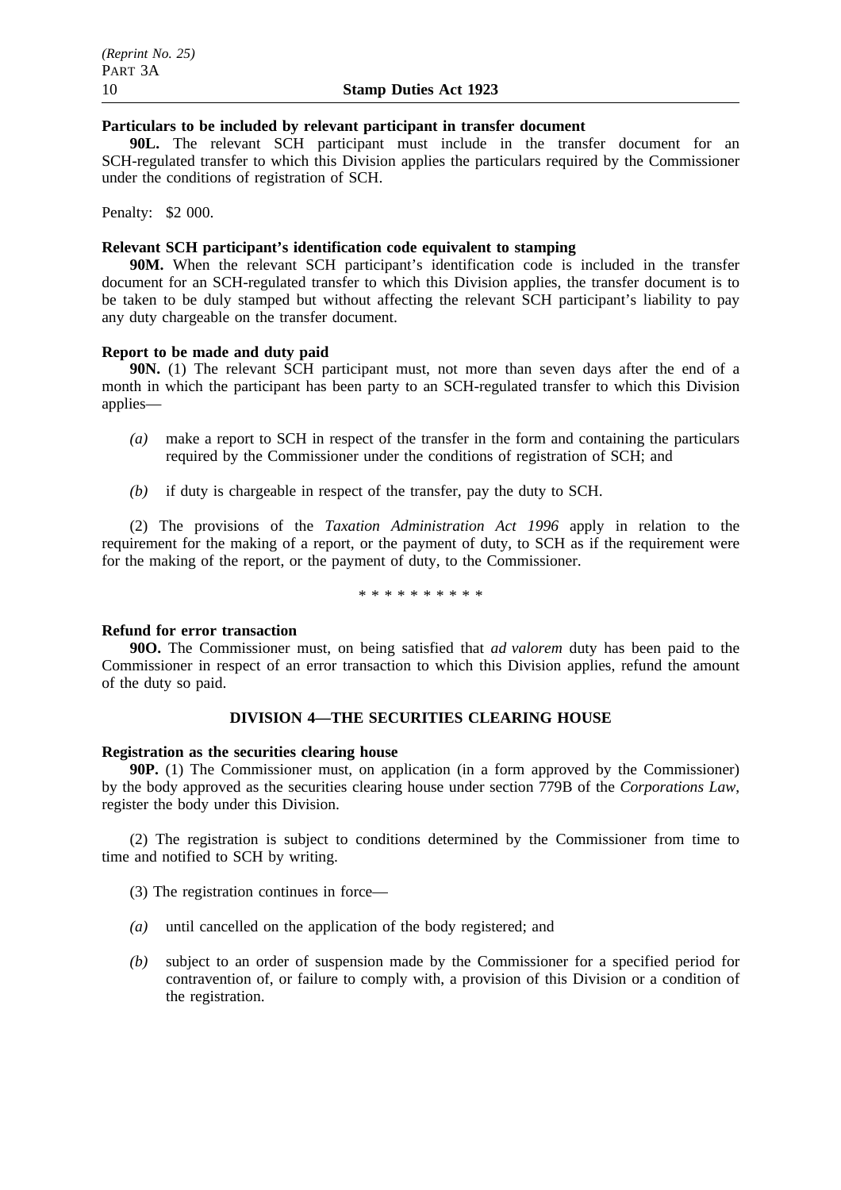**Particulars to be included by relevant participant in transfer document**

**90L.** The relevant SCH participant must include in the transfer document for an SCH-regulated transfer to which this Division applies the particulars required by the Commissioner under the conditions of registration of SCH.

Penalty: $2 000.

**Relevant SCH participant's identification code equivalent to stamping**

**90M.** When the relevant SCH participant's identification code is included in the transfer document for an SCH-regulated transfer to which this Division applies, the transfer document is to be taken to be duly stamped but without affecting the relevant SCH participant's liability to pay any duty chargeable on the transfer document.

**Report to be made and duty paid**

**90N.** (1) The relevant SCH participant must, not more than seven days after the end of a month in which the participant has been party to an SCH-regulated transfer to which this Division applies—

*(a)* make a report to SCH in respect of the transfer in the form and containing the particulars required by the Commissioner under the conditions of registration of SCH; and

*(b)* if duty is chargeable in respect of the transfer, pay the duty to SCH.

(2) The provisions of the *Taxation Administration Act 1996* apply in relation to the requirement for the making of a report, or the payment of duty, to SCH as if the requirement were for the making of the report, or the payment of duty, to the Commissioner.

* * * * * * * * * *

**Refund for error transaction**

**90O.** The Commissioner must, on being satisfied that *ad valorem* duty has been paid to the Commissioner in respect of an error transaction to which this Division applies, refund the amount of the duty so paid.

## DIVISION 4—THE SECURITIES CLEARING HOUSE

**Registration as the securities clearing house**

**90P.** (1) The Commissioner must, on application (in a form approved by the Commissioner) by the body approved as the securities clearing house under section 779B of the *Corporations Law*, register the body under this Division.

(2) The registration is subject to conditions determined by the Commissioner from time to time and notified to SCH by writing.

(3) The registration continues in force—

*(a)* until cancelled on the application of the body registered; and

*(b)* subject to an order of suspension made by the Commissioner for a specified period for contravention of, or failure to comply with, a provision of this Division or a condition of the registration.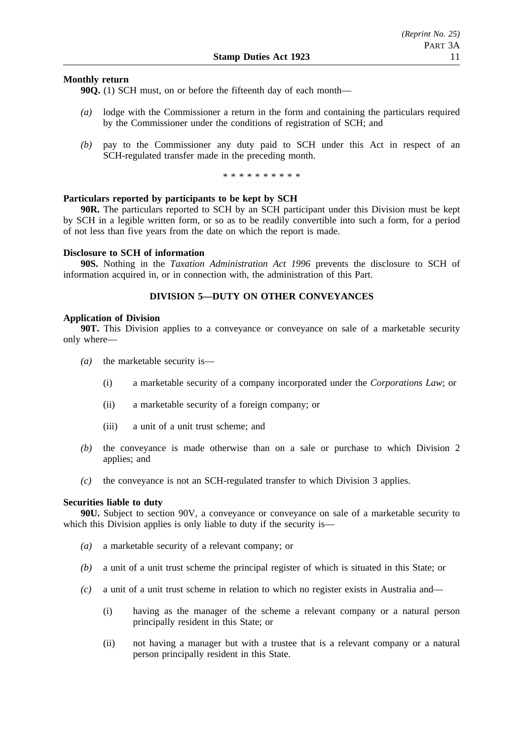**Monthly return**

**90Q.** (1) SCH must, on or before the fifteenth day of each month—

*(a)* lodge with the Commissioner a return in the form and containing the particulars required by the Commissioner under the conditions of registration of SCH; and

*(b)* pay to the Commissioner any duty paid to SCH under this Act in respect of an SCH-regulated transfer made in the preceding month.

\* \* \* \* \* \* \* \* \* \*

**Particulars reported by participants to be kept by SCH**

**90R.** The particulars reported to SCH by an SCH participant under this Division must be kept by SCH in a legible written form, or so as to be readily convertible into such a form, for a period of not less than five years from the date on which the report is made.

**Disclosure to SCH of information**

**90S.** Nothing in the *Taxation Administration Act 1996* prevents the disclosure to SCH of information acquired in, or in connection with, the administration of this Part.

## DIVISION 5—DUTY ON OTHER CONVEYANCES

**Application of Division**

**90T.** This Division applies to a conveyance or conveyance on sale of a marketable security only where—

*(a)* the marketable security is—

(i) a marketable security of a company incorporated under the *Corporations Law*; or

(ii) a marketable security of a foreign company; or

(iii) a unit of a unit trust scheme; and

*(b)* the conveyance is made otherwise than on a sale or purchase to which Division 2 applies; and

*(c)* the conveyance is not an SCH-regulated transfer to which Division 3 applies.

**Securities liable to duty**

**90U.** Subject to section 90V, a conveyance or conveyance on sale of a marketable security to which this Division applies is only liable to duty if the security is—

*(a)* a marketable security of a relevant company; or

*(b)* a unit of a unit trust scheme the principal register of which is situated in this State; or

*(c)* a unit of a unit trust scheme in relation to which no register exists in Australia and—

(i) having as the manager of the scheme a relevant company or a natural person principally resident in this State; or

(ii) not having a manager but with a trustee that is a relevant company or a natural person principally resident in this State.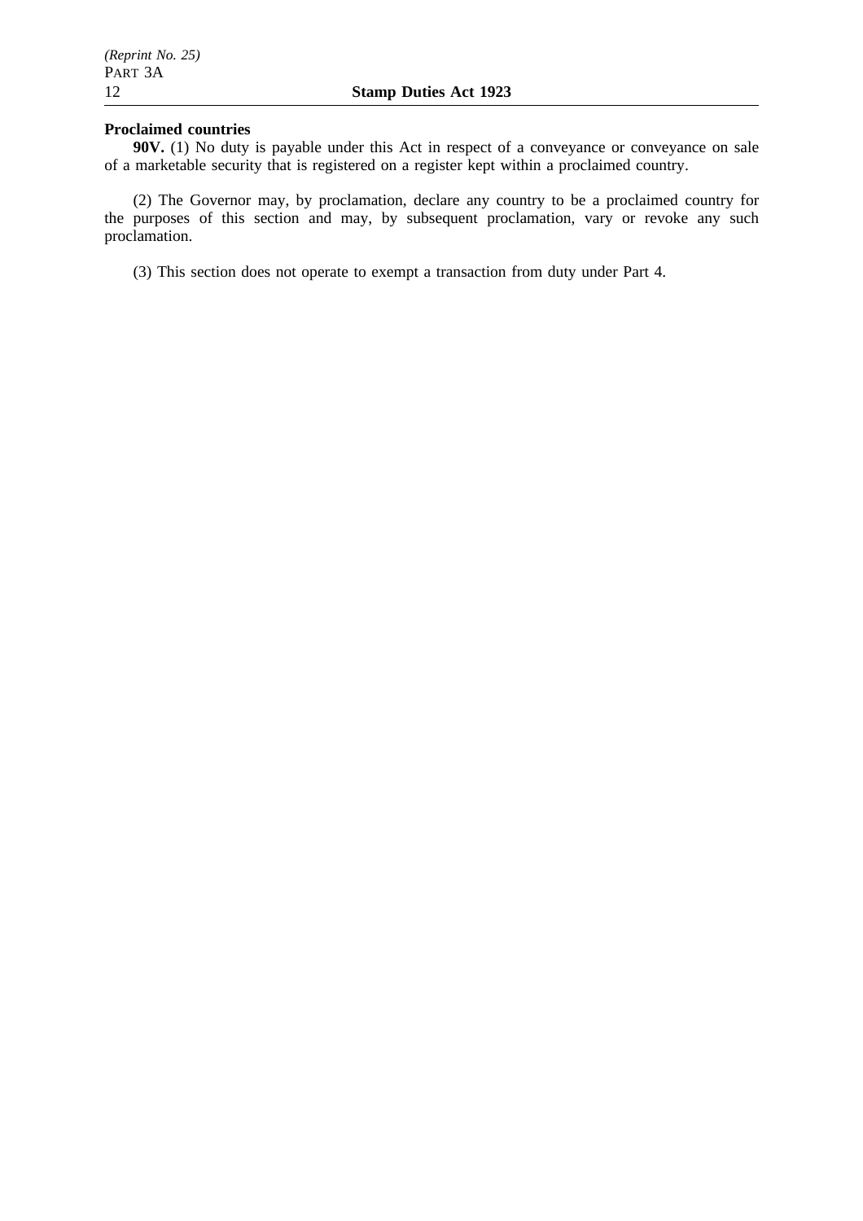**Proclaimed countries**

**90V.** (1) No duty is payable under this Act in respect of a conveyance or conveyance on sale of a marketable security that is registered on a register kept within a proclaimed country.

(2) The Governor may, by proclamation, declare any country to be a proclaimed country for the purposes of this section and may, by subsequent proclamation, vary or revoke any such proclamation.

(3) This section does not operate to exempt a transaction from duty under Part 4.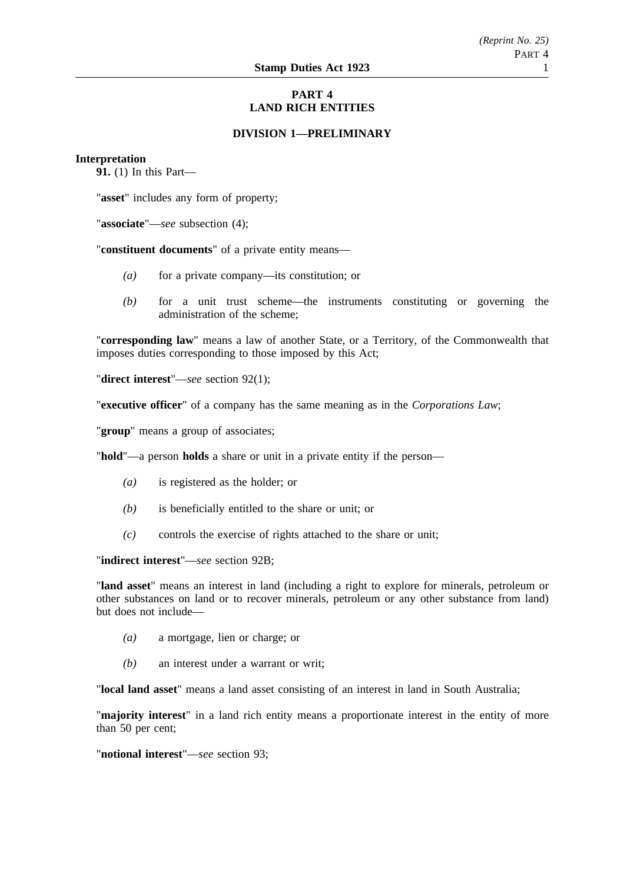# PART 4
# LAND RICH ENTITIES

## DIVISION 1—PRELIMINARY

**Interpretation**

**91.** (1) In this Part—

"**asset**" includes any form of property;

"**associate**"—*see* subsection (4);

"**constituent documents**" of a private entity means—

- *(a)* for a private company—its constitution; or
- *(b)* for a unit trust scheme—the instruments constituting or governing the administration of the scheme;

"**corresponding law**" means a law of another State, or a Territory, of the Commonwealth that imposes duties corresponding to those imposed by this Act;

"**direct interest**"—*see* section 92(1);

"**executive officer**" of a company has the same meaning as in the *Corporations Law*;

"**group**" means a group of associates;

"**hold**"—a person **holds** a share or unit in a private entity if the person—

- *(a)* is registered as the holder; or
- *(b)* is beneficially entitled to the share or unit; or
- *(c)* controls the exercise of rights attached to the share or unit;

"**indirect interest**"—*see* section 92B;

"**land asset**" means an interest in land (including a right to explore for minerals, petroleum or other substances on land or to recover minerals, petroleum or any other substance from land) but does not include—

- *(a)* a mortgage, lien or charge; or
- *(b)* an interest under a warrant or writ;

"**local land asset**" means a land asset consisting of an interest in land in South Australia;

"**majority interest**" in a land rich entity means a proportionate interest in the entity of more than 50 per cent;

"**notional interest**"—*see* section 93;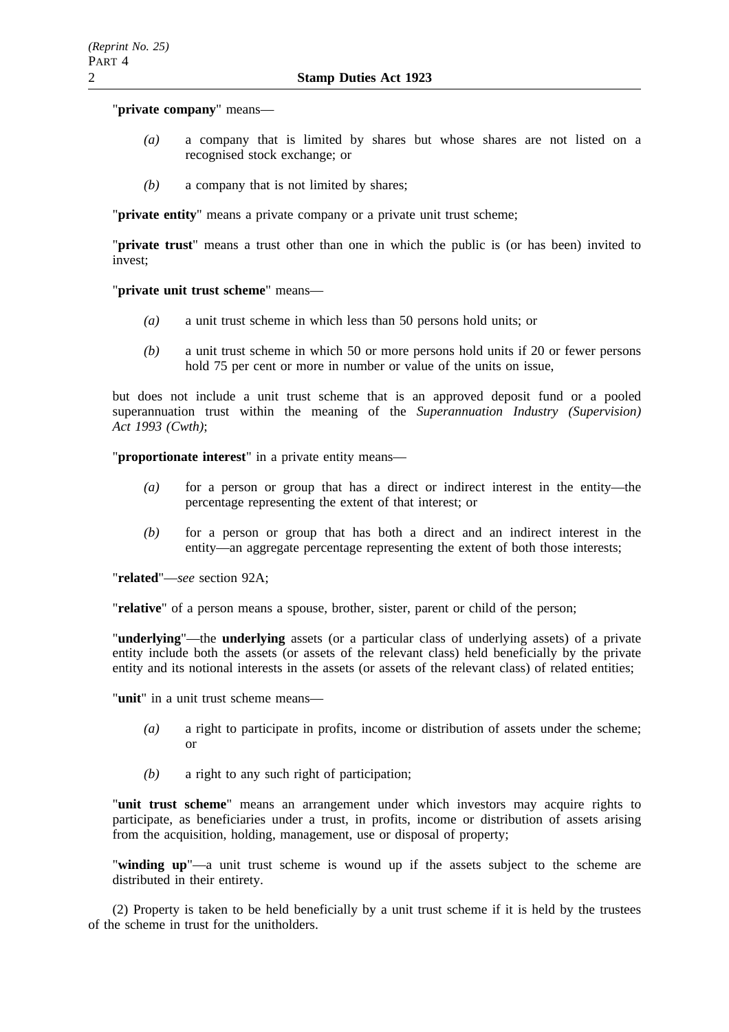"**private company**" means—

*(a)* a company that is limited by shares but whose shares are not listed on a recognised stock exchange; or

*(b)* a company that is not limited by shares;

"**private entity**" means a private company or a private unit trust scheme;

"**private trust**" means a trust other than one in which the public is (or has been) invited to invest;

"**private unit trust scheme**" means—

*(a)* a unit trust scheme in which less than 50 persons hold units; or

*(b)* a unit trust scheme in which 50 or more persons hold units if 20 or fewer persons hold 75 per cent or more in number or value of the units on issue,

but does not include a unit trust scheme that is an approved deposit fund or a pooled superannuation trust within the meaning of the *Superannuation Industry (Supervision) Act 1993 (Cwth)*;

"**proportionate interest**" in a private entity means—

*(a)* for a person or group that has a direct or indirect interest in the entity—the percentage representing the extent of that interest; or

*(b)* for a person or group that has both a direct and an indirect interest in the entity—an aggregate percentage representing the extent of both those interests;

"**related**"—*see* section 92A;

"**relative**" of a person means a spouse, brother, sister, parent or child of the person;

"**underlying**"—the **underlying** assets (or a particular class of underlying assets) of a private entity include both the assets (or assets of the relevant class) held beneficially by the private entity and its notional interests in the assets (or assets of the relevant class) of related entities;

"**unit**" in a unit trust scheme means—

*(a)* a right to participate in profits, income or distribution of assets under the scheme; or

*(b)* a right to any such right of participation;

"**unit trust scheme**" means an arrangement under which investors may acquire rights to participate, as beneficiaries under a trust, in profits, income or distribution of assets arising from the acquisition, holding, management, use or disposal of property;

"**winding up**"—a unit trust scheme is wound up if the assets subject to the scheme are distributed in their entirety.

(2) Property is taken to be held beneficially by a unit trust scheme if it is held by the trustees of the scheme in trust for the unitholders.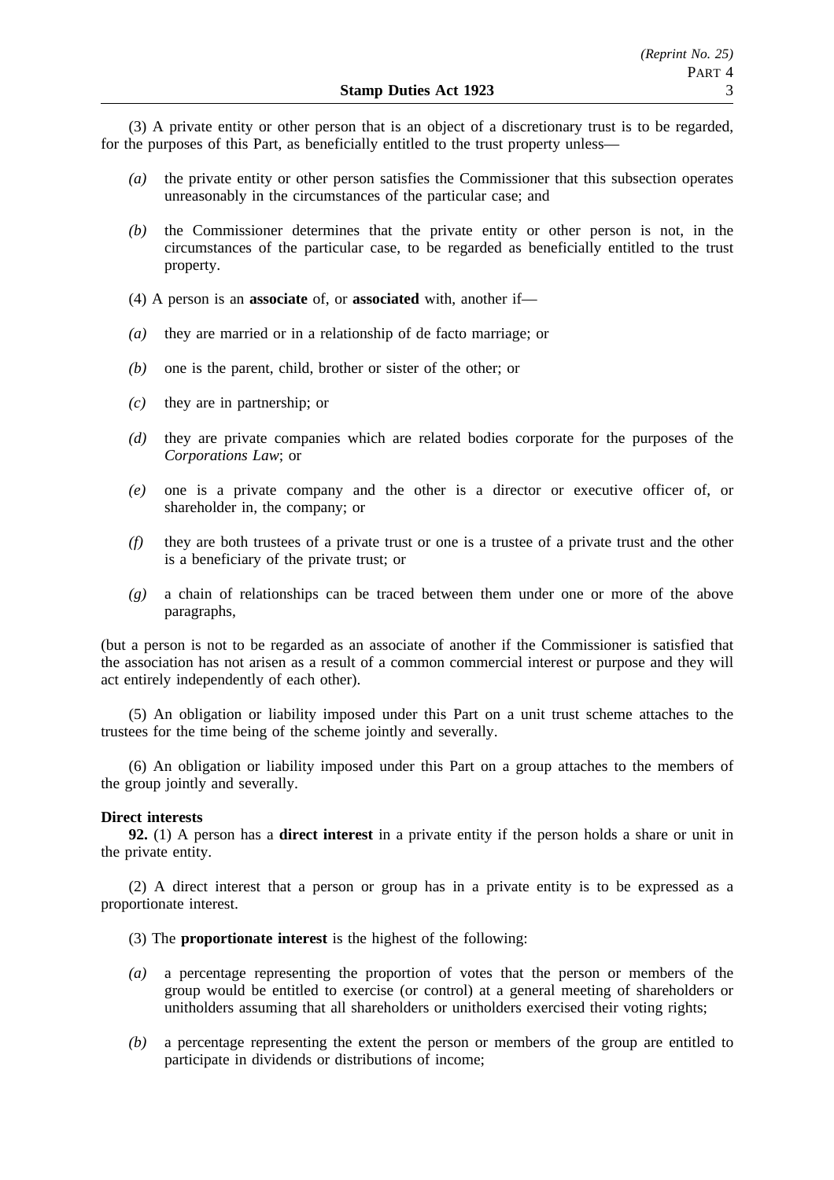(3) A private entity or other person that is an object of a discretionary trust is to be regarded, for the purposes of this Part, as beneficially entitled to the trust property unless—

*(a)* the private entity or other person satisfies the Commissioner that this subsection operates unreasonably in the circumstances of the particular case; and

*(b)* the Commissioner determines that the private entity or other person is not, in the circumstances of the particular case, to be regarded as beneficially entitled to the trust property.

(4) A person is an **associate** of, or **associated** with, another if—

*(a)* they are married or in a relationship of de facto marriage; or

*(b)* one is the parent, child, brother or sister of the other; or

*(c)* they are in partnership; or

*(d)* they are private companies which are related bodies corporate for the purposes of the *Corporations Law*; or

*(e)* one is a private company and the other is a director or executive officer of, or shareholder in, the company; or

*(f)* they are both trustees of a private trust or one is a trustee of a private trust and the other is a beneficiary of the private trust; or

*(g)* a chain of relationships can be traced between them under one or more of the above paragraphs,

(but a person is not to be regarded as an associate of another if the Commissioner is satisfied that the association has not arisen as a result of a common commercial interest or purpose and they will act entirely independently of each other).

(5) An obligation or liability imposed under this Part on a unit trust scheme attaches to the trustees for the time being of the scheme jointly and severally.

(6) An obligation or liability imposed under this Part on a group attaches to the members of the group jointly and severally.

**Direct interests**

**92.** (1) A person has a **direct interest** in a private entity if the person holds a share or unit in the private entity.

(2) A direct interest that a person or group has in a private entity is to be expressed as a proportionate interest.

(3) The **proportionate interest** is the highest of the following:

*(a)* a percentage representing the proportion of votes that the person or members of the group would be entitled to exercise (or control) at a general meeting of shareholders or unitholders assuming that all shareholders or unitholders exercised their voting rights;

*(b)* a percentage representing the extent the person or members of the group are entitled to participate in dividends or distributions of income;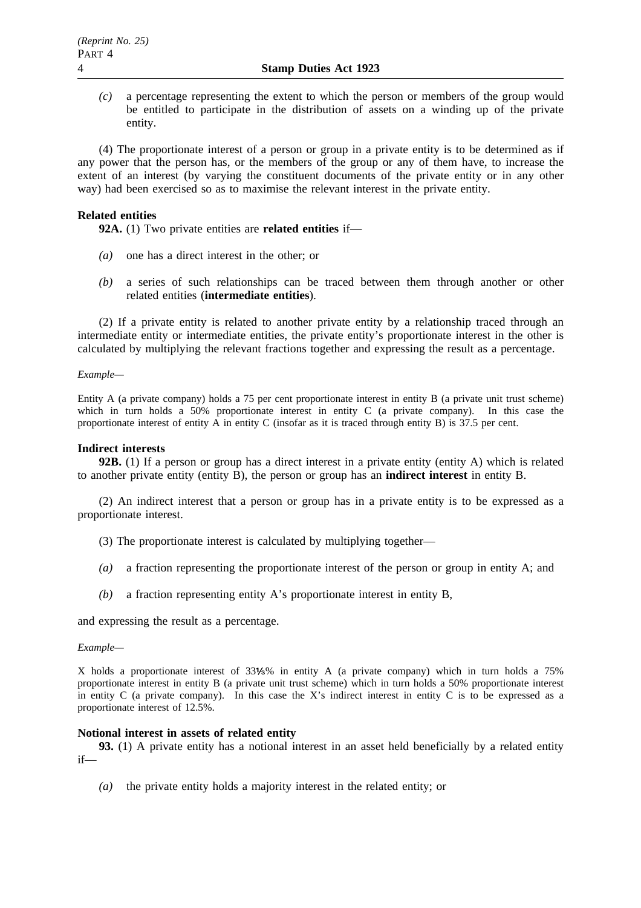*(c)* a percentage representing the extent to which the person or members of the group would be entitled to participate in the distribution of assets on a winding up of the private entity.

(4) The proportionate interest of a person or group in a private entity is to be determined as if any power that the person has, or the members of the group or any of them have, to increase the extent of an interest (by varying the constituent documents of the private entity or in any other way) had been exercised so as to maximise the relevant interest in the private entity.

**Related entities**

**92A.** (1) Two private entities are **related entities** if—

*(a)* one has a direct interest in the other; or

*(b)* a series of such relationships can be traced between them through another or other related entities (**intermediate entities**).

(2) If a private entity is related to another private entity by a relationship traced through an intermediate entity or intermediate entities, the private entity's proportionate interest in the other is calculated by multiplying the relevant fractions together and expressing the result as a percentage.

*Example—*

Entity A (a private company) holds a 75 per cent proportionate interest in entity B (a private unit trust scheme) which in turn holds a 50% proportionate interest in entity C (a private company). In this case the proportionate interest of entity A in entity C (insofar as it is traced through entity B) is 37.5 per cent.

**Indirect interests**

**92B.** (1) If a person or group has a direct interest in a private entity (entity A) which is related to another private entity (entity B), the person or group has an **indirect interest** in entity B.

(2) An indirect interest that a person or group has in a private entity is to be expressed as a proportionate interest.

(3) The proportionate interest is calculated by multiplying together—

*(a)* a fraction representing the proportionate interest of the person or group in entity A; and

*(b)* a fraction representing entity A's proportionate interest in entity B,

and expressing the result as a percentage.

*Example—*

X holds a proportionate interest of 33⅓% in entity A (a private company) which in turn holds a 75% proportionate interest in entity B (a private unit trust scheme) which in turn holds a 50% proportionate interest in entity C (a private company). In this case the X's indirect interest in entity C is to be expressed as a proportionate interest of 12.5%.

**Notional interest in assets of related entity**

**93.** (1) A private entity has a notional interest in an asset held beneficially by a related entity if—

*(a)* the private entity holds a majority interest in the related entity; or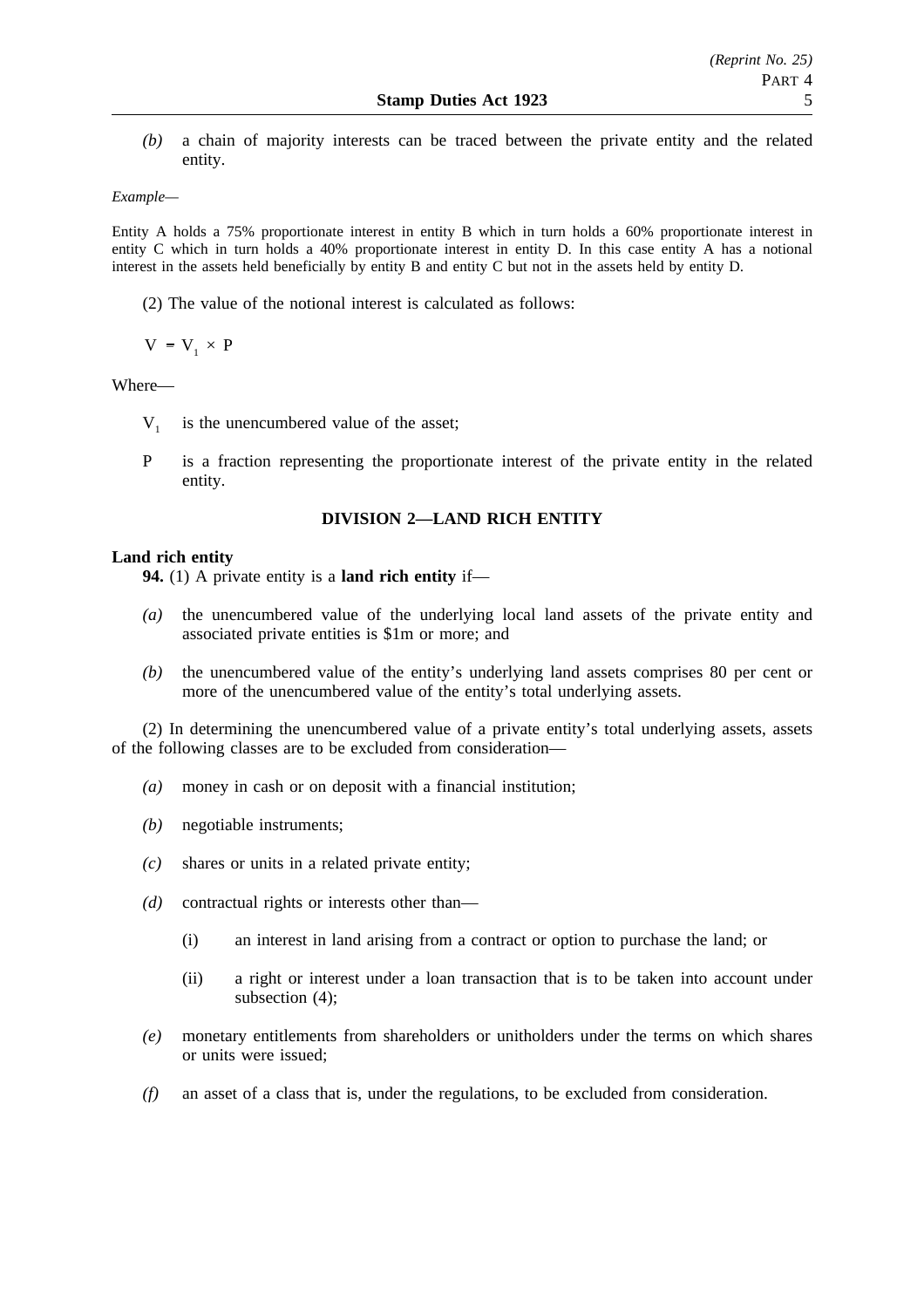*(b)* a chain of majority interests can be traced between the private entity and the related entity.

*Example—*

Entity A holds a 75% proportionate interest in entity B which in turn holds a 60% proportionate interest in entity C which in turn holds a 40% proportionate interest in entity D. In this case entity A has a notional interest in the assets held beneficially by entity B and entity C but not in the assets held by entity D.

(2) The value of the notional interest is calculated as follows:

$$V = V_1 \times P$$

Where—

$V_1$ is the unencumbered value of the asset;

P is a fraction representing the proportionate interest of the private entity in the related entity.

## DIVISION 2—LAND RICH ENTITY

**Land rich entity**

**94.** (1) A private entity is a **land rich entity** if—

*(a)* the unencumbered value of the underlying local land assets of the private entity and associated private entities is $1m or more; and

*(b)* the unencumbered value of the entity's underlying land assets comprises 80 per cent or more of the unencumbered value of the entity's total underlying assets.

(2) In determining the unencumbered value of a private entity's total underlying assets, assets of the following classes are to be excluded from consideration—

*(a)* money in cash or on deposit with a financial institution;

*(b)* negotiable instruments;

*(c)* shares or units in a related private entity;

*(d)* contractual rights or interests other than—

(i) an interest in land arising from a contract or option to purchase the land; or

(ii) a right or interest under a loan transaction that is to be taken into account under subsection (4);

*(e)* monetary entitlements from shareholders or unitholders under the terms on which shares or units were issued;

*(f)* an asset of a class that is, under the regulations, to be excluded from consideration.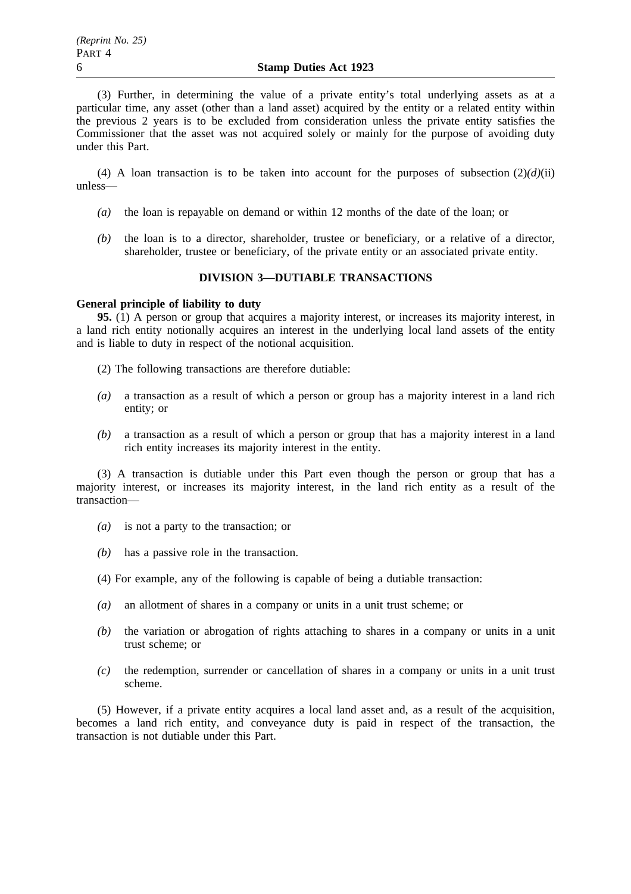(3) Further, in determining the value of a private entity's total underlying assets as at a particular time, any asset (other than a land asset) acquired by the entity or a related entity within the previous 2 years is to be excluded from consideration unless the private entity satisfies the Commissioner that the asset was not acquired solely or mainly for the purpose of avoiding duty under this Part.

(4) A loan transaction is to be taken into account for the purposes of subsection (2)*(d)*(ii) unless—

*(a)* the loan is repayable on demand or within 12 months of the date of the loan; or

*(b)* the loan is to a director, shareholder, trustee or beneficiary, or a relative of a director, shareholder, trustee or beneficiary, of the private entity or an associated private entity.

## DIVISION 3—DUTIABLE TRANSACTIONS

**General principle of liability to duty**

**95.** (1) A person or group that acquires a majority interest, or increases its majority interest, in a land rich entity notionally acquires an interest in the underlying local land assets of the entity and is liable to duty in respect of the notional acquisition.

(2) The following transactions are therefore dutiable:

*(a)* a transaction as a result of which a person or group has a majority interest in a land rich entity; or

*(b)* a transaction as a result of which a person or group that has a majority interest in a land rich entity increases its majority interest in the entity.

(3) A transaction is dutiable under this Part even though the person or group that has a majority interest, or increases its majority interest, in the land rich entity as a result of the transaction—

*(a)* is not a party to the transaction; or

*(b)* has a passive role in the transaction.

(4) For example, any of the following is capable of being a dutiable transaction:

*(a)* an allotment of shares in a company or units in a unit trust scheme; or

*(b)* the variation or abrogation of rights attaching to shares in a company or units in a unit trust scheme; or

*(c)* the redemption, surrender or cancellation of shares in a company or units in a unit trust scheme.

(5) However, if a private entity acquires a local land asset and, as a result of the acquisition, becomes a land rich entity, and conveyance duty is paid in respect of the transaction, the transaction is not dutiable under this Part.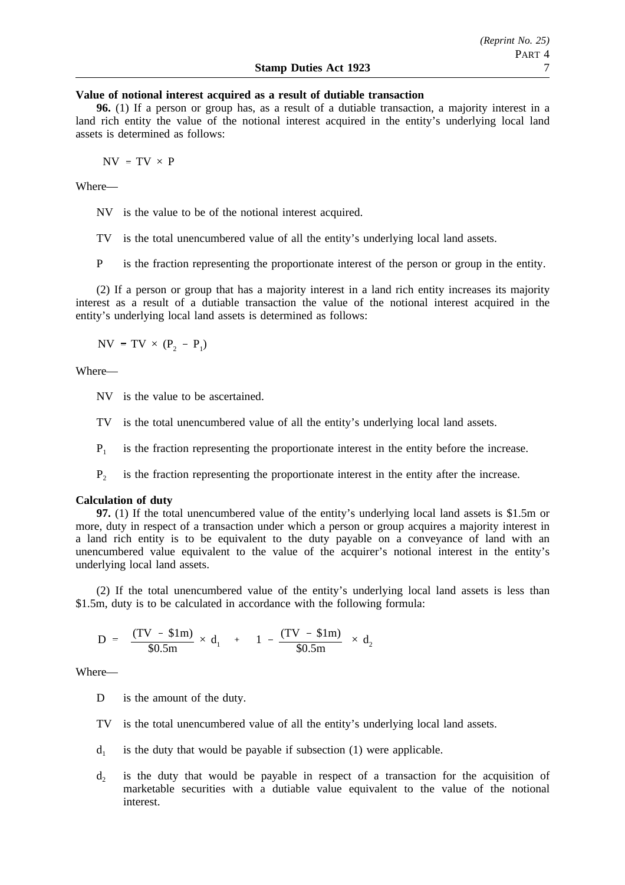**Value of notional interest acquired as a result of dutiable transaction**

**96.** (1) If a person or group has, as a result of a dutiable transaction, a majority interest in a land rich entity the value of the notional interest acquired in the entity's underlying local land assets is determined as follows:

$$NV = TV \times P$$

Where—

NV is the value to be of the notional interest acquired.

TV is the total unencumbered value of all the entity's underlying local land assets.

P is the fraction representing the proportionate interest of the person or group in the entity.

(2) If a person or group that has a majority interest in a land rich entity increases its majority interest as a result of a dutiable transaction the value of the notional interest acquired in the entity's underlying local land assets is determined as follows:

$$NV = TV \times (P_2 - P_1)$$

Where—

NV is the value to be ascertained.

TV is the total unencumbered value of all the entity's underlying local land assets.

$P_1$ is the fraction representing the proportionate interest in the entity before the increase.

$P_2$ is the fraction representing the proportionate interest in the entity after the increase.

**Calculation of duty**

**97.** (1) If the total unencumbered value of the entity's underlying local land assets is \$1.5m or more, duty in respect of a transaction under which a person or group acquires a majority interest in a land rich entity is to be equivalent to the duty payable on a conveyance of land with an unencumbered value equivalent to the value of the acquirer's notional interest in the entity's underlying local land assets.

(2) If the total unencumbered value of the entity's underlying local land assets is less than \$1.5m, duty is to be calculated in accordance with the following formula:

$$D = \frac{(TV - \$1m)}{\$0.5m} \times d_1 + \left(1 - \frac{(TV - \$1m)}{\$0.5m}\right) \times d_2$$

Where—

D is the amount of the duty.

TV is the total unencumbered value of all the entity's underlying local land assets.

$d_1$ is the duty that would be payable if subsection (1) were applicable.

$d_2$ is the duty that would be payable in respect of a transaction for the acquisition of marketable securities with a dutiable value equivalent to the value of the notional interest.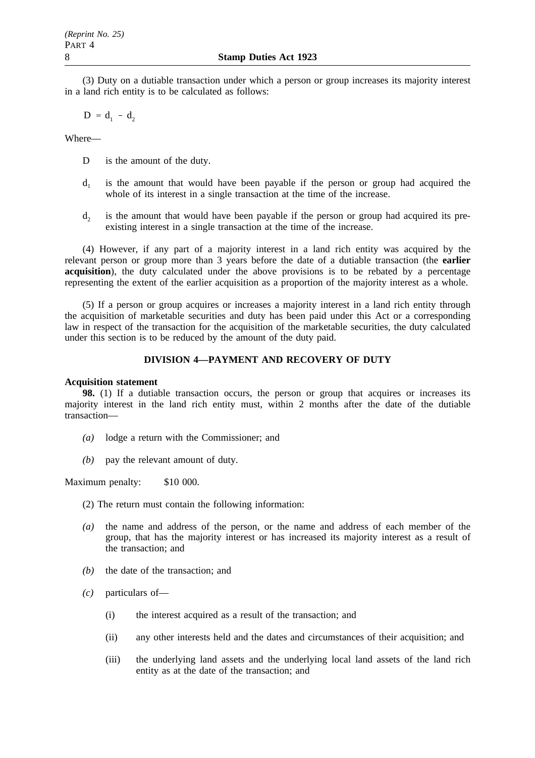(3) Duty on a dutiable transaction under which a person or group increases its majority interest in a land rich entity is to be calculated as follows:

$$D = d_1 - d_2$$

Where—

D is the amount of the duty.

$d_1$ is the amount that would have been payable if the person or group had acquired the whole of its interest in a single transaction at the time of the increase.

$d_2$ is the amount that would have been payable if the person or group had acquired its pre-existing interest in a single transaction at the time of the increase.

(4) However, if any part of a majority interest in a land rich entity was acquired by the relevant person or group more than 3 years before the date of a dutiable transaction (the **earlier acquisition**), the duty calculated under the above provisions is to be rebated by a percentage representing the extent of the earlier acquisition as a proportion of the majority interest as a whole.

(5) If a person or group acquires or increases a majority interest in a land rich entity through the acquisition of marketable securities and duty has been paid under this Act or a corresponding law in respect of the transaction for the acquisition of the marketable securities, the duty calculated under this section is to be reduced by the amount of the duty paid.

## DIVISION 4—PAYMENT AND RECOVERY OF DUTY

**Acquisition statement**

**98.** (1) If a dutiable transaction occurs, the person or group that acquires or increases its majority interest in the land rich entity must, within 2 months after the date of the dutiable transaction—

*(a)* lodge a return with the Commissioner; and

*(b)* pay the relevant amount of duty.

Maximum penalty: $10 000.

(2) The return must contain the following information:

*(a)* the name and address of the person, or the name and address of each member of the group, that has the majority interest or has increased its majority interest as a result of the transaction; and

*(b)* the date of the transaction; and

*(c)* particulars of—

(i) the interest acquired as a result of the transaction; and

(ii) any other interests held and the dates and circumstances of their acquisition; and

(iii) the underlying land assets and the underlying local land assets of the land rich entity as at the date of the transaction; and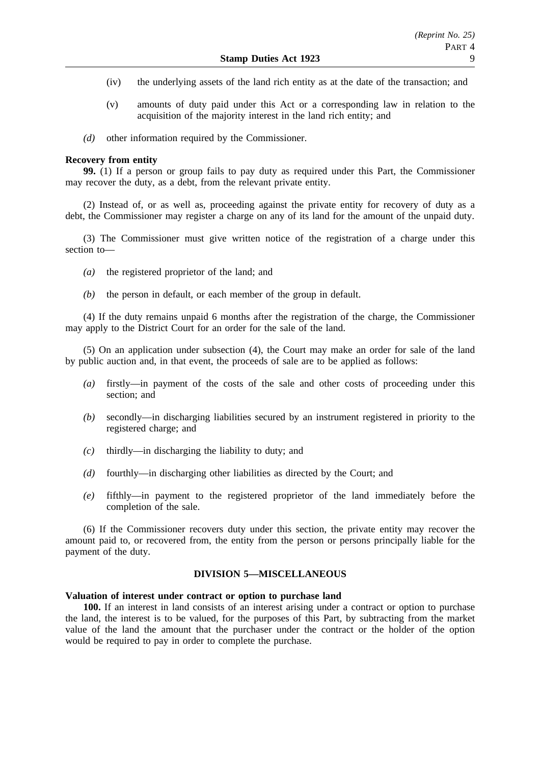(iv) the underlying assets of the land rich entity as at the date of the transaction; and

(v) amounts of duty paid under this Act or a corresponding law in relation to the acquisition of the majority interest in the land rich entity; and

*(d)* other information required by the Commissioner.

**Recovery from entity**

**99.** (1) If a person or group fails to pay duty as required under this Part, the Commissioner may recover the duty, as a debt, from the relevant private entity.

(2) Instead of, or as well as, proceeding against the private entity for recovery of duty as a debt, the Commissioner may register a charge on any of its land for the amount of the unpaid duty.

(3) The Commissioner must give written notice of the registration of a charge under this section to—

*(a)* the registered proprietor of the land; and

*(b)* the person in default, or each member of the group in default.

(4) If the duty remains unpaid 6 months after the registration of the charge, the Commissioner may apply to the District Court for an order for the sale of the land.

(5) On an application under subsection (4), the Court may make an order for sale of the land by public auction and, in that event, the proceeds of sale are to be applied as follows:

*(a)* firstly—in payment of the costs of the sale and other costs of proceeding under this section; and

*(b)* secondly—in discharging liabilities secured by an instrument registered in priority to the registered charge; and

*(c)* thirdly—in discharging the liability to duty; and

*(d)* fourthly—in discharging other liabilities as directed by the Court; and

*(e)* fifthly—in payment to the registered proprietor of the land immediately before the completion of the sale.

(6) If the Commissioner recovers duty under this section, the private entity may recover the amount paid to, or recovered from, the entity from the person or persons principally liable for the payment of the duty.

## DIVISION 5—MISCELLANEOUS

**Valuation of interest under contract or option to purchase land**

**100.** If an interest in land consists of an interest arising under a contract or option to purchase the land, the interest is to be valued, for the purposes of this Part, by subtracting from the market value of the land the amount that the purchaser under the contract or the holder of the option would be required to pay in order to complete the purchase.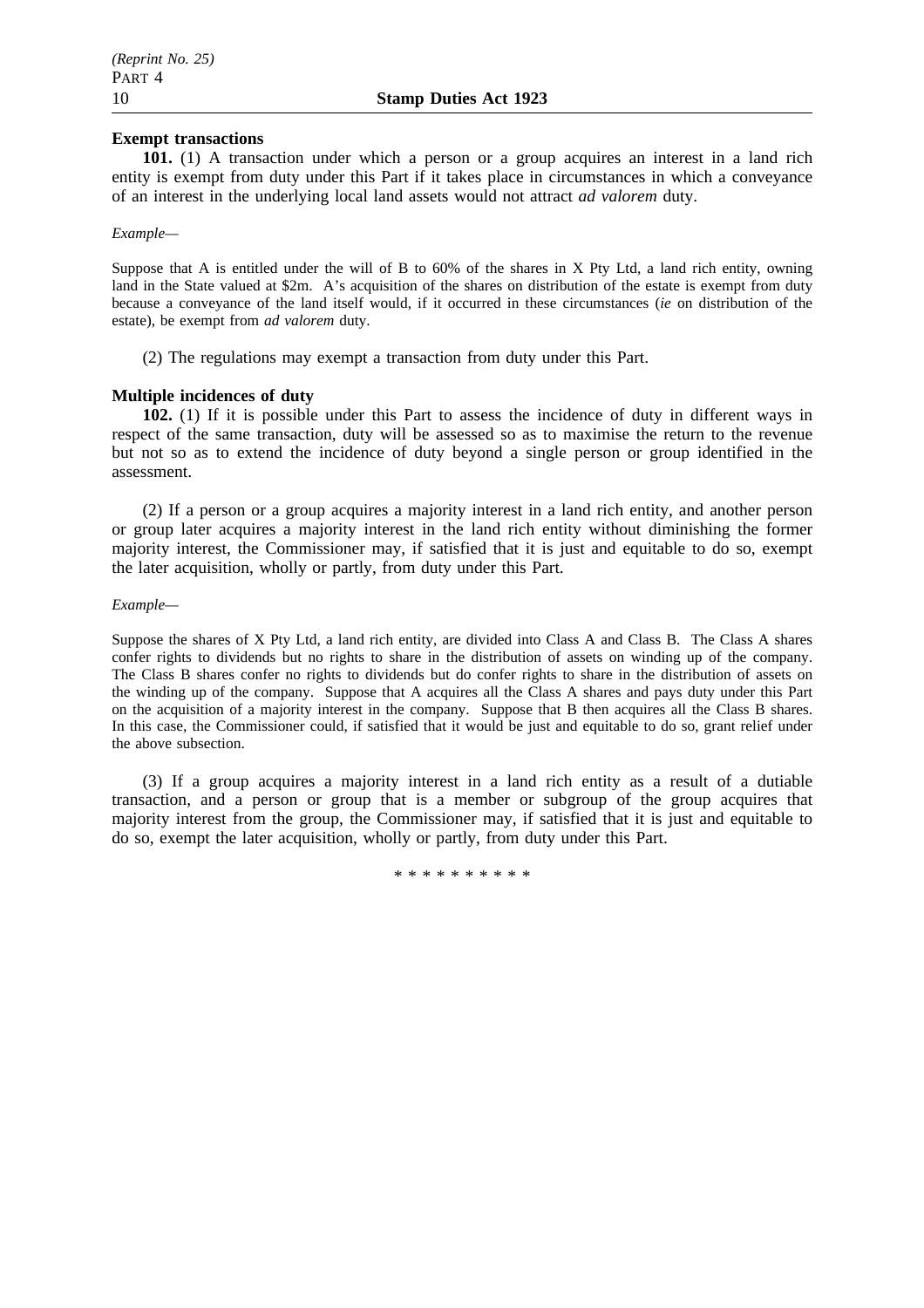**Exempt transactions**

**101.** (1) A transaction under which a person or a group acquires an interest in a land rich entity is exempt from duty under this Part if it takes place in circumstances in which a conveyance of an interest in the underlying local land assets would not attract *ad valorem* duty.

*Example*—

Suppose that A is entitled under the will of B to 60% of the shares in X Pty Ltd, a land rich entity, owning land in the State valued at $2m. A's acquisition of the shares on distribution of the estate is exempt from duty because a conveyance of the land itself would, if it occurred in these circumstances (*ie* on distribution of the estate), be exempt from *ad valorem* duty.

(2) The regulations may exempt a transaction from duty under this Part.

**Multiple incidences of duty**

**102.** (1) If it is possible under this Part to assess the incidence of duty in different ways in respect of the same transaction, duty will be assessed so as to maximise the return to the revenue but not so as to extend the incidence of duty beyond a single person or group identified in the assessment.

(2) If a person or a group acquires a majority interest in a land rich entity, and another person or group later acquires a majority interest in the land rich entity without diminishing the former majority interest, the Commissioner may, if satisfied that it is just and equitable to do so, exempt the later acquisition, wholly or partly, from duty under this Part.

*Example*—

Suppose the shares of X Pty Ltd, a land rich entity, are divided into Class A and Class B. The Class A shares confer rights to dividends but no rights to share in the distribution of assets on winding up of the company. The Class B shares confer no rights to dividends but do confer rights to share in the distribution of assets on the winding up of the company. Suppose that A acquires all the Class A shares and pays duty under this Part on the acquisition of a majority interest in the company. Suppose that B then acquires all the Class B shares. In this case, the Commissioner could, if satisfied that it would be just and equitable to do so, grant relief under the above subsection.

(3) If a group acquires a majority interest in a land rich entity as a result of a dutiable transaction, and a person or group that is a member or subgroup of the group acquires that majority interest from the group, the Commissioner may, if satisfied that it is just and equitable to do so, exempt the later acquisition, wholly or partly, from duty under this Part.

* * * * * * * * * *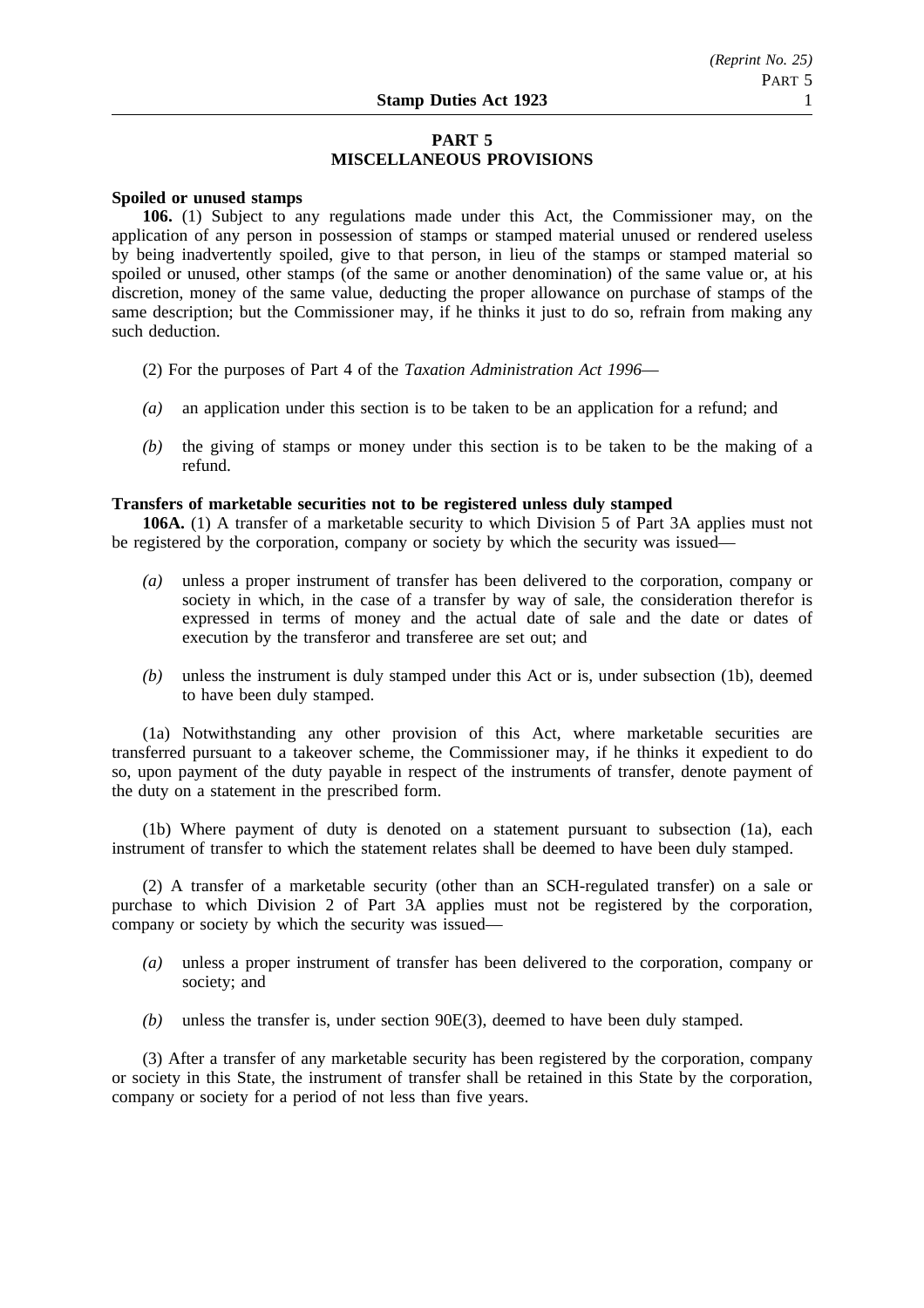# PART 5
# MISCELLANEOUS PROVISIONS

**Spoiled or unused stamps**

**106.** (1) Subject to any regulations made under this Act, the Commissioner may, on the application of any person in possession of stamps or stamped material unused or rendered useless by being inadvertently spoiled, give to that person, in lieu of the stamps or stamped material so spoiled or unused, other stamps (of the same or another denomination) of the same value or, at his discretion, money of the same value, deducting the proper allowance on purchase of stamps of the same description; but the Commissioner may, if he thinks it just to do so, refrain from making any such deduction.

(2) For the purposes of Part 4 of the *Taxation Administration Act 1996*—

*(a)* an application under this section is to be taken to be an application for a refund; and

*(b)* the giving of stamps or money under this section is to be taken to be the making of a refund.

**Transfers of marketable securities not to be registered unless duly stamped**

**106A.** (1) A transfer of a marketable security to which Division 5 of Part 3A applies must not be registered by the corporation, company or society by which the security was issued—

*(a)* unless a proper instrument of transfer has been delivered to the corporation, company or society in which, in the case of a transfer by way of sale, the consideration therefor is expressed in terms of money and the actual date of sale and the date or dates of execution by the transferor and transferee are set out; and

*(b)* unless the instrument is duly stamped under this Act or is, under subsection (1b), deemed to have been duly stamped.

(1a) Notwithstanding any other provision of this Act, where marketable securities are transferred pursuant to a takeover scheme, the Commissioner may, if he thinks it expedient to do so, upon payment of the duty payable in respect of the instruments of transfer, denote payment of the duty on a statement in the prescribed form.

(1b) Where payment of duty is denoted on a statement pursuant to subsection (1a), each instrument of transfer to which the statement relates shall be deemed to have been duly stamped.

(2) A transfer of a marketable security (other than an SCH-regulated transfer) on a sale or purchase to which Division 2 of Part 3A applies must not be registered by the corporation, company or society by which the security was issued—

*(a)* unless a proper instrument of transfer has been delivered to the corporation, company or society; and

*(b)* unless the transfer is, under section 90E(3), deemed to have been duly stamped.

(3) After a transfer of any marketable security has been registered by the corporation, company or society in this State, the instrument of transfer shall be retained in this State by the corporation, company or society for a period of not less than five years.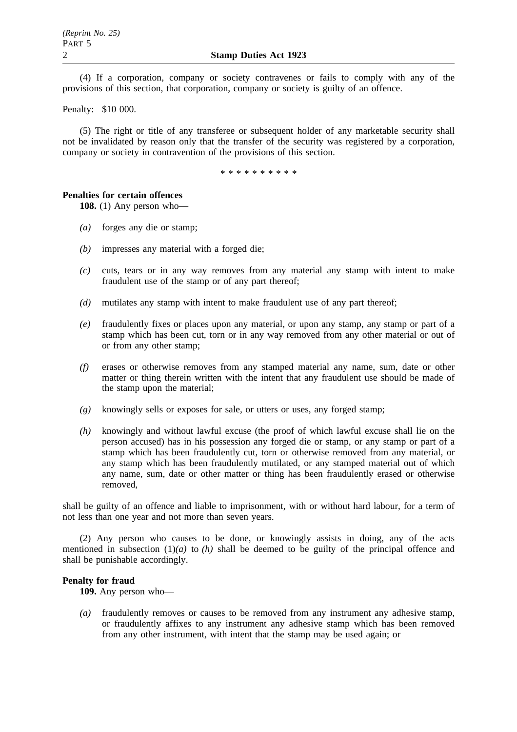(4) If a corporation, company or society contravenes or fails to comply with any of the provisions of this section, that corporation, company or society is guilty of an offence.

Penalty: $10 000.

(5) The right or title of any transferee or subsequent holder of any marketable security shall not be invalidated by reason only that the transfer of the security was registered by a corporation, company or society in contravention of the provisions of this section.

\* \* \* \* \* \* \* \* \* \*

**Penalties for certain offences**

**108.** (1) Any person who—

*(a)* forges any die or stamp;

*(b)* impresses any material with a forged die;

*(c)* cuts, tears or in any way removes from any material any stamp with intent to make fraudulent use of the stamp or of any part thereof;

*(d)* mutilates any stamp with intent to make fraudulent use of any part thereof;

*(e)* fraudulently fixes or places upon any material, or upon any stamp, any stamp or part of a stamp which has been cut, torn or in any way removed from any other material or out of or from any other stamp;

*(f)* erases or otherwise removes from any stamped material any name, sum, date or other matter or thing therein written with the intent that any fraudulent use should be made of the stamp upon the material;

*(g)* knowingly sells or exposes for sale, or utters or uses, any forged stamp;

*(h)* knowingly and without lawful excuse (the proof of which lawful excuse shall lie on the person accused) has in his possession any forged die or stamp, or any stamp or part of a stamp which has been fraudulently cut, torn or otherwise removed from any material, or any stamp which has been fraudulently mutilated, or any stamped material out of which any name, sum, date or other matter or thing has been fraudulently erased or otherwise removed,

shall be guilty of an offence and liable to imprisonment, with or without hard labour, for a term of not less than one year and not more than seven years.

(2) Any person who causes to be done, or knowingly assists in doing, any of the acts mentioned in subsection (1)*(a)* to *(h)* shall be deemed to be guilty of the principal offence and shall be punishable accordingly.

**Penalty for fraud**

**109.** Any person who—

*(a)* fraudulently removes or causes to be removed from any instrument any adhesive stamp, or fraudulently affixes to any instrument any adhesive stamp which has been removed from any other instrument, with intent that the stamp may be used again; or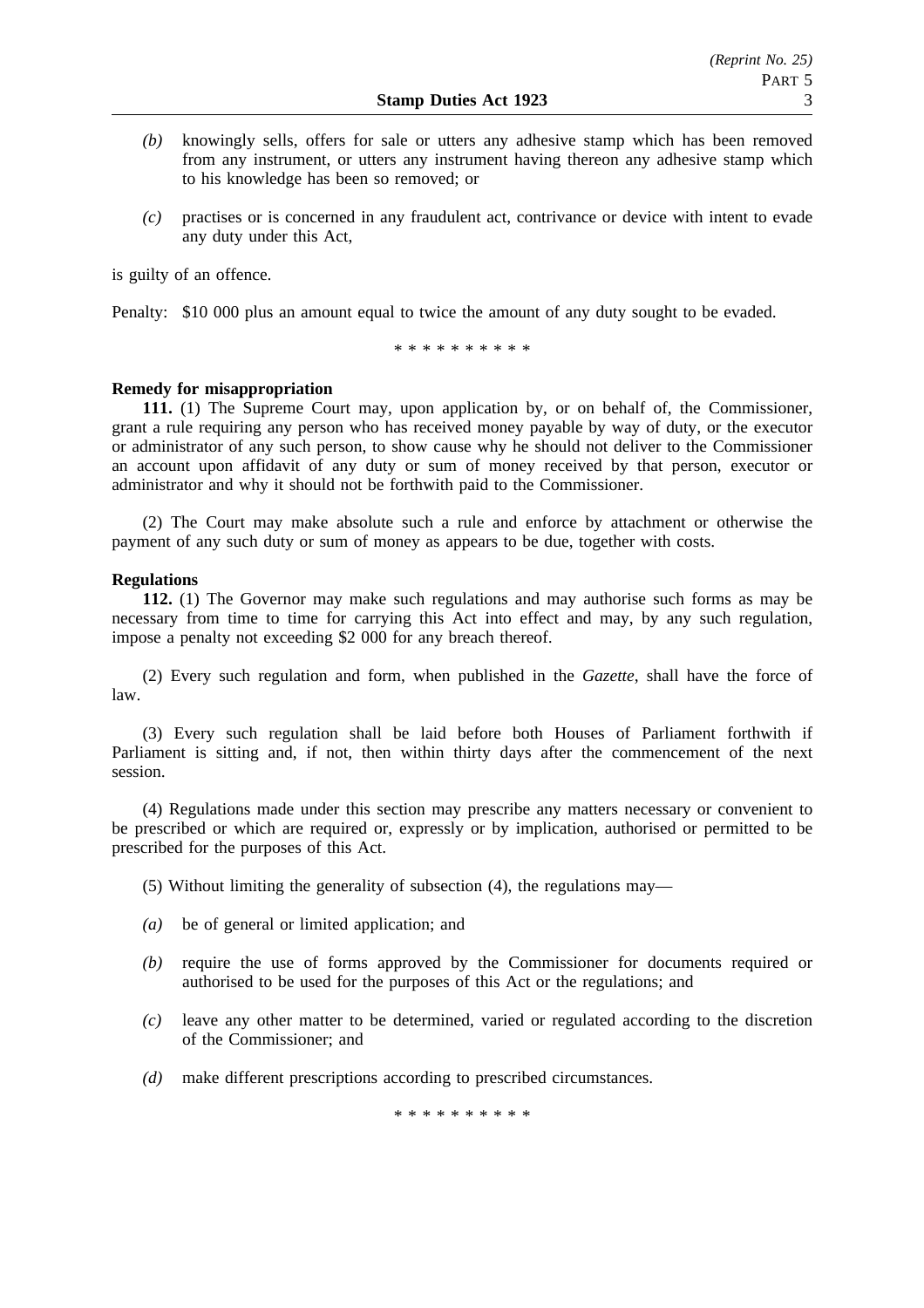*(b)* knowingly sells, offers for sale or utters any adhesive stamp which has been removed from any instrument, or utters any instrument having thereon any adhesive stamp which to his knowledge has been so removed; or

*(c)* practises or is concerned in any fraudulent act, contrivance or device with intent to evade any duty under this Act,

is guilty of an offence.

Penalty: $10 000 plus an amount equal to twice the amount of any duty sought to be evaded.

\* \* \* \* \* \* \* \* \* \*

**Remedy for misappropriation**

**111.** (1) The Supreme Court may, upon application by, or on behalf of, the Commissioner, grant a rule requiring any person who has received money payable by way of duty, or the executor or administrator of any such person, to show cause why he should not deliver to the Commissioner an account upon affidavit of any duty or sum of money received by that person, executor or administrator and why it should not be forthwith paid to the Commissioner.

(2) The Court may make absolute such a rule and enforce by attachment or otherwise the payment of any such duty or sum of money as appears to be due, together with costs.

**Regulations**

**112.** (1) The Governor may make such regulations and may authorise such forms as may be necessary from time to time for carrying this Act into effect and may, by any such regulation, impose a penalty not exceeding $2 000 for any breach thereof.

(2) Every such regulation and form, when published in the *Gazette*, shall have the force of law.

(3) Every such regulation shall be laid before both Houses of Parliament forthwith if Parliament is sitting and, if not, then within thirty days after the commencement of the next session.

(4) Regulations made under this section may prescribe any matters necessary or convenient to be prescribed or which are required or, expressly or by implication, authorised or permitted to be prescribed for the purposes of this Act.

(5) Without limiting the generality of subsection (4), the regulations may—

*(a)* be of general or limited application; and

*(b)* require the use of forms approved by the Commissioner for documents required or authorised to be used for the purposes of this Act or the regulations; and

*(c)* leave any other matter to be determined, varied or regulated according to the discretion of the Commissioner; and

*(d)* make different prescriptions according to prescribed circumstances.

\* \* \* \* \* \* \* \* \* \*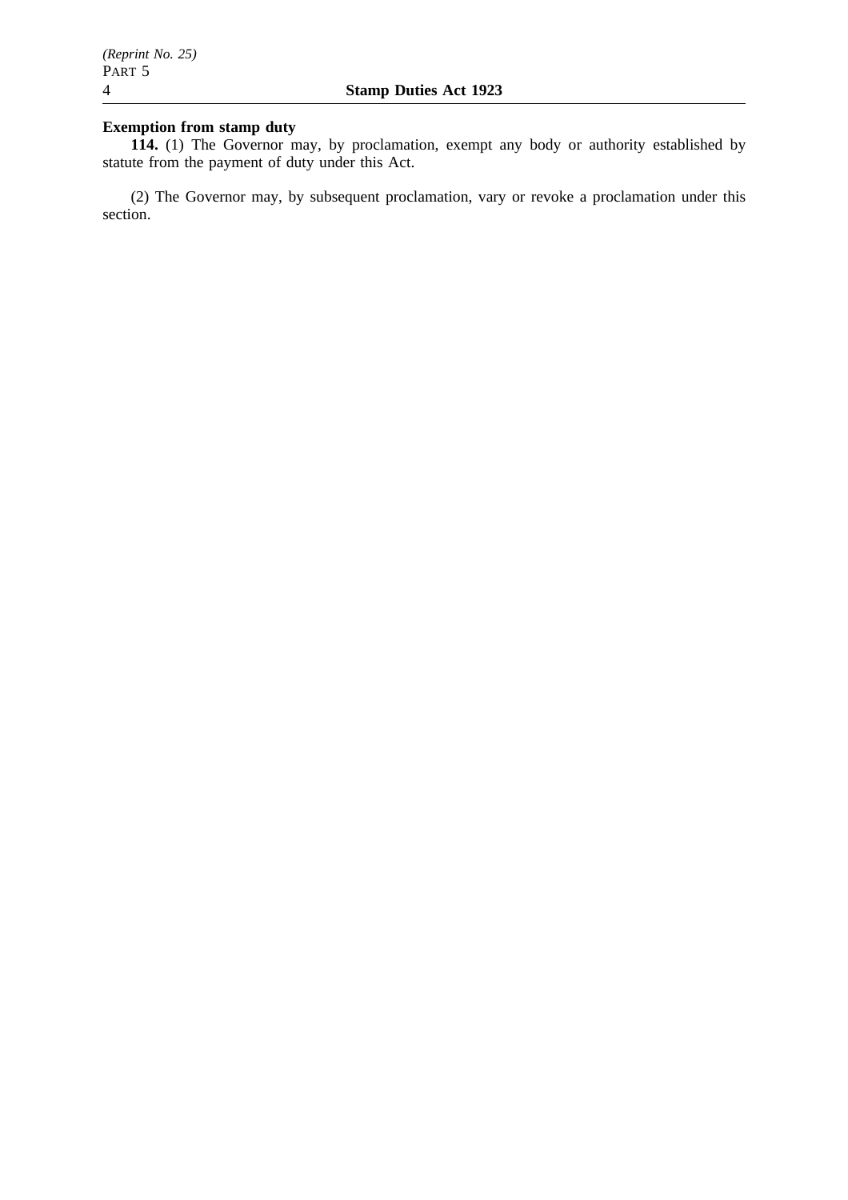**Exemption from stamp duty**

**114.** (1) The Governor may, by proclamation, exempt any body or authority established by statute from the payment of duty under this Act.

(2) The Governor may, by subsequent proclamation, vary or revoke a proclamation under this section.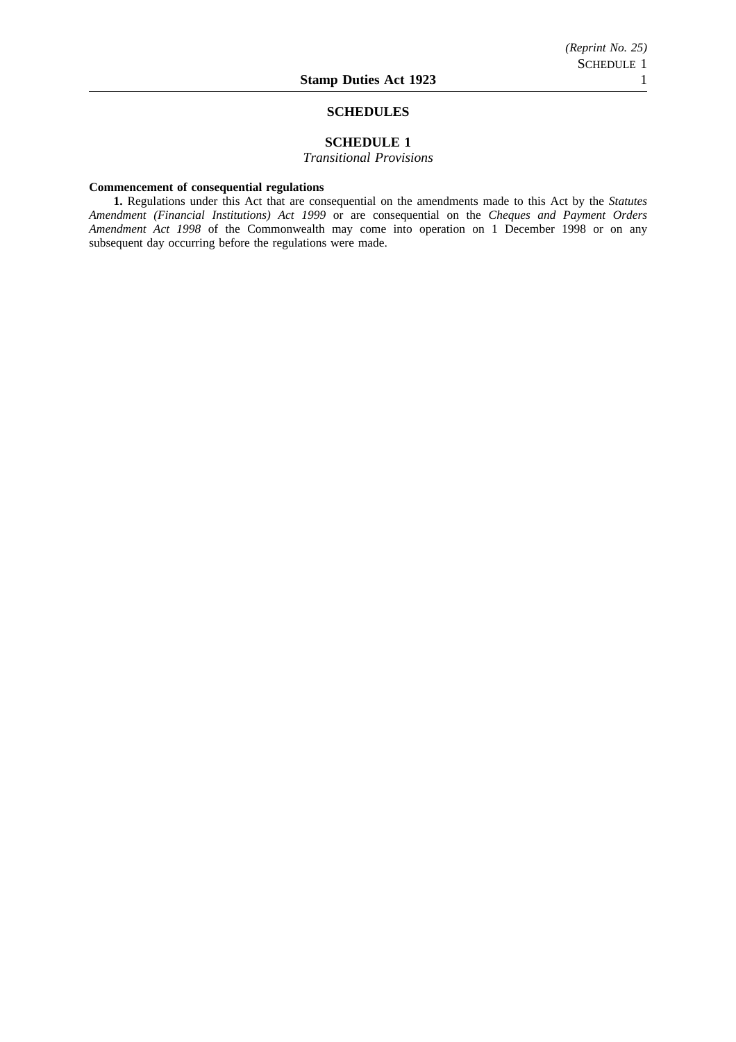# SCHEDULES

## SCHEDULE 1

*Transitional Provisions*

**Commencement of consequential regulations**

**1.** Regulations under this Act that are consequential on the amendments made to this Act by the *Statutes Amendment (Financial Institutions) Act 1999* or are consequential on the *Cheques and Payment Orders Amendment Act 1998* of the Commonwealth may come into operation on 1 December 1998 or on any subsequent day occurring before the regulations were made.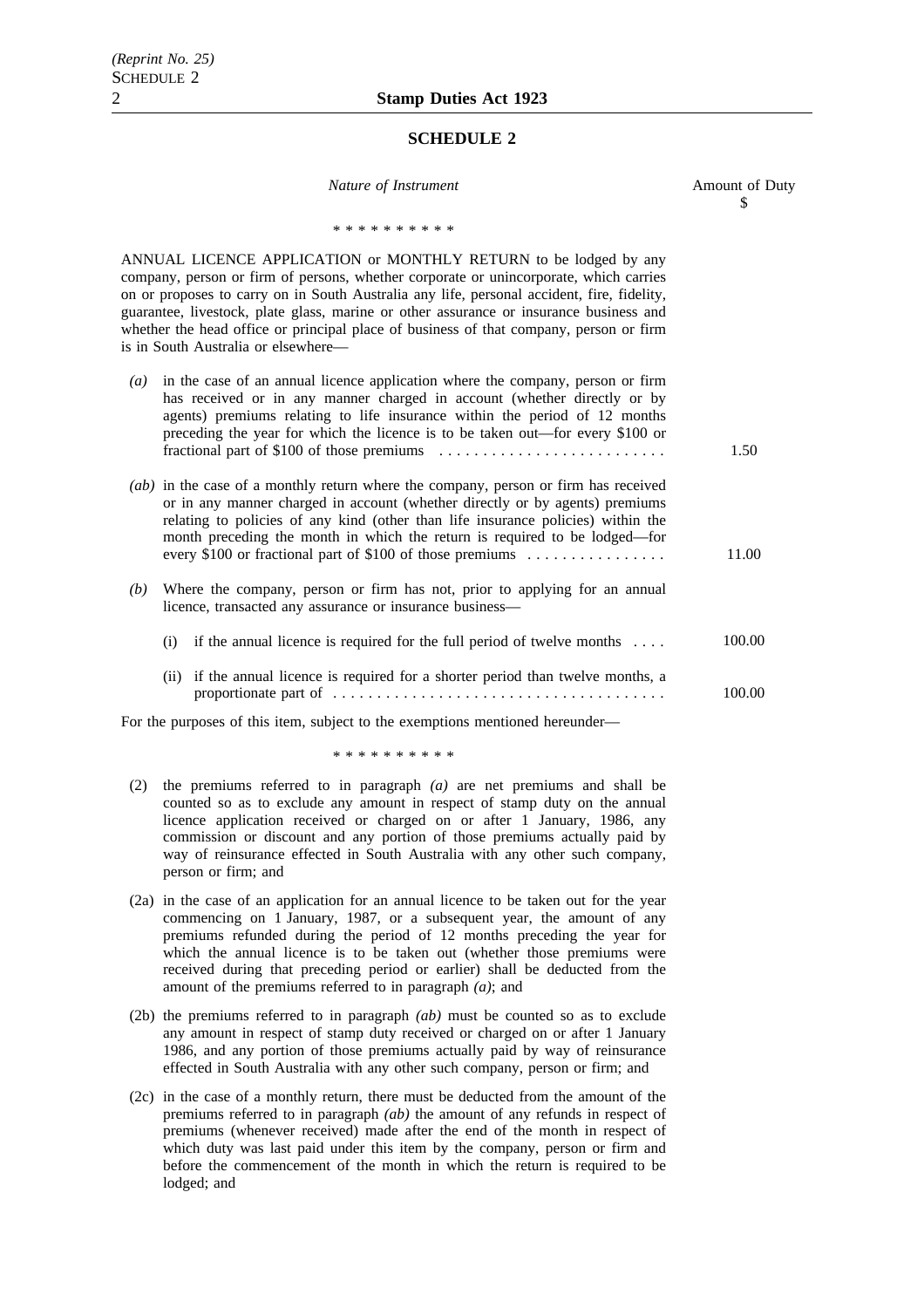## SCHEDULE 2

| *Nature of Instrument* | Amount of Duty $ |
|---|---|
| * * * * * * * * * * | |
| ANNUAL LICENCE APPLICATION or MONTHLY RETURN to be lodged by any company, person or firm of persons, whether corporate or unincorporate, which carries on or proposes to carry on in South Australia any life, personal accident, fire, fidelity, guarantee, livestock, plate glass, marine or other assurance or insurance business and whether the head office or principal place of business of that company, person or firm is in South Australia or elsewhere— | |
| *(a)* in the case of an annual licence application where the company, person or firm has received or in any manner charged in account (whether directly or by agents) premiums relating to life insurance within the period of 12 months preceding the year for which the licence is to be taken out—for every $100 or fractional part of $100 of those premiums . . . . . . . . . . . . . . . . . . . . . . . . . . | 1.50 |
| *(ab)* in the case of a monthly return where the company, person or firm has received or in any manner charged in account (whether directly or by agents) premiums relating to policies of any kind (other than life insurance policies) within the month preceding the month in which the return is required to be lodged—for every $100 or fractional part of $100 of those premiums . . . . . . . . . . . . . . . . | 11.00 |
| *(b)* Where the company, person or firm has not, prior to applying for an annual licence, transacted any assurance or insurance business— | |
| (i) if the annual licence is required for the full period of twelve months . . . . | 100.00 |
| (ii) if the annual licence is required for a shorter period than twelve months, a proportionate part of . . . . . . . . . . . . . . . . . . . . . . . . . . . . . . . . . . . . . . | 100.00 |

For the purposes of this item, subject to the exemptions mentioned hereunder—

* * * * * * * * * *

(2) the premiums referred to in paragraph *(a)* are net premiums and shall be counted so as to exclude any amount in respect of stamp duty on the annual licence application received or charged on or after 1 January, 1986, any commission or discount and any portion of those premiums actually paid by way of reinsurance effected in South Australia with any other such company, person or firm; and

(2a) in the case of an application for an annual licence to be taken out for the year commencing on 1 January, 1987, or a subsequent year, the amount of any premiums refunded during the period of 12 months preceding the year for which the annual licence is to be taken out (whether those premiums were received during that preceding period or earlier) shall be deducted from the amount of the premiums referred to in paragraph *(a)*; and

(2b) the premiums referred to in paragraph *(ab)* must be counted so as to exclude any amount in respect of stamp duty received or charged on or after 1 January 1986, and any portion of those premiums actually paid by way of reinsurance effected in South Australia with any other such company, person or firm; and

(2c) in the case of a monthly return, there must be deducted from the amount of the premiums referred to in paragraph *(ab)* the amount of any refunds in respect of premiums (whenever received) made after the end of the month in respect of which duty was last paid under this item by the company, person or firm and before the commencement of the month in which the return is required to be lodged; and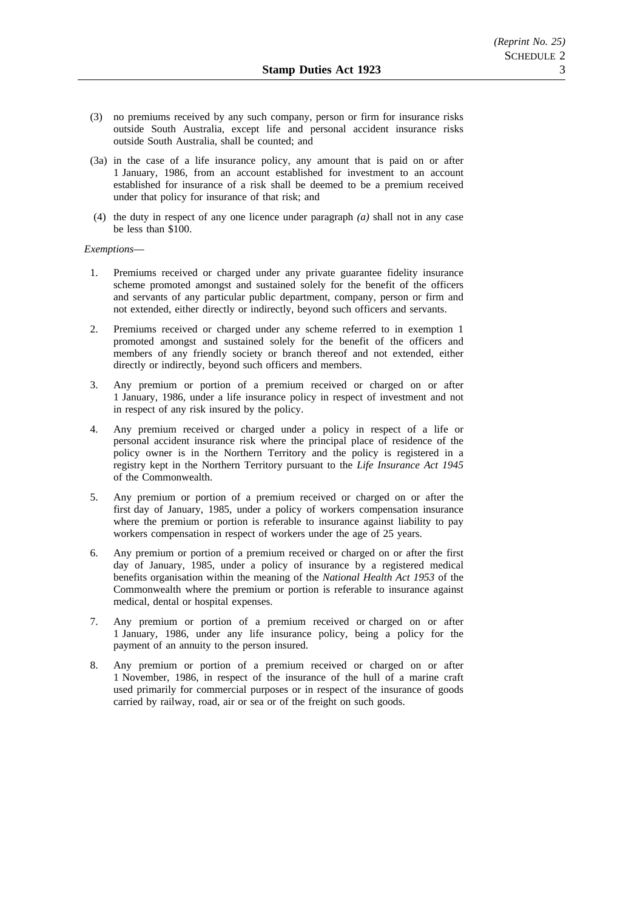(3) no premiums received by any such company, person or firm for insurance risks outside South Australia, except life and personal accident insurance risks outside South Australia, shall be counted; and

(3a) in the case of a life insurance policy, any amount that is paid on or after 1 January, 1986, from an account established for investment to an account established for insurance of a risk shall be deemed to be a premium received under that policy for insurance of that risk; and

(4) the duty in respect of any one licence under paragraph *(a)* shall not in any case be less than $100.

*Exemptions*—

1. Premiums received or charged under any private guarantee fidelity insurance scheme promoted amongst and sustained solely for the benefit of the officers and servants of any particular public department, company, person or firm and not extended, either directly or indirectly, beyond such officers and servants.

2. Premiums received or charged under any scheme referred to in exemption 1 promoted amongst and sustained solely for the benefit of the officers and members of any friendly society or branch thereof and not extended, either directly or indirectly, beyond such officers and members.

3. Any premium or portion of a premium received or charged on or after 1 January, 1986, under a life insurance policy in respect of investment and not in respect of any risk insured by the policy.

4. Any premium received or charged under a policy in respect of a life or personal accident insurance risk where the principal place of residence of the policy owner is in the Northern Territory and the policy is registered in a registry kept in the Northern Territory pursuant to the *Life Insurance Act 1945* of the Commonwealth.

5. Any premium or portion of a premium received or charged on or after the first day of January, 1985, under a policy of workers compensation insurance where the premium or portion is referable to insurance against liability to pay workers compensation in respect of workers under the age of 25 years.

6. Any premium or portion of a premium received or charged on or after the first day of January, 1985, under a policy of insurance by a registered medical benefits organisation within the meaning of the *National Health Act 1953* of the Commonwealth where the premium or portion is referable to insurance against medical, dental or hospital expenses.

7. Any premium or portion of a premium received or charged on or after 1 January, 1986, under any life insurance policy, being a policy for the payment of an annuity to the person insured.

8. Any premium or portion of a premium received or charged on or after 1 November, 1986, in respect of the insurance of the hull of a marine craft used primarily for commercial purposes or in respect of the insurance of goods carried by railway, road, air or sea or of the freight on such goods.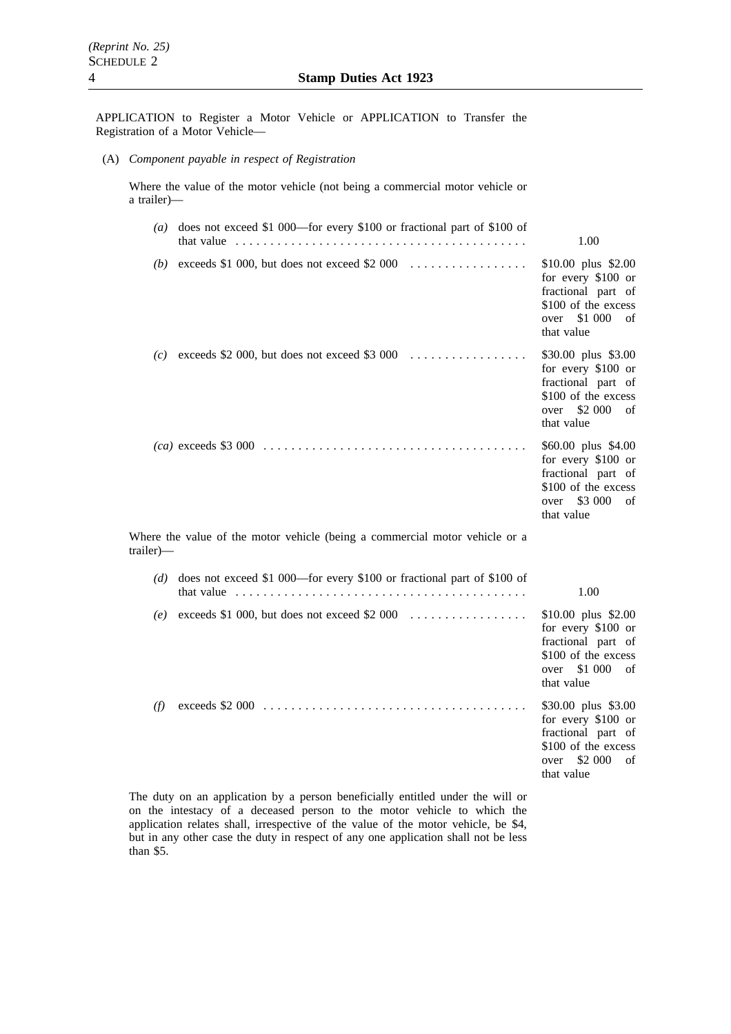APPLICATION to Register a Motor Vehicle or APPLICATION to Transfer the Registration of a Motor Vehicle—

(A) *Component payable in respect of Registration*

Where the value of the motor vehicle (not being a commercial motor vehicle or a trailer)—

| | |
|---|---|
| *(a)* does not exceed $1 000—for every $100 or fractional part of $100 of that value | 1.00 |
| *(b)* exceeds $1 000, but does not exceed $2 000 | $10.00 plus $2.00 for every $100 or fractional part of $100 of the excess over $1 000 of that value |
| *(c)* exceeds $2 000, but does not exceed $3 000 | $30.00 plus $3.00 for every $100 or fractional part of $100 of the excess over $2 000 of that value |
| *(ca)* exceeds $3 000 | $60.00 plus $4.00 for every $100 or fractional part of $100 of the excess over $3 000 of that value |

Where the value of the motor vehicle (being a commercial motor vehicle or a trailer)—

| | |
|---|---|
| *(d)* does not exceed $1 000—for every $100 or fractional part of $100 of that value | 1.00 |
| *(e)* exceeds $1 000, but does not exceed $2 000 | $10.00 plus $2.00 for every $100 or fractional part of $100 of the excess over $1 000 of that value |
| *(f)* exceeds $2 000 | $30.00 plus $3.00 for every $100 or fractional part of $100 of the excess over $2 000 of that value |

The duty on an application by a person beneficially entitled under the will or on the intestacy of a deceased person to the motor vehicle to which the application relates shall, irrespective of the value of the motor vehicle, be $4, but in any other case the duty in respect of any one application shall not be less than $5.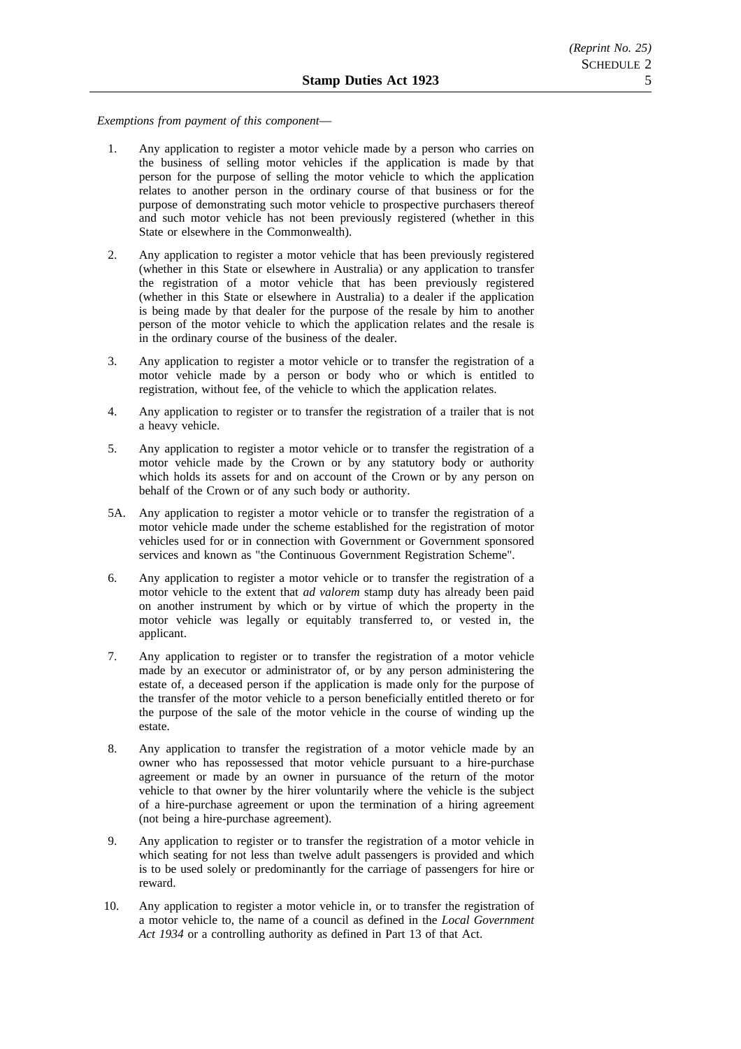*Exemptions from payment of this component*—

1. Any application to register a motor vehicle made by a person who carries on the business of selling motor vehicles if the application is made by that person for the purpose of selling the motor vehicle to which the application relates to another person in the ordinary course of that business or for the purpose of demonstrating such motor vehicle to prospective purchasers thereof and such motor vehicle has not been previously registered (whether in this State or elsewhere in the Commonwealth).

2. Any application to register a motor vehicle that has been previously registered (whether in this State or elsewhere in Australia) or any application to transfer the registration of a motor vehicle that has been previously registered (whether in this State or elsewhere in Australia) to a dealer if the application is being made by that dealer for the purpose of the resale by him to another person of the motor vehicle to which the application relates and the resale is in the ordinary course of the business of the dealer.

3. Any application to register a motor vehicle or to transfer the registration of a motor vehicle made by a person or body who or which is entitled to registration, without fee, of the vehicle to which the application relates.

4. Any application to register or to transfer the registration of a trailer that is not a heavy vehicle.

5. Any application to register a motor vehicle or to transfer the registration of a motor vehicle made by the Crown or by any statutory body or authority which holds its assets for and on account of the Crown or by any person on behalf of the Crown or of any such body or authority.

5A. Any application to register a motor vehicle or to transfer the registration of a motor vehicle made under the scheme established for the registration of motor vehicles used for or in connection with Government or Government sponsored services and known as "the Continuous Government Registration Scheme".

6. Any application to register a motor vehicle or to transfer the registration of a motor vehicle to the extent that *ad valorem* stamp duty has already been paid on another instrument by which or by virtue of which the property in the motor vehicle was legally or equitably transferred to, or vested in, the applicant.

7. Any application to register or to transfer the registration of a motor vehicle made by an executor or administrator of, or by any person administering the estate of, a deceased person if the application is made only for the purpose of the transfer of the motor vehicle to a person beneficially entitled thereto or for the purpose of the sale of the motor vehicle in the course of winding up the estate.

8. Any application to transfer the registration of a motor vehicle made by an owner who has repossessed that motor vehicle pursuant to a hire-purchase agreement or made by an owner in pursuance of the return of the motor vehicle to that owner by the hirer voluntarily where the vehicle is the subject of a hire-purchase agreement or upon the termination of a hiring agreement (not being a hire-purchase agreement).

9. Any application to register or to transfer the registration of a motor vehicle in which seating for not less than twelve adult passengers is provided and which is to be used solely or predominantly for the carriage of passengers for hire or reward.

10. Any application to register a motor vehicle in, or to transfer the registration of a motor vehicle to, the name of a council as defined in the *Local Government Act 1934* or a controlling authority as defined in Part 13 of that Act.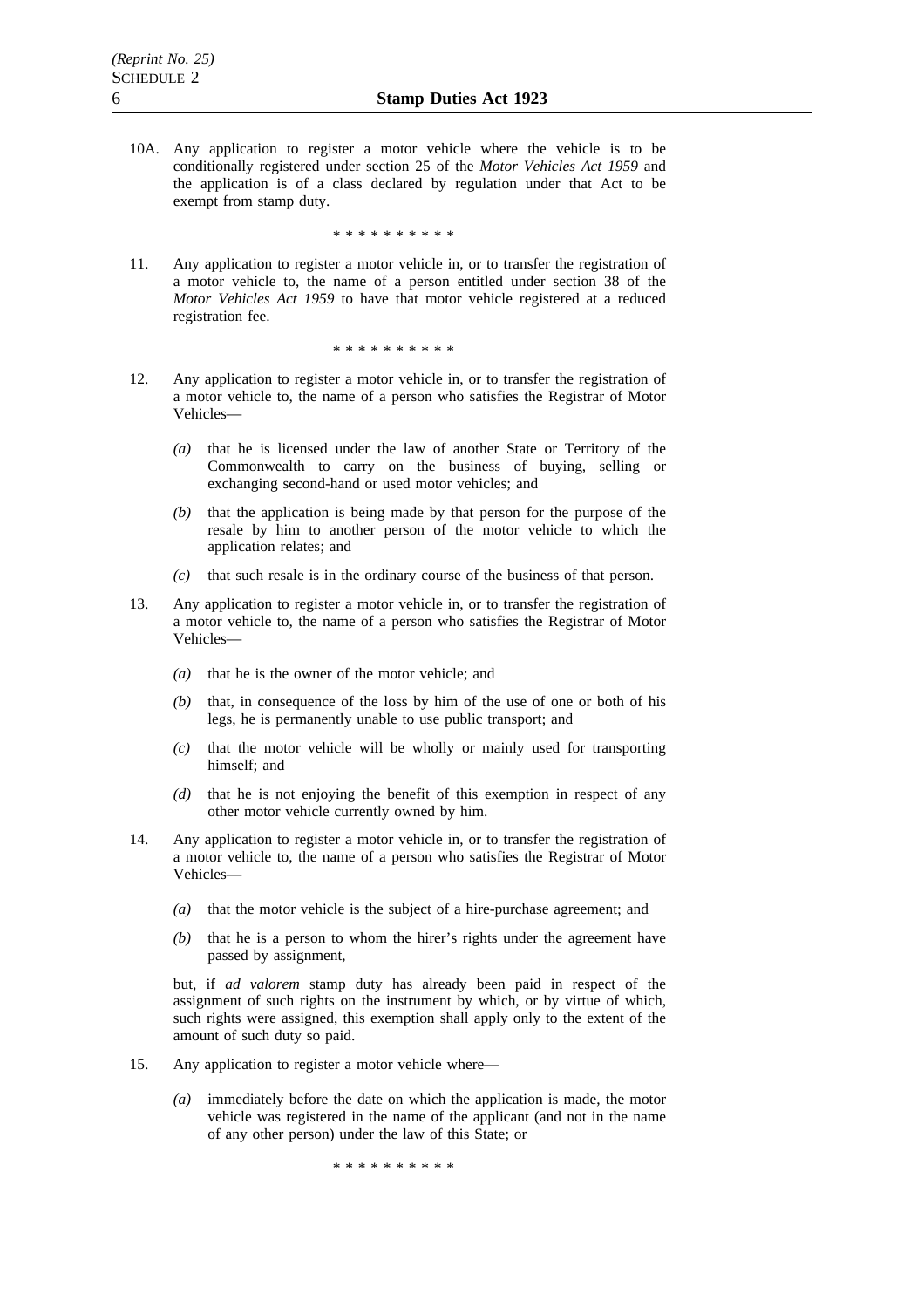10A. Any application to register a motor vehicle where the vehicle is to be conditionally registered under section 25 of the *Motor Vehicles Act 1959* and the application is of a class declared by regulation under that Act to be exempt from stamp duty.

\* \* \* \* \* \* \* \* \* \*

11. Any application to register a motor vehicle in, or to transfer the registration of a motor vehicle to, the name of a person entitled under section 38 of the *Motor Vehicles Act 1959* to have that motor vehicle registered at a reduced registration fee.

\* \* \* \* \* \* \* \* \* \*

12. Any application to register a motor vehicle in, or to transfer the registration of a motor vehicle to, the name of a person who satisfies the Registrar of Motor Vehicles—

*(a)* that he is licensed under the law of another State or Territory of the Commonwealth to carry on the business of buying, selling or exchanging second-hand or used motor vehicles; and

*(b)* that the application is being made by that person for the purpose of the resale by him to another person of the motor vehicle to which the application relates; and

*(c)* that such resale is in the ordinary course of the business of that person.

13. Any application to register a motor vehicle in, or to transfer the registration of a motor vehicle to, the name of a person who satisfies the Registrar of Motor Vehicles—

*(a)* that he is the owner of the motor vehicle; and

*(b)* that, in consequence of the loss by him of the use of one or both of his legs, he is permanently unable to use public transport; and

*(c)* that the motor vehicle will be wholly or mainly used for transporting himself; and

*(d)* that he is not enjoying the benefit of this exemption in respect of any other motor vehicle currently owned by him.

14. Any application to register a motor vehicle in, or to transfer the registration of a motor vehicle to, the name of a person who satisfies the Registrar of Motor Vehicles—

*(a)* that the motor vehicle is the subject of a hire-purchase agreement; and

*(b)* that he is a person to whom the hirer's rights under the agreement have passed by assignment,

but, if *ad valorem* stamp duty has already been paid in respect of the assignment of such rights on the instrument by which, or by virtue of which, such rights were assigned, this exemption shall apply only to the extent of the amount of such duty so paid.

15. Any application to register a motor vehicle where—

*(a)* immediately before the date on which the application is made, the motor vehicle was registered in the name of the applicant (and not in the name of any other person) under the law of this State; or

\* \* \* \* \* \* \* \* \* \*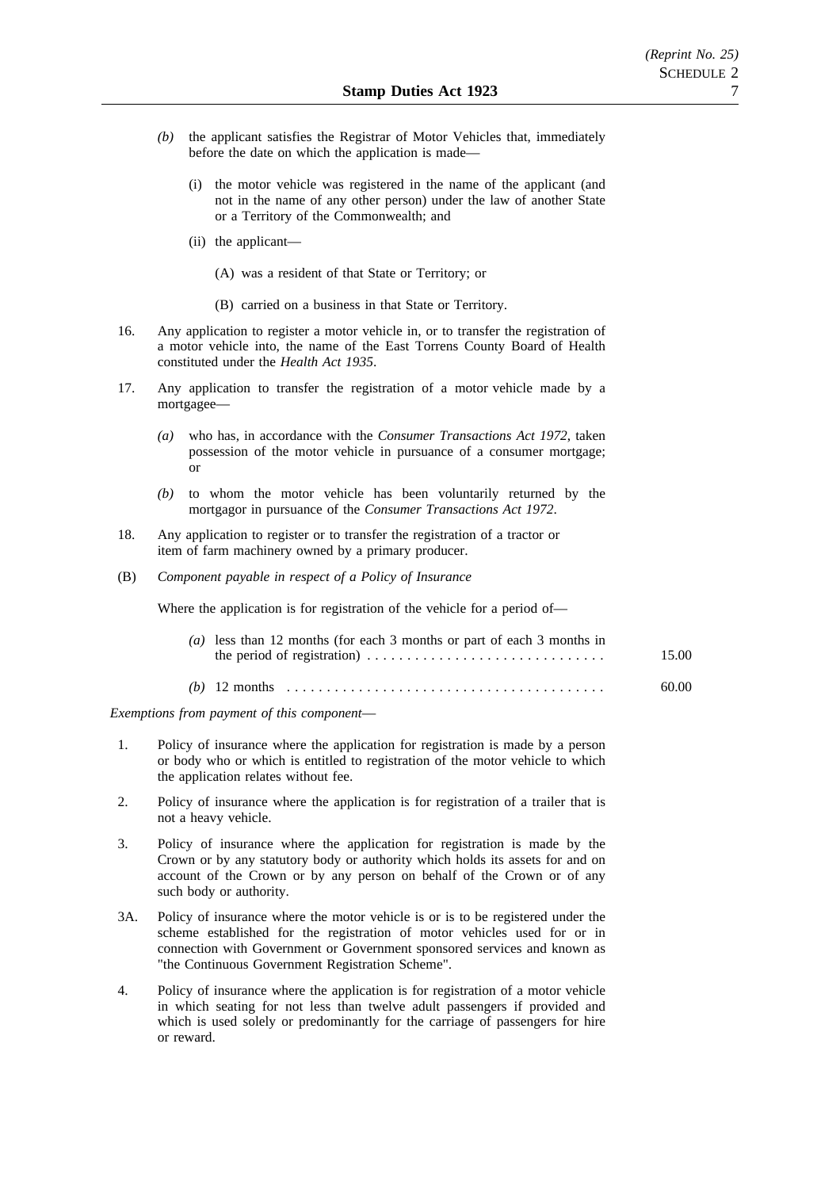(b) the applicant satisfies the Registrar of Motor Vehicles that, immediately before the date on which the application is made—

(i) the motor vehicle was registered in the name of the applicant (and not in the name of any other person) under the law of another State or a Territory of the Commonwealth; and

(ii) the applicant—

(A) was a resident of that State or Territory; or

(B) carried on a business in that State or Territory.

16. Any application to register a motor vehicle in, or to transfer the registration of a motor vehicle into, the name of the East Torrens County Board of Health constituted under the *Health Act 1935*.

17. Any application to transfer the registration of a motor vehicle made by a mortgagee—

*(a)* who has, in accordance with the *Consumer Transactions Act 1972*, taken possession of the motor vehicle in pursuance of a consumer mortgage; or

*(b)* to whom the motor vehicle has been voluntarily returned by the mortgagor in pursuance of the *Consumer Transactions Act 1972*.

18. Any application to register or to transfer the registration of a tractor or item of farm machinery owned by a primary producer.

(B) *Component payable in respect of a Policy of Insurance*

Where the application is for registration of the vehicle for a period of—

| | |
|---|---|
| *(a)* less than 12 months (for each 3 months or part of each 3 months in the period of registration) | 15.00 |
| *(b)* 12 months | 60.00 |

*Exemptions from payment of this component*—

1. Policy of insurance where the application for registration is made by a person or body who or which is entitled to registration of the motor vehicle to which the application relates without fee.

2. Policy of insurance where the application is for registration of a trailer that is not a heavy vehicle.

3. Policy of insurance where the application for registration is made by the Crown or by any statutory body or authority which holds its assets for and on account of the Crown or by any person on behalf of the Crown or of any such body or authority.

3A. Policy of insurance where the motor vehicle is or is to be registered under the scheme established for the registration of motor vehicles used for or in connection with Government or Government sponsored services and known as "the Continuous Government Registration Scheme".

4. Policy of insurance where the application is for registration of a motor vehicle in which seating for not less than twelve adult passengers if provided and which is used solely or predominantly for the carriage of passengers for hire or reward.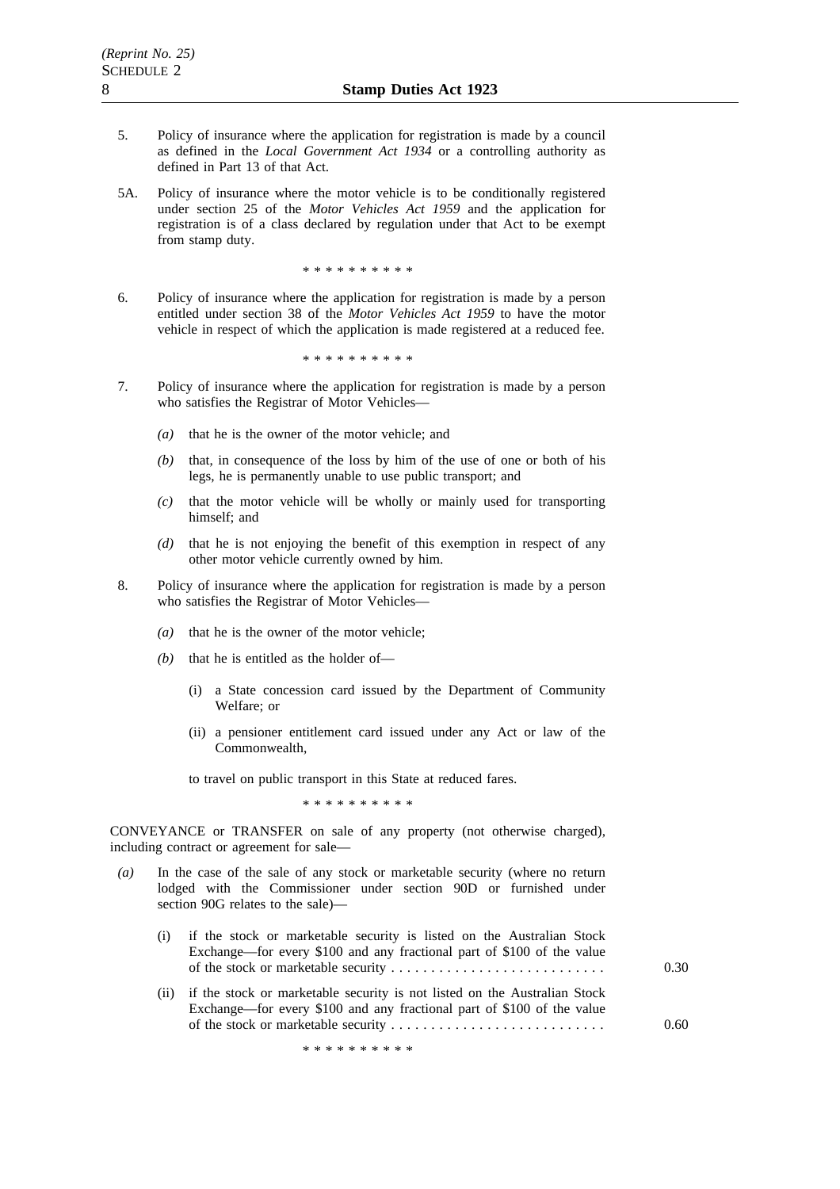5. Policy of insurance where the application for registration is made by a council as defined in the *Local Government Act 1934* or a controlling authority as defined in Part 13 of that Act.

5A. Policy of insurance where the motor vehicle is to be conditionally registered under section 25 of the *Motor Vehicles Act 1959* and the application for registration is of a class declared by regulation under that Act to be exempt from stamp duty.

\* \* \* \* \* \* \* \* \* \*

6. Policy of insurance where the application for registration is made by a person entitled under section 38 of the *Motor Vehicles Act 1959* to have the motor vehicle in respect of which the application is made registered at a reduced fee.

\* \* \* \* \* \* \* \* \* \*

7. Policy of insurance where the application for registration is made by a person who satisfies the Registrar of Motor Vehicles—

   *(a)* that he is the owner of the motor vehicle; and

   *(b)* that, in consequence of the loss by him of the use of one or both of his legs, he is permanently unable to use public transport; and

   *(c)* that the motor vehicle will be wholly or mainly used for transporting himself; and

   *(d)* that he is not enjoying the benefit of this exemption in respect of any other motor vehicle currently owned by him.

8. Policy of insurance where the application for registration is made by a person who satisfies the Registrar of Motor Vehicles—

   *(a)* that he is the owner of the motor vehicle;

   *(b)* that he is entitled as the holder of—

      (i) a State concession card issued by the Department of Community Welfare; or

      (ii) a pensioner entitlement card issued under any Act or law of the Commonwealth,

   to travel on public transport in this State at reduced fares.

\* \* \* \* \* \* \* \* \* \*

CONVEYANCE or TRANSFER on sale of any property (not otherwise charged), including contract or agreement for sale—

*(a)* In the case of the sale of any stock or marketable security (where no return lodged with the Commissioner under section 90D or furnished under section 90G relates to the sale)—

   (i) if the stock or marketable security is listed on the Australian Stock Exchange—for every \$100 and any fractional part of \$100 of the value of the stock or marketable security . . . . . . . . . . . . . . . . . . . . . . . . . . . 0.30

   (ii) if the stock or marketable security is not listed on the Australian Stock Exchange—for every \$100 and any fractional part of \$100 of the value of the stock or marketable security . . . . . . . . . . . . . . . . . . . . . . . . . . . 0.60

\* \* \* \* \* \* \* \* \* \*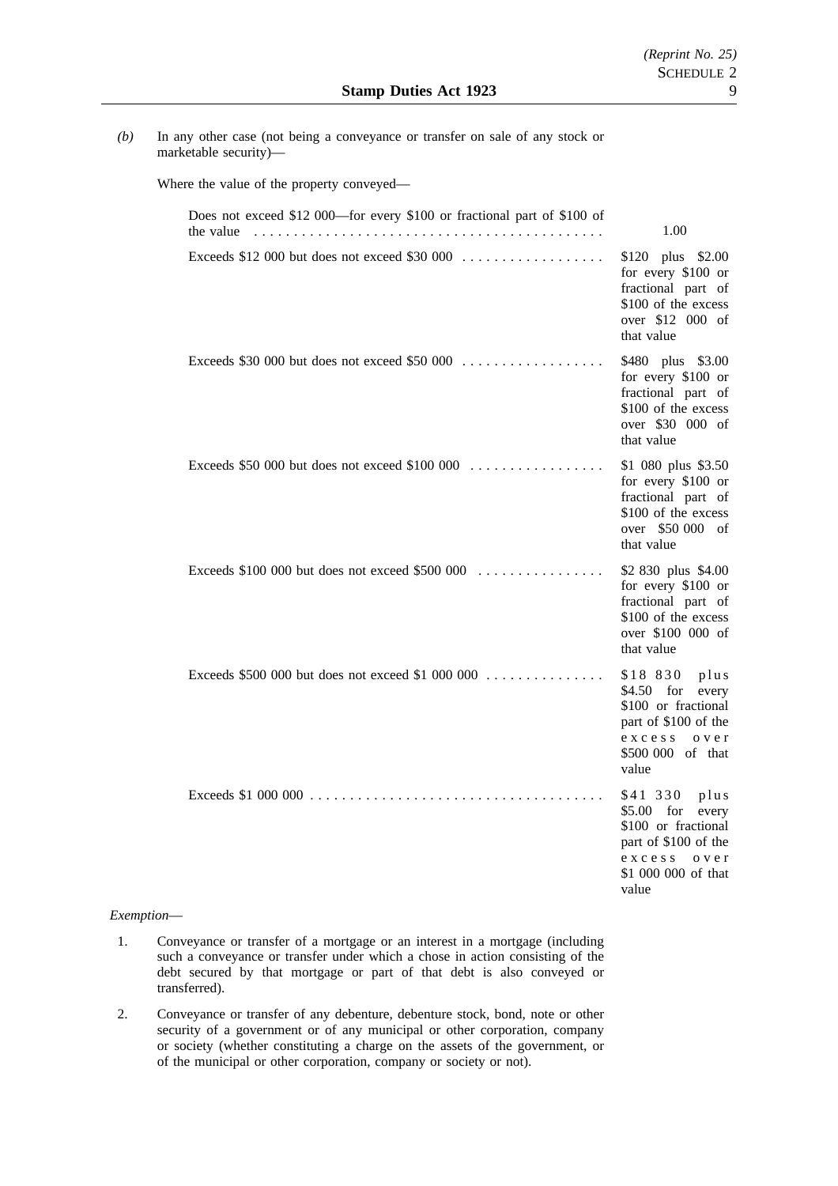*(b)* In any other case (not being a conveyance or transfer on sale of any stock or marketable security)—

Where the value of the property conveyed—

| | |
|---|---|
| Does not exceed $12 000—for every $100 or fractional part of $100 of the value | 1.00 |
| Exceeds $12 000 but does not exceed $30 000 | $120 plus $2.00 for every $100 or fractional part of $100 of the excess over $12 000 of that value |
| Exceeds $30 000 but does not exceed $50 000 | $480 plus $3.00 for every $100 or fractional part of $100 of the excess over $30 000 of that value |
| Exceeds $50 000 but does not exceed $100 000 | $1 080 plus $3.50 for every $100 or fractional part of $100 of the excess over $50 000 of that value |
| Exceeds $100 000 but does not exceed $500 000 | $2 830 plus $4.00 for every $100 or fractional part of $100 of the excess over $100 000 of that value |
| Exceeds $500 000 but does not exceed $1 000 000 | $18 830 plus $4.50 for every $100 or fractional part of $100 of the excess over $500 000 of that value |
| Exceeds $1 000 000 | $41 330 plus $5.00 for every $100 or fractional part of $100 of the excess over $1 000 000 of that value |

*Exemption*—

1. Conveyance or transfer of a mortgage or an interest in a mortgage (including such a conveyance or transfer under which a chose in action consisting of the debt secured by that mortgage or part of that debt is also conveyed or transferred).

2. Conveyance or transfer of any debenture, debenture stock, bond, note or other security of a government or of any municipal or other corporation, company or society (whether constituting a charge on the assets of the government, or of the municipal or other corporation, company or society or not).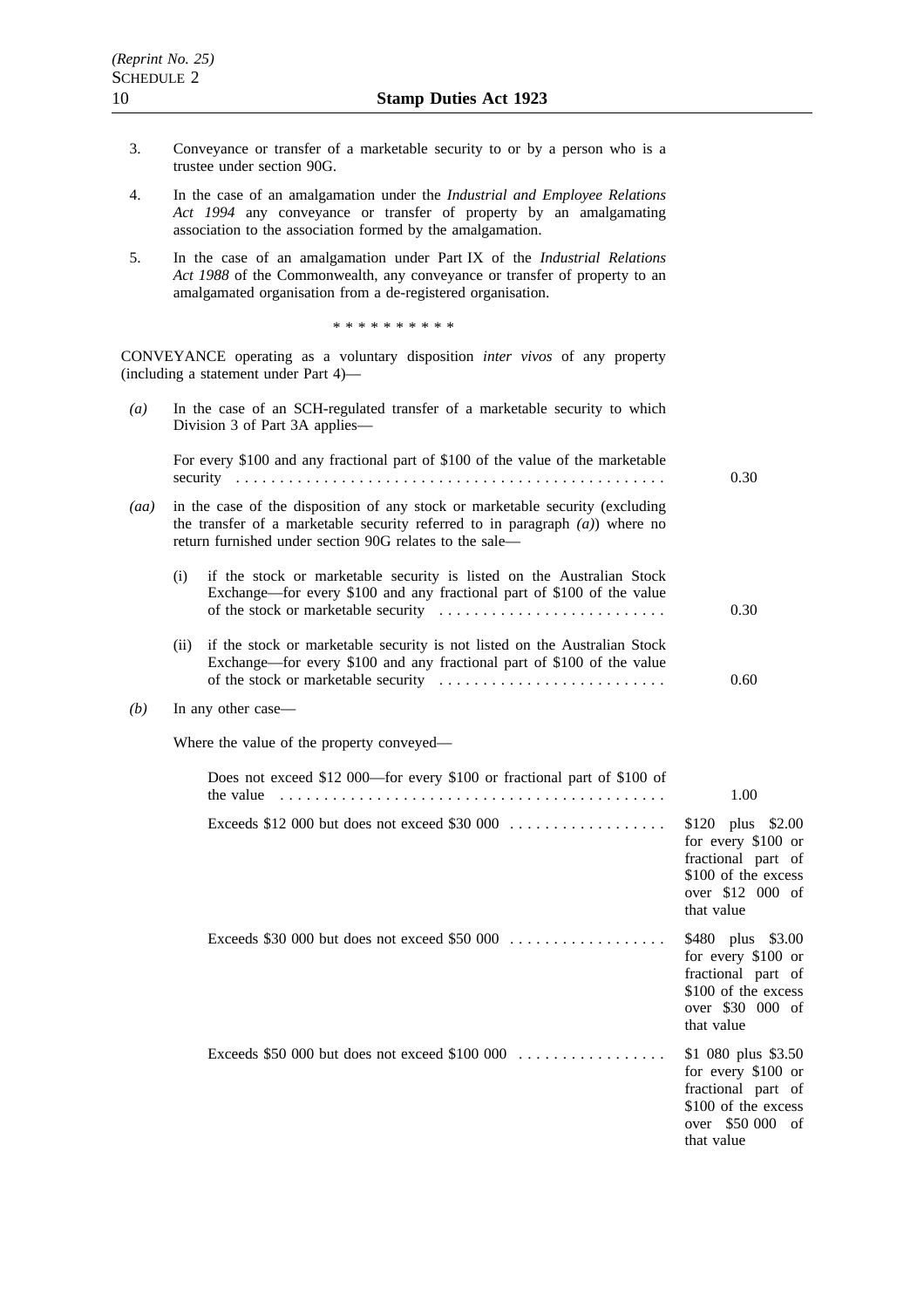3. Conveyance or transfer of a marketable security to or by a person who is a trustee under section 90G.

4. In the case of an amalgamation under the *Industrial and Employee Relations Act 1994* any conveyance or transfer of property by an amalgamating association to the association formed by the amalgamation.

5. In the case of an amalgamation under Part IX of the *Industrial Relations Act 1988* of the Commonwealth, any conveyance or transfer of property to an amalgamated organisation from a de-registered organisation.

\* \* \* \* \* \* \* \* \* \*

CONVEYANCE operating as a voluntary disposition *inter vivos* of any property (including a statement under Part 4)—

*(a)* In the case of an SCH-regulated transfer of a marketable security to which Division 3 of Part 3A applies—

| | |
|---|---|
| For every $100 and any fractional part of $100 of the value of the marketable security | 0.30 |

*(aa)* in the case of the disposition of any stock or marketable security (excluding the transfer of a marketable security referred to in paragraph *(a)*) where no return furnished under section 90G relates to the sale—

| | |
|---|---|
| (i) if the stock or marketable security is listed on the Australian Stock Exchange—for every $100 and any fractional part of $100 of the value of the stock or marketable security | 0.30 |
| (ii) if the stock or marketable security is not listed on the Australian Stock Exchange—for every $100 and any fractional part of $100 of the value of the stock or marketable security | 0.60 |

*(b)* In any other case—

Where the value of the property conveyed—

| | |
|---|---|
| Does not exceed $12 000—for every $100 or fractional part of $100 of the value | 1.00 |
| Exceeds $12 000 but does not exceed $30 000 | $120 plus $2.00 for every $100 or fractional part of $100 of the excess over $12 000 of that value |
| Exceeds $30 000 but does not exceed $50 000 | $480 plus $3.00 for every $100 or fractional part of $100 of the excess over $30 000 of that value |
| Exceeds $50 000 but does not exceed $100 000 | $1 080 plus $3.50 for every $100 or fractional part of $100 of the excess over $50 000 of that value |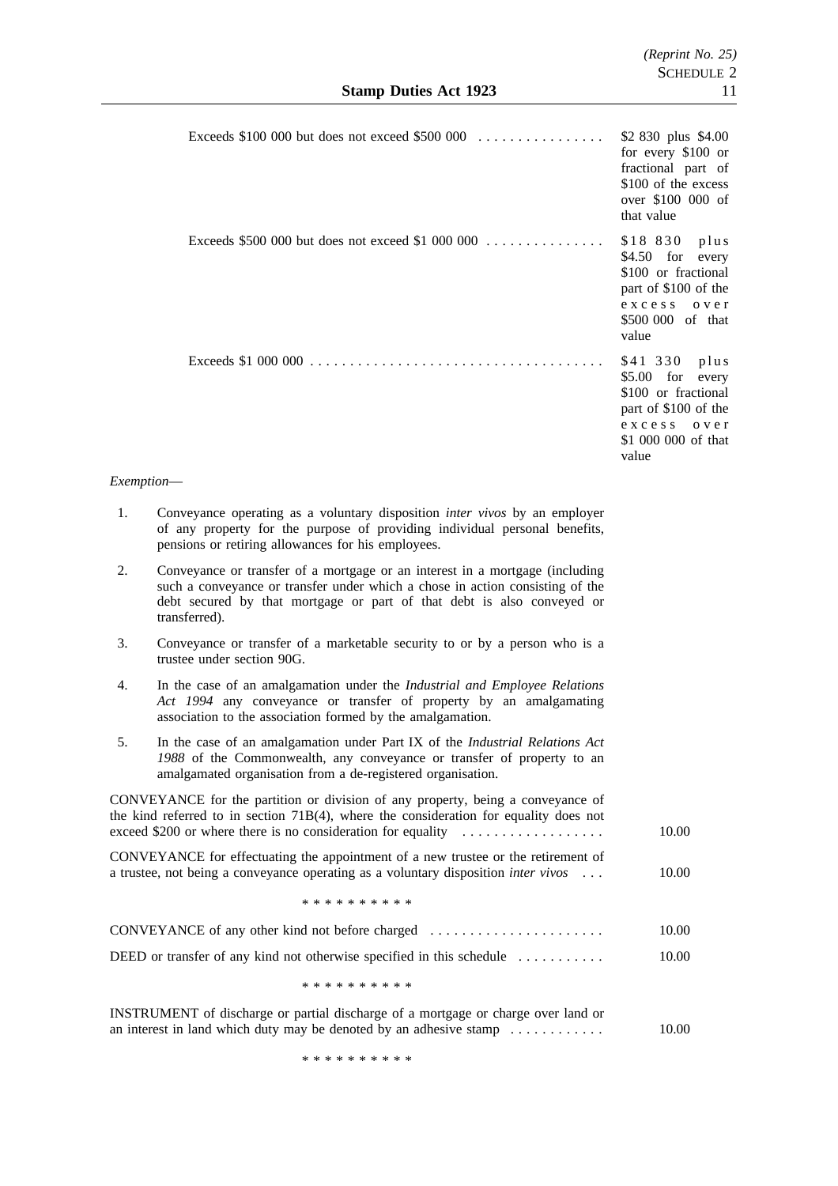| | |
|---|---|
| Exceeds $100 000 but does not exceed $500 000 | $2 830 plus $4.00 for every $100 or fractional part of $100 of the excess over $100 000 of that value |
| Exceeds $500 000 but does not exceed $1 000 000 | $18 830 plus $4.50 for every $100 or fractional part of $100 of the excess over $500 000 of that value |
| Exceeds $1 000 000 | $41 330 plus $5.00 for every $100 or fractional part of $100 of the excess over $1 000 000 of that value |

*Exemption*—

1. Conveyance operating as a voluntary disposition *inter vivos* by an employer of any property for the purpose of providing individual personal benefits, pensions or retiring allowances for his employees.
2. Conveyance or transfer of a mortgage or an interest in a mortgage (including such a conveyance or transfer under which a chose in action consisting of the debt secured by that mortgage or part of that debt is also conveyed or transferred).
3. Conveyance or transfer of a marketable security to or by a person who is a trustee under section 90G.
4. In the case of an amalgamation under the *Industrial and Employee Relations Act 1994* any conveyance or transfer of property by an amalgamating association to the association formed by the amalgamation.
5. In the case of an amalgamation under Part IX of the *Industrial Relations Act 1988* of the Commonwealth, any conveyance or transfer of property to an amalgamated organisation from a de-registered organisation.

| | |
|---|---|
| CONVEYANCE for the partition or division of any property, being a conveyance of the kind referred to in section 71B(4), where the consideration for equality does not exceed $200 or where there is no consideration for equality | 10.00 |
| CONVEYANCE for effectuating the appointment of a new trustee or the retirement of a trustee, not being a conveyance operating as a voluntary disposition *inter vivos* | 10.00 |

\* \* \* \* \* \* \* \* \* \*

| | |
|---|---|
| CONVEYANCE of any other kind not before charged | 10.00 |
| DEED or transfer of any kind not otherwise specified in this schedule | 10.00 |

\* \* \* \* \* \* \* \* \* \*

| | |
|---|---|
| INSTRUMENT of discharge or partial discharge of a mortgage or charge over land or an interest in land which duty may be denoted by an adhesive stamp | 10.00 |

\* \* \* \* \* \* \* \* \* \*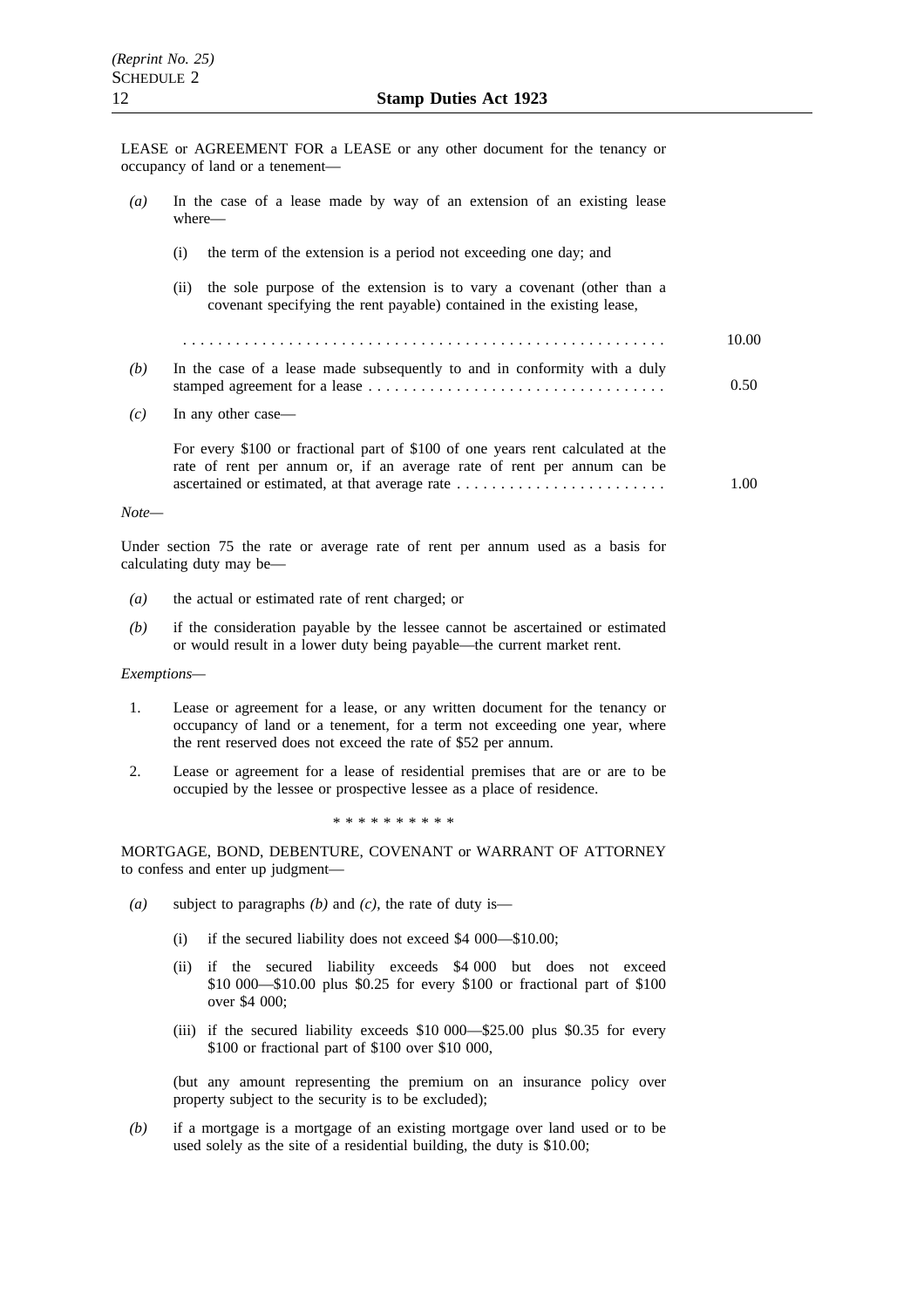LEASE or AGREEMENT FOR a LEASE or any other document for the tenancy or occupancy of land or a tenement—

*(a)* In the case of a lease made by way of an extension of an existing lease where—

(i) the term of the extension is a period not exceeding one day; and

(ii) the sole purpose of the extension is to vary a covenant (other than a covenant specifying the rent payable) contained in the existing lease,

. . . . . . . . . . . . . . . . . . . . . . . . . . . . . . . . . . . . . . . . . . . . . . . . . . . . . . 10.00

*(b)* In the case of a lease made subsequently to and in conformity with a duly stamped agreement for a lease . . . . . . . . . . . . . . . . . . . . . . . . . . . . . . . . . . 0.50

*(c)* In any other case—

For every $100 or fractional part of $100 of one years rent calculated at the rate of rent per annum or, if an average rate of rent per annum can be ascertained or estimated, at that average rate . . . . . . . . . . . . . . . . . . . . . . . . 1.00

*Note—*

Under section 75 the rate or average rate of rent per annum used as a basis for calculating duty may be—

*(a)* the actual or estimated rate of rent charged; or

*(b)* if the consideration payable by the lessee cannot be ascertained or estimated or would result in a lower duty being payable—the current market rent.

*Exemptions—*

1. Lease or agreement for a lease, or any written document for the tenancy or occupancy of land or a tenement, for a term not exceeding one year, where the rent reserved does not exceed the rate of $52 per annum.

2. Lease or agreement for a lease of residential premises that are or are to be occupied by the lessee or prospective lessee as a place of residence.

\* \* \* \* \* \* \* \* \* \*

MORTGAGE, BOND, DEBENTURE, COVENANT or WARRANT OF ATTORNEY to confess and enter up judgment—

*(a)* subject to paragraphs *(b)* and *(c)*, the rate of duty is—

(i) if the secured liability does not exceed $4 000—$10.00;

(ii) if the secured liability exceeds $4 000 but does not exceed $10 000—$10.00 plus $0.25 for every $100 or fractional part of $100 over $4 000;

(iii) if the secured liability exceeds $10 000—$25.00 plus $0.35 for every $100 or fractional part of $100 over $10 000,

(but any amount representing the premium on an insurance policy over property subject to the security is to be excluded);

*(b)* if a mortgage is a mortgage of an existing mortgage over land used or to be used solely as the site of a residential building, the duty is $10.00;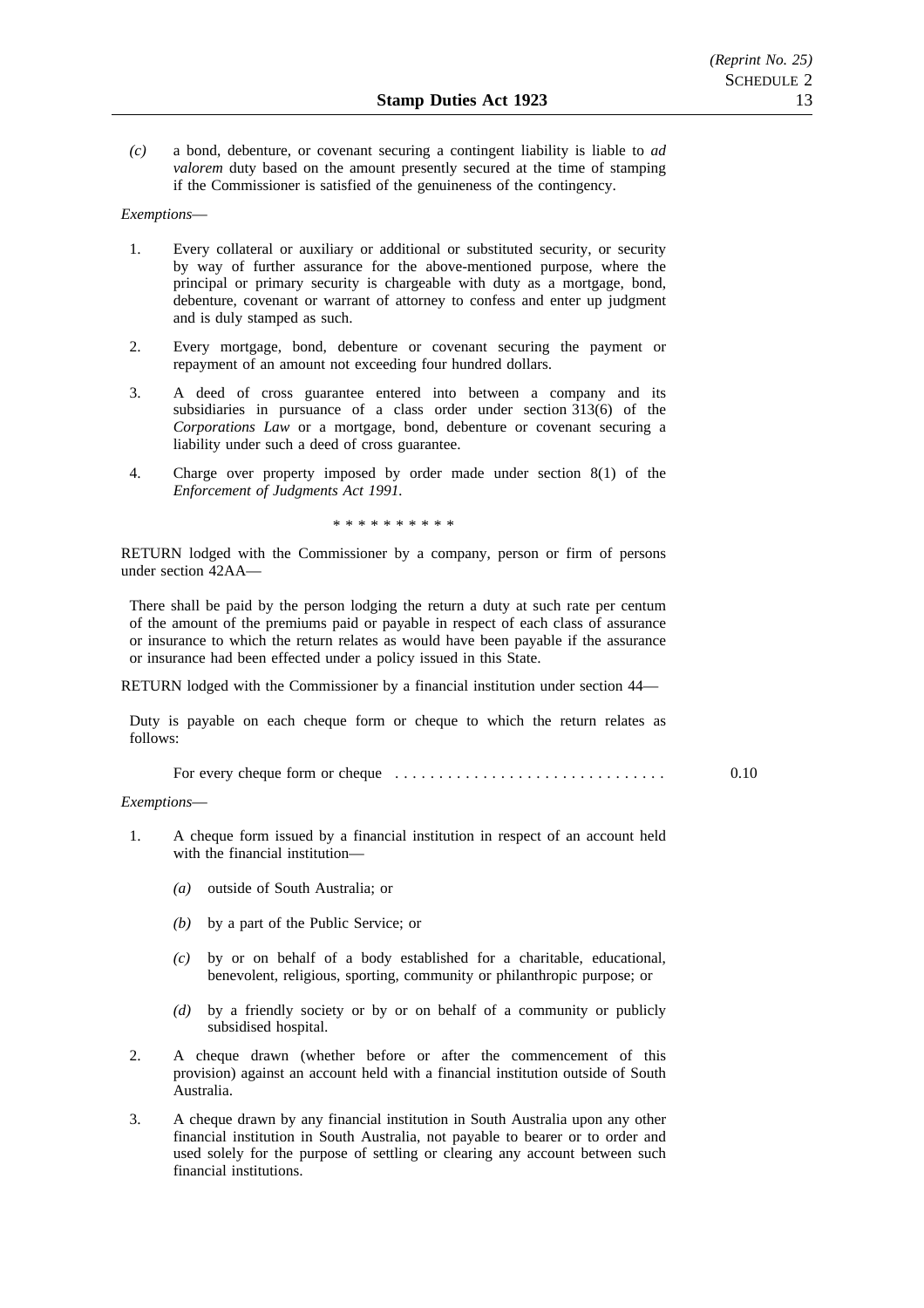*(c)* a bond, debenture, or covenant securing a contingent liability is liable to *ad valorem* duty based on the amount presently secured at the time of stamping if the Commissioner is satisfied of the genuineness of the contingency.

*Exemptions*—

1. Every collateral or auxiliary or additional or substituted security, or security by way of further assurance for the above-mentioned purpose, where the principal or primary security is chargeable with duty as a mortgage, bond, debenture, covenant or warrant of attorney to confess and enter up judgment and is duly stamped as such.

2. Every mortgage, bond, debenture or covenant securing the payment or repayment of an amount not exceeding four hundred dollars.

3. A deed of cross guarantee entered into between a company and its subsidiaries in pursuance of a class order under section 313(6) of the *Corporations Law* or a mortgage, bond, debenture or covenant securing a liability under such a deed of cross guarantee.

4. Charge over property imposed by order made under section 8(1) of the *Enforcement of Judgments Act 1991*.

\* \* \* \* \* \* \* \* \* \*

RETURN lodged with the Commissioner by a company, person or firm of persons under section 42AA—

There shall be paid by the person lodging the return a duty at such rate per centum of the amount of the premiums paid or payable in respect of each class of assurance or insurance to which the return relates as would have been payable if the assurance or insurance had been effected under a policy issued in this State.

RETURN lodged with the Commissioner by a financial institution under section 44—

Duty is payable on each cheque form or cheque to which the return relates as follows:

For every cheque form or cheque . . . . . . . . . . . . . . . . . . . . . . . . . . . . . . . 0.10

*Exemptions*—

1. A cheque form issued by a financial institution in respect of an account held with the financial institution—

   *(a)* outside of South Australia; or

   *(b)* by a part of the Public Service; or

   *(c)* by or on behalf of a body established for a charitable, educational, benevolent, religious, sporting, community or philanthropic purpose; or

   *(d)* by a friendly society or by or on behalf of a community or publicly subsidised hospital.

2. A cheque drawn (whether before or after the commencement of this provision) against an account held with a financial institution outside of South Australia.

3. A cheque drawn by any financial institution in South Australia upon any other financial institution in South Australia, not payable to bearer or to order and used solely for the purpose of settling or clearing any account between such financial institutions.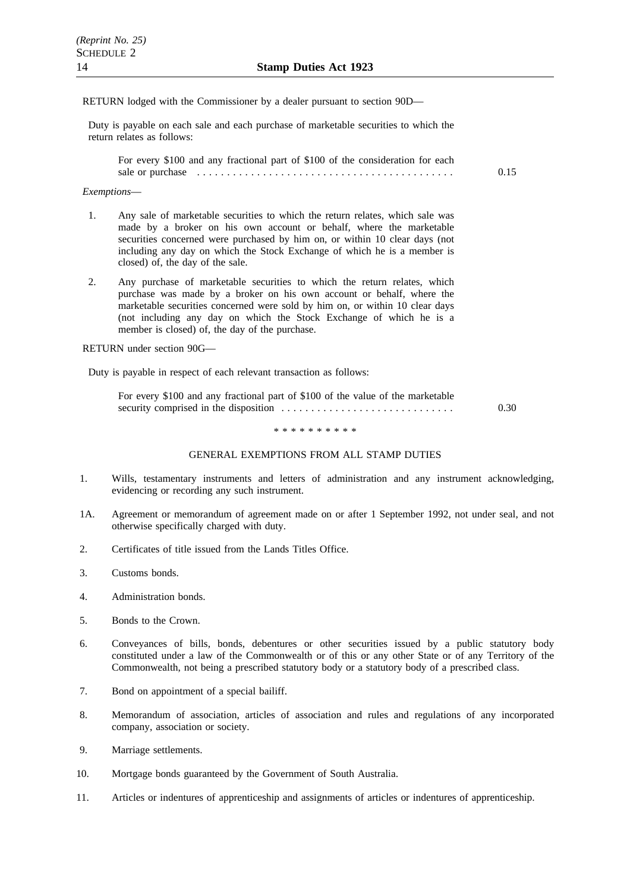RETURN lodged with the Commissioner by a dealer pursuant to section 90D—

Duty is payable on each sale and each purchase of marketable securities to which the return relates as follows:

For every $100 and any fractional part of $100 of the consideration for each sale or purchase . . . . . . . . . . . . . . . . . . . . . . . . . . . . . . . . . . . . . . . . . . 0.15

*Exemptions*—

1. Any sale of marketable securities to which the return relates, which sale was made by a broker on his own account or behalf, where the marketable securities concerned were purchased by him on, or within 10 clear days (not including any day on which the Stock Exchange of which he is a member is closed) of, the day of the sale.

2. Any purchase of marketable securities to which the return relates, which purchase was made by a broker on his own account or behalf, where the marketable securities concerned were sold by him on, or within 10 clear days (not including any day on which the Stock Exchange of which he is a member is closed) of, the day of the purchase.

RETURN under section 90G—

Duty is payable in respect of each relevant transaction as follows:

For every $100 and any fractional part of $100 of the value of the marketable security comprised in the disposition . . . . . . . . . . . . . . . . . . . . . . . . . . . . 0.30

* * * * * * * * * *

GENERAL EXEMPTIONS FROM ALL STAMP DUTIES

1. Wills, testamentary instruments and letters of administration and any instrument acknowledging, evidencing or recording any such instrument.

1A. Agreement or memorandum of agreement made on or after 1 September 1992, not under seal, and not otherwise specifically charged with duty.

2. Certificates of title issued from the Lands Titles Office.

3. Customs bonds.

4. Administration bonds.

5. Bonds to the Crown.

6. Conveyances of bills, bonds, debentures or other securities issued by a public statutory body constituted under a law of the Commonwealth or of this or any other State or of any Territory of the Commonwealth, not being a prescribed statutory body or a statutory body of a prescribed class.

7. Bond on appointment of a special bailiff.

8. Memorandum of association, articles of association and rules and regulations of any incorporated company, association or society.

9. Marriage settlements.

10. Mortgage bonds guaranteed by the Government of South Australia.

11. Articles or indentures of apprenticeship and assignments of articles or indentures of apprenticeship.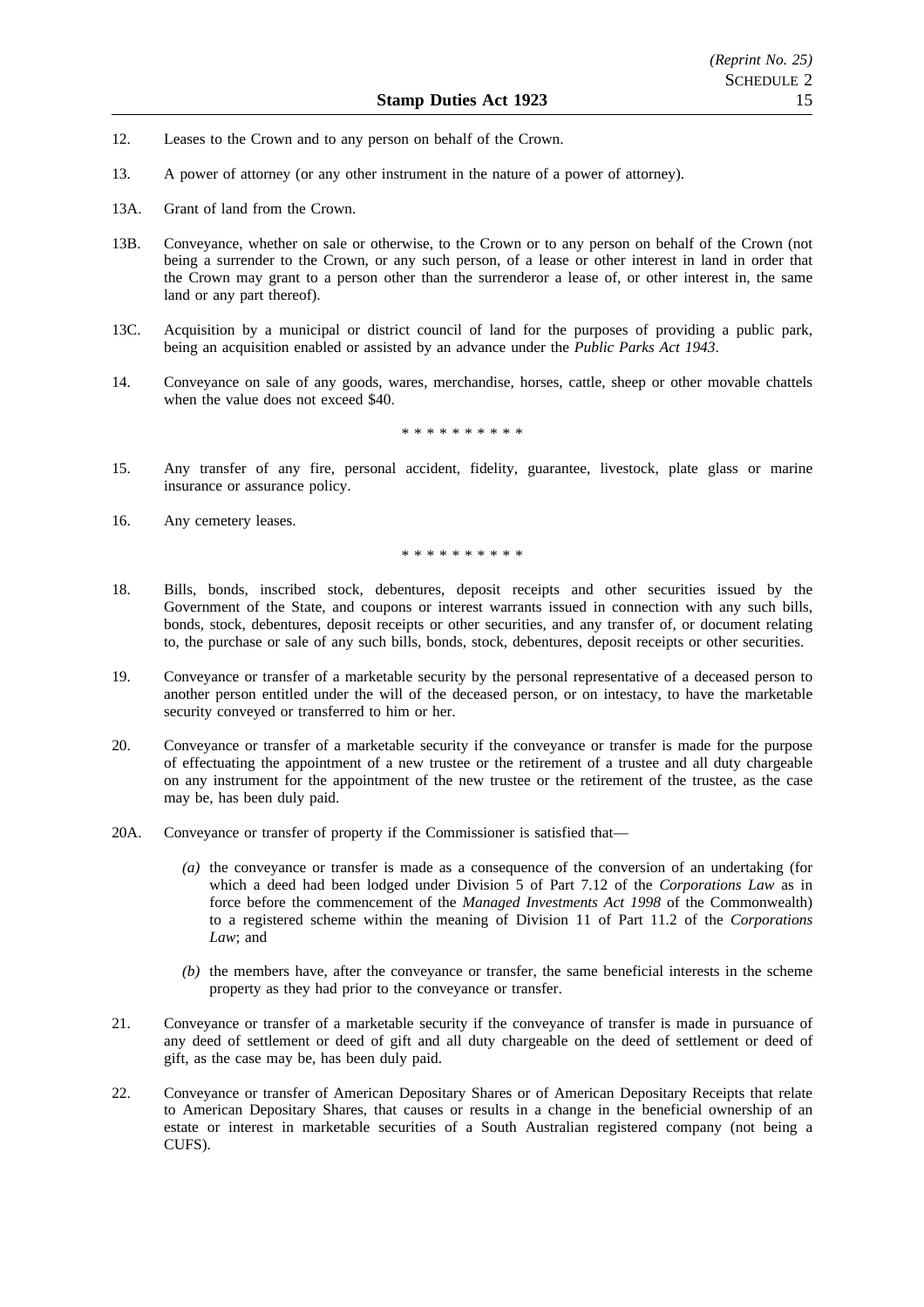12. Leases to the Crown and to any person on behalf of the Crown.

13. A power of attorney (or any other instrument in the nature of a power of attorney).

13A. Grant of land from the Crown.

13B. Conveyance, whether on sale or otherwise, to the Crown or to any person on behalf of the Crown (not being a surrender to the Crown, or any such person, of a lease or other interest in land in order that the Crown may grant to a person other than the surrenderor a lease of, or other interest in, the same land or any part thereof).

13C. Acquisition by a municipal or district council of land for the purposes of providing a public park, being an acquisition enabled or assisted by an advance under the *Public Parks Act 1943*.

14. Conveyance on sale of any goods, wares, merchandise, horses, cattle, sheep or other movable chattels when the value does not exceed $40.

\* \* \* \* \* \* \* \* \* \*

15. Any transfer of any fire, personal accident, fidelity, guarantee, livestock, plate glass or marine insurance or assurance policy.

16. Any cemetery leases.

\* \* \* \* \* \* \* \* \* \*

18. Bills, bonds, inscribed stock, debentures, deposit receipts and other securities issued by the Government of the State, and coupons or interest warrants issued in connection with any such bills, bonds, stock, debentures, deposit receipts or other securities, and any transfer of, or document relating to, the purchase or sale of any such bills, bonds, stock, debentures, deposit receipts or other securities.

19. Conveyance or transfer of a marketable security by the personal representative of a deceased person to another person entitled under the will of the deceased person, or on intestacy, to have the marketable security conveyed or transferred to him or her.

20. Conveyance or transfer of a marketable security if the conveyance or transfer is made for the purpose of effectuating the appointment of a new trustee or the retirement of a trustee and all duty chargeable on any instrument for the appointment of the new trustee or the retirement of the trustee, as the case may be, has been duly paid.

20A. Conveyance or transfer of property if the Commissioner is satisfied that—

*(a)* the conveyance or transfer is made as a consequence of the conversion of an undertaking (for which a deed had been lodged under Division 5 of Part 7.12 of the *Corporations Law* as in force before the commencement of the *Managed Investments Act 1998* of the Commonwealth) to a registered scheme within the meaning of Division 11 of Part 11.2 of the *Corporations Law*; and

*(b)* the members have, after the conveyance or transfer, the same beneficial interests in the scheme property as they had prior to the conveyance or transfer.

21. Conveyance or transfer of a marketable security if the conveyance of transfer is made in pursuance of any deed of settlement or deed of gift and all duty chargeable on the deed of settlement or deed of gift, as the case may be, has been duly paid.

22. Conveyance or transfer of American Depositary Shares or of American Depositary Receipts that relate to American Depositary Shares, that causes or results in a change in the beneficial ownership of an estate or interest in marketable securities of a South Australian registered company (not being a CUFS).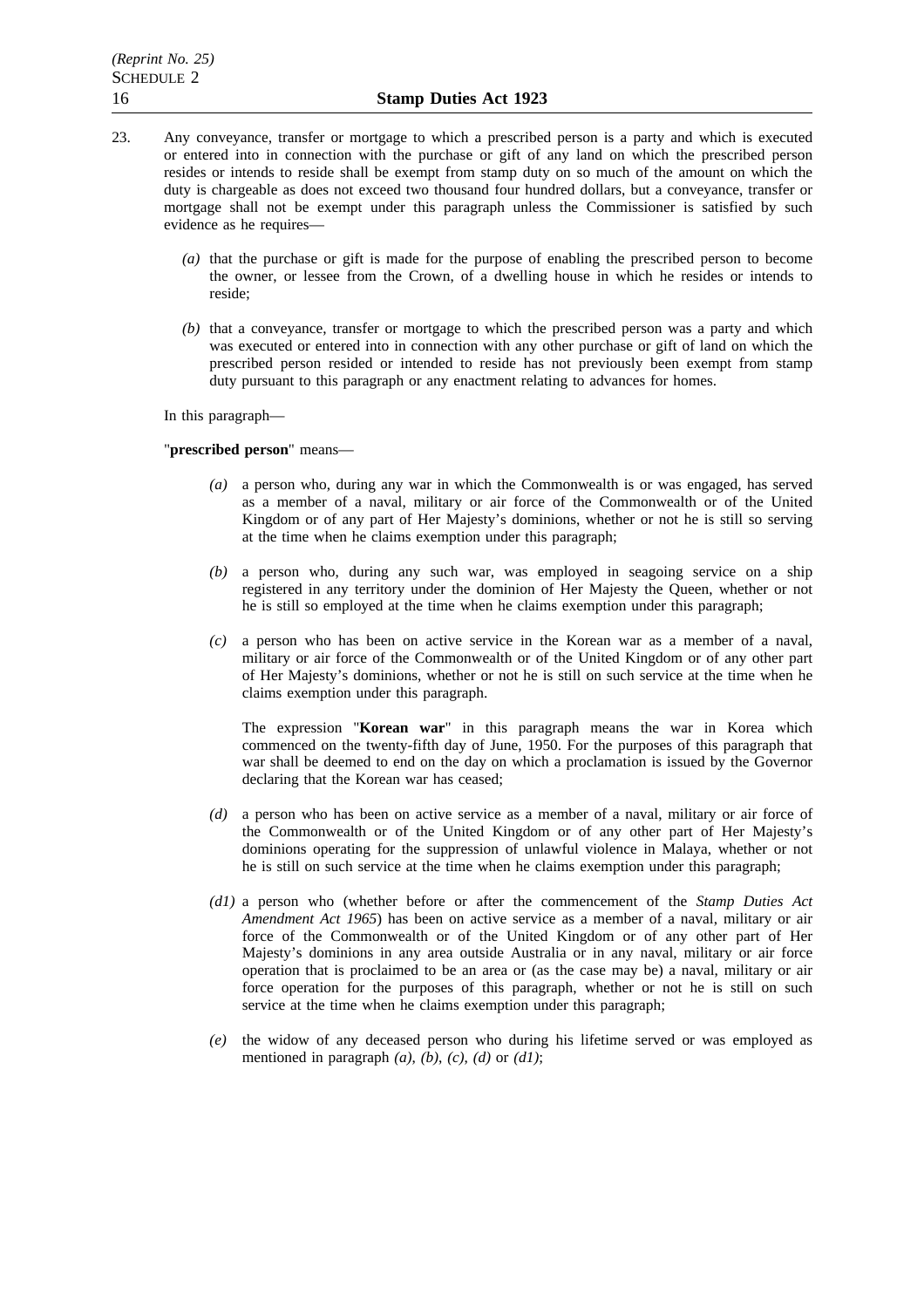23. Any conveyance, transfer or mortgage to which a prescribed person is a party and which is executed or entered into in connection with the purchase or gift of any land on which the prescribed person resides or intends to reside shall be exempt from stamp duty on so much of the amount on which the duty is chargeable as does not exceed two thousand four hundred dollars, but a conveyance, transfer or mortgage shall not be exempt under this paragraph unless the Commissioner is satisfied by such evidence as he requires—

   *(a)* that the purchase or gift is made for the purpose of enabling the prescribed person to become the owner, or lessee from the Crown, of a dwelling house in which he resides or intends to reside;

   *(b)* that a conveyance, transfer or mortgage to which the prescribed person was a party and which was executed or entered into in connection with any other purchase or gift of land on which the prescribed person resided or intended to reside has not previously been exempt from stamp duty pursuant to this paragraph or any enactment relating to advances for homes.

   In this paragraph—

   "**prescribed person**" means—

   *(a)* a person who, during any war in which the Commonwealth is or was engaged, has served as a member of a naval, military or air force of the Commonwealth or of the United Kingdom or of any part of Her Majesty's dominions, whether or not he is still so serving at the time when he claims exemption under this paragraph;

   *(b)* a person who, during any such war, was employed in seagoing service on a ship registered in any territory under the dominion of Her Majesty the Queen, whether or not he is still so employed at the time when he claims exemption under this paragraph;

   *(c)* a person who has been on active service in the Korean war as a member of a naval, military or air force of the Commonwealth or of the United Kingdom or of any other part of Her Majesty's dominions, whether or not he is still on such service at the time when he claims exemption under this paragraph.

   The expression "**Korean war**" in this paragraph means the war in Korea which commenced on the twenty-fifth day of June, 1950. For the purposes of this paragraph that war shall be deemed to end on the day on which a proclamation is issued by the Governor declaring that the Korean war has ceased;

   *(d)* a person who has been on active service as a member of a naval, military or air force of the Commonwealth or of the United Kingdom or of any other part of Her Majesty's dominions operating for the suppression of unlawful violence in Malaya, whether or not he is still on such service at the time when he claims exemption under this paragraph;

   *(d1)* a person who (whether before or after the commencement of the *Stamp Duties Act Amendment Act 1965*) has been on active service as a member of a naval, military or air force of the Commonwealth or of the United Kingdom or of any other part of Her Majesty's dominions in any area outside Australia or in any naval, military or air force operation that is proclaimed to be an area or (as the case may be) a naval, military or air force operation for the purposes of this paragraph, whether or not he is still on such service at the time when he claims exemption under this paragraph;

   *(e)* the widow of any deceased person who during his lifetime served or was employed as mentioned in paragraph *(a)*, *(b)*, *(c)*, *(d)* or *(d1)*;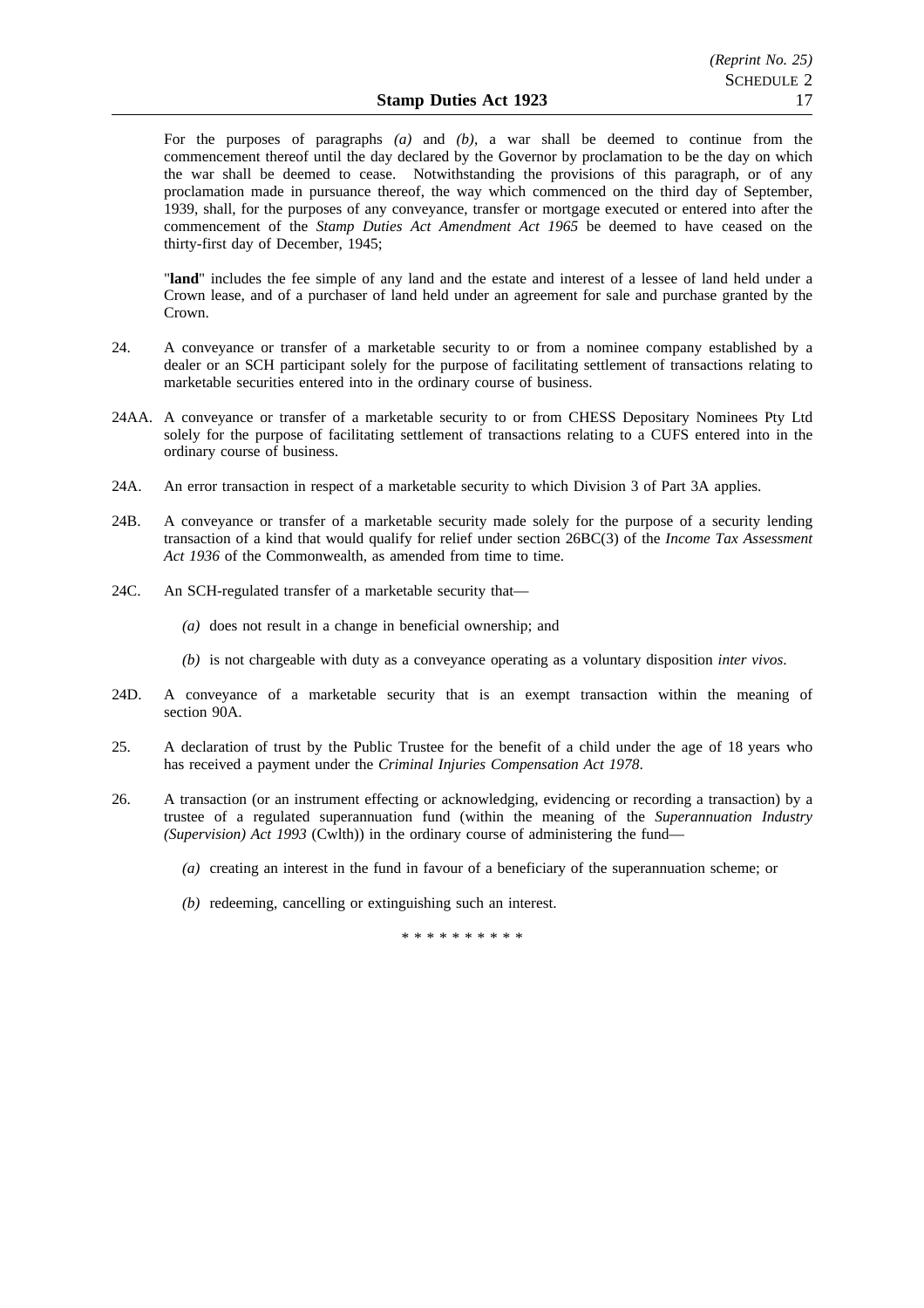For the purposes of paragraphs *(a)* and *(b)*, a war shall be deemed to continue from the commencement thereof until the day declared by the Governor by proclamation to be the day on which the war shall be deemed to cease. Notwithstanding the provisions of this paragraph, or of any proclamation made in pursuance thereof, the way which commenced on the third day of September, 1939, shall, for the purposes of any conveyance, transfer or mortgage executed or entered into after the commencement of the *Stamp Duties Act Amendment Act 1965* be deemed to have ceased on the thirty-first day of December, 1945;

"**land**" includes the fee simple of any land and the estate and interest of a lessee of land held under a Crown lease, and of a purchaser of land held under an agreement for sale and purchase granted by the Crown.

24. A conveyance or transfer of a marketable security to or from a nominee company established by a dealer or an SCH participant solely for the purpose of facilitating settlement of transactions relating to marketable securities entered into in the ordinary course of business.

24AA. A conveyance or transfer of a marketable security to or from CHESS Depositary Nominees Pty Ltd solely for the purpose of facilitating settlement of transactions relating to a CUFS entered into in the ordinary course of business.

24A. An error transaction in respect of a marketable security to which Division 3 of Part 3A applies.

24B. A conveyance or transfer of a marketable security made solely for the purpose of a security lending transaction of a kind that would qualify for relief under section 26BC(3) of the *Income Tax Assessment Act 1936* of the Commonwealth, as amended from time to time.

24C. An SCH-regulated transfer of a marketable security that—

*(a)* does not result in a change in beneficial ownership; and

*(b)* is not chargeable with duty as a conveyance operating as a voluntary disposition *inter vivos*.

24D. A conveyance of a marketable security that is an exempt transaction within the meaning of section 90A.

25. A declaration of trust by the Public Trustee for the benefit of a child under the age of 18 years who has received a payment under the *Criminal Injuries Compensation Act 1978*.

26. A transaction (or an instrument effecting or acknowledging, evidencing or recording a transaction) by a trustee of a regulated superannuation fund (within the meaning of the *Superannuation Industry (Supervision) Act 1993* (Cwlth)) in the ordinary course of administering the fund—

*(a)* creating an interest in the fund in favour of a beneficiary of the superannuation scheme; or

*(b)* redeeming, cancelling or extinguishing such an interest.

* * * * * * * * * *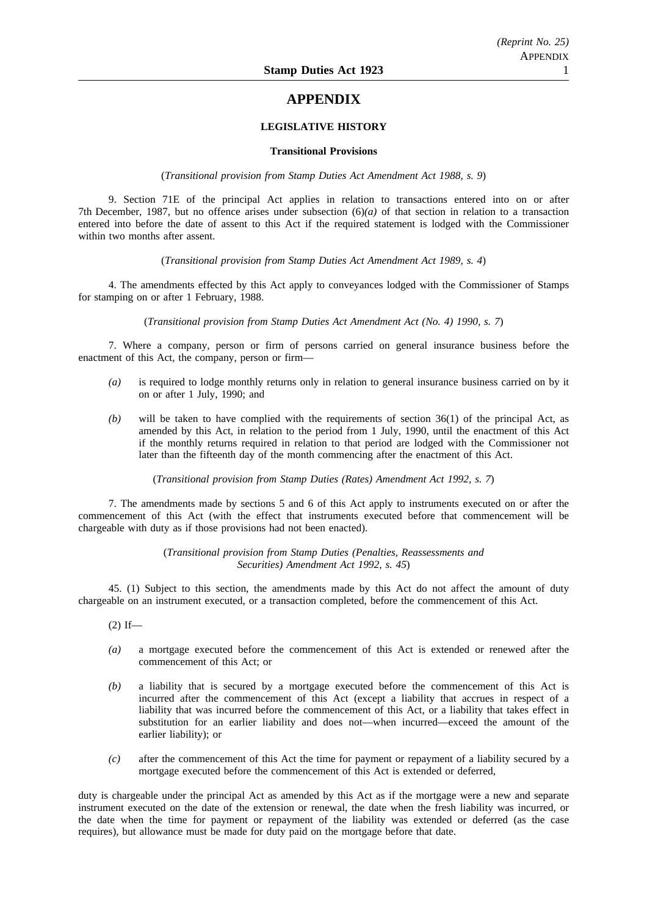# APPENDIX

## LEGISLATIVE HISTORY

### Transitional Provisions

(*Transitional provision from Stamp Duties Act Amendment Act 1988, s. 9*)

9. Section 71E of the principal Act applies in relation to transactions entered into on or after 7th December, 1987, but no offence arises under subsection (6)*(a)* of that section in relation to a transaction entered into before the date of assent to this Act if the required statement is lodged with the Commissioner within two months after assent.

(*Transitional provision from Stamp Duties Act Amendment Act 1989, s. 4*)

4. The amendments effected by this Act apply to conveyances lodged with the Commissioner of Stamps for stamping on or after 1 February, 1988.

(*Transitional provision from Stamp Duties Act Amendment Act (No. 4) 1990, s. 7*)

7. Where a company, person or firm of persons carried on general insurance business before the enactment of this Act, the company, person or firm—

*(a)* is required to lodge monthly returns only in relation to general insurance business carried on by it on or after 1 July, 1990; and

*(b)* will be taken to have complied with the requirements of section 36(1) of the principal Act, as amended by this Act, in relation to the period from 1 July, 1990, until the enactment of this Act if the monthly returns required in relation to that period are lodged with the Commissioner not later than the fifteenth day of the month commencing after the enactment of this Act.

(*Transitional provision from Stamp Duties (Rates) Amendment Act 1992, s. 7*)

7. The amendments made by sections 5 and 6 of this Act apply to instruments executed on or after the commencement of this Act (with the effect that instruments executed before that commencement will be chargeable with duty as if those provisions had not been enacted).

(*Transitional provision from Stamp Duties (Penalties, Reassessments and Securities) Amendment Act 1992, s. 45*)

45. (1) Subject to this section, the amendments made by this Act do not affect the amount of duty chargeable on an instrument executed, or a transaction completed, before the commencement of this Act.

(2) If—

*(a)* a mortgage executed before the commencement of this Act is extended or renewed after the commencement of this Act; or

*(b)* a liability that is secured by a mortgage executed before the commencement of this Act is incurred after the commencement of this Act (except a liability that accrues in respect of a liability that was incurred before the commencement of this Act, or a liability that takes effect in substitution for an earlier liability and does not—when incurred—exceed the amount of the earlier liability); or

*(c)* after the commencement of this Act the time for payment or repayment of a liability secured by a mortgage executed before the commencement of this Act is extended or deferred,

duty is chargeable under the principal Act as amended by this Act as if the mortgage were a new and separate instrument executed on the date of the extension or renewal, the date when the fresh liability was incurred, or the date when the time for payment or repayment of the liability was extended or deferred (as the case requires), but allowance must be made for duty paid on the mortgage before that date.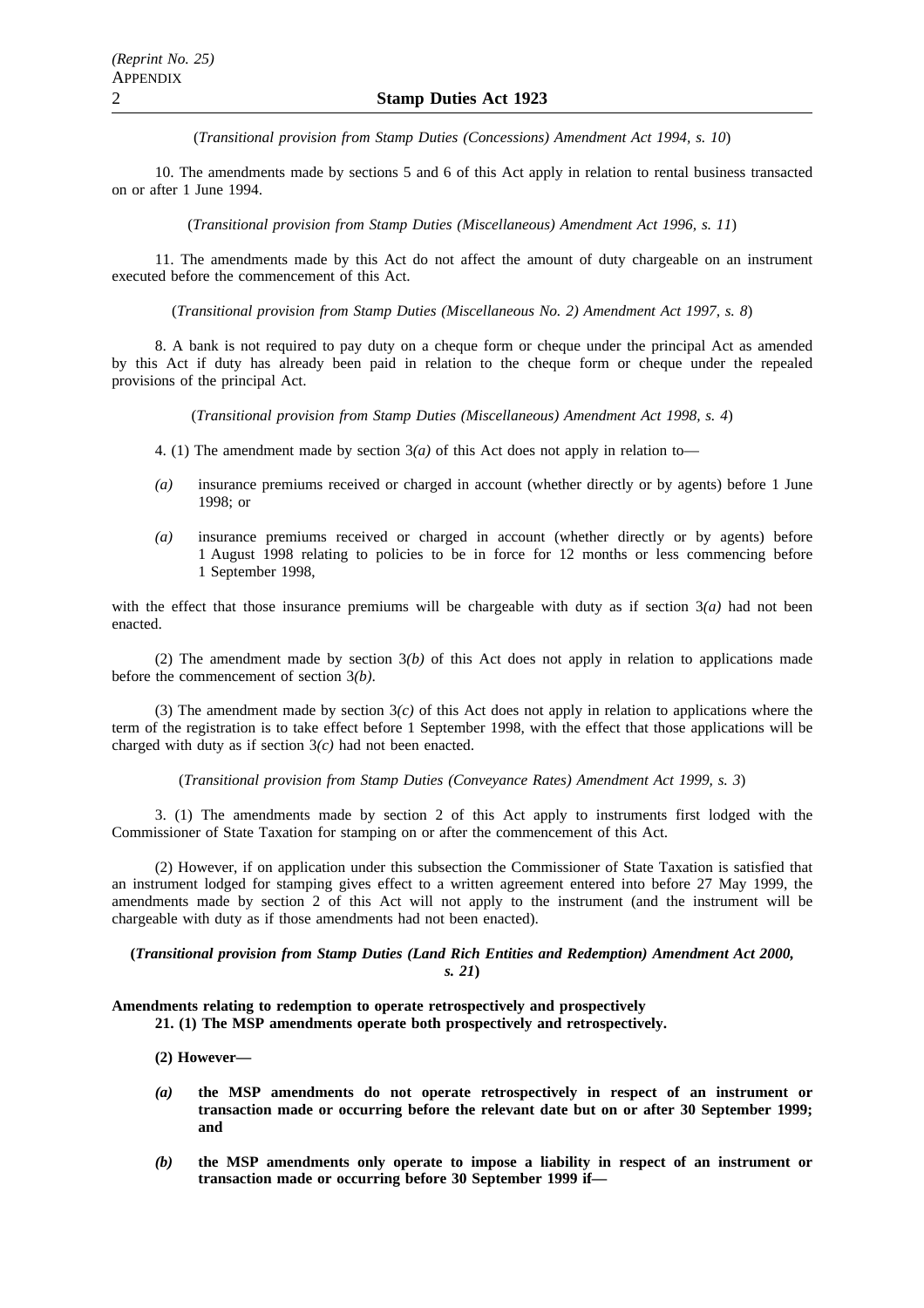(*Transitional provision from Stamp Duties (Concessions) Amendment Act 1994, s. 10*)

10. The amendments made by sections 5 and 6 of this Act apply in relation to rental business transacted on or after 1 June 1994.

(*Transitional provision from Stamp Duties (Miscellaneous) Amendment Act 1996, s. 11*)

11. The amendments made by this Act do not affect the amount of duty chargeable on an instrument executed before the commencement of this Act.

(*Transitional provision from Stamp Duties (Miscellaneous No. 2) Amendment Act 1997, s. 8*)

8. A bank is not required to pay duty on a cheque form or cheque under the principal Act as amended by this Act if duty has already been paid in relation to the cheque form or cheque under the repealed provisions of the principal Act.

(*Transitional provision from Stamp Duties (Miscellaneous) Amendment Act 1998, s. 4*)

4. (1) The amendment made by section 3*(a)* of this Act does not apply in relation to—

*(a)* insurance premiums received or charged in account (whether directly or by agents) before 1 June 1998; or

*(a)* insurance premiums received or charged in account (whether directly or by agents) before 1 August 1998 relating to policies to be in force for 12 months or less commencing before 1 September 1998,

with the effect that those insurance premiums will be chargeable with duty as if section 3*(a)* had not been enacted.

(2) The amendment made by section 3*(b)* of this Act does not apply in relation to applications made before the commencement of section 3*(b)*.

(3) The amendment made by section 3*(c)* of this Act does not apply in relation to applications where the term of the registration is to take effect before 1 September 1998, with the effect that those applications will be charged with duty as if section 3*(c)* had not been enacted.

(*Transitional provision from Stamp Duties (Conveyance Rates) Amendment Act 1999, s. 3*)

3. (1) The amendments made by section 2 of this Act apply to instruments first lodged with the Commissioner of State Taxation for stamping on or after the commencement of this Act.

(2) However, if on application under this subsection the Commissioner of State Taxation is satisfied that an instrument lodged for stamping gives effect to a written agreement entered into before 27 May 1999, the amendments made by section 2 of this Act will not apply to the instrument (and the instrument will be chargeable with duty as if those amendments had not been enacted).

**(*Transitional provision from Stamp Duties (Land Rich Entities and Redemption) Amendment Act 2000, s. 21*)**

**Amendments relating to redemption to operate retrospectively and prospectively**

**21. (1) The MSP amendments operate both prospectively and retrospectively.**

**(2) However—**

***(a)*** **the MSP amendments do not operate retrospectively in respect of an instrument or transaction made or occurring before the relevant date but on or after 30 September 1999; and**

***(b)*** **the MSP amendments only operate to impose a liability in respect of an instrument or transaction made or occurring before 30 September 1999 if—**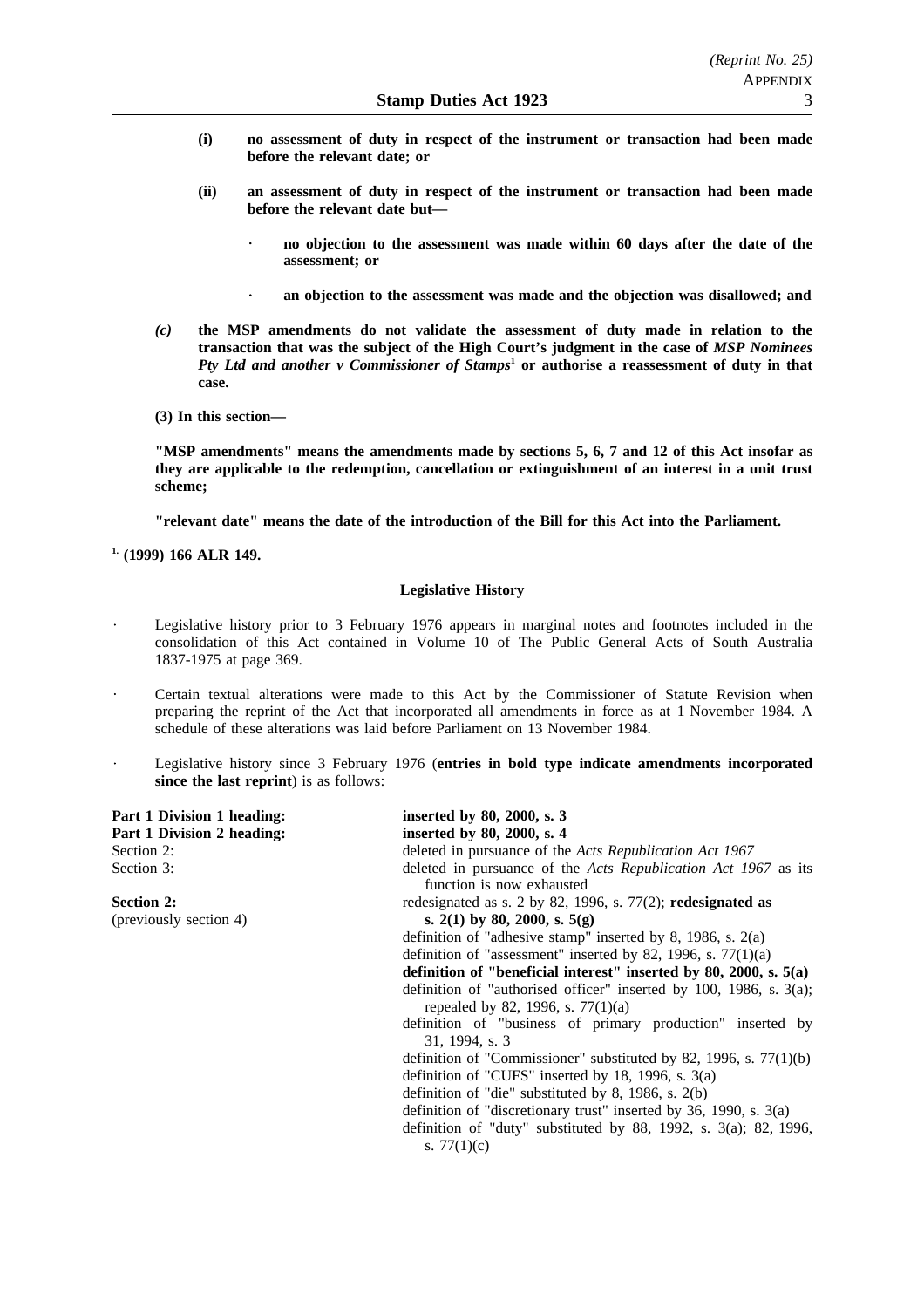**(i) no assessment of duty in respect of the instrument or transaction had been made before the relevant date; or**

**(ii) an assessment of duty in respect of the instrument or transaction had been made before the relevant date but—**

- **no objection to the assessment was made within 60 days after the date of the assessment; or**
- **an objection to the assessment was made and the objection was disallowed; and**

***(c)* the MSP amendments do not validate the assessment of duty made in relation to the transaction that was the subject of the High Court's judgment in the case of *MSP Nominees Pty Ltd and another v Commissioner of Stamps*[1] or authorise a reassessment of duty in that case.**

**(3) In this section—**

**"MSP amendments" means the amendments made by sections 5, 6, 7 and 12 of this Act insofar as they are applicable to the redemption, cancellation or extinguishment of an interest in a unit trust scheme;**

**"relevant date" means the date of the introduction of the Bill for this Act into the Parliament.**

**[1.] (1999) 166 ALR 149.**

**Legislative History**

- Legislative history prior to 3 February 1976 appears in marginal notes and footnotes included in the consolidation of this Act contained in Volume 10 of The Public General Acts of South Australia 1837-1975 at page 369.
- Certain textual alterations were made to this Act by the Commissioner of Statute Revision when preparing the reprint of the Act that incorporated all amendments in force as at 1 November 1984. A schedule of these alterations was laid before Parliament on 13 November 1984.
- Legislative history since 3 February 1976 (**entries in bold type indicate amendments incorporated since the last reprint**) is as follows:

| | |
|---|---|
| **Part 1 Division 1 heading:** | **inserted by 80, 2000, s. 3** |
| **Part 1 Division 2 heading:** | **inserted by 80, 2000, s. 4** |
| Section 2: | deleted in pursuance of the *Acts Republication Act 1967* |
| Section 3: | deleted in pursuance of the *Acts Republication Act 1967* as its function is now exhausted |
| **Section 2:** (previously section 4) | redesignated as s. 2 by 82, 1996, s. 77(2); **redesignated as s. 2(1) by 80, 2000, s. 5(g)** |
| | definition of "adhesive stamp" inserted by 8, 1986, s. 2(a) |
| | definition of "assessment" inserted by 82, 1996, s. 77(1)(a) |
| | **definition of "beneficial interest" inserted by 80, 2000, s. 5(a)** |
| | definition of "authorised officer" inserted by 100, 1986, s. 3(a); repealed by 82, 1996, s. 77(1)(a) |
| | definition of "business of primary production" inserted by 31, 1994, s. 3 |
| | definition of "Commissioner" substituted by 82, 1996, s. 77(1)(b) |
| | definition of "CUFS" inserted by 18, 1996, s. 3(a) |
| | definition of "die" substituted by 8, 1986, s. 2(b) |
| | definition of "discretionary trust" inserted by 36, 1990, s. 3(a) |
| | definition of "duty" substituted by 88, 1992, s. 3(a); 82, 1996, s. 77(1)(c) |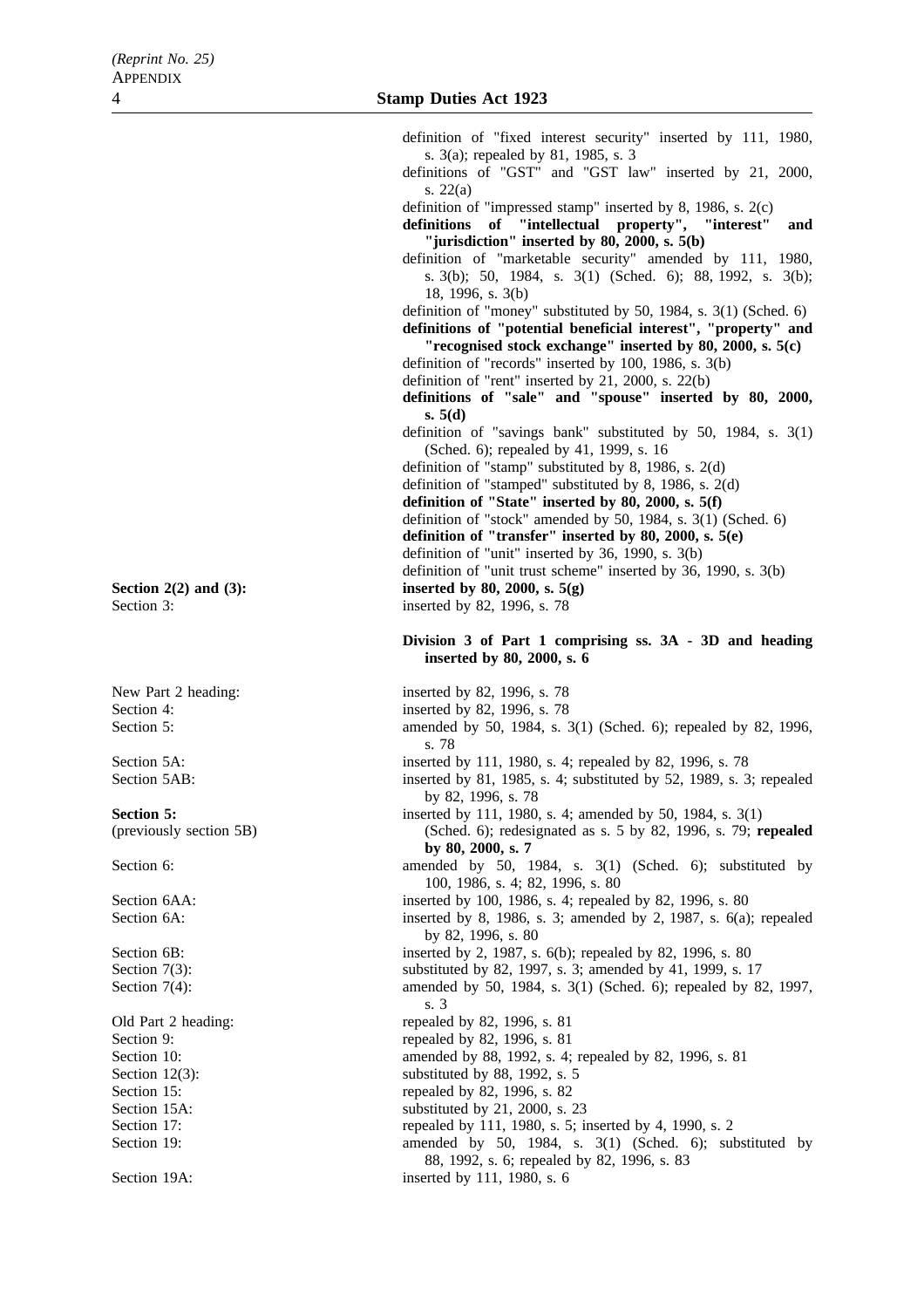definition of "fixed interest security" inserted by 111, 1980, s. 3(a); repealed by 81, 1985, s. 3

definitions of "GST" and "GST law" inserted by 21, 2000, s. 22(a)

definition of "impressed stamp" inserted by 8, 1986, s. 2(c)

**definitions of "intellectual property", "interest" and "jurisdiction" inserted by 80, 2000, s. 5(b)**

definition of "marketable security" amended by 111, 1980, s. 3(b); 50, 1984, s. 3(1) (Sched. 6); 88, 1992, s. 3(b); 18, 1996, s. 3(b)

definition of "money" substituted by 50, 1984, s. 3(1) (Sched. 6)

**definitions of "potential beneficial interest", "property" and "recognised stock exchange" inserted by 80, 2000, s. 5(c)**

definition of "records" inserted by 100, 1986, s. 3(b)

definition of "rent" inserted by 21, 2000, s. 22(b)

**definitions of "sale" and "spouse" inserted by 80, 2000, s. 5(d)**

definition of "savings bank" substituted by 50, 1984, s. 3(1) (Sched. 6); repealed by 41, 1999, s. 16

definition of "stamp" substituted by 8, 1986, s. 2(d)

definition of "stamped" substituted by 8, 1986, s. 2(d)

**definition of "State" inserted by 80, 2000, s. 5(f)**

definition of "stock" amended by 50, 1984, s. 3(1) (Sched. 6)

**definition of "transfer" inserted by 80, 2000, s. 5(e)**

definition of "unit" inserted by 36, 1990, s. 3(b)

definition of "unit trust scheme" inserted by 36, 1990, s. 3(b)

**Section 2(2) and (3):** **inserted by 80, 2000, s. 5(g)**

Section 3: inserted by 82, 1996, s. 78

**Division 3 of Part 1 comprising ss. 3A - 3D and heading inserted by 80, 2000, s. 6**

New Part 2 heading: inserted by 82, 1996, s. 78

Section 4: inserted by 82, 1996, s. 78

Section 5: amended by 50, 1984, s. 3(1) (Sched. 6); repealed by 82, 1996, s. 78

Section 5A: inserted by 111, 1980, s. 4; repealed by 82, 1996, s. 78

Section 5AB: inserted by 81, 1985, s. 4; substituted by 52, 1989, s. 3; repealed by 82, 1996, s. 78

**Section 5:** (previously section 5B) inserted by 111, 1980, s. 4; amended by 50, 1984, s. 3(1) (Sched. 6); redesignated as s. 5 by 82, 1996, s. 79; **repealed by 80, 2000, s. 7**

Section 6: amended by 50, 1984, s. 3(1) (Sched. 6); substituted by 100, 1986, s. 4; 82, 1996, s. 80

Section 6AA: inserted by 100, 1986, s. 4; repealed by 82, 1996, s. 80

Section 6A: inserted by 8, 1986, s. 3; amended by 2, 1987, s. 6(a); repealed by 82, 1996, s. 80

Section 6B: inserted by 2, 1987, s. 6(b); repealed by 82, 1996, s. 80

Section 7(3): substituted by 82, 1997, s. 3; amended by 41, 1999, s. 17

Section 7(4): amended by 50, 1984, s. 3(1) (Sched. 6); repealed by 82, 1997, s. 3

Old Part 2 heading: repealed by 82, 1996, s. 81

Section 9: repealed by 82, 1996, s. 81

Section 10: amended by 88, 1992, s. 4; repealed by 82, 1996, s. 81

Section 12(3): substituted by 88, 1992, s. 5

Section 15: repealed by 82, 1996, s. 82

Section 15A: substituted by 21, 2000, s. 23

Section 17: repealed by 111, 1980, s. 5; inserted by 4, 1990, s. 2

Section 19: amended by 50, 1984, s. 3(1) (Sched. 6); substituted by 88, 1992, s. 6; repealed by 82, 1996, s. 83

Section 19A: inserted by 111, 1980, s. 6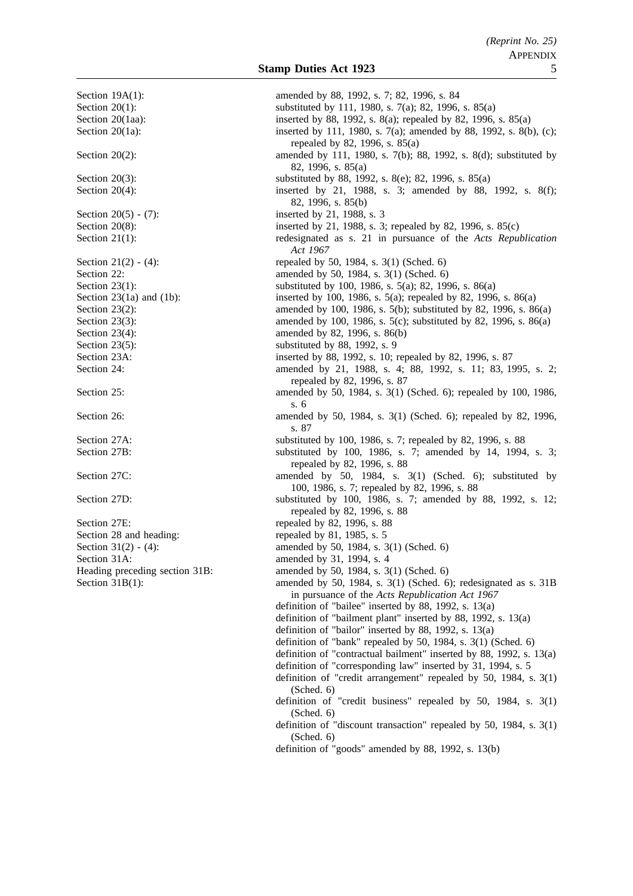| | |
|---|---|
| Section 19A(1): | amended by 88, 1992, s. 7; 82, 1996, s. 84 |
| Section 20(1): | substituted by 111, 1980, s. 7(a); 82, 1996, s. 85(a) |
| Section 20(1aa): | inserted by 88, 1992, s. 8(a); repealed by 82, 1996, s. 85(a) |
| Section 20(1a): | inserted by 111, 1980, s. 7(a); amended by 88, 1992, s. 8(b), (c); repealed by 82, 1996, s. 85(a) |
| Section 20(2): | amended by 111, 1980, s. 7(b); 88, 1992, s. 8(d); substituted by 82, 1996, s. 85(a) |
| Section 20(3): | substituted by 88, 1992, s. 8(e); 82, 1996, s. 85(a) |
| Section 20(4): | inserted by 21, 1988, s. 3; amended by 88, 1992, s. 8(f); 82, 1996, s. 85(b) |
| Section 20(5) - (7): | inserted by 21, 1988, s. 3 |
| Section 20(8): | inserted by 21, 1988, s. 3; repealed by 82, 1996, s. 85(c) |
| Section 21(1): | redesignated as s. 21 in pursuance of the *Acts Republication Act 1967* |
| Section 21(2) - (4): | repealed by 50, 1984, s. 3(1) (Sched. 6) |
| Section 22: | amended by 50, 1984, s. 3(1) (Sched. 6) |
| Section 23(1): | substituted by 100, 1986, s. 5(a); 82, 1996, s. 86(a) |
| Section 23(1a) and (1b): | inserted by 100, 1986, s. 5(a); repealed by 82, 1996, s. 86(a) |
| Section 23(2): | amended by 100, 1986, s. 5(b); substituted by 82, 1996, s. 86(a) |
| Section 23(3): | amended by 100, 1986, s. 5(c); substituted by 82, 1996, s. 86(a) |
| Section 23(4): | amended by 82, 1996, s. 86(b) |
| Section 23(5): | substituted by 88, 1992, s. 9 |
| Section 23A: | inserted by 88, 1992, s. 10; repealed by 82, 1996, s. 87 |
| Section 24: | amended by 21, 1988, s. 4; 88, 1992, s. 11; 83, 1995, s. 2; repealed by 82, 1996, s. 87 |
| Section 25: | amended by 50, 1984, s. 3(1) (Sched. 6); repealed by 100, 1986, s. 6 |
| Section 26: | amended by 50, 1984, s. 3(1) (Sched. 6); repealed by 82, 1996, s. 87 |
| Section 27A: | substituted by 100, 1986, s. 7; repealed by 82, 1996, s. 88 |
| Section 27B: | substituted by 100, 1986, s. 7; amended by 14, 1994, s. 3; repealed by 82, 1996, s. 88 |
| Section 27C: | amended by 50, 1984, s. 3(1) (Sched. 6); substituted by 100, 1986, s. 7; repealed by 82, 1996, s. 88 |
| Section 27D: | substituted by 100, 1986, s. 7; amended by 88, 1992, s. 12; repealed by 82, 1996, s. 88 |
| Section 27E: | repealed by 82, 1996, s. 88 |
| Section 28 and heading: | repealed by 81, 1985, s. 5 |
| Section 31(2) - (4): | amended by 50, 1984, s. 3(1) (Sched. 6) |
| Section 31A: | amended by 31, 1994, s. 4 |
| Heading preceding section 31B: | amended by 50, 1984, s. 3(1) (Sched. 6) |
| Section 31B(1): | amended by 50, 1984, s. 3(1) (Sched. 6); redesignated as s. 31B in pursuance of the *Acts Republication Act 1967* |
| | definition of "bailee" inserted by 88, 1992, s. 13(a) |
| | definition of "bailment plant" inserted by 88, 1992, s. 13(a) |
| | definition of "bailor" inserted by 88, 1992, s. 13(a) |
| | definition of "bank" repealed by 50, 1984, s. 3(1) (Sched. 6) |
| | definition of "contractual bailment" inserted by 88, 1992, s. 13(a) |
| | definition of "corresponding law" inserted by 31, 1994, s. 5 |
| | definition of "credit arrangement" repealed by 50, 1984, s. 3(1) (Sched. 6) |
| | definition of "credit business" repealed by 50, 1984, s. 3(1) (Sched. 6) |
| | definition of "discount transaction" repealed by 50, 1984, s. 3(1) (Sched. 6) |
| | definition of "goods" amended by 88, 1992, s. 13(b) |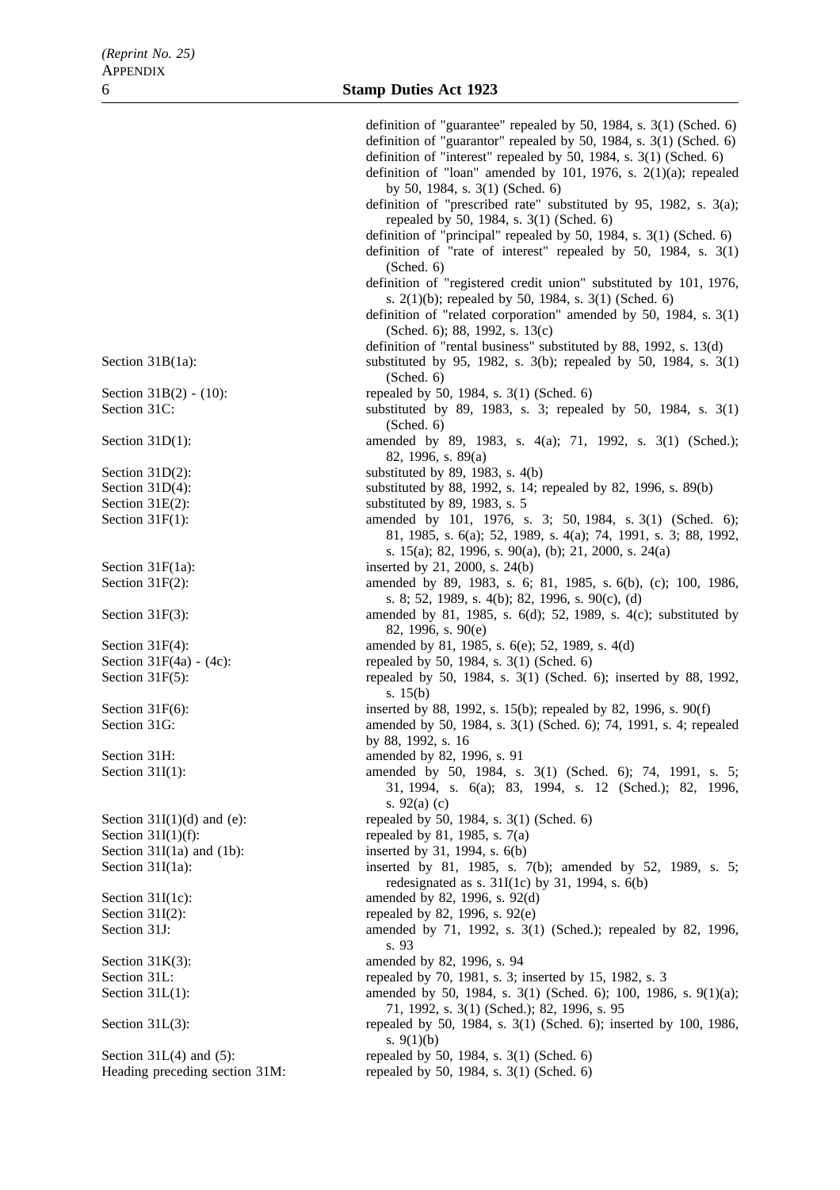| | |
|---|---|
| | definition of "guarantee" repealed by 50, 1984, s. 3(1) (Sched. 6) |
| | definition of "guarantor" repealed by 50, 1984, s. 3(1) (Sched. 6) |
| | definition of "interest" repealed by 50, 1984, s. 3(1) (Sched. 6) |
| | definition of "loan" amended by 101, 1976, s. 2(1)(a); repealed by 50, 1984, s. 3(1) (Sched. 6) |
| | definition of "prescribed rate" substituted by 95, 1982, s. 3(a); repealed by 50, 1984, s. 3(1) (Sched. 6) |
| | definition of "principal" repealed by 50, 1984, s. 3(1) (Sched. 6) |
| | definition of "rate of interest" repealed by 50, 1984, s. 3(1) (Sched. 6) |
| | definition of "registered credit union" substituted by 101, 1976, s. 2(1)(b); repealed by 50, 1984, s. 3(1) (Sched. 6) |
| | definition of "related corporation" amended by 50, 1984, s. 3(1) (Sched. 6); 88, 1992, s. 13(c) |
| | definition of "rental business" substituted by 88, 1992, s. 13(d) |
| Section 31B(1a): | substituted by 95, 1982, s. 3(b); repealed by 50, 1984, s. 3(1) (Sched. 6) |
| Section 31B(2) - (10): | repealed by 50, 1984, s. 3(1) (Sched. 6) |
| Section 31C: | substituted by 89, 1983, s. 3; repealed by 50, 1984, s. 3(1) (Sched. 6) |
| Section 31D(1): | amended by 89, 1983, s. 4(a); 71, 1992, s. 3(1) (Sched.); 82, 1996, s. 89(a) |
| Section 31D(2): | substituted by 89, 1983, s. 4(b) |
| Section 31D(4): | substituted by 88, 1992, s. 14; repealed by 82, 1996, s. 89(b) |
| Section 31E(2): | substituted by 89, 1983, s. 5 |
| Section 31F(1): | amended by 101, 1976, s. 3; 50, 1984, s. 3(1) (Sched. 6); 81, 1985, s. 6(a); 52, 1989, s. 4(a); 74, 1991, s. 3; 88, 1992, s. 15(a); 82, 1996, s. 90(a), (b); 21, 2000, s. 24(a) |
| Section 31F(1a): | inserted by 21, 2000, s. 24(b) |
| Section 31F(2): | amended by 89, 1983, s. 6; 81, 1985, s. 6(b), (c); 100, 1986, s. 8; 52, 1989, s. 4(b); 82, 1996, s. 90(c), (d) |
| Section 31F(3): | amended by 81, 1985, s. 6(d); 52, 1989, s. 4(c); substituted by 82, 1996, s. 90(e) |
| Section 31F(4): | amended by 81, 1985, s. 6(e); 52, 1989, s. 4(d) |
| Section 31F(4a) - (4c): | repealed by 50, 1984, s. 3(1) (Sched. 6) |
| Section 31F(5): | repealed by 50, 1984, s. 3(1) (Sched. 6); inserted by 88, 1992, s. 15(b) |
| Section 31F(6): | inserted by 88, 1992, s. 15(b); repealed by 82, 1996, s. 90(f) |
| Section 31G: | amended by 50, 1984, s. 3(1) (Sched. 6); 74, 1991, s. 4; repealed by 88, 1992, s. 16 |
| Section 31H: | amended by 82, 1996, s. 91 |
| Section 31I(1): | amended by 50, 1984, s. 3(1) (Sched. 6); 74, 1991, s. 5; 31, 1994, s. 6(a); 83, 1994, s. 12 (Sched.); 82, 1996, s. 92(a) (c) |
| Section 31I(1)(d) and (e): | repealed by 50, 1984, s. 3(1) (Sched. 6) |
| Section 31I(1)(f): | repealed by 81, 1985, s. 7(a) |
| Section 31I(1a) and (1b): | inserted by 31, 1994, s. 6(b) |
| Section 31I(1a): | inserted by 81, 1985, s. 7(b); amended by 52, 1989, s. 5; redesignated as s. 31I(1c) by 31, 1994, s. 6(b) |
| Section 31I(1c): | amended by 82, 1996, s. 92(d) |
| Section 31I(2): | repealed by 82, 1996, s. 92(e) |
| Section 31J: | amended by 71, 1992, s. 3(1) (Sched.); repealed by 82, 1996, s. 93 |
| Section 31K(3): | amended by 82, 1996, s. 94 |
| Section 31L: | repealed by 70, 1981, s. 3; inserted by 15, 1982, s. 3 |
| Section 31L(1): | amended by 50, 1984, s. 3(1) (Sched. 6); 100, 1986, s. 9(1)(a); 71, 1992, s. 3(1) (Sched.); 82, 1996, s. 95 |
| Section 31L(3): | repealed by 50, 1984, s. 3(1) (Sched. 6); inserted by 100, 1986, s. 9(1)(b) |
| Section 31L(4) and (5): | repealed by 50, 1984, s. 3(1) (Sched. 6) |
| Heading preceding section 31M: | repealed by 50, 1984, s. 3(1) (Sched. 6) |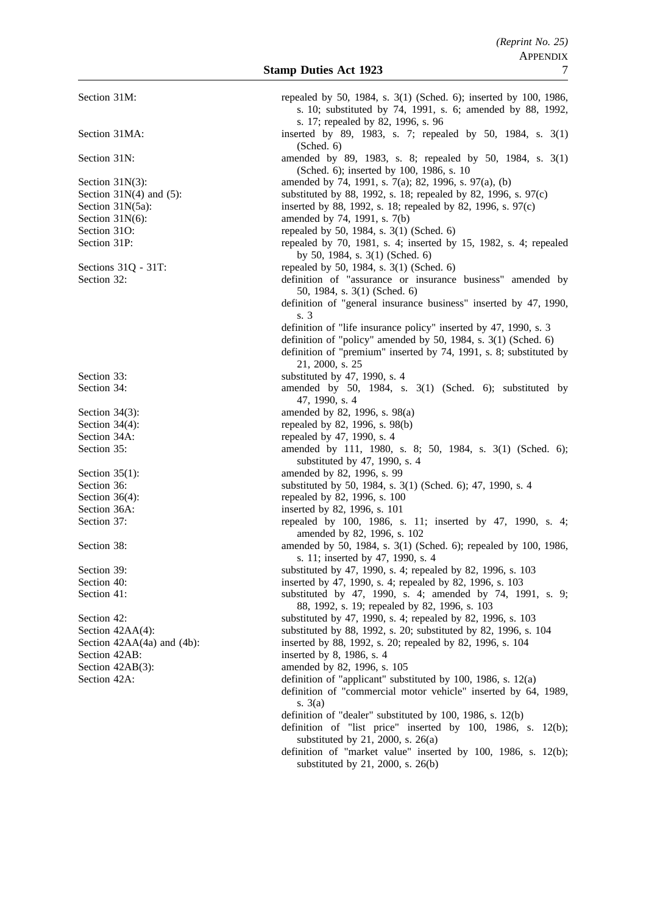| | |
|---|---|
| Section 31M: | repealed by 50, 1984, s. 3(1) (Sched. 6); inserted by 100, 1986, s. 10; substituted by 74, 1991, s. 6; amended by 88, 1992, s. 17; repealed by 82, 1996, s. 96 |
| Section 31MA: | inserted by 89, 1983, s. 7; repealed by 50, 1984, s. 3(1) (Sched. 6) |
| Section 31N: | amended by 89, 1983, s. 8; repealed by 50, 1984, s. 3(1) (Sched. 6); inserted by 100, 1986, s. 10 |
| Section 31N(3): | amended by 74, 1991, s. 7(a); 82, 1996, s. 97(a), (b) |
| Section 31N(4) and (5): | substituted by 88, 1992, s. 18; repealed by 82, 1996, s. 97(c) |
| Section 31N(5a): | inserted by 88, 1992, s. 18; repealed by 82, 1996, s. 97(c) |
| Section 31N(6): | amended by 74, 1991, s. 7(b) |
| Section 31O: | repealed by 50, 1984, s. 3(1) (Sched. 6) |
| Section 31P: | repealed by 70, 1981, s. 4; inserted by 15, 1982, s. 4; repealed by 50, 1984, s. 3(1) (Sched. 6) |
| Sections 31Q - 31T: | repealed by 50, 1984, s. 3(1) (Sched. 6) |
| Section 32: | definition of "assurance or insurance business" amended by 50, 1984, s. 3(1) (Sched. 6) |
| | definition of "general insurance business" inserted by 47, 1990, s. 3 |
| | definition of "life insurance policy" inserted by 47, 1990, s. 3 |
| | definition of "policy" amended by 50, 1984, s. 3(1) (Sched. 6) |
| | definition of "premium" inserted by 74, 1991, s. 8; substituted by 21, 2000, s. 25 |
| Section 33: | substituted by 47, 1990, s. 4 |
| Section 34: | amended by 50, 1984, s. 3(1) (Sched. 6); substituted by 47, 1990, s. 4 |
| Section 34(3): | amended by 82, 1996, s. 98(a) |
| Section 34(4): | repealed by 82, 1996, s. 98(b) |
| Section 34A: | repealed by 47, 1990, s. 4 |
| Section 35: | amended by 111, 1980, s. 8; 50, 1984, s. 3(1) (Sched. 6); substituted by 47, 1990, s. 4 |
| Section 35(1): | amended by 82, 1996, s. 99 |
| Section 36: | substituted by 50, 1984, s. 3(1) (Sched. 6); 47, 1990, s. 4 |
| Section 36(4): | repealed by 82, 1996, s. 100 |
| Section 36A: | inserted by 82, 1996, s. 101 |
| Section 37: | repealed by 100, 1986, s. 11; inserted by 47, 1990, s. 4; amended by 82, 1996, s. 102 |
| Section 38: | amended by 50, 1984, s. 3(1) (Sched. 6); repealed by 100, 1986, s. 11; inserted by 47, 1990, s. 4 |
| Section 39: | substituted by 47, 1990, s. 4; repealed by 82, 1996, s. 103 |
| Section 40: | inserted by 47, 1990, s. 4; repealed by 82, 1996, s. 103 |
| Section 41: | substituted by 47, 1990, s. 4; amended by 74, 1991, s. 9; 88, 1992, s. 19; repealed by 82, 1996, s. 103 |
| Section 42: | substituted by 47, 1990, s. 4; repealed by 82, 1996, s. 103 |
| Section 42AA(4): | substituted by 88, 1992, s. 20; substituted by 82, 1996, s. 104 |
| Section 42AA(4a) and (4b): | inserted by 88, 1992, s. 20; repealed by 82, 1996, s. 104 |
| Section 42AB: | inserted by 8, 1986, s. 4 |
| Section 42AB(3): | amended by 82, 1996, s. 105 |
| Section 42A: | definition of "applicant" substituted by 100, 1986, s. 12(a) |
| | definition of "commercial motor vehicle" inserted by 64, 1989, s. 3(a) |
| | definition of "dealer" substituted by 100, 1986, s. 12(b) |
| | definition of "list price" inserted by 100, 1986, s. 12(b); substituted by 21, 2000, s. 26(a) |
| | definition of "market value" inserted by 100, 1986, s. 12(b); substituted by 21, 2000, s. 26(b) |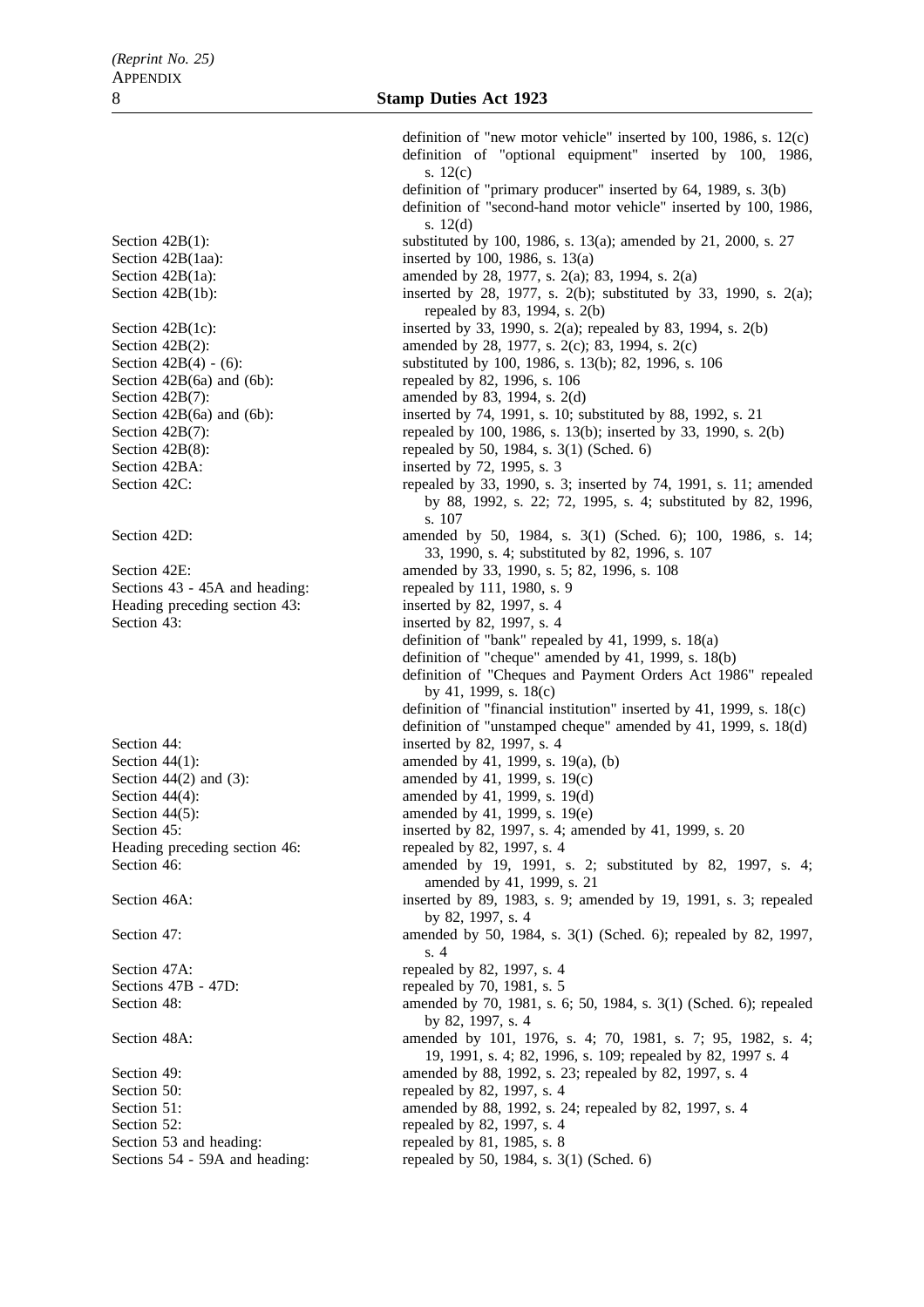definition of "new motor vehicle" inserted by 100, 1986, s. 12(c)
definition of "optional equipment" inserted by 100, 1986, s. 12(c)
definition of "primary producer" inserted by 64, 1989, s. 3(b)
definition of "second-hand motor vehicle" inserted by 100, 1986, s. 12(d)

| | |
|---|---|
| Section 42B(1): | substituted by 100, 1986, s. 13(a); amended by 21, 2000, s. 27 |
| Section 42B(1aa): | inserted by 100, 1986, s. 13(a) |
| Section 42B(1a): | amended by 28, 1977, s. 2(a); 83, 1994, s. 2(a) |
| Section 42B(1b): | inserted by 28, 1977, s. 2(b); substituted by 33, 1990, s. 2(a); repealed by 83, 1994, s. 2(b) |
| Section 42B(1c): | inserted by 33, 1990, s. 2(a); repealed by 83, 1994, s. 2(b) |
| Section 42B(2): | amended by 28, 1977, s. 2(c); 83, 1994, s. 2(c) |
| Section 42B(4) - (6): | substituted by 100, 1986, s. 13(b); 82, 1996, s. 106 |
| Section 42B(6a) and (6b): | repealed by 82, 1996, s. 106 |
| Section 42B(7): | amended by 83, 1994, s. 2(d) |
| Section 42B(6a) and (6b): | inserted by 74, 1991, s. 10; substituted by 88, 1992, s. 21 |
| Section 42B(7): | repealed by 100, 1986, s. 13(b); inserted by 33, 1990, s. 2(b) |
| Section 42B(8): | repealed by 50, 1984, s. 3(1) (Sched. 6) |
| Section 42BA: | inserted by 72, 1995, s. 3 |
| Section 42C: | repealed by 33, 1990, s. 3; inserted by 74, 1991, s. 11; amended by 88, 1992, s. 22; 72, 1995, s. 4; substituted by 82, 1996, s. 107 |
| Section 42D: | amended by 50, 1984, s. 3(1) (Sched. 6); 100, 1986, s. 14; 33, 1990, s. 4; substituted by 82, 1996, s. 107 |
| Section 42E: | amended by 33, 1990, s. 5; 82, 1996, s. 108 |
| Sections 43 - 45A and heading: | repealed by 111, 1980, s. 9 |
| Heading preceding section 43: | inserted by 82, 1997, s. 4 |
| Section 43: | inserted by 82, 1997, s. 4 |

definition of "bank" repealed by 41, 1999, s. 18(a)
definition of "cheque" amended by 41, 1999, s. 18(b)
definition of "Cheques and Payment Orders Act 1986" repealed by 41, 1999, s. 18(c)
definition of "financial institution" inserted by 41, 1999, s. 18(c)
definition of "unstamped cheque" amended by 41, 1999, s. 18(d)

| | |
|---|---|
| Section 44: | inserted by 82, 1997, s. 4 |
| Section 44(1): | amended by 41, 1999, s. 19(a), (b) |
| Section 44(2) and (3): | amended by 41, 1999, s. 19(c) |
| Section 44(4): | amended by 41, 1999, s. 19(d) |
| Section 44(5): | amended by 41, 1999, s. 19(e) |
| Section 45: | inserted by 82, 1997, s. 4; amended by 41, 1999, s. 20 |
| Heading preceding section 46: | repealed by 82, 1997, s. 4 |
| Section 46: | amended by 19, 1991, s. 2; substituted by 82, 1997, s. 4; amended by 41, 1999, s. 21 |
| Section 46A: | inserted by 89, 1983, s. 9; amended by 19, 1991, s. 3; repealed by 82, 1997, s. 4 |
| Section 47: | amended by 50, 1984, s. 3(1) (Sched. 6); repealed by 82, 1997, s. 4 |
| Section 47A: | repealed by 82, 1997, s. 4 |
| Sections 47B - 47D: | repealed by 70, 1981, s. 5 |
| Section 48: | amended by 70, 1981, s. 6; 50, 1984, s. 3(1) (Sched. 6); repealed by 82, 1997, s. 4 |
| Section 48A: | amended by 101, 1976, s. 4; 70, 1981, s. 7; 95, 1982, s. 4; 19, 1991, s. 4; 82, 1996, s. 109; repealed by 82, 1997 s. 4 |
| Section 49: | amended by 88, 1992, s. 23; repealed by 82, 1997, s. 4 |
| Section 50: | repealed by 82, 1997, s. 4 |
| Section 51: | amended by 88, 1992, s. 24; repealed by 82, 1997, s. 4 |
| Section 52: | repealed by 82, 1997, s. 4 |
| Section 53 and heading: | repealed by 81, 1985, s. 8 |
| Sections 54 - 59A and heading: | repealed by 50, 1984, s. 3(1) (Sched. 6) |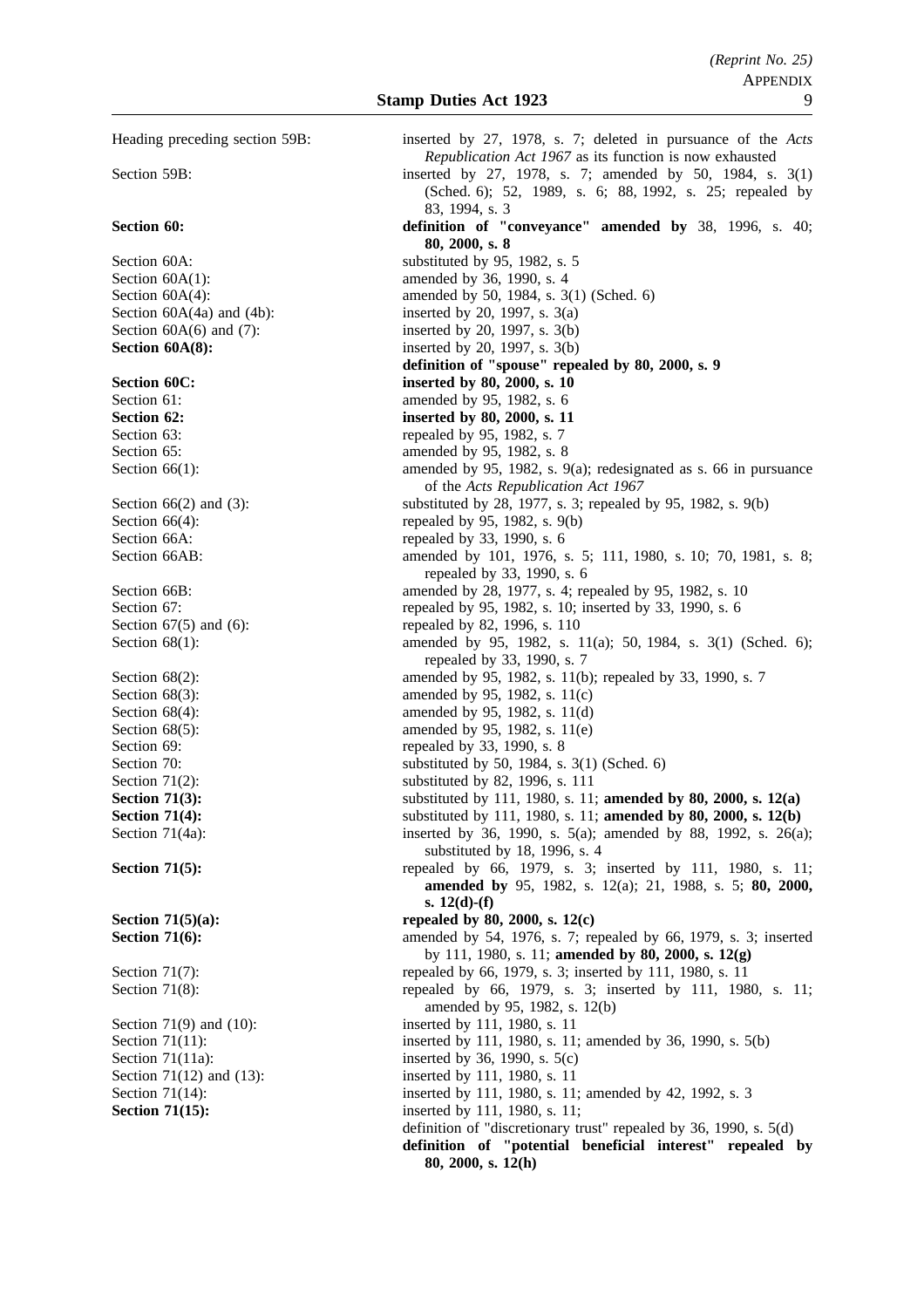| | |
|---|---|
| Heading preceding section 59B: | inserted by 27, 1978, s. 7; deleted in pursuance of the *Acts Republication Act 1967* as its function is now exhausted |
| Section 59B: | inserted by 27, 1978, s. 7; amended by 50, 1984, s. 3(1) (Sched. 6); 52, 1989, s. 6; 88, 1992, s. 25; repealed by 83, 1994, s. 3 |
| **Section 60:** | **definition of "conveyance" amended by** 38, 1996, s. 40; **80, 2000, s. 8** |
| Section 60A: | substituted by 95, 1982, s. 5 |
| Section 60A(1): | amended by 36, 1990, s. 4 |
| Section 60A(4): | amended by 50, 1984, s. 3(1) (Sched. 6) |
| Section 60A(4a) and (4b): | inserted by 20, 1997, s. 3(a) |
| Section 60A(6) and (7): | inserted by 20, 1997, s. 3(b) |
| **Section 60A(8):** | inserted by 20, 1997, s. 3(b) **definition of "spouse" repealed by 80, 2000, s. 9** |
| **Section 60C:** | **inserted by 80, 2000, s. 10** |
| Section 61: | amended by 95, 1982, s. 6 |
| **Section 62:** | **inserted by 80, 2000, s. 11** |
| Section 63: | repealed by 95, 1982, s. 7 |
| Section 65: | amended by 95, 1982, s. 8 |
| Section 66(1): | amended by 95, 1982, s. 9(a); redesignated as s. 66 in pursuance of the *Acts Republication Act 1967* |
| Section 66(2) and (3): | substituted by 28, 1977, s. 3; repealed by 95, 1982, s. 9(b) |
| Section 66(4): | repealed by 95, 1982, s. 9(b) |
| Section 66A: | repealed by 33, 1990, s. 6 |
| Section 66AB: | amended by 101, 1976, s. 5; 111, 1980, s. 10; 70, 1981, s. 8; repealed by 33, 1990, s. 6 |
| Section 66B: | amended by 28, 1977, s. 4; repealed by 95, 1982, s. 10 |
| Section 67: | repealed by 95, 1982, s. 10; inserted by 33, 1990, s. 6 |
| Section 67(5) and (6): | repealed by 82, 1996, s. 110 |
| Section 68(1): | amended by 95, 1982, s. 11(a); 50, 1984, s. 3(1) (Sched. 6); repealed by 33, 1990, s. 7 |
| Section 68(2): | amended by 95, 1982, s. 11(b); repealed by 33, 1990, s. 7 |
| Section 68(3): | amended by 95, 1982, s. 11(c) |
| Section 68(4): | amended by 95, 1982, s. 11(d) |
| Section 68(5): | amended by 95, 1982, s. 11(e) |
| Section 69: | repealed by 33, 1990, s. 8 |
| Section 70: | substituted by 50, 1984, s. 3(1) (Sched. 6) |
| Section 71(2): | substituted by 82, 1996, s. 111 |
| **Section 71(3):** | substituted by 111, 1980, s. 11; **amended by 80, 2000, s. 12(a)** |
| **Section 71(4):** | substituted by 111, 1980, s. 11; **amended by 80, 2000, s. 12(b)** |
| Section 71(4a): | inserted by 36, 1990, s. 5(a); amended by 88, 1992, s. 26(a); substituted by 18, 1996, s. 4 |
| **Section 71(5):** | repealed by 66, 1979, s. 3; inserted by 111, 1980, s. 11; **amended by** 95, 1982, s. 12(a); 21, 1988, s. 5; **80, 2000, s. 12(d)-(f)** |
| **Section 71(5)(a):** | **repealed by 80, 2000, s. 12(c)** |
| **Section 71(6):** | amended by 54, 1976, s. 7; repealed by 66, 1979, s. 3; inserted by 111, 1980, s. 11; **amended by 80, 2000, s. 12(g)** |
| Section 71(7): | repealed by 66, 1979, s. 3; inserted by 111, 1980, s. 11 |
| Section 71(8): | repealed by 66, 1979, s. 3; inserted by 111, 1980, s. 11; amended by 95, 1982, s. 12(b) |
| Section 71(9) and (10): | inserted by 111, 1980, s. 11 |
| Section 71(11): | inserted by 111, 1980, s. 11; amended by 36, 1990, s. 5(b) |
| Section 71(11a): | inserted by 36, 1990, s. 5(c) |
| Section 71(12) and (13): | inserted by 111, 1980, s. 11 |
| Section 71(14): | inserted by 111, 1980, s. 11; amended by 42, 1992, s. 3 |
| **Section 71(15):** | inserted by 111, 1980, s. 11; definition of "discretionary trust" repealed by 36, 1990, s. 5(d) **definition of "potential beneficial interest" repealed by 80, 2000, s. 12(h)** |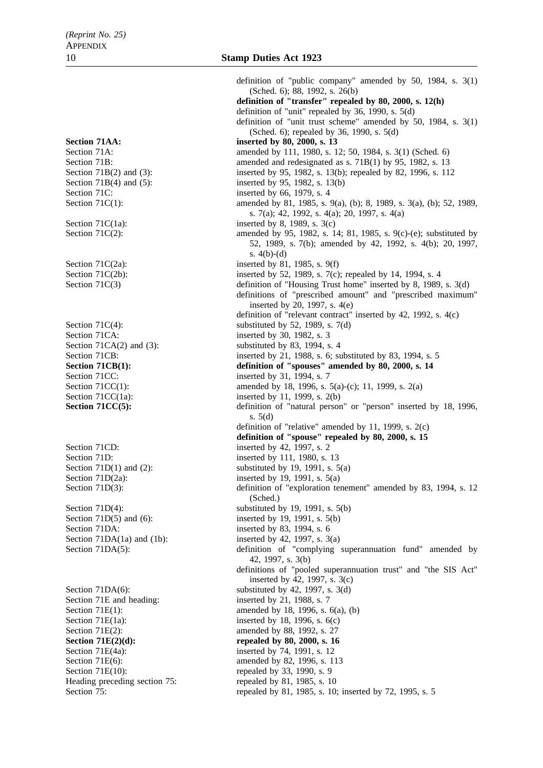| | |
|---|---|
| | definition of "public company" amended by 50, 1984, s. 3(1) (Sched. 6); 88, 1992, s. 26(b) |
| | **definition of "transfer" repealed by 80, 2000, s. 12(h)** |
| | definition of "unit" repealed by 36, 1990, s. 5(d) |
| | definition of "unit trust scheme" amended by 50, 1984, s. 3(1) (Sched. 6); repealed by 36, 1990, s. 5(d) |
| **Section 71AA:** | **inserted by 80, 2000, s. 13** |
| Section 71A: | amended by 111, 1980, s. 12; 50, 1984, s. 3(1) (Sched. 6) |
| Section 71B: | amended and redesignated as s. 71B(1) by 95, 1982, s. 13 |
| Section 71B(2) and (3): | inserted by 95, 1982, s. 13(b); repealed by 82, 1996, s. 112 |
| Section 71B(4) and (5): | inserted by 95, 1982, s. 13(b) |
| Section 71C: | inserted by 66, 1979, s. 4 |
| Section 71C(1): | amended by 81, 1985, s. 9(a), (b); 8, 1989, s. 3(a), (b); 52, 1989, s. 7(a); 42, 1992, s. 4(a); 20, 1997, s. 4(a) |
| Section 71C(1a): | inserted by 8, 1989, s. 3(c) |
| Section 71C(2): | amended by 95, 1982, s. 14; 81, 1985, s. 9(c)-(e); substituted by 52, 1989, s. 7(b); amended by 42, 1992, s. 4(b); 20, 1997, s. 4(b)-(d) |
| Section 71C(2a): | inserted by 81, 1985, s. 9(f) |
| Section 71C(2b): | inserted by 52, 1989, s. 7(c); repealed by 14, 1994, s. 4 |
| Section 71C(3) | definition of "Housing Trust home" inserted by 8, 1989, s. 3(d) |
| | definitions of "prescribed amount" and "prescribed maximum" inserted by 20, 1997, s. 4(e) |
| | definition of "relevant contract" inserted by 42, 1992, s. 4(c) |
| Section 71C(4): | substituted by 52, 1989, s. 7(d) |
| Section 71CA: | inserted by 30, 1982, s. 3 |
| Section 71CA(2) and (3): | substituted by 83, 1994, s. 4 |
| Section 71CB: | inserted by 21, 1988, s. 6; substituted by 83, 1994, s. 5 |
| **Section 71CB(1):** | **definition of "spouses" amended by 80, 2000, s. 14** |
| Section 71CC: | inserted by 31, 1994, s. 7 |
| Section 71CC(1): | amended by 18, 1996, s. 5(a)-(c); 11, 1999, s. 2(a) |
| Section 71CC(1a): | inserted by 11, 1999, s. 2(b) |
| **Section 71CC(5):** | definition of "natural person" or "person" inserted by 18, 1996, s. 5(d) |
| | definition of "relative" amended by 11, 1999, s. 2(c) |
| | **definition of "spouse" repealed by 80, 2000, s. 15** |
| Section 71CD: | inserted by 42, 1997, s. 2 |
| Section 71D: | inserted by 111, 1980, s. 13 |
| Section 71D(1) and (2): | substituted by 19, 1991, s. 5(a) |
| Section 71D(2a): | inserted by 19, 1991, s. 5(a) |
| Section 71D(3): | definition of "exploration tenement" amended by 83, 1994, s. 12 (Sched.) |
| Section 71D(4): | substituted by 19, 1991, s. 5(b) |
| Section 71D(5) and (6): | inserted by 19, 1991, s. 5(b) |
| Section 71DA: | inserted by 83, 1994, s. 6 |
| Section 71DA(1a) and (1b): | inserted by 42, 1997, s. 3(a) |
| Section 71DA(5): | definition of "complying superannuation fund" amended by 42, 1997, s. 3(b) |
| | definitions of "pooled superannuation trust" and "the SIS Act" inserted by 42, 1997, s. 3(c) |
| Section 71DA(6): | substituted by 42, 1997, s. 3(d) |
| Section 71E and heading: | inserted by 21, 1988, s. 7 |
| Section 71E(1): | amended by 18, 1996, s. 6(a), (b) |
| Section 71E(1a): | inserted by 18, 1996, s. 6(c) |
| Section 71E(2): | amended by 88, 1992, s. 27 |
| **Section 71E(2)(d):** | **repealed by 80, 2000, s. 16** |
| Section 71E(4a): | inserted by 74, 1991, s. 12 |
| Section 71E(6): | amended by 82, 1996, s. 113 |
| Section 71E(10): | repealed by 33, 1990, s. 9 |
| Heading preceding section 75: | repealed by 81, 1985, s. 10 |
| Section 75: | repealed by 81, 1985, s. 10; inserted by 72, 1995, s. 5 |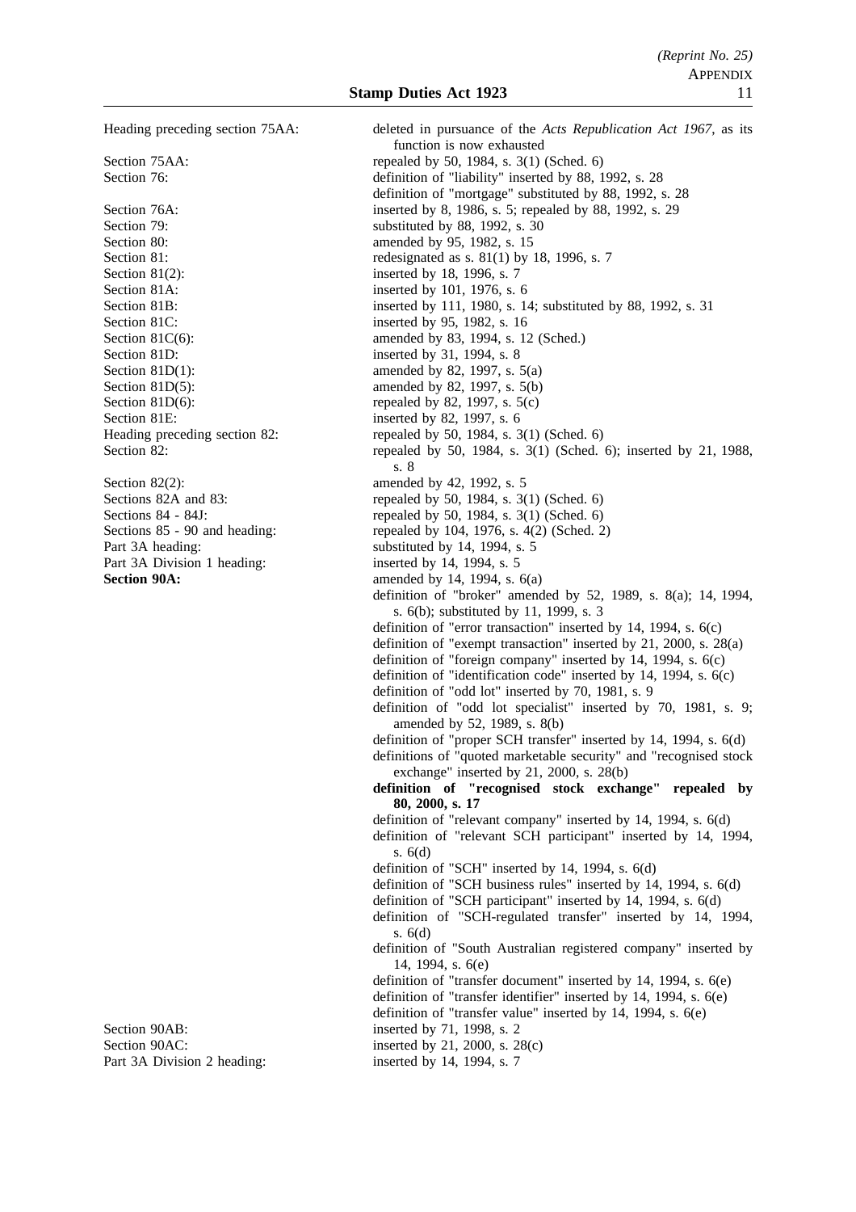| | |
|---|---|
| Heading preceding section 75AA: | deleted in pursuance of the *Acts Republication Act 1967*, as its function is now exhausted |
| Section 75AA: | repealed by 50, 1984, s. 3(1) (Sched. 6) |
| Section 76: | definition of "liability" inserted by 88, 1992, s. 28 |
| | definition of "mortgage" substituted by 88, 1992, s. 28 |
| Section 76A: | inserted by 8, 1986, s. 5; repealed by 88, 1992, s. 29 |
| Section 79: | substituted by 88, 1992, s. 30 |
| Section 80: | amended by 95, 1982, s. 15 |
| Section 81: | redesignated as s. 81(1) by 18, 1996, s. 7 |
| Section 81(2): | inserted by 18, 1996, s. 7 |
| Section 81A: | inserted by 101, 1976, s. 6 |
| Section 81B: | inserted by 111, 1980, s. 14; substituted by 88, 1992, s. 31 |
| Section 81C: | inserted by 95, 1982, s. 16 |
| Section 81C(6): | amended by 83, 1994, s. 12 (Sched.) |
| Section 81D: | inserted by 31, 1994, s. 8 |
| Section 81D(1): | amended by 82, 1997, s. 5(a) |
| Section 81D(5): | amended by 82, 1997, s. 5(b) |
| Section 81D(6): | repealed by 82, 1997, s. 5(c) |
| Section 81E: | inserted by 82, 1997, s. 6 |
| Heading preceding section 82: | repealed by 50, 1984, s. 3(1) (Sched. 6) |
| Section 82: | repealed by 50, 1984, s. 3(1) (Sched. 6); inserted by 21, 1988, s. 8 |
| Section 82(2): | amended by 42, 1992, s. 5 |
| Sections 82A and 83: | repealed by 50, 1984, s. 3(1) (Sched. 6) |
| Sections 84 - 84J: | repealed by 50, 1984, s. 3(1) (Sched. 6) |
| Sections 85 - 90 and heading: | repealed by 104, 1976, s. 4(2) (Sched. 2) |
| Part 3A heading: | substituted by 14, 1994, s. 5 |
| Part 3A Division 1 heading: | inserted by 14, 1994, s. 5 |
| **Section 90A:** | amended by 14, 1994, s. 6(a) |
| | definition of "broker" amended by 52, 1989, s. 8(a); 14, 1994, s. 6(b); substituted by 11, 1999, s. 3 |
| | definition of "error transaction" inserted by 14, 1994, s. 6(c) |
| | definition of "exempt transaction" inserted by 21, 2000, s. 28(a) |
| | definition of "foreign company" inserted by 14, 1994, s. 6(c) |
| | definition of "identification code" inserted by 14, 1994, s. 6(c) |
| | definition of "odd lot" inserted by 70, 1981, s. 9 |
| | definition of "odd lot specialist" inserted by 70, 1981, s. 9; amended by 52, 1989, s. 8(b) |
| | definition of "proper SCH transfer" inserted by 14, 1994, s. 6(d) |
| | definitions of "quoted marketable security" and "recognised stock exchange" inserted by 21, 2000, s. 28(b) |
| | **definition of "recognised stock exchange" repealed by 80, 2000, s. 17** |
| | definition of "relevant company" inserted by 14, 1994, s. 6(d) |
| | definition of "relevant SCH participant" inserted by 14, 1994, s. 6(d) |
| | definition of "SCH" inserted by 14, 1994, s. 6(d) |
| | definition of "SCH business rules" inserted by 14, 1994, s. 6(d) |
| | definition of "SCH participant" inserted by 14, 1994, s. 6(d) |
| | definition of "SCH-regulated transfer" inserted by 14, 1994, s. 6(d) |
| | definition of "South Australian registered company" inserted by 14, 1994, s. 6(e) |
| | definition of "transfer document" inserted by 14, 1994, s. 6(e) |
| | definition of "transfer identifier" inserted by 14, 1994, s. 6(e) |
| | definition of "transfer value" inserted by 14, 1994, s. 6(e) |
| Section 90AB: | inserted by 71, 1998, s. 2 |
| Section 90AC: | inserted by 21, 2000, s. 28(c) |
| Part 3A Division 2 heading: | inserted by 14, 1994, s. 7 |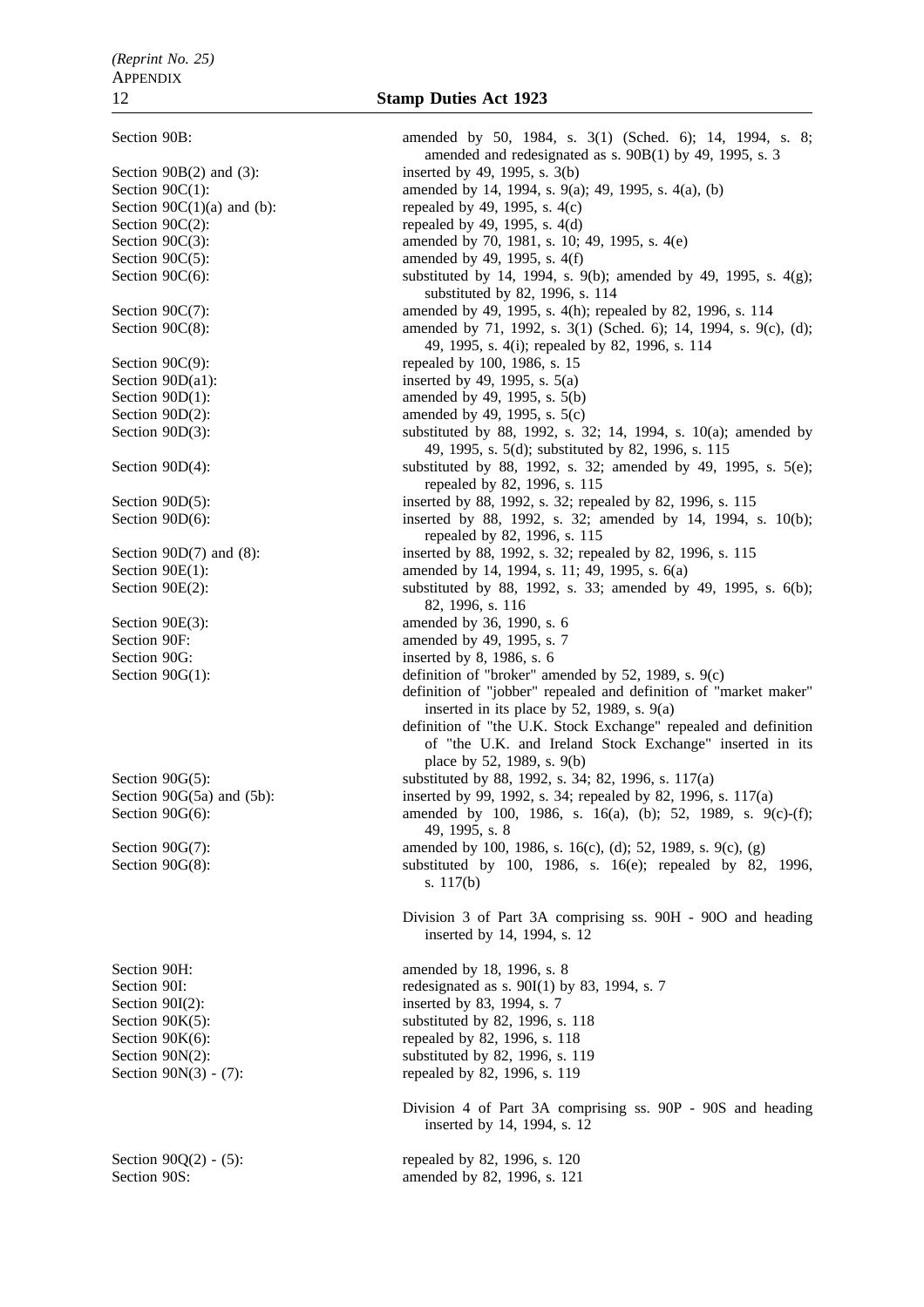| | |
|---|---|
| Section 90B: | amended by 50, 1984, s. 3(1) (Sched. 6); 14, 1994, s. 8; amended and redesignated as s. 90B(1) by 49, 1995, s. 3 |
| Section 90B(2) and (3): | inserted by 49, 1995, s. 3(b) |
| Section 90C(1): | amended by 14, 1994, s. 9(a); 49, 1995, s. 4(a), (b) |
| Section 90C(1)(a) and (b): | repealed by 49, 1995, s. 4(c) |
| Section 90C(2): | repealed by 49, 1995, s. 4(d) |
| Section 90C(3): | amended by 70, 1981, s. 10; 49, 1995, s. 4(e) |
| Section 90C(5): | amended by 49, 1995, s. 4(f) |
| Section 90C(6): | substituted by 14, 1994, s. 9(b); amended by 49, 1995, s. 4(g); substituted by 82, 1996, s. 114 |
| Section 90C(7): | amended by 49, 1995, s. 4(h); repealed by 82, 1996, s. 114 |
| Section 90C(8): | amended by 71, 1992, s. 3(1) (Sched. 6); 14, 1994, s. 9(c), (d); 49, 1995, s. 4(i); repealed by 82, 1996, s. 114 |
| Section 90C(9): | repealed by 100, 1986, s. 15 |
| Section 90D(a1): | inserted by 49, 1995, s. 5(a) |
| Section 90D(1): | amended by 49, 1995, s. 5(b) |
| Section 90D(2): | amended by 49, 1995, s. 5(c) |
| Section 90D(3): | substituted by 88, 1992, s. 32; 14, 1994, s. 10(a); amended by 49, 1995, s. 5(d); substituted by 82, 1996, s. 115 |
| Section 90D(4): | substituted by 88, 1992, s. 32; amended by 49, 1995, s. 5(e); repealed by 82, 1996, s. 115 |
| Section 90D(5): | inserted by 88, 1992, s. 32; repealed by 82, 1996, s. 115 |
| Section 90D(6): | inserted by 88, 1992, s. 32; amended by 14, 1994, s. 10(b); repealed by 82, 1996, s. 115 |
| Section 90D(7) and (8): | inserted by 88, 1992, s. 32; repealed by 82, 1996, s. 115 |
| Section 90E(1): | amended by 14, 1994, s. 11; 49, 1995, s. 6(a) |
| Section 90E(2): | substituted by 88, 1992, s. 33; amended by 49, 1995, s. 6(b); 82, 1996, s. 116 |
| Section 90E(3): | amended by 36, 1990, s. 6 |
| Section 90F: | amended by 49, 1995, s. 7 |
| Section 90G: | inserted by 8, 1986, s. 6 |
| Section 90G(1): | definition of "broker" amended by 52, 1989, s. 9(c) |
| | definition of "jobber" repealed and definition of "market maker" inserted in its place by 52, 1989, s. 9(a) |
| | definition of "the U.K. Stock Exchange" repealed and definition of "the U.K. and Ireland Stock Exchange" inserted in its place by 52, 1989, s. 9(b) |
| Section 90G(5): | substituted by 88, 1992, s. 34; 82, 1996, s. 117(a) |
| Section 90G(5a) and (5b): | inserted by 99, 1992, s. 34; repealed by 82, 1996, s. 117(a) |
| Section 90G(6): | amended by 100, 1986, s. 16(a), (b); 52, 1989, s. 9(c)-(f); 49, 1995, s. 8 |
| Section 90G(7): | amended by 100, 1986, s. 16(c), (d); 52, 1989, s. 9(c), (g) |
| Section 90G(8): | substituted by 100, 1986, s. 16(e); repealed by 82, 1996, s. 117(b) |
| | Division 3 of Part 3A comprising ss. 90H - 90O and heading inserted by 14, 1994, s. 12 |
| Section 90H: | amended by 18, 1996, s. 8 |
| Section 90I: | redesignated as s. 90I(1) by 83, 1994, s. 7 |
| Section 90I(2): | inserted by 83, 1994, s. 7 |
| Section 90K(5): | substituted by 82, 1996, s. 118 |
| Section 90K(6): | repealed by 82, 1996, s. 118 |
| Section 90N(2): | substituted by 82, 1996, s. 119 |
| Section 90N(3) - (7): | repealed by 82, 1996, s. 119 |
| | Division 4 of Part 3A comprising ss. 90P - 90S and heading inserted by 14, 1994, s. 12 |
| Section 90Q(2) - (5): | repealed by 82, 1996, s. 120 |
| Section 90S: | amended by 82, 1996, s. 121 |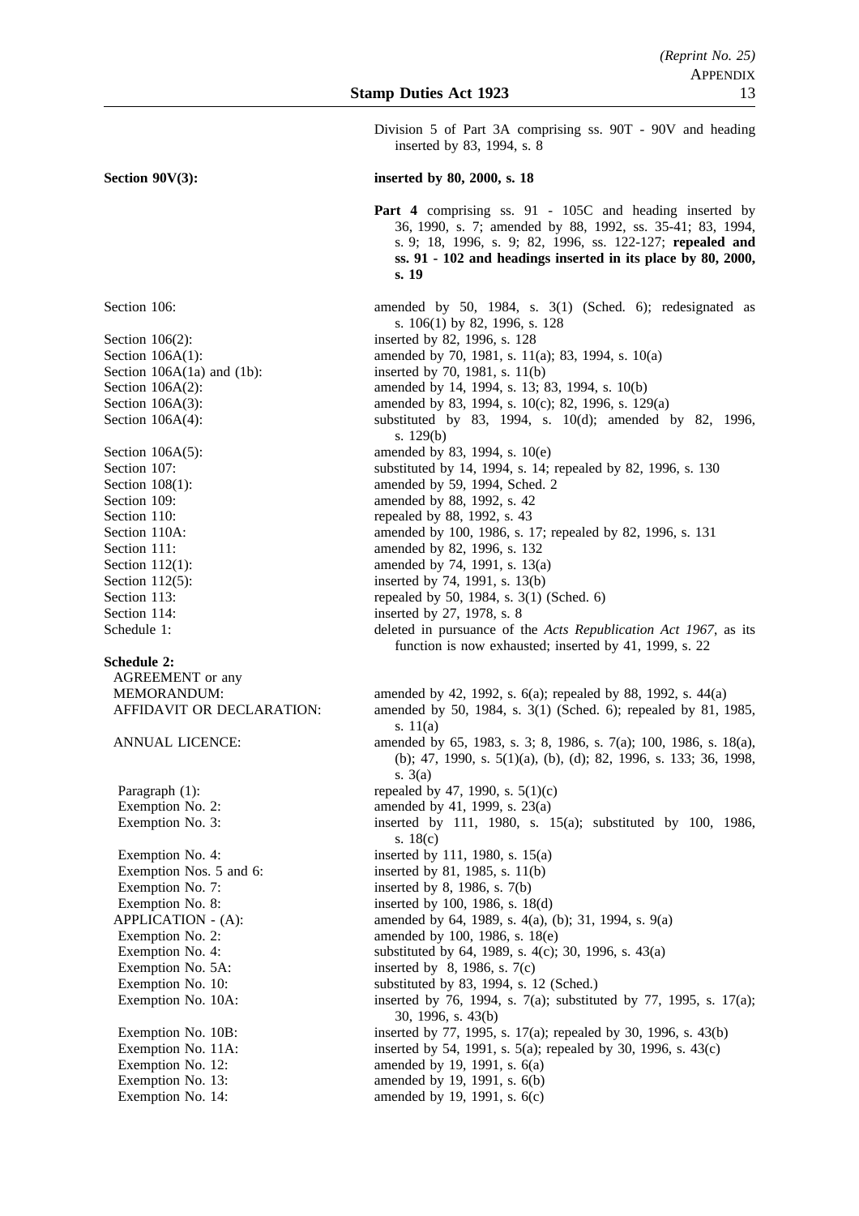Division 5 of Part 3A comprising ss. 90T - 90V and heading inserted by 83, 1994, s. 8

**Section 90V(3):** **inserted by 80, 2000, s. 18**

**Part 4** comprising ss. 91 - 105C and heading inserted by 36, 1990, s. 7; amended by 88, 1992, ss. 35-41; 83, 1994, s. 9; 18, 1996, s. 9; 82, 1996, ss. 122-127; **repealed and ss. 91 - 102 and headings inserted in its place by 80, 2000, s. 19**

| | |
|---|---|
| Section 106: | amended by 50, 1984, s. 3(1) (Sched. 6); redesignated as s. 106(1) by 82, 1996, s. 128 |
| Section 106(2): | inserted by 82, 1996, s. 128 |
| Section 106A(1): | amended by 70, 1981, s. 11(a); 83, 1994, s. 10(a) |
| Section 106A(1a) and (1b): | inserted by 70, 1981, s. 11(b) |
| Section 106A(2): | amended by 14, 1994, s. 13; 83, 1994, s. 10(b) |
| Section 106A(3): | amended by 83, 1994, s. 10(c); 82, 1996, s. 129(a) |
| Section 106A(4): | substituted by 83, 1994, s. 10(d); amended by 82, 1996, s. 129(b) |
| Section 106A(5): | amended by 83, 1994, s. 10(e) |
| Section 107: | substituted by 14, 1994, s. 14; repealed by 82, 1996, s. 130 |
| Section 108(1): | amended by 59, 1994, Sched. 2 |
| Section 109: | amended by 88, 1992, s. 42 |
| Section 110: | repealed by 88, 1992, s. 43 |
| Section 110A: | amended by 100, 1986, s. 17; repealed by 82, 1996, s. 131 |
| Section 111: | amended by 82, 1996, s. 132 |
| Section 112(1): | amended by 74, 1991, s. 13(a) |
| Section 112(5): | inserted by 74, 1991, s. 13(b) |
| Section 113: | repealed by 50, 1984, s. 3(1) (Sched. 6) |
| Section 114: | inserted by 27, 1978, s. 8 |
| Schedule 1: | deleted in pursuance of the *Acts Republication Act 1967*, as its function is now exhausted; inserted by 41, 1999, s. 22 |

**Schedule 2:**

| | |
|---|---|
| AGREEMENT or any MEMORANDUM: | amended by 42, 1992, s. 6(a); repealed by 88, 1992, s. 44(a) |
| AFFIDAVIT OR DECLARATION: | amended by 50, 1984, s. 3(1) (Sched. 6); repealed by 81, 1985, s. 11(a) |
| ANNUAL LICENCE: | amended by 65, 1983, s. 3; 8, 1986, s. 7(a); 100, 1986, s. 18(a), (b); 47, 1990, s. 5(1)(a), (b), (d); 82, 1996, s. 133; 36, 1998, s. 3(a) |
| Paragraph (1): | repealed by 47, 1990, s. 5(1)(c) |
| Exemption No. 2: | amended by 41, 1999, s. 23(a) |
| Exemption No. 3: | inserted by 111, 1980, s. 15(a); substituted by 100, 1986, s. 18(c) |
| Exemption No. 4: | inserted by 111, 1980, s. 15(a) |
| Exemption Nos. 5 and 6: | inserted by 81, 1985, s. 11(b) |
| Exemption No. 7: | inserted by 8, 1986, s. 7(b) |
| Exemption No. 8: | inserted by 100, 1986, s. 18(d) |
| APPLICATION - (A): | amended by 64, 1989, s. 4(a), (b); 31, 1994, s. 9(a) |
| Exemption No. 2: | amended by 100, 1986, s. 18(e) |
| Exemption No. 4: | substituted by 64, 1989, s. 4(c); 30, 1996, s. 43(a) |
| Exemption No. 5A: | inserted by 8, 1986, s. 7(c) |
| Exemption No. 10: | substituted by 83, 1994, s. 12 (Sched.) |
| Exemption No. 10A: | inserted by 76, 1994, s. 7(a); substituted by 77, 1995, s. 17(a); 30, 1996, s. 43(b) |
| Exemption No. 10B: | inserted by 77, 1995, s. 17(a); repealed by 30, 1996, s. 43(b) |
| Exemption No. 11A: | inserted by 54, 1991, s. 5(a); repealed by 30, 1996, s. 43(c) |
| Exemption No. 12: | amended by 19, 1991, s. 6(a) |
| Exemption No. 13: | amended by 19, 1991, s. 6(b) |
| Exemption No. 14: | amended by 19, 1991, s. 6(c) |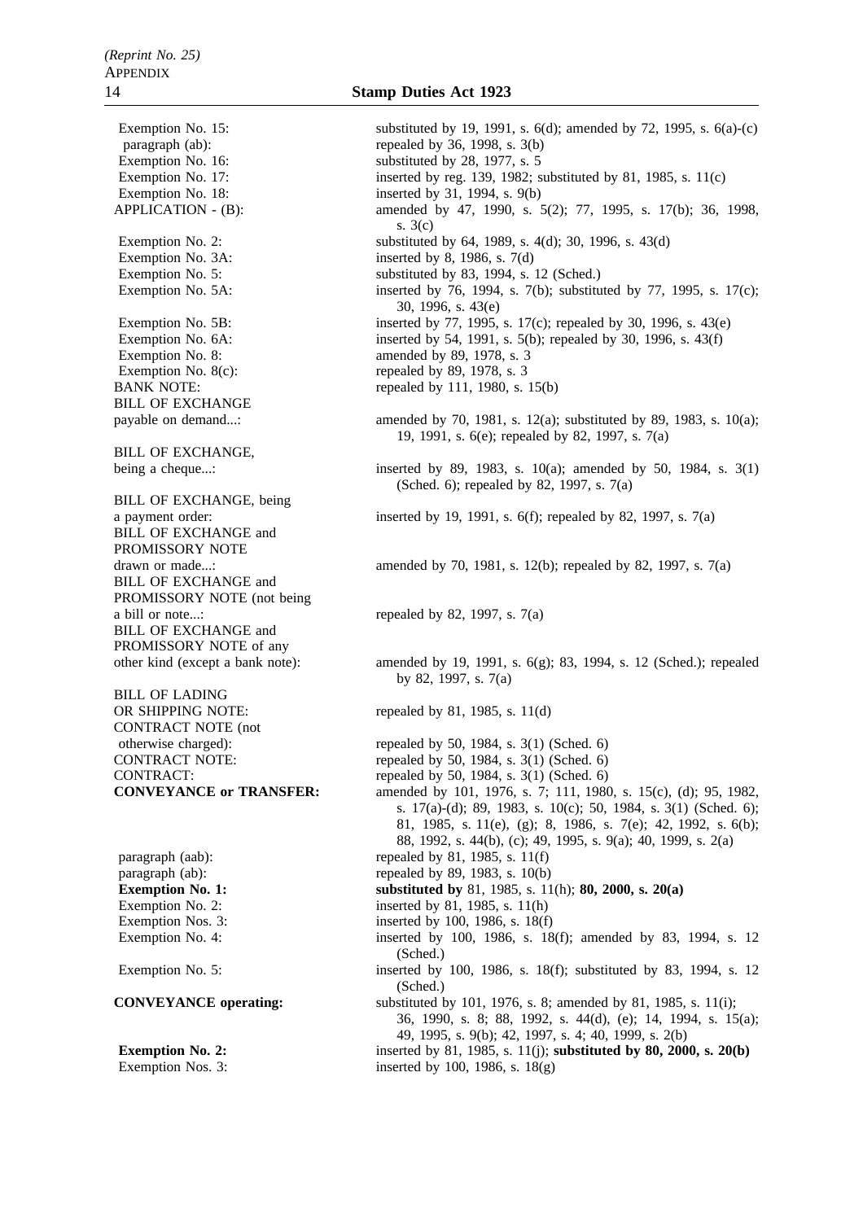| | |
|---|---|
| Exemption No. 15: | substituted by 19, 1991, s. 6(d); amended by 72, 1995, s. 6(a)-(c) |
| paragraph (ab): | repealed by 36, 1998, s. 3(b) |
| Exemption No. 16: | substituted by 28, 1977, s. 5 |
| Exemption No. 17: | inserted by reg. 139, 1982; substituted by 81, 1985, s. 11(c) |
| Exemption No. 18: | inserted by 31, 1994, s. 9(b) |
| APPLICATION - (B): | amended by 47, 1990, s. 5(2); 77, 1995, s. 17(b); 36, 1998, s. 3(c) |
| Exemption No. 2: | substituted by 64, 1989, s. 4(d); 30, 1996, s. 43(d) |
| Exemption No. 3A: | inserted by 8, 1986, s. 7(d) |
| Exemption No. 5: | substituted by 83, 1994, s. 12 (Sched.) |
| Exemption No. 5A: | inserted by 76, 1994, s. 7(b); substituted by 77, 1995, s. 17(c); 30, 1996, s. 43(e) |
| Exemption No. 5B: | inserted by 77, 1995, s. 17(c); repealed by 30, 1996, s. 43(e) |
| Exemption No. 6A: | inserted by 54, 1991, s. 5(b); repealed by 30, 1996, s. 43(f) |
| Exemption No. 8: | amended by 89, 1978, s. 3 |
| Exemption No. 8(c): | repealed by 89, 1978, s. 3 |
| BANK NOTE: | repealed by 111, 1980, s. 15(b) |
| BILL OF EXCHANGE payable on demand...: | amended by 70, 1981, s. 12(a); substituted by 89, 1983, s. 10(a); 19, 1991, s. 6(e); repealed by 82, 1997, s. 7(a) |
| BILL OF EXCHANGE, being a cheque...: | inserted by 89, 1983, s. 10(a); amended by 50, 1984, s. 3(1) (Sched. 6); repealed by 82, 1997, s. 7(a) |
| BILL OF EXCHANGE, being a payment order: | inserted by 19, 1991, s. 6(f); repealed by 82, 1997, s. 7(a) |
| BILL OF EXCHANGE and PROMISSORY NOTE drawn or made...: | amended by 70, 1981, s. 12(b); repealed by 82, 1997, s. 7(a) |
| BILL OF EXCHANGE and PROMISSORY NOTE (not being a bill or note...: | repealed by 82, 1997, s. 7(a) |
| BILL OF EXCHANGE and PROMISSORY NOTE of any other kind (except a bank note): | amended by 19, 1991, s. 6(g); 83, 1994, s. 12 (Sched.); repealed by 82, 1997, s. 7(a) |
| BILL OF LADING OR SHIPPING NOTE: | repealed by 81, 1985, s. 11(d) |
| CONTRACT NOTE (not otherwise charged): | repealed by 50, 1984, s. 3(1) (Sched. 6) |
| CONTRACT NOTE: | repealed by 50, 1984, s. 3(1) (Sched. 6) |
| CONTRACT: | repealed by 50, 1984, s. 3(1) (Sched. 6) |
| **CONVEYANCE or TRANSFER:** | amended by 101, 1976, s. 7; 111, 1980, s. 15(c), (d); 95, 1982, s. 17(a)-(d); 89, 1983, s. 10(c); 50, 1984, s. 3(1) (Sched. 6); 81, 1985, s. 11(e), (g); 8, 1986, s. 7(e); 42, 1992, s. 6(b); 88, 1992, s. 44(b), (c); 49, 1995, s. 9(a); 40, 1999, s. 2(a) |
| paragraph (aab): | repealed by 81, 1985, s. 11(f) |
| paragraph (ab): | repealed by 89, 1983, s. 10(b) |
| **Exemption No. 1:** | **substituted by** 81, 1985, s. 11(h); **80, 2000, s. 20(a)** |
| Exemption No. 2: | inserted by 81, 1985, s. 11(h) |
| Exemption Nos. 3: | inserted by 100, 1986, s. 18(f) |
| Exemption No. 4: | inserted by 100, 1986, s. 18(f); amended by 83, 1994, s. 12 (Sched.) |
| Exemption No. 5: | inserted by 100, 1986, s. 18(f); substituted by 83, 1994, s. 12 (Sched.) |
| **CONVEYANCE operating:** | substituted by 101, 1976, s. 8; amended by 81, 1985, s. 11(i); 36, 1990, s. 8; 88, 1992, s. 44(d), (e); 14, 1994, s. 15(a); 49, 1995, s. 9(b); 42, 1997, s. 4; 40, 1999, s. 2(b) |
| **Exemption No. 2:** | inserted by 81, 1985, s. 11(j); **substituted by 80, 2000, s. 20(b)** |
| Exemption Nos. 3: | inserted by 100, 1986, s. 18(g) |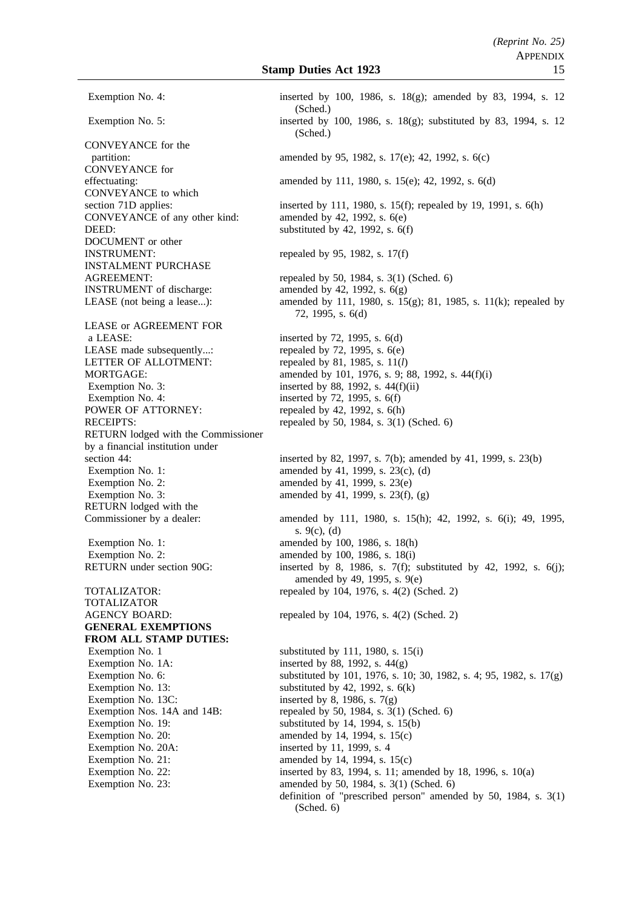| | |
|---|---|
| Exemption No. 4: | inserted by 100, 1986, s. 18(g); amended by 83, 1994, s. 12 (Sched.) |
| Exemption No. 5: | inserted by 100, 1986, s. 18(g); substituted by 83, 1994, s. 12 (Sched.) |
| CONVEYANCE for the partition: | amended by 95, 1982, s. 17(e); 42, 1992, s. 6(c) |
| CONVEYANCE for effectuating: | amended by 111, 1980, s. 15(e); 42, 1992, s. 6(d) |
| CONVEYANCE to which section 71D applies: | inserted by 111, 1980, s. 15(f); repealed by 19, 1991, s. 6(h) |
| CONVEYANCE of any other kind: | amended by 42, 1992, s. 6(e) |
| DEED: | substituted by 42, 1992, s. 6(f) |
| DOCUMENT or other INSTRUMENT: | repealed by 95, 1982, s. 17(f) |
| INSTALMENT PURCHASE AGREEMENT: | repealed by 50, 1984, s. 3(1) (Sched. 6) |
| INSTRUMENT of discharge: | amended by 42, 1992, s. 6(g) |
| LEASE (not being a lease...): | amended by 111, 1980, s. 15(g); 81, 1985, s. 11(k); repealed by 72, 1995, s. 6(d) |
| LEASE or AGREEMENT FOR a LEASE: | inserted by 72, 1995, s. 6(d) |
| LEASE made subsequently...: | repealed by 72, 1995, s. 6(e) |
| LETTER OF ALLOTMENT: | repealed by 81, 1985, s. 11(*l*) |
| MORTGAGE: | amended by 101, 1976, s. 9; 88, 1992, s. 44(f)(i) |
| Exemption No. 3: | inserted by 88, 1992, s. 44(f)(ii) |
| Exemption No. 4: | inserted by 72, 1995, s. 6(f) |
| POWER OF ATTORNEY: | repealed by 42, 1992, s. 6(h) |
| RECEIPTS: | repealed by 50, 1984, s. 3(1) (Sched. 6) |
| RETURN lodged with the Commissioner by a financial institution under section 44: | inserted by 82, 1997, s. 7(b); amended by 41, 1999, s. 23(b) |
| Exemption No. 1: | amended by 41, 1999, s. 23(c), (d) |
| Exemption No. 2: | amended by 41, 1999, s. 23(e) |
| Exemption No. 3: | amended by 41, 1999, s. 23(f), (g) |
| RETURN lodged with the Commissioner by a dealer: | amended by 111, 1980, s. 15(h); 42, 1992, s. 6(i); 49, 1995, s. 9(c), (d) |
| Exemption No. 1: | amended by 100, 1986, s. 18(h) |
| Exemption No. 2: | amended by 100, 1986, s. 18(i) |
| RETURN under section 90G: | inserted by 8, 1986, s. 7(f); substituted by 42, 1992, s. 6(j); amended by 49, 1995, s. 9(e) |
| TOTALIZATOR: | repealed by 104, 1976, s. 4(2) (Sched. 2) |
| TOTALIZATOR AGENCY BOARD: | repealed by 104, 1976, s. 4(2) (Sched. 2) |
| **GENERAL EXEMPTIONS FROM ALL STAMP DUTIES:** | |
| Exemption No. 1 | substituted by 111, 1980, s. 15(i) |
| Exemption No. 1A: | inserted by 88, 1992, s. 44(g) |
| Exemption No. 6: | substituted by 101, 1976, s. 10; 30, 1982, s. 4; 95, 1982, s. 17(g) |
| Exemption No. 13: | substituted by 42, 1992, s. 6(k) |
| Exemption No. 13C: | inserted by 8, 1986, s. 7(g) |
| Exemption Nos. 14A and 14B: | repealed by 50, 1984, s. 3(1) (Sched. 6) |
| Exemption No. 19: | substituted by 14, 1994, s. 15(b) |
| Exemption No. 20: | amended by 14, 1994, s. 15(c) |
| Exemption No. 20A: | inserted by 11, 1999, s. 4 |
| Exemption No. 21: | amended by 14, 1994, s. 15(c) |
| Exemption No. 22: | inserted by 83, 1994, s. 11; amended by 18, 1996, s. 10(a) |
| Exemption No. 23: | amended by 50, 1984, s. 3(1) (Sched. 6) |
| | definition of "prescribed person" amended by 50, 1984, s. 3(1) (Sched. 6) |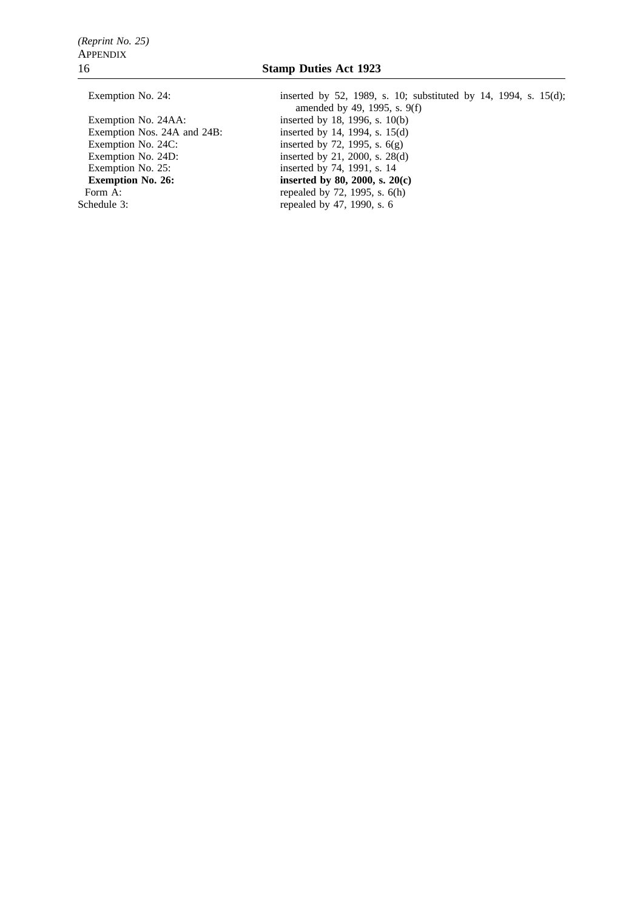| | |
|---|---|
| Exemption No. 24: | inserted by 52, 1989, s. 10; substituted by 14, 1994, s. 15(d); amended by 49, 1995, s. 9(f) |
| Exemption No. 24AA: | inserted by 18, 1996, s. 10(b) |
| Exemption Nos. 24A and 24B: | inserted by 14, 1994, s. 15(d) |
| Exemption No. 24C: | inserted by 72, 1995, s. 6(g) |
| Exemption No. 24D: | inserted by 21, 2000, s. 28(d) |
| Exemption No. 25: | inserted by 74, 1991, s. 14 |
| **Exemption No. 26:** | **inserted by 80, 2000, s. 20(c)** |
| Form A: | repealed by 72, 1995, s. 6(h) |
| Schedule 3: | repealed by 47, 1990, s. 6 |